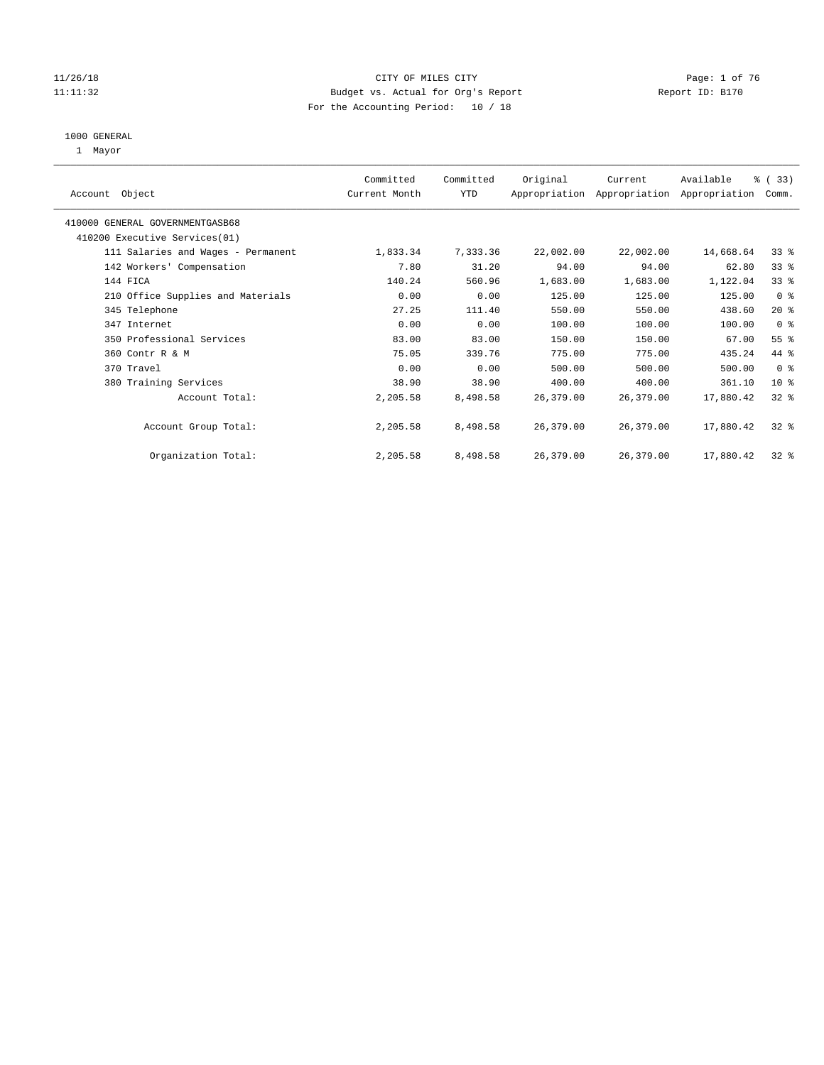11/26/18 CITY OF MILES CITY
11:11:32 Budget vs. Actual for Org's Report Report ID: B170
For the Accounting Period: 10 / 18

1000 GENERAL
1 Mayor

| Account Object | Committed Current Month | Committed YTD | Original Appropriation | Current Appropriation | Available Appropriation | % ( 33) Comm. |
|---|---|---|---|---|---|---|
| 410000 GENERAL GOVERNMENTGASB68 | | | | | | |
| 410200 Executive Services(01) | | | | | | |
| 111 Salaries and Wages - Permanent | 1,833.34 | 7,333.36 | 22,002.00 | 22,002.00 | 14,668.64 | 33 % |
| 142 Workers' Compensation | 7.80 | 31.20 | 94.00 | 94.00 | 62.80 | 33 % |
| 144 FICA | 140.24 | 560.96 | 1,683.00 | 1,683.00 | 1,122.04 | 33 % |
| 210 Office Supplies and Materials | 0.00 | 0.00 | 125.00 | 125.00 | 125.00 | 0 % |
| 345 Telephone | 27.25 | 111.40 | 550.00 | 550.00 | 438.60 | 20 % |
| 347 Internet | 0.00 | 0.00 | 100.00 | 100.00 | 100.00 | 0 % |
| 350 Professional Services | 83.00 | 83.00 | 150.00 | 150.00 | 67.00 | 55 % |
| 360 Contr R & M | 75.05 | 339.76 | 775.00 | 775.00 | 435.24 | 44 % |
| 370 Travel | 0.00 | 0.00 | 500.00 | 500.00 | 500.00 | 0 % |
| 380 Training Services | 38.90 | 38.90 | 400.00 | 400.00 | 361.10 | 10 % |
| Account Total: | 2,205.58 | 8,498.58 | 26,379.00 | 26,379.00 | 17,880.42 | 32 % |
| Account Group Total: | 2,205.58 | 8,498.58 | 26,379.00 | 26,379.00 | 17,880.42 | 32 % |
| Organization Total: | 2,205.58 | 8,498.58 | 26,379.00 | 26,379.00 | 17,880.42 | 32 % |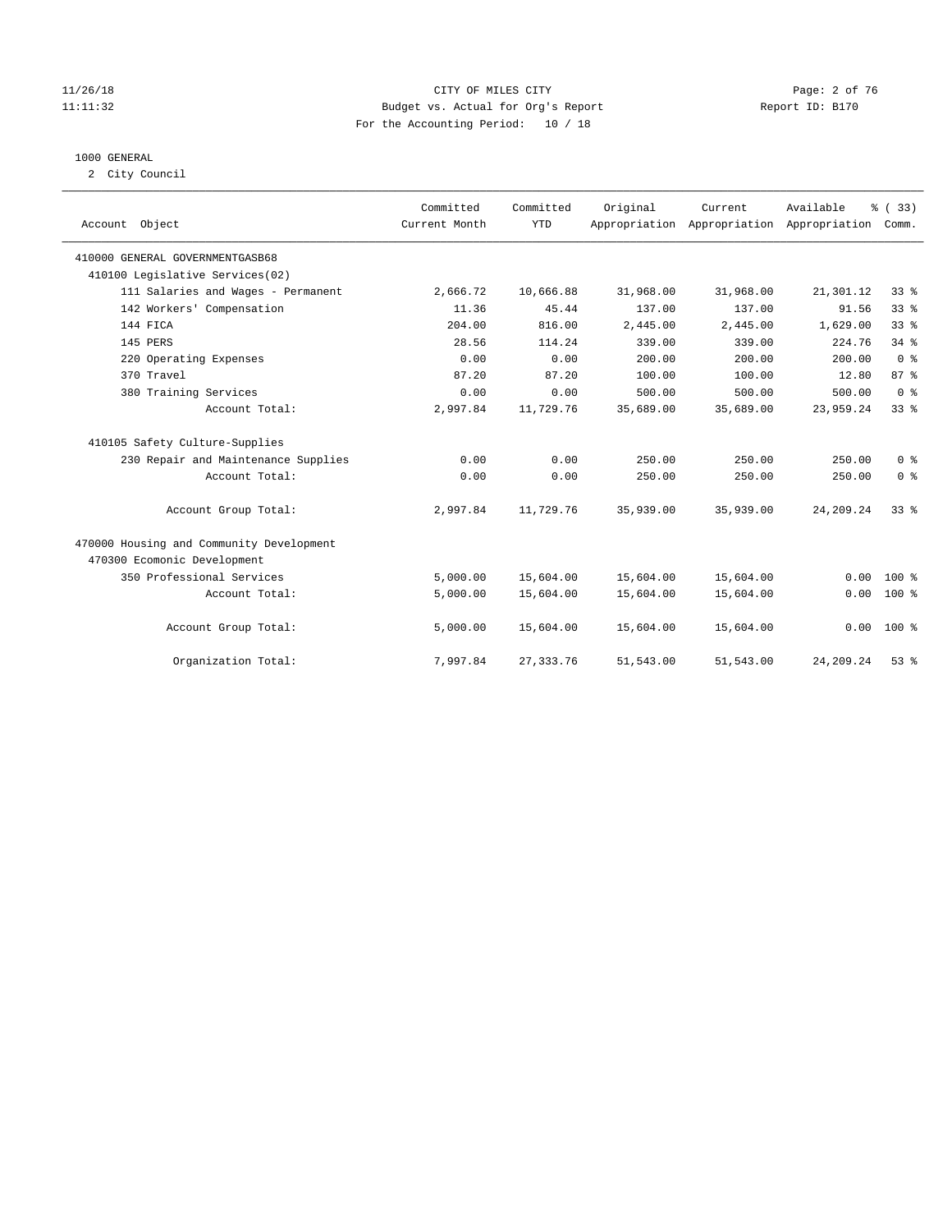11/26/18 CITY OF MILES CITY
11:11:32 Budget vs. Actual for Org's Report Report ID: B170
For the Accounting Period: 10 / 18

1000 GENERAL
2 City Council

| Account Object | Committed Current Month | Committed YTD | Original Appropriation | Current Appropriation | Available Appropriation | % ( 33) Comm. |
|---|---|---|---|---|---|---|
| 410000 GENERAL GOVERNMENTGASB68 | | | | | | |
| 410100 Legislative Services(02) | | | | | | |
| 111 Salaries and Wages - Permanent | 2,666.72 | 10,666.88 | 31,968.00 | 31,968.00 | 21,301.12 | 33 % |
| 142 Workers' Compensation | 11.36 | 45.44 | 137.00 | 137.00 | 91.56 | 33 % |
| 144 FICA | 204.00 | 816.00 | 2,445.00 | 2,445.00 | 1,629.00 | 33 % |
| 145 PERS | 28.56 | 114.24 | 339.00 | 339.00 | 224.76 | 34 % |
| 220 Operating Expenses | 0.00 | 0.00 | 200.00 | 200.00 | 200.00 | 0 % |
| 370 Travel | 87.20 | 87.20 | 100.00 | 100.00 | 12.80 | 87 % |
| 380 Training Services | 0.00 | 0.00 | 500.00 | 500.00 | 500.00 | 0 % |
| Account Total: | 2,997.84 | 11,729.76 | 35,689.00 | 35,689.00 | 23,959.24 | 33 % |
| 410105 Safety Culture-Supplies | | | | | | |
| 230 Repair and Maintenance Supplies | 0.00 | 0.00 | 250.00 | 250.00 | 250.00 | 0 % |
| Account Total: | 0.00 | 0.00 | 250.00 | 250.00 | 250.00 | 0 % |
| Account Group Total: | 2,997.84 | 11,729.76 | 35,939.00 | 35,939.00 | 24,209.24 | 33 % |
| 470000 Housing and Community Development | | | | | | |
| 470300 Ecomonic Development | | | | | | |
| 350 Professional Services | 5,000.00 | 15,604.00 | 15,604.00 | 15,604.00 | 0.00 | 100 % |
| Account Total: | 5,000.00 | 15,604.00 | 15,604.00 | 15,604.00 | 0.00 | 100 % |
| Account Group Total: | 5,000.00 | 15,604.00 | 15,604.00 | 15,604.00 | 0.00 | 100 % |
| Organization Total: | 7,997.84 | 27,333.76 | 51,543.00 | 51,543.00 | 24,209.24 | 53 % |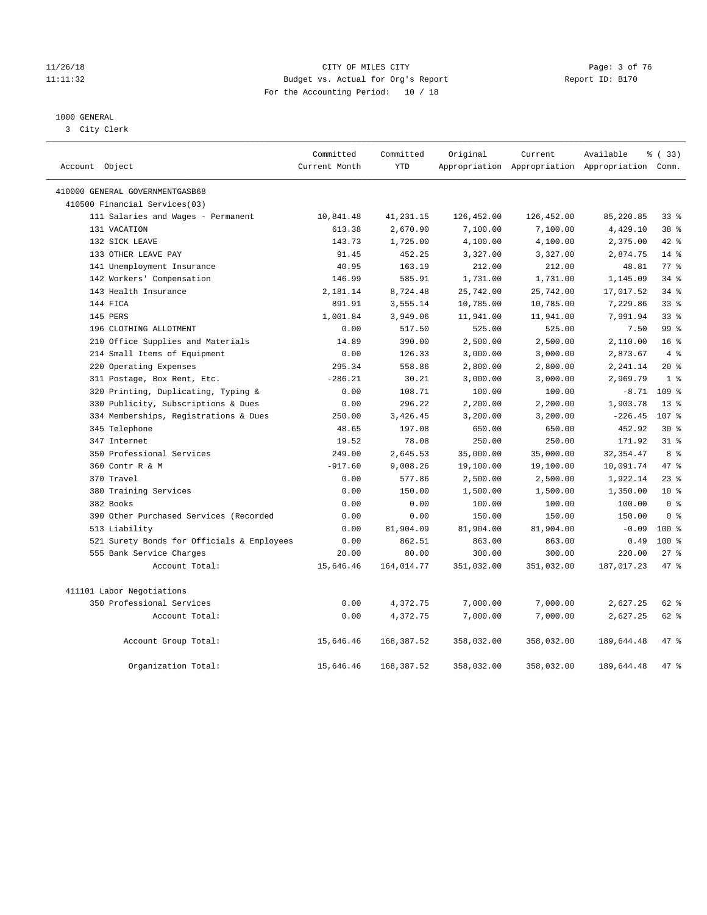CITY OF MILES CITY
Budget vs. Actual for Org's Report
For the Accounting Period: 10 / 18

11/26/18
11:11:32

Report ID: B170

1000 GENERAL
3 City Clerk

| Account Object | Committed Current Month | Committed YTD | Original Appropriation | Current Appropriation | Available Appropriation | % ( 33) Comm. |
|---|---|---|---|---|---|---|
| 410000 GENERAL GOVERNMENTGASB68 | | | | | | |
| 410500 Financial Services(03) | | | | | | |
| 111 Salaries and Wages - Permanent | 10,841.48 | 41,231.15 | 126,452.00 | 126,452.00 | 85,220.85 | 33 % |
| 131 VACATION | 613.38 | 2,670.90 | 7,100.00 | 7,100.00 | 4,429.10 | 38 % |
| 132 SICK LEAVE | 143.73 | 1,725.00 | 4,100.00 | 4,100.00 | 2,375.00 | 42 % |
| 133 OTHER LEAVE PAY | 91.45 | 452.25 | 3,327.00 | 3,327.00 | 2,874.75 | 14 % |
| 141 Unemployment Insurance | 40.95 | 163.19 | 212.00 | 212.00 | 48.81 | 77 % |
| 142 Workers' Compensation | 146.99 | 585.91 | 1,731.00 | 1,731.00 | 1,145.09 | 34 % |
| 143 Health Insurance | 2,181.14 | 8,724.48 | 25,742.00 | 25,742.00 | 17,017.52 | 34 % |
| 144 FICA | 891.91 | 3,555.14 | 10,785.00 | 10,785.00 | 7,229.86 | 33 % |
| 145 PERS | 1,001.84 | 3,949.06 | 11,941.00 | 11,941.00 | 7,991.94 | 33 % |
| 196 CLOTHING ALLOTMENT | 0.00 | 517.50 | 525.00 | 525.00 | 7.50 | 99 % |
| 210 Office Supplies and Materials | 14.89 | 390.00 | 2,500.00 | 2,500.00 | 2,110.00 | 16 % |
| 214 Small Items of Equipment | 0.00 | 126.33 | 3,000.00 | 3,000.00 | 2,873.67 | 4 % |
| 220 Operating Expenses | 295.34 | 558.86 | 2,800.00 | 2,800.00 | 2,241.14 | 20 % |
| 311 Postage, Box Rent, Etc. | -286.21 | 30.21 | 3,000.00 | 3,000.00 | 2,969.79 | 1 % |
| 320 Printing, Duplicating, Typing & | 0.00 | 108.71 | 100.00 | 100.00 | -8.71 | 109 % |
| 330 Publicity, Subscriptions & Dues | 0.00 | 296.22 | 2,200.00 | 2,200.00 | 1,903.78 | 13 % |
| 334 Memberships, Registrations & Dues | 250.00 | 3,426.45 | 3,200.00 | 3,200.00 | -226.45 | 107 % |
| 345 Telephone | 48.65 | 197.08 | 650.00 | 650.00 | 452.92 | 30 % |
| 347 Internet | 19.52 | 78.08 | 250.00 | 250.00 | 171.92 | 31 % |
| 350 Professional Services | 249.00 | 2,645.53 | 35,000.00 | 35,000.00 | 32,354.47 | 8 % |
| 360 Contr R & M | -917.60 | 9,008.26 | 19,100.00 | 19,100.00 | 10,091.74 | 47 % |
| 370 Travel | 0.00 | 577.86 | 2,500.00 | 2,500.00 | 1,922.14 | 23 % |
| 380 Training Services | 0.00 | 150.00 | 1,500.00 | 1,500.00 | 1,350.00 | 10 % |
| 382 Books | 0.00 | 0.00 | 100.00 | 100.00 | 100.00 | 0 % |
| 390 Other Purchased Services (Recorded | 0.00 | 0.00 | 150.00 | 150.00 | 150.00 | 0 % |
| 513 Liability | 0.00 | 81,904.09 | 81,904.00 | 81,904.00 | -0.09 | 100 % |
| 521 Surety Bonds for Officials & Employees | 0.00 | 862.51 | 863.00 | 863.00 | 0.49 | 100 % |
| 555 Bank Service Charges | 20.00 | 80.00 | 300.00 | 300.00 | 220.00 | 27 % |
| Account Total: | 15,646.46 | 164,014.77 | 351,032.00 | 351,032.00 | 187,017.23 | 47 % |
| 411101 Labor Negotiations | | | | | | |
| 350 Professional Services | 0.00 | 4,372.75 | 7,000.00 | 7,000.00 | 2,627.25 | 62 % |
| Account Total: | 0.00 | 4,372.75 | 7,000.00 | 7,000.00 | 2,627.25 | 62 % |
| Account Group Total: | 15,646.46 | 168,387.52 | 358,032.00 | 358,032.00 | 189,644.48 | 47 % |
| Organization Total: | 15,646.46 | 168,387.52 | 358,032.00 | 358,032.00 | 189,644.48 | 47 % |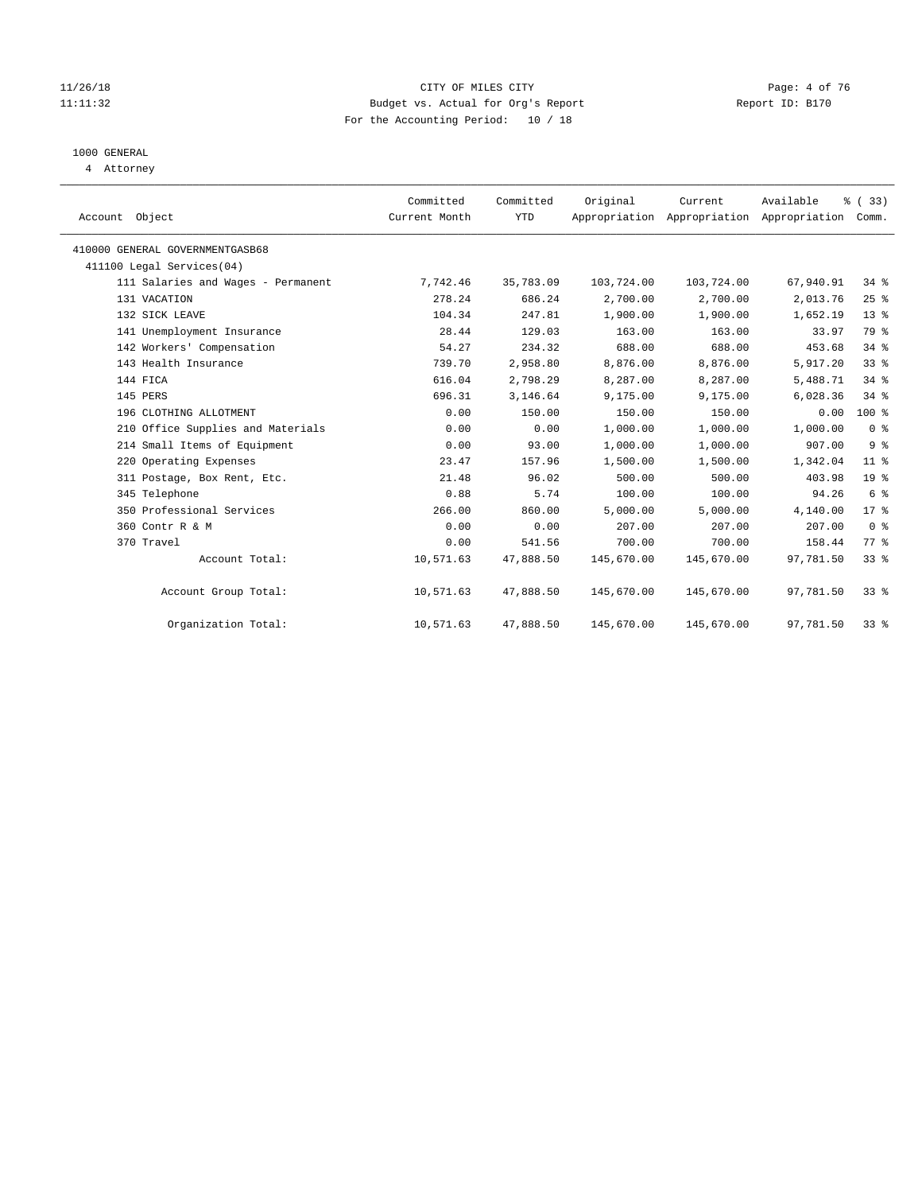CITY OF MILES CITY

Budget vs. Actual for Org's Report

For the Accounting Period: 10 / 18

11/26/18
11:11:32

Report ID: B170

1000 GENERAL

4 Attorney

| Account Object | Committed Current Month | Committed YTD | Original Appropriation | Current Appropriation | Available Appropriation | % ( 33) Comm. |
|---|---|---|---|---|---|---|
| 410000 GENERAL GOVERNMENTGASB68 | | | | | | |
| 411100 Legal Services(04) | | | | | | |
| 111 Salaries and Wages - Permanent | 7,742.46 | 35,783.09 | 103,724.00 | 103,724.00 | 67,940.91 | 34 % |
| 131 VACATION | 278.24 | 686.24 | 2,700.00 | 2,700.00 | 2,013.76 | 25 % |
| 132 SICK LEAVE | 104.34 | 247.81 | 1,900.00 | 1,900.00 | 1,652.19 | 13 % |
| 141 Unemployment Insurance | 28.44 | 129.03 | 163.00 | 163.00 | 33.97 | 79 % |
| 142 Workers' Compensation | 54.27 | 234.32 | 688.00 | 688.00 | 453.68 | 34 % |
| 143 Health Insurance | 739.70 | 2,958.80 | 8,876.00 | 8,876.00 | 5,917.20 | 33 % |
| 144 FICA | 616.04 | 2,798.29 | 8,287.00 | 8,287.00 | 5,488.71 | 34 % |
| 145 PERS | 696.31 | 3,146.64 | 9,175.00 | 9,175.00 | 6,028.36 | 34 % |
| 196 CLOTHING ALLOTMENT | 0.00 | 150.00 | 150.00 | 150.00 | 0.00 | 100 % |
| 210 Office Supplies and Materials | 0.00 | 0.00 | 1,000.00 | 1,000.00 | 1,000.00 | 0 % |
| 214 Small Items of Equipment | 0.00 | 93.00 | 1,000.00 | 1,000.00 | 907.00 | 9 % |
| 220 Operating Expenses | 23.47 | 157.96 | 1,500.00 | 1,500.00 | 1,342.04 | 11 % |
| 311 Postage, Box Rent, Etc. | 21.48 | 96.02 | 500.00 | 500.00 | 403.98 | 19 % |
| 345 Telephone | 0.88 | 5.74 | 100.00 | 100.00 | 94.26 | 6 % |
| 350 Professional Services | 266.00 | 860.00 | 5,000.00 | 5,000.00 | 4,140.00 | 17 % |
| 360 Contr R & M | 0.00 | 0.00 | 207.00 | 207.00 | 207.00 | 0 % |
| 370 Travel | 0.00 | 541.56 | 700.00 | 700.00 | 158.44 | 77 % |
| Account Total: | 10,571.63 | 47,888.50 | 145,670.00 | 145,670.00 | 97,781.50 | 33 % |
| Account Group Total: | 10,571.63 | 47,888.50 | 145,670.00 | 145,670.00 | 97,781.50 | 33 % |
| Organization Total: | 10,571.63 | 47,888.50 | 145,670.00 | 145,670.00 | 97,781.50 | 33 % |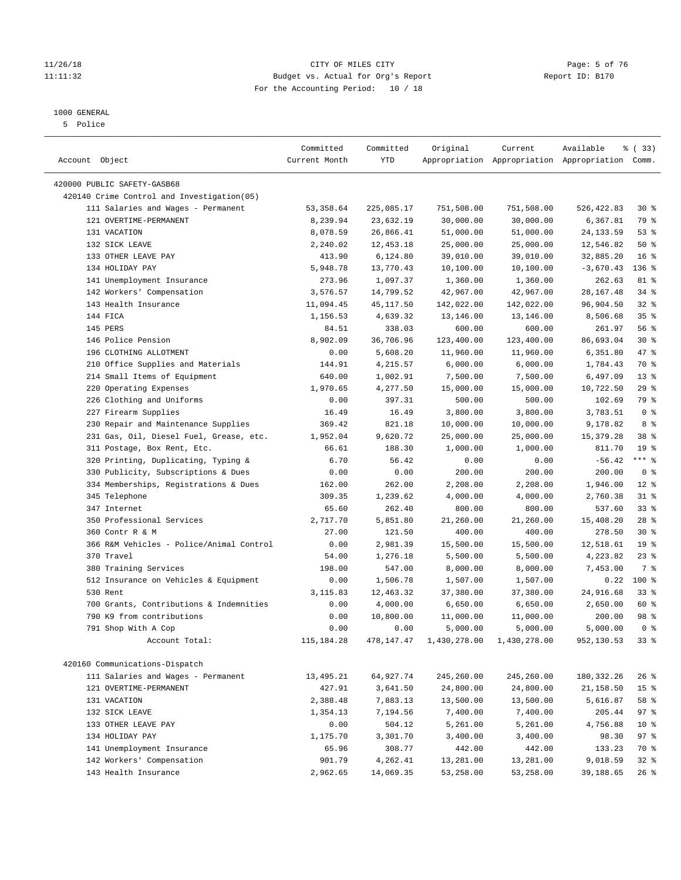CITY OF MILES CITY
Budget vs. Actual for Org's Report
For the Accounting Period: 10 / 18

1000 GENERAL
5 Police

| Account Object | Committed Current Month | Committed YTD | Original Appropriation | Current Appropriation | Available Appropriation | % ( 33) Comm. |
|---|---|---|---|---|---|---|
| 420000 PUBLIC SAFETY-GASB68 | | | | | | |
| 420140 Crime Control and Investigation(05) | | | | | | |
| 111 Salaries and Wages - Permanent | 53,358.64 | 225,085.17 | 751,508.00 | 751,508.00 | 526,422.83 | 30 % |
| 121 OVERTIME-PERMANENT | 8,239.94 | 23,632.19 | 30,000.00 | 30,000.00 | 6,367.81 | 79 % |
| 131 VACATION | 8,078.59 | 26,866.41 | 51,000.00 | 51,000.00 | 24,133.59 | 53 % |
| 132 SICK LEAVE | 2,240.02 | 12,453.18 | 25,000.00 | 25,000.00 | 12,546.82 | 50 % |
| 133 OTHER LEAVE PAY | 413.90 | 6,124.80 | 39,010.00 | 39,010.00 | 32,885.20 | 16 % |
| 134 HOLIDAY PAY | 5,948.78 | 13,770.43 | 10,100.00 | 10,100.00 | -3,670.43 | 136 % |
| 141 Unemployment Insurance | 273.96 | 1,097.37 | 1,360.00 | 1,360.00 | 262.63 | 81 % |
| 142 Workers' Compensation | 3,576.57 | 14,799.52 | 42,967.00 | 42,967.00 | 28,167.48 | 34 % |
| 143 Health Insurance | 11,094.45 | 45,117.50 | 142,022.00 | 142,022.00 | 96,904.50 | 32 % |
| 144 FICA | 1,156.53 | 4,639.32 | 13,146.00 | 13,146.00 | 8,506.68 | 35 % |
| 145 PERS | 84.51 | 338.03 | 600.00 | 600.00 | 261.97 | 56 % |
| 146 Police Pension | 8,902.09 | 36,706.96 | 123,400.00 | 123,400.00 | 86,693.04 | 30 % |
| 196 CLOTHING ALLOTMENT | 0.00 | 5,608.20 | 11,960.00 | 11,960.00 | 6,351.80 | 47 % |
| 210 Office Supplies and Materials | 144.91 | 4,215.57 | 6,000.00 | 6,000.00 | 1,784.43 | 70 % |
| 214 Small Items of Equipment | 640.00 | 1,002.91 | 7,500.00 | 7,500.00 | 6,497.09 | 13 % |
| 220 Operating Expenses | 1,970.65 | 4,277.50 | 15,000.00 | 15,000.00 | 10,722.50 | 29 % |
| 226 Clothing and Uniforms | 0.00 | 397.31 | 500.00 | 500.00 | 102.69 | 79 % |
| 227 Firearm Supplies | 16.49 | 16.49 | 3,800.00 | 3,800.00 | 3,783.51 | 0 % |
| 230 Repair and Maintenance Supplies | 369.42 | 821.18 | 10,000.00 | 10,000.00 | 9,178.82 | 8 % |
| 231 Gas, Oil, Diesel Fuel, Grease, etc. | 1,952.04 | 9,620.72 | 25,000.00 | 25,000.00 | 15,379.28 | 38 % |
| 311 Postage, Box Rent, Etc. | 66.61 | 188.30 | 1,000.00 | 1,000.00 | 811.70 | 19 % |
| 320 Printing, Duplicating, Typing & | 6.70 | 56.42 | 0.00 | 0.00 | -56.42 | *** % |
| 330 Publicity, Subscriptions & Dues | 0.00 | 0.00 | 200.00 | 200.00 | 200.00 | 0 % |
| 334 Memberships, Registrations & Dues | 162.00 | 262.00 | 2,208.00 | 2,208.00 | 1,946.00 | 12 % |
| 345 Telephone | 309.35 | 1,239.62 | 4,000.00 | 4,000.00 | 2,760.38 | 31 % |
| 347 Internet | 65.60 | 262.40 | 800.00 | 800.00 | 537.60 | 33 % |
| 350 Professional Services | 2,717.70 | 5,851.80 | 21,260.00 | 21,260.00 | 15,408.20 | 28 % |
| 360 Contr R & M | 27.00 | 121.50 | 400.00 | 400.00 | 278.50 | 30 % |
| 366 R&M Vehicles - Police/Animal Control | 0.00 | 2,981.39 | 15,500.00 | 15,500.00 | 12,518.61 | 19 % |
| 370 Travel | 54.00 | 1,276.18 | 5,500.00 | 5,500.00 | 4,223.82 | 23 % |
| 380 Training Services | 198.00 | 547.00 | 8,000.00 | 8,000.00 | 7,453.00 | 7 % |
| 512 Insurance on Vehicles & Equipment | 0.00 | 1,506.78 | 1,507.00 | 1,507.00 | 0.22 | 100 % |
| 530 Rent | 3,115.83 | 12,463.32 | 37,380.00 | 37,380.00 | 24,916.68 | 33 % |
| 700 Grants, Contributions & Indemnities | 0.00 | 4,000.00 | 6,650.00 | 6,650.00 | 2,650.00 | 60 % |
| 790 K9 from contributions | 0.00 | 10,800.00 | 11,000.00 | 11,000.00 | 200.00 | 98 % |
| 791 Shop With A Cop | 0.00 | 0.00 | 5,000.00 | 5,000.00 | 5,000.00 | 0 % |
| Account Total: | 115,184.28 | 478,147.47 | 1,430,278.00 | 1,430,278.00 | 952,130.53 | 33 % |
| 420160 Communications-Dispatch | | | | | | |
| 111 Salaries and Wages - Permanent | 13,495.21 | 64,927.74 | 245,260.00 | 245,260.00 | 180,332.26 | 26 % |
| 121 OVERTIME-PERMANENT | 427.91 | 3,641.50 | 24,800.00 | 24,800.00 | 21,158.50 | 15 % |
| 131 VACATION | 2,388.48 | 7,883.13 | 13,500.00 | 13,500.00 | 5,616.87 | 58 % |
| 132 SICK LEAVE | 1,354.13 | 7,194.56 | 7,400.00 | 7,400.00 | 205.44 | 97 % |
| 133 OTHER LEAVE PAY | 0.00 | 504.12 | 5,261.00 | 5,261.00 | 4,756.88 | 10 % |
| 134 HOLIDAY PAY | 1,175.70 | 3,301.70 | 3,400.00 | 3,400.00 | 98.30 | 97 % |
| 141 Unemployment Insurance | 65.96 | 308.77 | 442.00 | 442.00 | 133.23 | 70 % |
| 142 Workers' Compensation | 901.79 | 4,262.41 | 13,281.00 | 13,281.00 | 9,018.59 | 32 % |
| 143 Health Insurance | 2,962.65 | 14,069.35 | 53,258.00 | 53,258.00 | 39,188.65 | 26 % |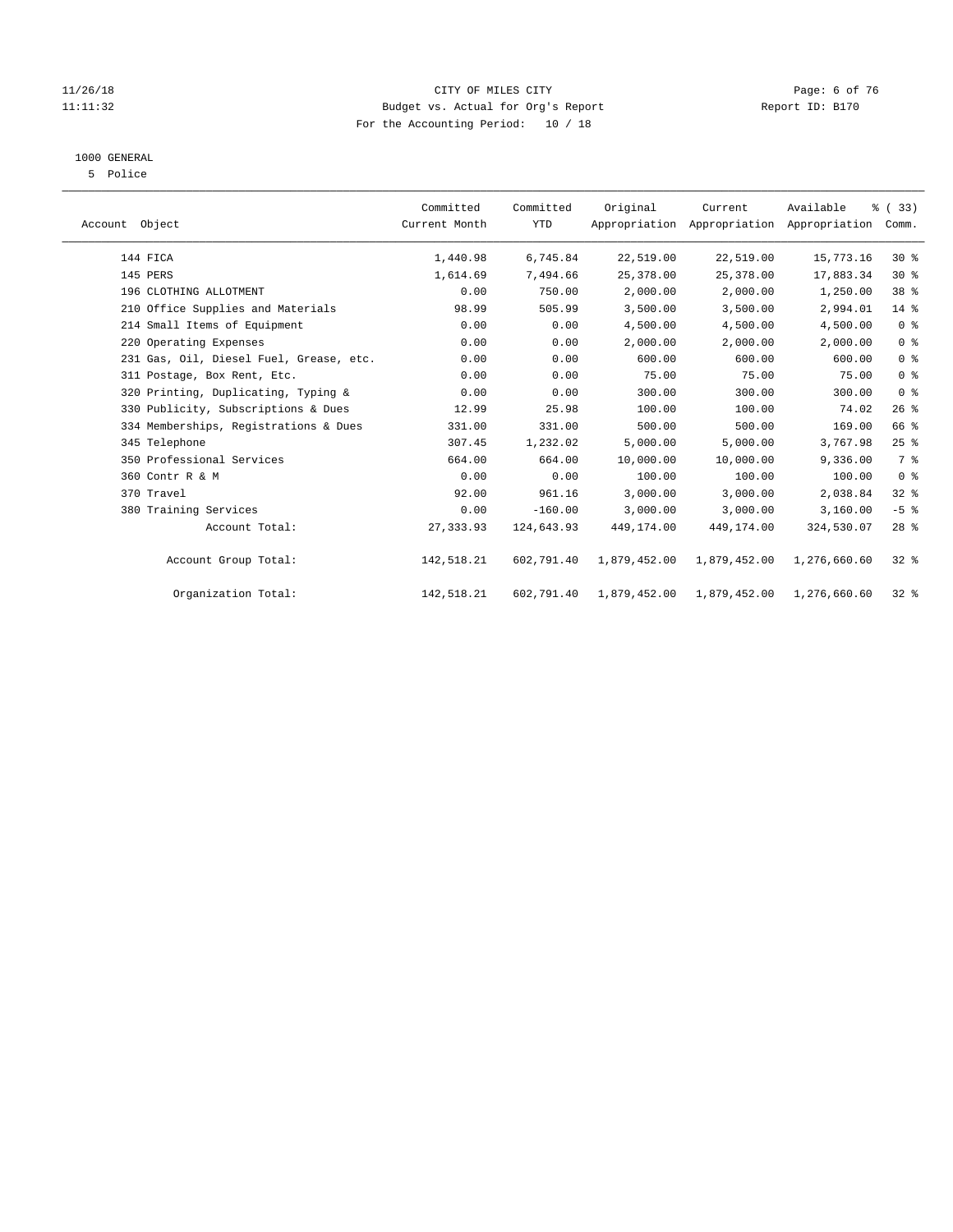CITY OF MILES CITY
Budget vs. Actual for Org's Report
For the Accounting Period: 10 / 18

1000 GENERAL
5 Police

| Account Object | Committed Current Month | Committed YTD | Original Appropriation | Current Appropriation | Available Appropriation | % ( 33) Comm. |
|---|---|---|---|---|---|---|
| 144 FICA | 1,440.98 | 6,745.84 | 22,519.00 | 22,519.00 | 15,773.16 | 30 % |
| 145 PERS | 1,614.69 | 7,494.66 | 25,378.00 | 25,378.00 | 17,883.34 | 30 % |
| 196 CLOTHING ALLOTMENT | 0.00 | 750.00 | 2,000.00 | 2,000.00 | 1,250.00 | 38 % |
| 210 Office Supplies and Materials | 98.99 | 505.99 | 3,500.00 | 3,500.00 | 2,994.01 | 14 % |
| 214 Small Items of Equipment | 0.00 | 0.00 | 4,500.00 | 4,500.00 | 4,500.00 | 0 % |
| 220 Operating Expenses | 0.00 | 0.00 | 2,000.00 | 2,000.00 | 2,000.00 | 0 % |
| 231 Gas, Oil, Diesel Fuel, Grease, etc. | 0.00 | 0.00 | 600.00 | 600.00 | 600.00 | 0 % |
| 311 Postage, Box Rent, Etc. | 0.00 | 0.00 | 75.00 | 75.00 | 75.00 | 0 % |
| 320 Printing, Duplicating, Typing & | 0.00 | 0.00 | 300.00 | 300.00 | 300.00 | 0 % |
| 330 Publicity, Subscriptions & Dues | 12.99 | 25.98 | 100.00 | 100.00 | 74.02 | 26 % |
| 334 Memberships, Registrations & Dues | 331.00 | 331.00 | 500.00 | 500.00 | 169.00 | 66 % |
| 345 Telephone | 307.45 | 1,232.02 | 5,000.00 | 5,000.00 | 3,767.98 | 25 % |
| 350 Professional Services | 664.00 | 664.00 | 10,000.00 | 10,000.00 | 9,336.00 | 7 % |
| 360 Contr R & M | 0.00 | 0.00 | 100.00 | 100.00 | 100.00 | 0 % |
| 370 Travel | 92.00 | 961.16 | 3,000.00 | 3,000.00 | 2,038.84 | 32 % |
| 380 Training Services | 0.00 | -160.00 | 3,000.00 | 3,000.00 | 3,160.00 | -5 % |
| Account Total: | 27,333.93 | 124,643.93 | 449,174.00 | 449,174.00 | 324,530.07 | 28 % |
| Account Group Total: | 142,518.21 | 602,791.40 | 1,879,452.00 | 1,879,452.00 | 1,276,660.60 | 32 % |
| Organization Total: | 142,518.21 | 602,791.40 | 1,879,452.00 | 1,879,452.00 | 1,276,660.60 | 32 % |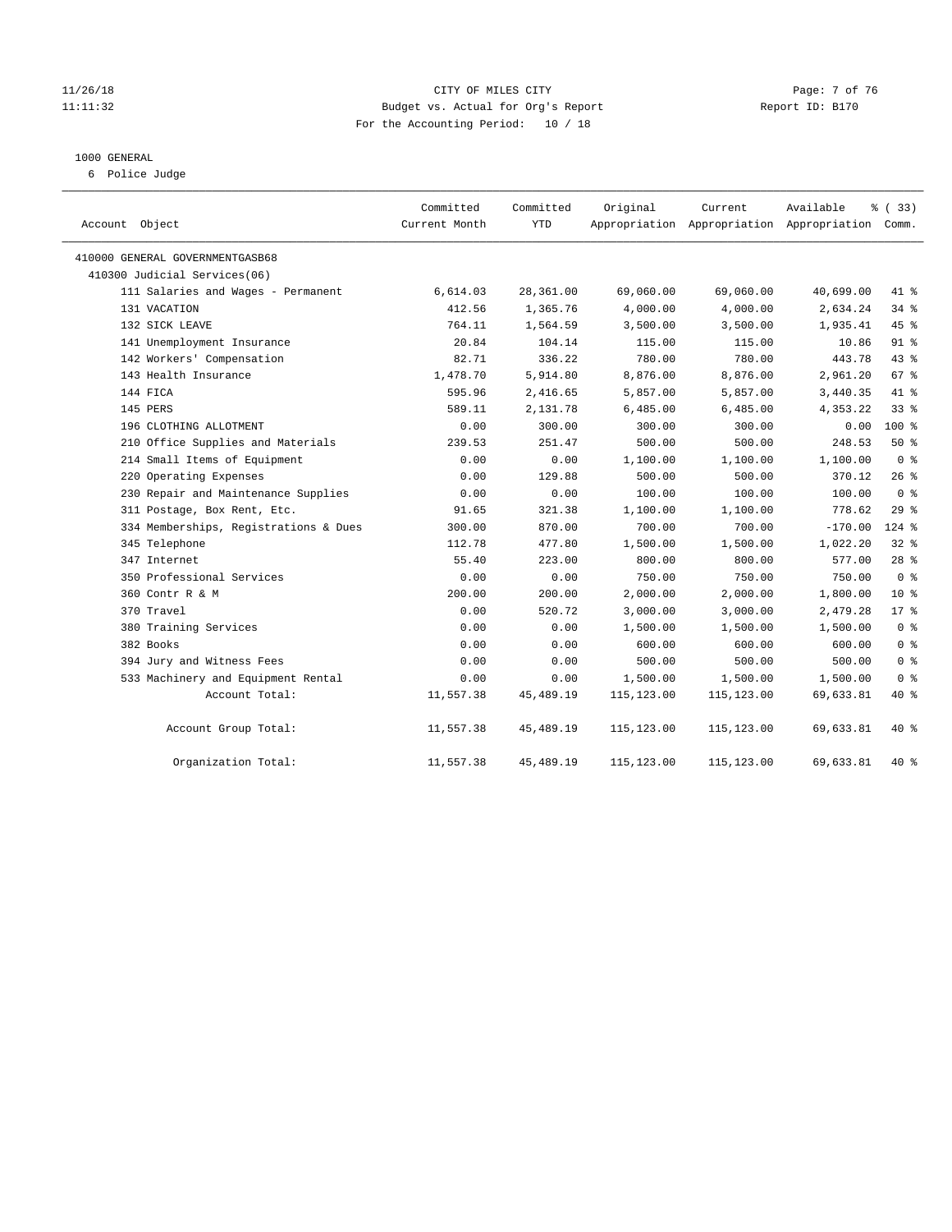CITY OF MILES CITY
Budget vs. Actual for Org's Report
For the Accounting Period: 10 / 18

11/26/18
11:11:32

Report ID: B170

1000 GENERAL
6 Police Judge

| Account Object | Committed Current Month | Committed YTD | Original Appropriation | Current Appropriation | Available Appropriation | % ( 33) Comm. |
|---|---|---|---|---|---|---|
| 410000 GENERAL GOVERNMENTGASB68 | | | | | | |
| 410300 Judicial Services(06) | | | | | | |
| 111 Salaries and Wages - Permanent | 6,614.03 | 28,361.00 | 69,060.00 | 69,060.00 | 40,699.00 | 41 % |
| 131 VACATION | 412.56 | 1,365.76 | 4,000.00 | 4,000.00 | 2,634.24 | 34 % |
| 132 SICK LEAVE | 764.11 | 1,564.59 | 3,500.00 | 3,500.00 | 1,935.41 | 45 % |
| 141 Unemployment Insurance | 20.84 | 104.14 | 115.00 | 115.00 | 10.86 | 91 % |
| 142 Workers' Compensation | 82.71 | 336.22 | 780.00 | 780.00 | 443.78 | 43 % |
| 143 Health Insurance | 1,478.70 | 5,914.80 | 8,876.00 | 8,876.00 | 2,961.20 | 67 % |
| 144 FICA | 595.96 | 2,416.65 | 5,857.00 | 5,857.00 | 3,440.35 | 41 % |
| 145 PERS | 589.11 | 2,131.78 | 6,485.00 | 6,485.00 | 4,353.22 | 33 % |
| 196 CLOTHING ALLOTMENT | 0.00 | 300.00 | 300.00 | 300.00 | 0.00 | 100 % |
| 210 Office Supplies and Materials | 239.53 | 251.47 | 500.00 | 500.00 | 248.53 | 50 % |
| 214 Small Items of Equipment | 0.00 | 0.00 | 1,100.00 | 1,100.00 | 1,100.00 | 0 % |
| 220 Operating Expenses | 0.00 | 129.88 | 500.00 | 500.00 | 370.12 | 26 % |
| 230 Repair and Maintenance Supplies | 0.00 | 0.00 | 100.00 | 100.00 | 100.00 | 0 % |
| 311 Postage, Box Rent, Etc. | 91.65 | 321.38 | 1,100.00 | 1,100.00 | 778.62 | 29 % |
| 334 Memberships, Registrations & Dues | 300.00 | 870.00 | 700.00 | 700.00 | -170.00 | 124 % |
| 345 Telephone | 112.78 | 477.80 | 1,500.00 | 1,500.00 | 1,022.20 | 32 % |
| 347 Internet | 55.40 | 223.00 | 800.00 | 800.00 | 577.00 | 28 % |
| 350 Professional Services | 0.00 | 0.00 | 750.00 | 750.00 | 750.00 | 0 % |
| 360 Contr R & M | 200.00 | 200.00 | 2,000.00 | 2,000.00 | 1,800.00 | 10 % |
| 370 Travel | 0.00 | 520.72 | 3,000.00 | 3,000.00 | 2,479.28 | 17 % |
| 380 Training Services | 0.00 | 0.00 | 1,500.00 | 1,500.00 | 1,500.00 | 0 % |
| 382 Books | 0.00 | 0.00 | 600.00 | 600.00 | 600.00 | 0 % |
| 394 Jury and Witness Fees | 0.00 | 0.00 | 500.00 | 500.00 | 500.00 | 0 % |
| 533 Machinery and Equipment Rental | 0.00 | 0.00 | 1,500.00 | 1,500.00 | 1,500.00 | 0 % |
| Account Total: | 11,557.38 | 45,489.19 | 115,123.00 | 115,123.00 | 69,633.81 | 40 % |
| Account Group Total: | 11,557.38 | 45,489.19 | 115,123.00 | 115,123.00 | 69,633.81 | 40 % |
| Organization Total: | 11,557.38 | 45,489.19 | 115,123.00 | 115,123.00 | 69,633.81 | 40 % |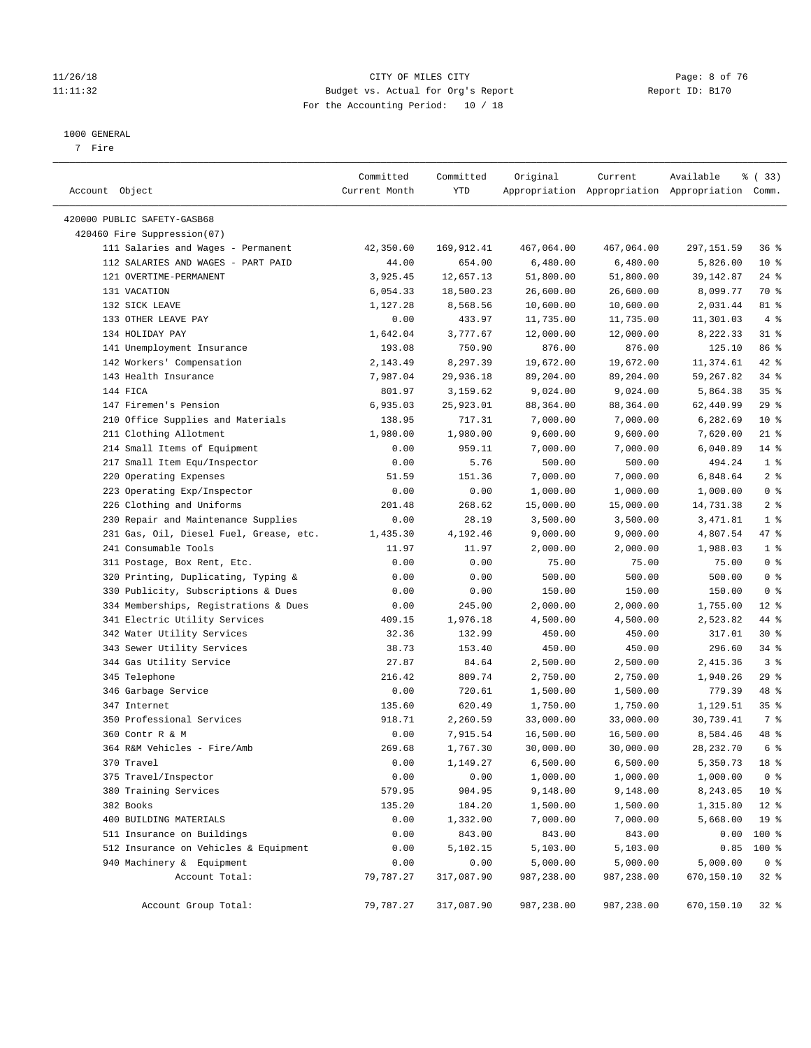11/26/18 CITY OF MILES CITY
11:11:32 Budget vs. Actual for Org's Report Report ID: B170
For the Accounting Period: 10 / 18

1000 GENERAL
7 Fire

| Account Object | Committed Current Month | Committed YTD | Original Appropriation | Current Appropriation | Available Appropriation | % ( 33) Comm. |
|---|---|---|---|---|---|---|
| 420000 PUBLIC SAFETY-GASB68 | | | | | | |
| 420460 Fire Suppression(07) | | | | | | |
| 111 Salaries and Wages - Permanent | 42,350.60 | 169,912.41 | 467,064.00 | 467,064.00 | 297,151.59 | 36 % |
| 112 SALARIES AND WAGES - PART PAID | 44.00 | 654.00 | 6,480.00 | 6,480.00 | 5,826.00 | 10 % |
| 121 OVERTIME-PERMANENT | 3,925.45 | 12,657.13 | 51,800.00 | 51,800.00 | 39,142.87 | 24 % |
| 131 VACATION | 6,054.33 | 18,500.23 | 26,600.00 | 26,600.00 | 8,099.77 | 70 % |
| 132 SICK LEAVE | 1,127.28 | 8,568.56 | 10,600.00 | 10,600.00 | 2,031.44 | 81 % |
| 133 OTHER LEAVE PAY | 0.00 | 433.97 | 11,735.00 | 11,735.00 | 11,301.03 | 4 % |
| 134 HOLIDAY PAY | 1,642.04 | 3,777.67 | 12,000.00 | 12,000.00 | 8,222.33 | 31 % |
| 141 Unemployment Insurance | 193.08 | 750.90 | 876.00 | 876.00 | 125.10 | 86 % |
| 142 Workers' Compensation | 2,143.49 | 8,297.39 | 19,672.00 | 19,672.00 | 11,374.61 | 42 % |
| 143 Health Insurance | 7,987.04 | 29,936.18 | 89,204.00 | 89,204.00 | 59,267.82 | 34 % |
| 144 FICA | 801.97 | 3,159.62 | 9,024.00 | 9,024.00 | 5,864.38 | 35 % |
| 147 Firemen's Pension | 6,935.03 | 25,923.01 | 88,364.00 | 88,364.00 | 62,440.99 | 29 % |
| 210 Office Supplies and Materials | 138.95 | 717.31 | 7,000.00 | 7,000.00 | 6,282.69 | 10 % |
| 211 Clothing Allotment | 1,980.00 | 1,980.00 | 9,600.00 | 9,600.00 | 7,620.00 | 21 % |
| 214 Small Items of Equipment | 0.00 | 959.11 | 7,000.00 | 7,000.00 | 6,040.89 | 14 % |
| 217 Small Item Equ/Inspector | 0.00 | 5.76 | 500.00 | 500.00 | 494.24 | 1 % |
| 220 Operating Expenses | 51.59 | 151.36 | 7,000.00 | 7,000.00 | 6,848.64 | 2 % |
| 223 Operating Exp/Inspector | 0.00 | 0.00 | 1,000.00 | 1,000.00 | 1,000.00 | 0 % |
| 226 Clothing and Uniforms | 201.48 | 268.62 | 15,000.00 | 15,000.00 | 14,731.38 | 2 % |
| 230 Repair and Maintenance Supplies | 0.00 | 28.19 | 3,500.00 | 3,500.00 | 3,471.81 | 1 % |
| 231 Gas, Oil, Diesel Fuel, Grease, etc. | 1,435.30 | 4,192.46 | 9,000.00 | 9,000.00 | 4,807.54 | 47 % |
| 241 Consumable Tools | 11.97 | 11.97 | 2,000.00 | 2,000.00 | 1,988.03 | 1 % |
| 311 Postage, Box Rent, Etc. | 0.00 | 0.00 | 75.00 | 75.00 | 75.00 | 0 % |
| 320 Printing, Duplicating, Typing & | 0.00 | 0.00 | 500.00 | 500.00 | 500.00 | 0 % |
| 330 Publicity, Subscriptions & Dues | 0.00 | 0.00 | 150.00 | 150.00 | 150.00 | 0 % |
| 334 Memberships, Registrations & Dues | 0.00 | 245.00 | 2,000.00 | 2,000.00 | 1,755.00 | 12 % |
| 341 Electric Utility Services | 409.15 | 1,976.18 | 4,500.00 | 4,500.00 | 2,523.82 | 44 % |
| 342 Water Utility Services | 32.36 | 132.99 | 450.00 | 450.00 | 317.01 | 30 % |
| 343 Sewer Utility Services | 38.73 | 153.40 | 450.00 | 450.00 | 296.60 | 34 % |
| 344 Gas Utility Service | 27.87 | 84.64 | 2,500.00 | 2,500.00 | 2,415.36 | 3 % |
| 345 Telephone | 216.42 | 809.74 | 2,750.00 | 2,750.00 | 1,940.26 | 29 % |
| 346 Garbage Service | 0.00 | 720.61 | 1,500.00 | 1,500.00 | 779.39 | 48 % |
| 347 Internet | 135.60 | 620.49 | 1,750.00 | 1,750.00 | 1,129.51 | 35 % |
| 350 Professional Services | 918.71 | 2,260.59 | 33,000.00 | 33,000.00 | 30,739.41 | 7 % |
| 360 Contr R & M | 0.00 | 7,915.54 | 16,500.00 | 16,500.00 | 8,584.46 | 48 % |
| 364 R&M Vehicles - Fire/Amb | 269.68 | 1,767.30 | 30,000.00 | 30,000.00 | 28,232.70 | 6 % |
| 370 Travel | 0.00 | 1,149.27 | 6,500.00 | 6,500.00 | 5,350.73 | 18 % |
| 375 Travel/Inspector | 0.00 | 0.00 | 1,000.00 | 1,000.00 | 1,000.00 | 0 % |
| 380 Training Services | 579.95 | 904.95 | 9,148.00 | 9,148.00 | 8,243.05 | 10 % |
| 382 Books | 135.20 | 184.20 | 1,500.00 | 1,500.00 | 1,315.80 | 12 % |
| 400 BUILDING MATERIALS | 0.00 | 1,332.00 | 7,000.00 | 7,000.00 | 5,668.00 | 19 % |
| 511 Insurance on Buildings | 0.00 | 843.00 | 843.00 | 843.00 | 0.00 | 100 % |
| 512 Insurance on Vehicles & Equipment | 0.00 | 5,102.15 | 5,103.00 | 5,103.00 | 0.85 | 100 % |
| 940 Machinery & Equipment | 0.00 | 0.00 | 5,000.00 | 5,000.00 | 5,000.00 | 0 % |
| Account Total: | 79,787.27 | 317,087.90 | 987,238.00 | 987,238.00 | 670,150.10 | 32 % |
| Account Group Total: | 79,787.27 | 317,087.90 | 987,238.00 | 987,238.00 | 670,150.10 | 32 % |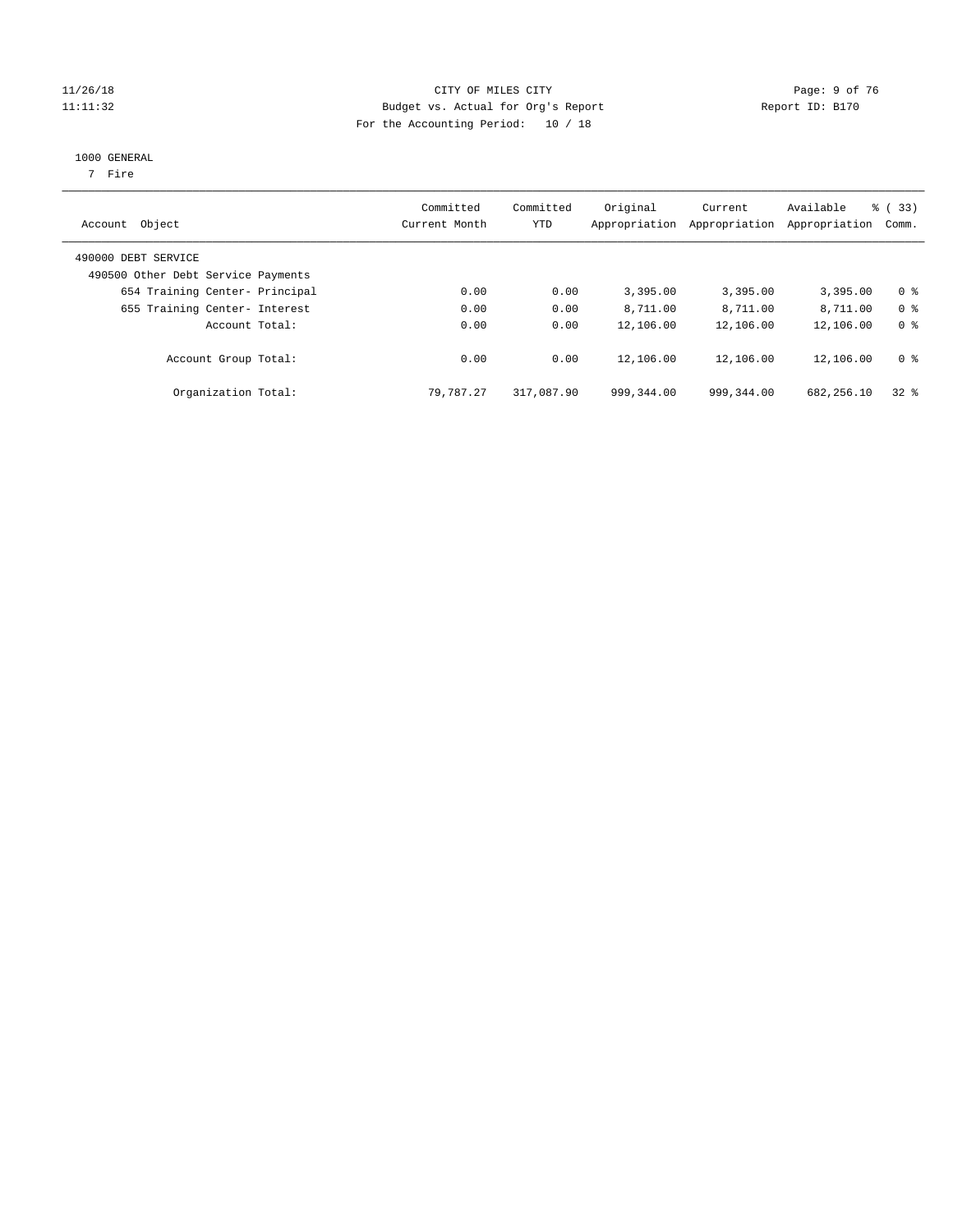CITY OF MILES CITY

Budget vs. Actual for Org's Report

For the Accounting Period: 10 / 18

11/26/18 11:11:32 Report ID: B170

1000 GENERAL

7 Fire

| Account Object | Committed Current Month | Committed YTD | Original Appropriation | Current Appropriation | Available Appropriation | % ( 33) Comm. |
|---|---|---|---|---|---|---|
| 490000 DEBT SERVICE | | | | | | |
| 490500 Other Debt Service Payments | | | | | | |
| 654 Training Center- Principal | 0.00 | 0.00 | 3,395.00 | 3,395.00 | 3,395.00 | 0 % |
| 655 Training Center- Interest | 0.00 | 0.00 | 8,711.00 | 8,711.00 | 8,711.00 | 0 % |
| Account Total: | 0.00 | 0.00 | 12,106.00 | 12,106.00 | 12,106.00 | 0 % |
| Account Group Total: | 0.00 | 0.00 | 12,106.00 | 12,106.00 | 12,106.00 | 0 % |
| Organization Total: | 79,787.27 | 317,087.90 | 999,344.00 | 999,344.00 | 682,256.10 | 32 % |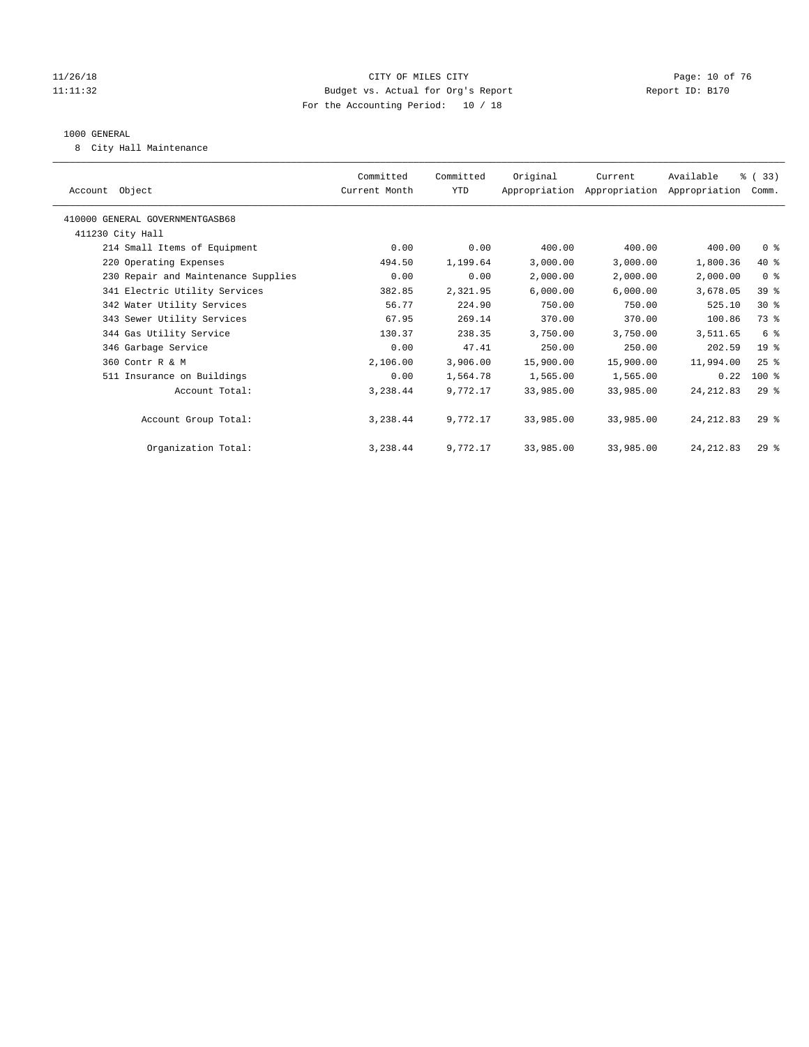# CITY OF MILES CITY

Budget vs. Actual for Org's Report

For the Accounting Period: 10 / 18

11/26/18 11:11:32 — Report ID: B170

## 1000 GENERAL

8 City Hall Maintenance

| Account Object | Committed Current Month | Committed YTD | Original Appropriation | Current Appropriation | Available Appropriation | % ( 33) Comm. |
|---|---|---|---|---|---|---|
| 410000 GENERAL GOVERNMENTGASB68 | | | | | | |
| 411230 City Hall | | | | | | |
| 214 Small Items of Equipment | 0.00 | 0.00 | 400.00 | 400.00 | 400.00 | 0 % |
| 220 Operating Expenses | 494.50 | 1,199.64 | 3,000.00 | 3,000.00 | 1,800.36 | 40 % |
| 230 Repair and Maintenance Supplies | 0.00 | 0.00 | 2,000.00 | 2,000.00 | 2,000.00 | 0 % |
| 341 Electric Utility Services | 382.85 | 2,321.95 | 6,000.00 | 6,000.00 | 3,678.05 | 39 % |
| 342 Water Utility Services | 56.77 | 224.90 | 750.00 | 750.00 | 525.10 | 30 % |
| 343 Sewer Utility Services | 67.95 | 269.14 | 370.00 | 370.00 | 100.86 | 73 % |
| 344 Gas Utility Service | 130.37 | 238.35 | 3,750.00 | 3,750.00 | 3,511.65 | 6 % |
| 346 Garbage Service | 0.00 | 47.41 | 250.00 | 250.00 | 202.59 | 19 % |
| 360 Contr R & M | 2,106.00 | 3,906.00 | 15,900.00 | 15,900.00 | 11,994.00 | 25 % |
| 511 Insurance on Buildings | 0.00 | 1,564.78 | 1,565.00 | 1,565.00 | 0.22 | 100 % |
| Account Total: | 3,238.44 | 9,772.17 | 33,985.00 | 33,985.00 | 24,212.83 | 29 % |
| Account Group Total: | 3,238.44 | 9,772.17 | 33,985.00 | 33,985.00 | 24,212.83 | 29 % |
| Organization Total: | 3,238.44 | 9,772.17 | 33,985.00 | 33,985.00 | 24,212.83 | 29 % |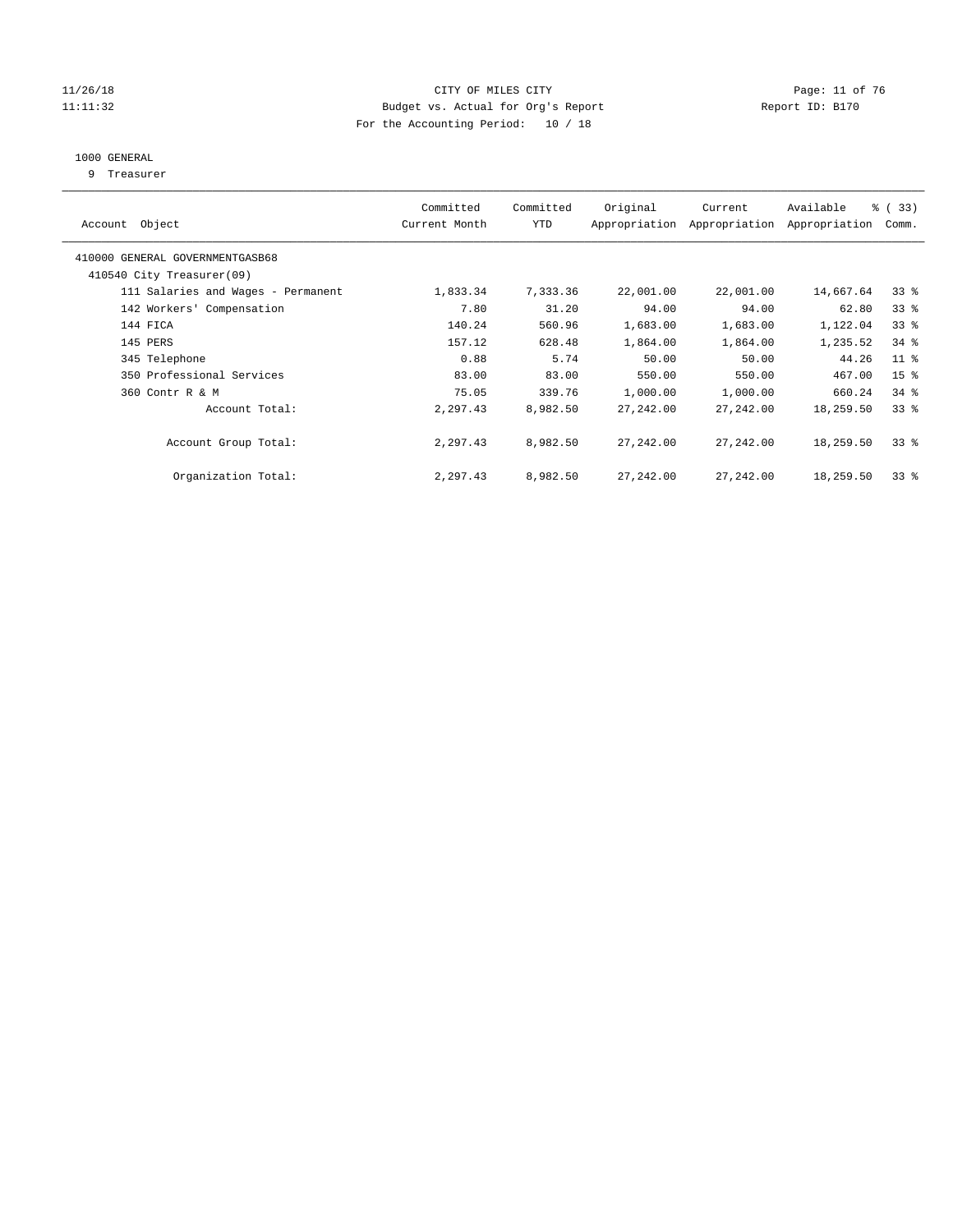CITY OF MILES CITY
Budget vs. Actual for Org's Report
For the Accounting Period: 10 / 18

11/26/18
11:11:32

Report ID: B170

## 1000 GENERAL

9 Treasurer

| Account Object | Committed Current Month | Committed YTD | Original Appropriation | Current Appropriation | Available Appropriation | % ( 33) Comm. |
|---|---|---|---|---|---|---|
| 410000 GENERAL GOVERNMENTGASB68 | | | | | | |
| 410540 City Treasurer(09) | | | | | | |
| 111 Salaries and Wages - Permanent | 1,833.34 | 7,333.36 | 22,001.00 | 22,001.00 | 14,667.64 | 33 % |
| 142 Workers' Compensation | 7.80 | 31.20 | 94.00 | 94.00 | 62.80 | 33 % |
| 144 FICA | 140.24 | 560.96 | 1,683.00 | 1,683.00 | 1,122.04 | 33 % |
| 145 PERS | 157.12 | 628.48 | 1,864.00 | 1,864.00 | 1,235.52 | 34 % |
| 345 Telephone | 0.88 | 5.74 | 50.00 | 50.00 | 44.26 | 11 % |
| 350 Professional Services | 83.00 | 83.00 | 550.00 | 550.00 | 467.00 | 15 % |
| 360 Contr R & M | 75.05 | 339.76 | 1,000.00 | 1,000.00 | 660.24 | 34 % |
| Account Total: | 2,297.43 | 8,982.50 | 27,242.00 | 27,242.00 | 18,259.50 | 33 % |
| Account Group Total: | 2,297.43 | 8,982.50 | 27,242.00 | 27,242.00 | 18,259.50 | 33 % |
| Organization Total: | 2,297.43 | 8,982.50 | 27,242.00 | 27,242.00 | 18,259.50 | 33 % |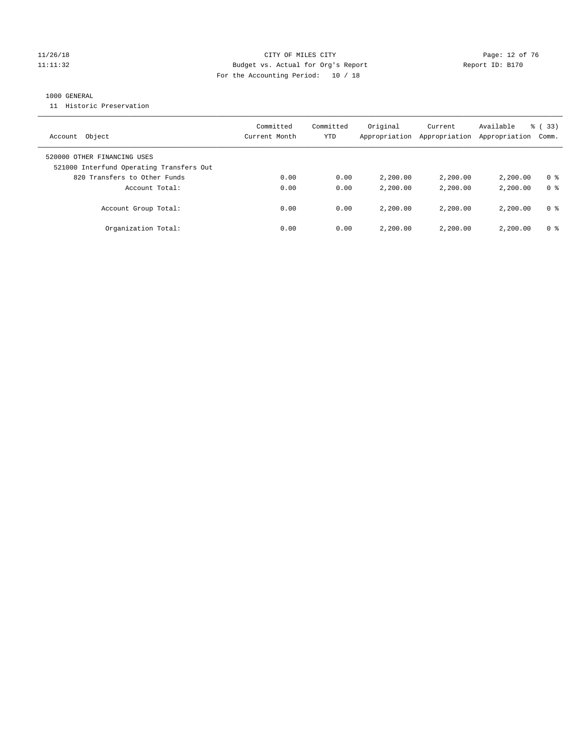CITY OF MILES CITY
Budget vs. Actual for Org's Report
For the Accounting Period: 10 / 18

1000 GENERAL

11 Historic Preservation

| Account Object | Committed Current Month | Committed YTD | Original Appropriation | Current Appropriation | Available Appropriation | % ( 33) Comm. |
|---|---|---|---|---|---|---|
| 520000 OTHER FINANCING USES | | | | | | |
| 521000 Interfund Operating Transfers Out | | | | | | |
| 820 Transfers to Other Funds | 0.00 | 0.00 | 2,200.00 | 2,200.00 | 2,200.00 | 0 % |
| Account Total: | 0.00 | 0.00 | 2,200.00 | 2,200.00 | 2,200.00 | 0 % |
| Account Group Total: | 0.00 | 0.00 | 2,200.00 | 2,200.00 | 2,200.00 | 0 % |
| Organization Total: | 0.00 | 0.00 | 2,200.00 | 2,200.00 | 2,200.00 | 0 % |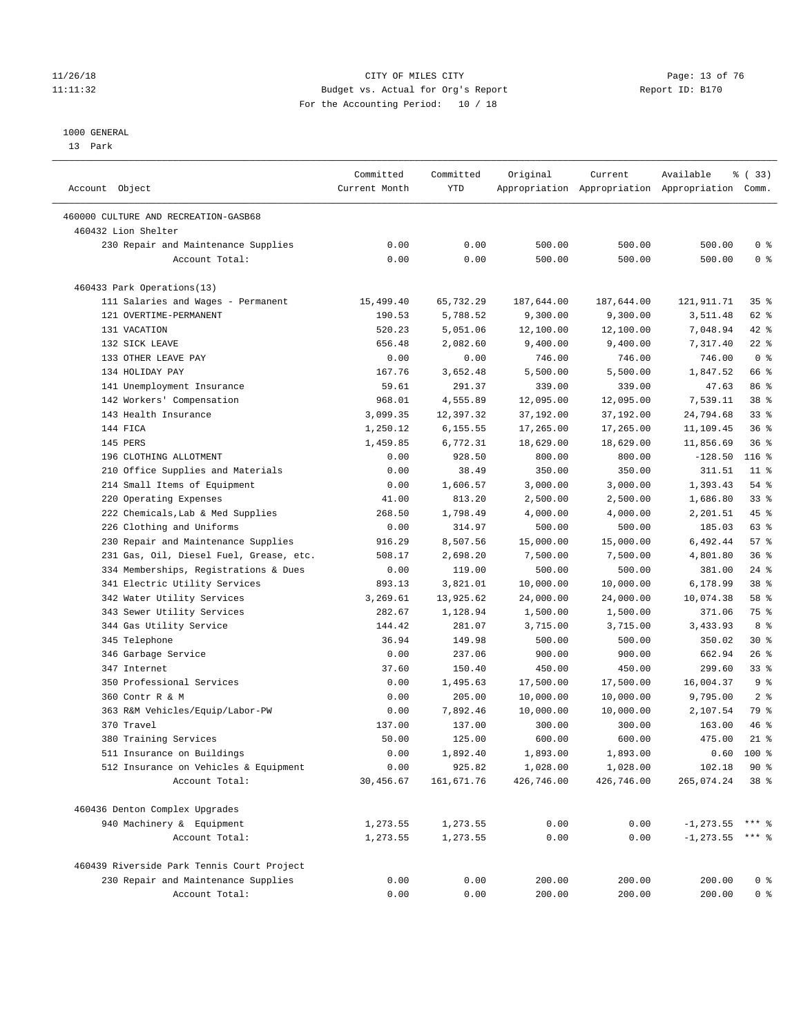CITY OF MILES CITY
Budget vs. Actual for Org's Report
For the Accounting Period: 10 / 18

11/26/18
11:11:32

Report ID: B170

1000 GENERAL
13 Park

| Account Object | Committed Current Month | Committed YTD | Original Appropriation | Current Appropriation | Available Appropriation | % ( 33) Comm. |
|---|---|---|---|---|---|---|
| 460000 CULTURE AND RECREATION-GASB68 | | | | | | |
| 460432 Lion Shelter | | | | | | |
| 230 Repair and Maintenance Supplies | 0.00 | 0.00 | 500.00 | 500.00 | 500.00 | 0 % |
| Account Total: | 0.00 | 0.00 | 500.00 | 500.00 | 500.00 | 0 % |
| 460433 Park Operations(13) | | | | | | |
| 111 Salaries and Wages - Permanent | 15,499.40 | 65,732.29 | 187,644.00 | 187,644.00 | 121,911.71 | 35 % |
| 121 OVERTIME-PERMANENT | 190.53 | 5,788.52 | 9,300.00 | 9,300.00 | 3,511.48 | 62 % |
| 131 VACATION | 520.23 | 5,051.06 | 12,100.00 | 12,100.00 | 7,048.94 | 42 % |
| 132 SICK LEAVE | 656.48 | 2,082.60 | 9,400.00 | 9,400.00 | 7,317.40 | 22 % |
| 133 OTHER LEAVE PAY | 0.00 | 0.00 | 746.00 | 746.00 | 746.00 | 0 % |
| 134 HOLIDAY PAY | 167.76 | 3,652.48 | 5,500.00 | 5,500.00 | 1,847.52 | 66 % |
| 141 Unemployment Insurance | 59.61 | 291.37 | 339.00 | 339.00 | 47.63 | 86 % |
| 142 Workers' Compensation | 968.01 | 4,555.89 | 12,095.00 | 12,095.00 | 7,539.11 | 38 % |
| 143 Health Insurance | 3,099.35 | 12,397.32 | 37,192.00 | 37,192.00 | 24,794.68 | 33 % |
| 144 FICA | 1,250.12 | 6,155.55 | 17,265.00 | 17,265.00 | 11,109.45 | 36 % |
| 145 PERS | 1,459.85 | 6,772.31 | 18,629.00 | 18,629.00 | 11,856.69 | 36 % |
| 196 CLOTHING ALLOTMENT | 0.00 | 928.50 | 800.00 | 800.00 | -128.50 | 116 % |
| 210 Office Supplies and Materials | 0.00 | 38.49 | 350.00 | 350.00 | 311.51 | 11 % |
| 214 Small Items of Equipment | 0.00 | 1,606.57 | 3,000.00 | 3,000.00 | 1,393.43 | 54 % |
| 220 Operating Expenses | 41.00 | 813.20 | 2,500.00 | 2,500.00 | 1,686.80 | 33 % |
| 222 Chemicals,Lab & Med Supplies | 268.50 | 1,798.49 | 4,000.00 | 4,000.00 | 2,201.51 | 45 % |
| 226 Clothing and Uniforms | 0.00 | 314.97 | 500.00 | 500.00 | 185.03 | 63 % |
| 230 Repair and Maintenance Supplies | 916.29 | 8,507.56 | 15,000.00 | 15,000.00 | 6,492.44 | 57 % |
| 231 Gas, Oil, Diesel Fuel, Grease, etc. | 508.17 | 2,698.20 | 7,500.00 | 7,500.00 | 4,801.80 | 36 % |
| 334 Memberships, Registrations & Dues | 0.00 | 119.00 | 500.00 | 500.00 | 381.00 | 24 % |
| 341 Electric Utility Services | 893.13 | 3,821.01 | 10,000.00 | 10,000.00 | 6,178.99 | 38 % |
| 342 Water Utility Services | 3,269.61 | 13,925.62 | 24,000.00 | 24,000.00 | 10,074.38 | 58 % |
| 343 Sewer Utility Services | 282.67 | 1,128.94 | 1,500.00 | 1,500.00 | 371.06 | 75 % |
| 344 Gas Utility Service | 144.42 | 281.07 | 3,715.00 | 3,715.00 | 3,433.93 | 8 % |
| 345 Telephone | 36.94 | 149.98 | 500.00 | 500.00 | 350.02 | 30 % |
| 346 Garbage Service | 0.00 | 237.06 | 900.00 | 900.00 | 662.94 | 26 % |
| 347 Internet | 37.60 | 150.40 | 450.00 | 450.00 | 299.60 | 33 % |
| 350 Professional Services | 0.00 | 1,495.63 | 17,500.00 | 17,500.00 | 16,004.37 | 9 % |
| 360 Contr R & M | 0.00 | 205.00 | 10,000.00 | 10,000.00 | 9,795.00 | 2 % |
| 363 R&M Vehicles/Equip/Labor-PW | 0.00 | 7,892.46 | 10,000.00 | 10,000.00 | 2,107.54 | 79 % |
| 370 Travel | 137.00 | 137.00 | 300.00 | 300.00 | 163.00 | 46 % |
| 380 Training Services | 50.00 | 125.00 | 600.00 | 600.00 | 475.00 | 21 % |
| 511 Insurance on Buildings | 0.00 | 1,892.40 | 1,893.00 | 1,893.00 | 0.60 | 100 % |
| 512 Insurance on Vehicles & Equipment | 0.00 | 925.82 | 1,028.00 | 1,028.00 | 102.18 | 90 % |
| Account Total: | 30,456.67 | 161,671.76 | 426,746.00 | 426,746.00 | 265,074.24 | 38 % |
| 460436 Denton Complex Upgrades | | | | | | |
| 940 Machinery & Equipment | 1,273.55 | 1,273.55 | 0.00 | 0.00 | -1,273.55 | *** % |
| Account Total: | 1,273.55 | 1,273.55 | 0.00 | 0.00 | -1,273.55 | *** % |
| 460439 Riverside Park Tennis Court Project | | | | | | |
| 230 Repair and Maintenance Supplies | 0.00 | 0.00 | 200.00 | 200.00 | 200.00 | 0 % |
| Account Total: | 0.00 | 0.00 | 200.00 | 200.00 | 200.00 | 0 % |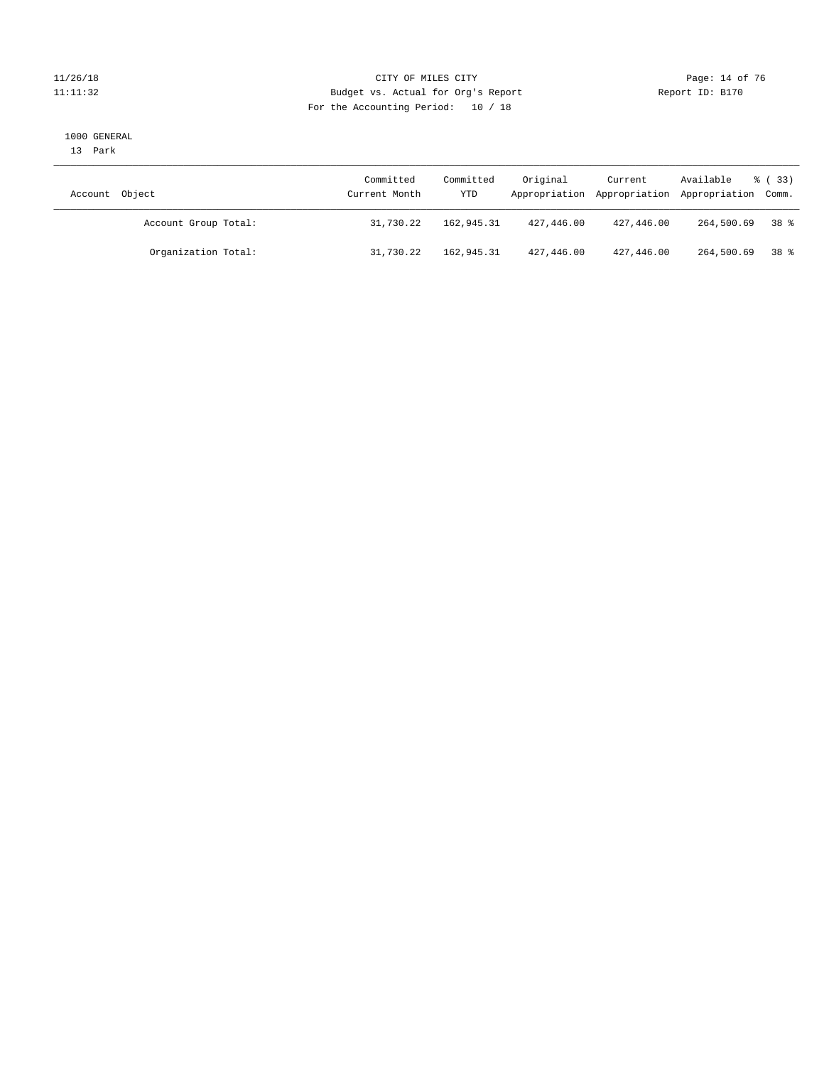CITY OF MILES CITY

Budget vs. Actual for Org's Report

For the Accounting Period: 10 / 18

1000 GENERAL

13 Park

| Account Object | Committed Current Month | Committed YTD | Original Appropriation | Current Appropriation | Available Appropriation | % ( 33) Comm. |
|---|---|---|---|---|---|---|
| Account Group Total: | 31,730.22 | 162,945.31 | 427,446.00 | 427,446.00 | 264,500.69 | 38 % |
| Organization Total: | 31,730.22 | 162,945.31 | 427,446.00 | 427,446.00 | 264,500.69 | 38 % |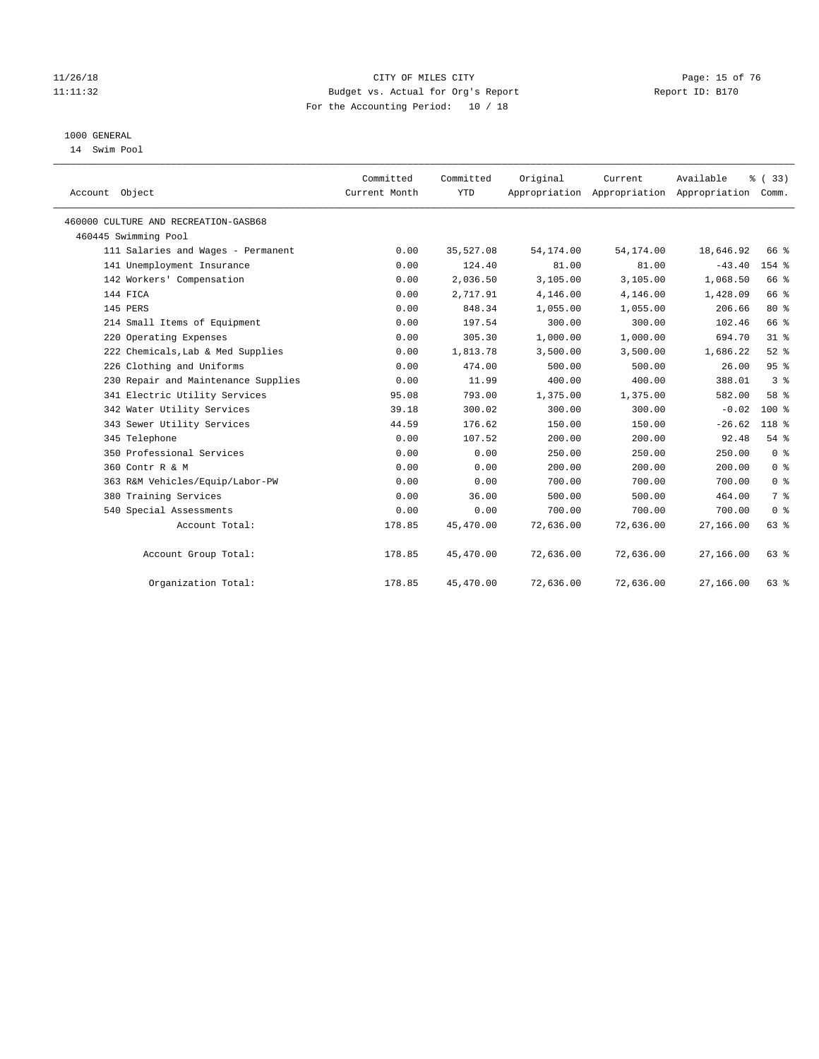CITY OF MILES CITY
Budget vs. Actual for Org's Report
For the Accounting Period: 10 / 18

11/26/18
11:11:32

Report ID: B170

1000 GENERAL
14 Swim Pool

| Account Object | Committed Current Month | Committed YTD | Original Appropriation | Current Appropriation | Available Appropriation | % ( 33) Comm. |
|---|---|---|---|---|---|---|
| 460000 CULTURE AND RECREATION-GASB68 | | | | | | |
| 460445 Swimming Pool | | | | | | |
| 111 Salaries and Wages - Permanent | 0.00 | 35,527.08 | 54,174.00 | 54,174.00 | 18,646.92 | 66 % |
| 141 Unemployment Insurance | 0.00 | 124.40 | 81.00 | 81.00 | -43.40 | 154 % |
| 142 Workers' Compensation | 0.00 | 2,036.50 | 3,105.00 | 3,105.00 | 1,068.50 | 66 % |
| 144 FICA | 0.00 | 2,717.91 | 4,146.00 | 4,146.00 | 1,428.09 | 66 % |
| 145 PERS | 0.00 | 848.34 | 1,055.00 | 1,055.00 | 206.66 | 80 % |
| 214 Small Items of Equipment | 0.00 | 197.54 | 300.00 | 300.00 | 102.46 | 66 % |
| 220 Operating Expenses | 0.00 | 305.30 | 1,000.00 | 1,000.00 | 694.70 | 31 % |
| 222 Chemicals,Lab & Med Supplies | 0.00 | 1,813.78 | 3,500.00 | 3,500.00 | 1,686.22 | 52 % |
| 226 Clothing and Uniforms | 0.00 | 474.00 | 500.00 | 500.00 | 26.00 | 95 % |
| 230 Repair and Maintenance Supplies | 0.00 | 11.99 | 400.00 | 400.00 | 388.01 | 3 % |
| 341 Electric Utility Services | 95.08 | 793.00 | 1,375.00 | 1,375.00 | 582.00 | 58 % |
| 342 Water Utility Services | 39.18 | 300.02 | 300.00 | 300.00 | -0.02 | 100 % |
| 343 Sewer Utility Services | 44.59 | 176.62 | 150.00 | 150.00 | -26.62 | 118 % |
| 345 Telephone | 0.00 | 107.52 | 200.00 | 200.00 | 92.48 | 54 % |
| 350 Professional Services | 0.00 | 0.00 | 250.00 | 250.00 | 250.00 | 0 % |
| 360 Contr R & M | 0.00 | 0.00 | 200.00 | 200.00 | 200.00 | 0 % |
| 363 R&M Vehicles/Equip/Labor-PW | 0.00 | 0.00 | 700.00 | 700.00 | 700.00 | 0 % |
| 380 Training Services | 0.00 | 36.00 | 500.00 | 500.00 | 464.00 | 7 % |
| 540 Special Assessments | 0.00 | 0.00 | 700.00 | 700.00 | 700.00 | 0 % |
| Account Total: | 178.85 | 45,470.00 | 72,636.00 | 72,636.00 | 27,166.00 | 63 % |
| Account Group Total: | 178.85 | 45,470.00 | 72,636.00 | 72,636.00 | 27,166.00 | 63 % |
| Organization Total: | 178.85 | 45,470.00 | 72,636.00 | 72,636.00 | 27,166.00 | 63 % |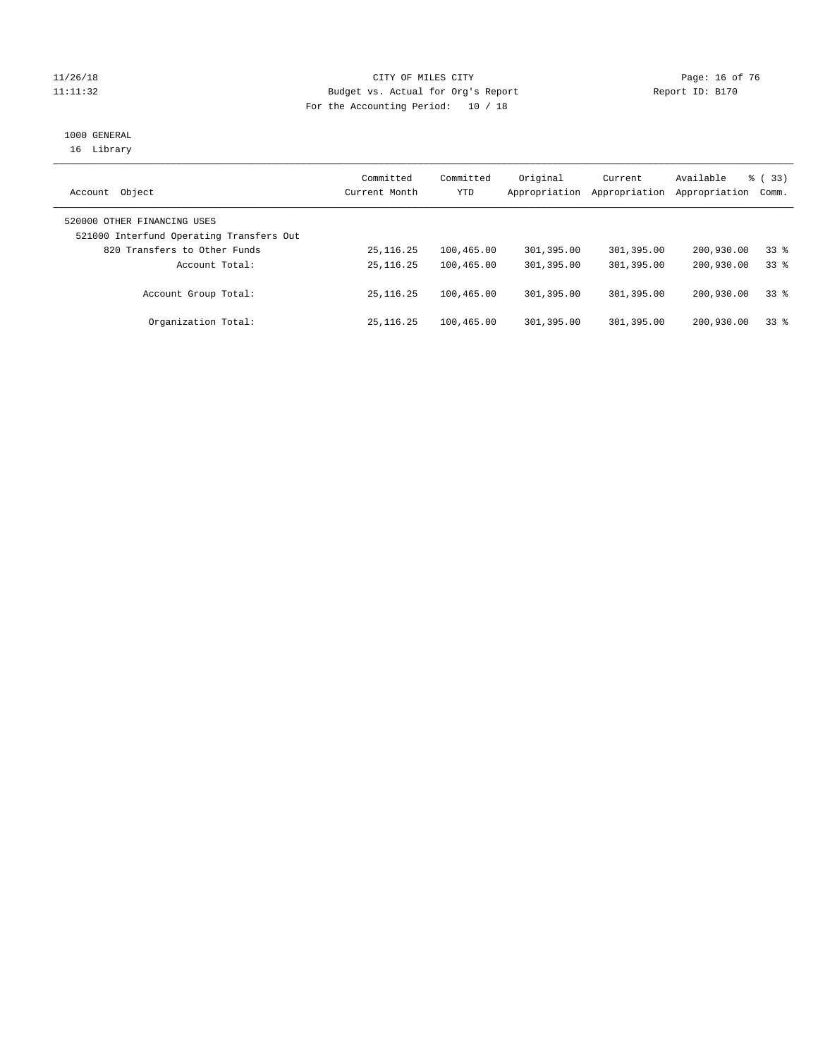CITY OF MILES CITY
Budget vs. Actual for Org's Report
For the Accounting Period: 10 / 18

11/26/18
11:11:32

Report ID: B170

1000 GENERAL
16 Library

| Account Object | Committed Current Month | Committed YTD | Original Appropriation | Current Appropriation | Available Appropriation | % ( 33) Comm. |
|---|---|---|---|---|---|---|
| 520000 OTHER FINANCING USES | | | | | | |
| 521000 Interfund Operating Transfers Out | | | | | | |
| 820 Transfers to Other Funds | 25,116.25 | 100,465.00 | 301,395.00 | 301,395.00 | 200,930.00 | 33 % |
| Account Total: | 25,116.25 | 100,465.00 | 301,395.00 | 301,395.00 | 200,930.00 | 33 % |
| Account Group Total: | 25,116.25 | 100,465.00 | 301,395.00 | 301,395.00 | 200,930.00 | 33 % |
| Organization Total: | 25,116.25 | 100,465.00 | 301,395.00 | 301,395.00 | 200,930.00 | 33 % |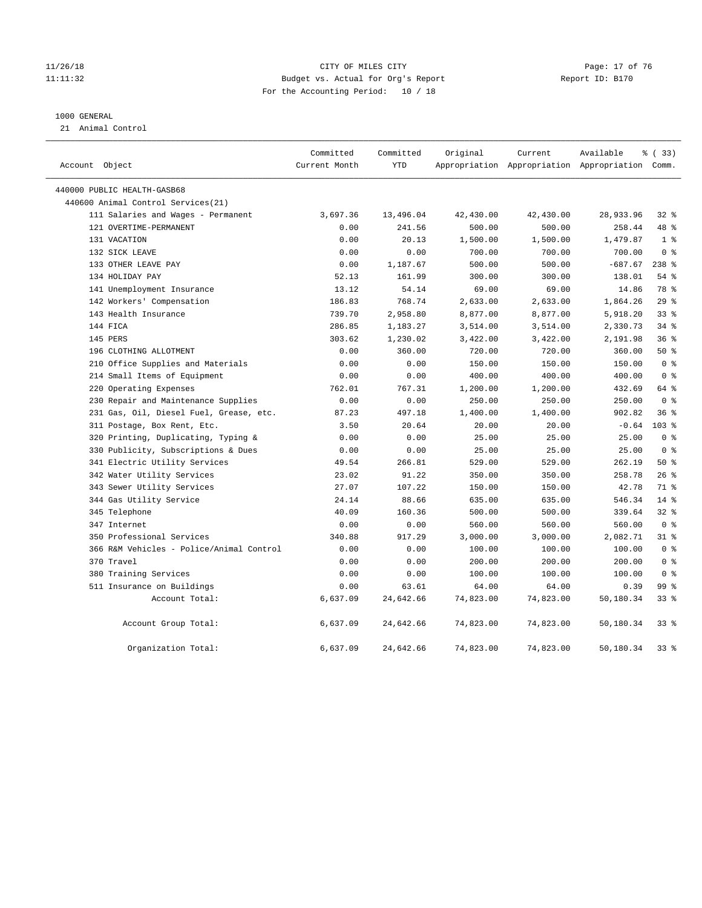CITY OF MILES CITY
Budget vs. Actual for Org's Report
For the Accounting Period: 10 / 18

11/26/18
11:11:32

Report ID: B170

1000 GENERAL
21 Animal Control

| Account Object | Committed Current Month | Committed YTD | Original Appropriation | Current Appropriation | Available Appropriation | % ( 33) Comm. |
|---|---|---|---|---|---|---|
| 440000 PUBLIC HEALTH-GASB68 | | | | | | |
| 440600 Animal Control Services(21) | | | | | | |
| 111 Salaries and Wages - Permanent | 3,697.36 | 13,496.04 | 42,430.00 | 42,430.00 | 28,933.96 | 32 % |
| 121 OVERTIME-PERMANENT | 0.00 | 241.56 | 500.00 | 500.00 | 258.44 | 48 % |
| 131 VACATION | 0.00 | 20.13 | 1,500.00 | 1,500.00 | 1,479.87 | 1 % |
| 132 SICK LEAVE | 0.00 | 0.00 | 700.00 | 700.00 | 700.00 | 0 % |
| 133 OTHER LEAVE PAY | 0.00 | 1,187.67 | 500.00 | 500.00 | -687.67 | 238 % |
| 134 HOLIDAY PAY | 52.13 | 161.99 | 300.00 | 300.00 | 138.01 | 54 % |
| 141 Unemployment Insurance | 13.12 | 54.14 | 69.00 | 69.00 | 14.86 | 78 % |
| 142 Workers' Compensation | 186.83 | 768.74 | 2,633.00 | 2,633.00 | 1,864.26 | 29 % |
| 143 Health Insurance | 739.70 | 2,958.80 | 8,877.00 | 8,877.00 | 5,918.20 | 33 % |
| 144 FICA | 286.85 | 1,183.27 | 3,514.00 | 3,514.00 | 2,330.73 | 34 % |
| 145 PERS | 303.62 | 1,230.02 | 3,422.00 | 3,422.00 | 2,191.98 | 36 % |
| 196 CLOTHING ALLOTMENT | 0.00 | 360.00 | 720.00 | 720.00 | 360.00 | 50 % |
| 210 Office Supplies and Materials | 0.00 | 0.00 | 150.00 | 150.00 | 150.00 | 0 % |
| 214 Small Items of Equipment | 0.00 | 0.00 | 400.00 | 400.00 | 400.00 | 0 % |
| 220 Operating Expenses | 762.01 | 767.31 | 1,200.00 | 1,200.00 | 432.69 | 64 % |
| 230 Repair and Maintenance Supplies | 0.00 | 0.00 | 250.00 | 250.00 | 250.00 | 0 % |
| 231 Gas, Oil, Diesel Fuel, Grease, etc. | 87.23 | 497.18 | 1,400.00 | 1,400.00 | 902.82 | 36 % |
| 311 Postage, Box Rent, Etc. | 3.50 | 20.64 | 20.00 | 20.00 | -0.64 | 103 % |
| 320 Printing, Duplicating, Typing & | 0.00 | 0.00 | 25.00 | 25.00 | 25.00 | 0 % |
| 330 Publicity, Subscriptions & Dues | 0.00 | 0.00 | 25.00 | 25.00 | 25.00 | 0 % |
| 341 Electric Utility Services | 49.54 | 266.81 | 529.00 | 529.00 | 262.19 | 50 % |
| 342 Water Utility Services | 23.02 | 91.22 | 350.00 | 350.00 | 258.78 | 26 % |
| 343 Sewer Utility Services | 27.07 | 107.22 | 150.00 | 150.00 | 42.78 | 71 % |
| 344 Gas Utility Service | 24.14 | 88.66 | 635.00 | 635.00 | 546.34 | 14 % |
| 345 Telephone | 40.09 | 160.36 | 500.00 | 500.00 | 339.64 | 32 % |
| 347 Internet | 0.00 | 0.00 | 560.00 | 560.00 | 560.00 | 0 % |
| 350 Professional Services | 340.88 | 917.29 | 3,000.00 | 3,000.00 | 2,082.71 | 31 % |
| 366 R&M Vehicles - Police/Animal Control | 0.00 | 0.00 | 100.00 | 100.00 | 100.00 | 0 % |
| 370 Travel | 0.00 | 0.00 | 200.00 | 200.00 | 200.00 | 0 % |
| 380 Training Services | 0.00 | 0.00 | 100.00 | 100.00 | 100.00 | 0 % |
| 511 Insurance on Buildings | 0.00 | 63.61 | 64.00 | 64.00 | 0.39 | 99 % |
| Account Total: | 6,637.09 | 24,642.66 | 74,823.00 | 74,823.00 | 50,180.34 | 33 % |
| Account Group Total: | 6,637.09 | 24,642.66 | 74,823.00 | 74,823.00 | 50,180.34 | 33 % |
| Organization Total: | 6,637.09 | 24,642.66 | 74,823.00 | 74,823.00 | 50,180.34 | 33 % |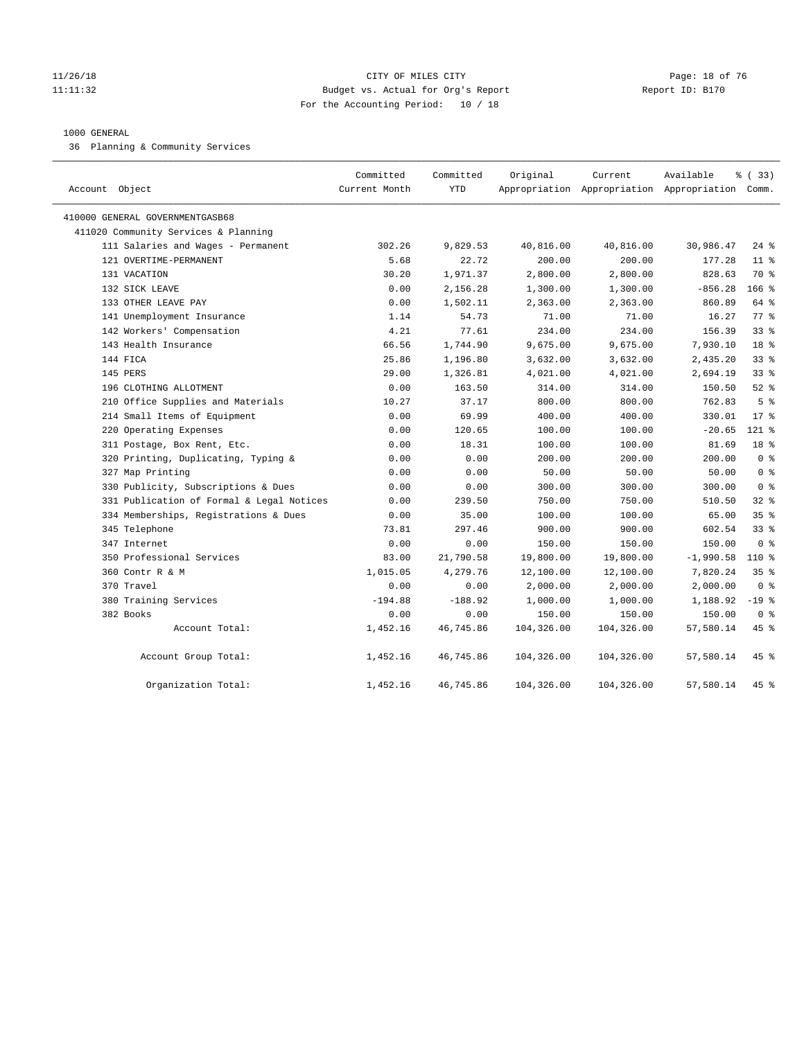CITY OF MILES CITY
Budget vs. Actual for Org's Report
For the Accounting Period: 10 / 18

11/26/18
11:11:32

Report ID: B170

1000 GENERAL

36 Planning & Community Services

| Account Object | Committed Current Month | Committed YTD | Original Appropriation | Current Appropriation | Available Appropriation | % ( 33) Comm. |
|---|---|---|---|---|---|---|
| 410000 GENERAL GOVERNMENTGASB68 | | | | | | |
| 411020 Community Services & Planning | | | | | | |
| 111 Salaries and Wages - Permanent | 302.26 | 9,829.53 | 40,816.00 | 40,816.00 | 30,986.47 | 24 % |
| 121 OVERTIME-PERMANENT | 5.68 | 22.72 | 200.00 | 200.00 | 177.28 | 11 % |
| 131 VACATION | 30.20 | 1,971.37 | 2,800.00 | 2,800.00 | 828.63 | 70 % |
| 132 SICK LEAVE | 0.00 | 2,156.28 | 1,300.00 | 1,300.00 | -856.28 | 166 % |
| 133 OTHER LEAVE PAY | 0.00 | 1,502.11 | 2,363.00 | 2,363.00 | 860.89 | 64 % |
| 141 Unemployment Insurance | 1.14 | 54.73 | 71.00 | 71.00 | 16.27 | 77 % |
| 142 Workers' Compensation | 4.21 | 77.61 | 234.00 | 234.00 | 156.39 | 33 % |
| 143 Health Insurance | 66.56 | 1,744.90 | 9,675.00 | 9,675.00 | 7,930.10 | 18 % |
| 144 FICA | 25.86 | 1,196.80 | 3,632.00 | 3,632.00 | 2,435.20 | 33 % |
| 145 PERS | 29.00 | 1,326.81 | 4,021.00 | 4,021.00 | 2,694.19 | 33 % |
| 196 CLOTHING ALLOTMENT | 0.00 | 163.50 | 314.00 | 314.00 | 150.50 | 52 % |
| 210 Office Supplies and Materials | 10.27 | 37.17 | 800.00 | 800.00 | 762.83 | 5 % |
| 214 Small Items of Equipment | 0.00 | 69.99 | 400.00 | 400.00 | 330.01 | 17 % |
| 220 Operating Expenses | 0.00 | 120.65 | 100.00 | 100.00 | -20.65 | 121 % |
| 311 Postage, Box Rent, Etc. | 0.00 | 18.31 | 100.00 | 100.00 | 81.69 | 18 % |
| 320 Printing, Duplicating, Typing & | 0.00 | 0.00 | 200.00 | 200.00 | 200.00 | 0 % |
| 327 Map Printing | 0.00 | 0.00 | 50.00 | 50.00 | 50.00 | 0 % |
| 330 Publicity, Subscriptions & Dues | 0.00 | 0.00 | 300.00 | 300.00 | 300.00 | 0 % |
| 331 Publication of Formal & Legal Notices | 0.00 | 239.50 | 750.00 | 750.00 | 510.50 | 32 % |
| 334 Memberships, Registrations & Dues | 0.00 | 35.00 | 100.00 | 100.00 | 65.00 | 35 % |
| 345 Telephone | 73.81 | 297.46 | 900.00 | 900.00 | 602.54 | 33 % |
| 347 Internet | 0.00 | 0.00 | 150.00 | 150.00 | 150.00 | 0 % |
| 350 Professional Services | 83.00 | 21,790.58 | 19,800.00 | 19,800.00 | -1,990.58 | 110 % |
| 360 Contr R & M | 1,015.05 | 4,279.76 | 12,100.00 | 12,100.00 | 7,820.24 | 35 % |
| 370 Travel | 0.00 | 0.00 | 2,000.00 | 2,000.00 | 2,000.00 | 0 % |
| 380 Training Services | -194.88 | -188.92 | 1,000.00 | 1,000.00 | 1,188.92 | -19 % |
| 382 Books | 0.00 | 0.00 | 150.00 | 150.00 | 150.00 | 0 % |
| Account Total: | 1,452.16 | 46,745.86 | 104,326.00 | 104,326.00 | 57,580.14 | 45 % |
| Account Group Total: | 1,452.16 | 46,745.86 | 104,326.00 | 104,326.00 | 57,580.14 | 45 % |
| Organization Total: | 1,452.16 | 46,745.86 | 104,326.00 | 104,326.00 | 57,580.14 | 45 % |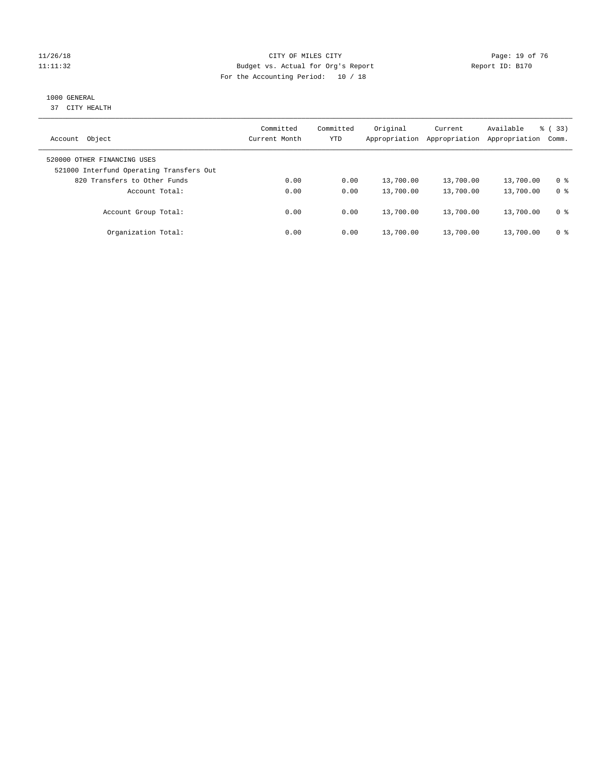CITY OF MILES CITY
Budget vs. Actual for Org's Report
For the Accounting Period: 10 / 18

11/26/18
11:11:32

Report ID: B170

1000 GENERAL
37 CITY HEALTH

| Account Object | Committed Current Month | Committed YTD | Original Appropriation | Current Appropriation | Available Appropriation | % ( 33) Comm. |
|---|---|---|---|---|---|---|
| 520000 OTHER FINANCING USES | | | | | | |
| 521000 Interfund Operating Transfers Out | | | | | | |
| 820 Transfers to Other Funds | 0.00 | 0.00 | 13,700.00 | 13,700.00 | 13,700.00 | 0 % |
| Account Total: | 0.00 | 0.00 | 13,700.00 | 13,700.00 | 13,700.00 | 0 % |
| Account Group Total: | 0.00 | 0.00 | 13,700.00 | 13,700.00 | 13,700.00 | 0 % |
| Organization Total: | 0.00 | 0.00 | 13,700.00 | 13,700.00 | 13,700.00 | 0 % |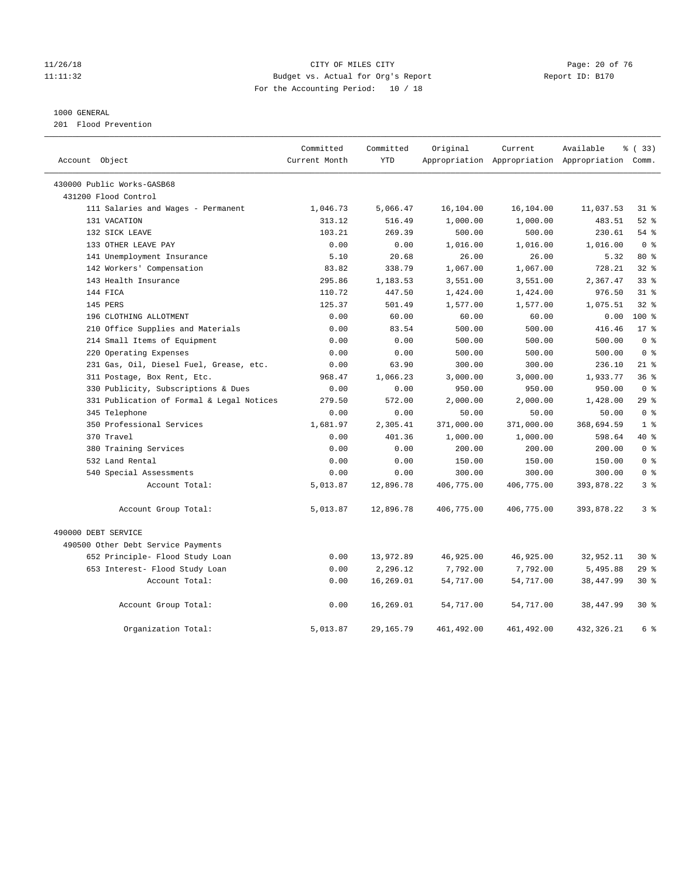CITY OF MILES CITY
Budget vs. Actual for Org's Report
For the Accounting Period: 10 / 18

11/26/18
11:11:32

Report ID: B170

1000 GENERAL
201 Flood Prevention

| Account Object | Committed Current Month | Committed YTD | Original Appropriation | Current Appropriation | Available Appropriation | % ( 33) Comm. |
|---|---|---|---|---|---|---|
| 430000 Public Works-GASB68 | | | | | | |
| 431200 Flood Control | | | | | | |
| 111 Salaries and Wages - Permanent | 1,046.73 | 5,066.47 | 16,104.00 | 16,104.00 | 11,037.53 | 31 % |
| 131 VACATION | 313.12 | 516.49 | 1,000.00 | 1,000.00 | 483.51 | 52 % |
| 132 SICK LEAVE | 103.21 | 269.39 | 500.00 | 500.00 | 230.61 | 54 % |
| 133 OTHER LEAVE PAY | 0.00 | 0.00 | 1,016.00 | 1,016.00 | 1,016.00 | 0 % |
| 141 Unemployment Insurance | 5.10 | 20.68 | 26.00 | 26.00 | 5.32 | 80 % |
| 142 Workers' Compensation | 83.82 | 338.79 | 1,067.00 | 1,067.00 | 728.21 | 32 % |
| 143 Health Insurance | 295.86 | 1,183.53 | 3,551.00 | 3,551.00 | 2,367.47 | 33 % |
| 144 FICA | 110.72 | 447.50 | 1,424.00 | 1,424.00 | 976.50 | 31 % |
| 145 PERS | 125.37 | 501.49 | 1,577.00 | 1,577.00 | 1,075.51 | 32 % |
| 196 CLOTHING ALLOTMENT | 0.00 | 60.00 | 60.00 | 60.00 | 0.00 | 100 % |
| 210 Office Supplies and Materials | 0.00 | 83.54 | 500.00 | 500.00 | 416.46 | 17 % |
| 214 Small Items of Equipment | 0.00 | 0.00 | 500.00 | 500.00 | 500.00 | 0 % |
| 220 Operating Expenses | 0.00 | 0.00 | 500.00 | 500.00 | 500.00 | 0 % |
| 231 Gas, Oil, Diesel Fuel, Grease, etc. | 0.00 | 63.90 | 300.00 | 300.00 | 236.10 | 21 % |
| 311 Postage, Box Rent, Etc. | 968.47 | 1,066.23 | 3,000.00 | 3,000.00 | 1,933.77 | 36 % |
| 330 Publicity, Subscriptions & Dues | 0.00 | 0.00 | 950.00 | 950.00 | 950.00 | 0 % |
| 331 Publication of Formal & Legal Notices | 279.50 | 572.00 | 2,000.00 | 2,000.00 | 1,428.00 | 29 % |
| 345 Telephone | 0.00 | 0.00 | 50.00 | 50.00 | 50.00 | 0 % |
| 350 Professional Services | 1,681.97 | 2,305.41 | 371,000.00 | 371,000.00 | 368,694.59 | 1 % |
| 370 Travel | 0.00 | 401.36 | 1,000.00 | 1,000.00 | 598.64 | 40 % |
| 380 Training Services | 0.00 | 0.00 | 200.00 | 200.00 | 200.00 | 0 % |
| 532 Land Rental | 0.00 | 0.00 | 150.00 | 150.00 | 150.00 | 0 % |
| 540 Special Assessments | 0.00 | 0.00 | 300.00 | 300.00 | 300.00 | 0 % |
| Account Total: | 5,013.87 | 12,896.78 | 406,775.00 | 406,775.00 | 393,878.22 | 3 % |
| Account Group Total: | 5,013.87 | 12,896.78 | 406,775.00 | 406,775.00 | 393,878.22 | 3 % |
| 490000 DEBT SERVICE | | | | | | |
| 490500 Other Debt Service Payments | | | | | | |
| 652 Principle- Flood Study Loan | 0.00 | 13,972.89 | 46,925.00 | 46,925.00 | 32,952.11 | 30 % |
| 653 Interest- Flood Study Loan | 0.00 | 2,296.12 | 7,792.00 | 7,792.00 | 5,495.88 | 29 % |
| Account Total: | 0.00 | 16,269.01 | 54,717.00 | 54,717.00 | 38,447.99 | 30 % |
| Account Group Total: | 0.00 | 16,269.01 | 54,717.00 | 54,717.00 | 38,447.99 | 30 % |
| Organization Total: | 5,013.87 | 29,165.79 | 461,492.00 | 461,492.00 | 432,326.21 | 6 % |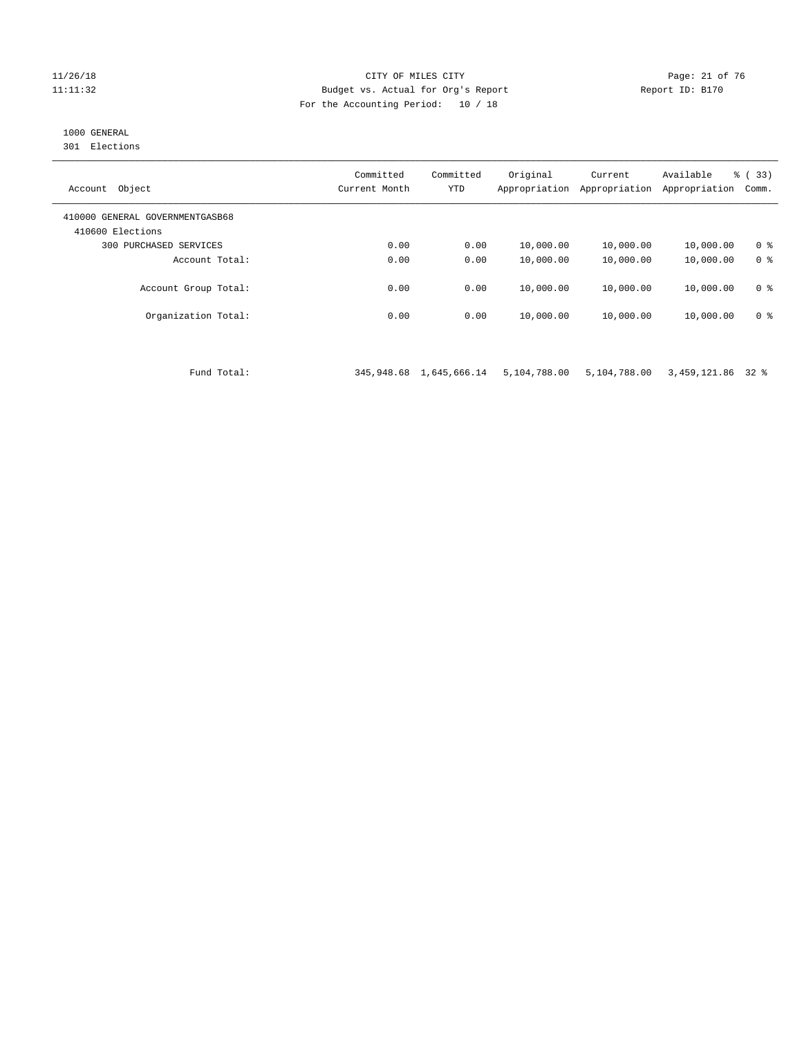CITY OF MILES CITY
Budget vs. Actual for Org's Report
For the Accounting Period: 10 / 18

11/26/18
11:11:32

Report ID: B170

1000 GENERAL
301 Elections

| Account Object | Committed Current Month | Committed YTD | Original Appropriation | Current Appropriation | Available Appropriation | % ( 33) Comm. |
|---|---|---|---|---|---|---|
| 410000 GENERAL GOVERNMENTGASB68 | | | | | | |
| 410600 Elections | | | | | | |
| 300 PURCHASED SERVICES | 0.00 | 0.00 | 10,000.00 | 10,000.00 | 10,000.00 | 0 % |
| Account Total: | 0.00 | 0.00 | 10,000.00 | 10,000.00 | 10,000.00 | 0 % |
| Account Group Total: | 0.00 | 0.00 | 10,000.00 | 10,000.00 | 10,000.00 | 0 % |
| Organization Total: | 0.00 | 0.00 | 10,000.00 | 10,000.00 | 10,000.00 | 0 % |
| Fund Total: | 345,948.68 | 1,645,666.14 | 5,104,788.00 | 5,104,788.00 | 3,459,121.86 | 32 % |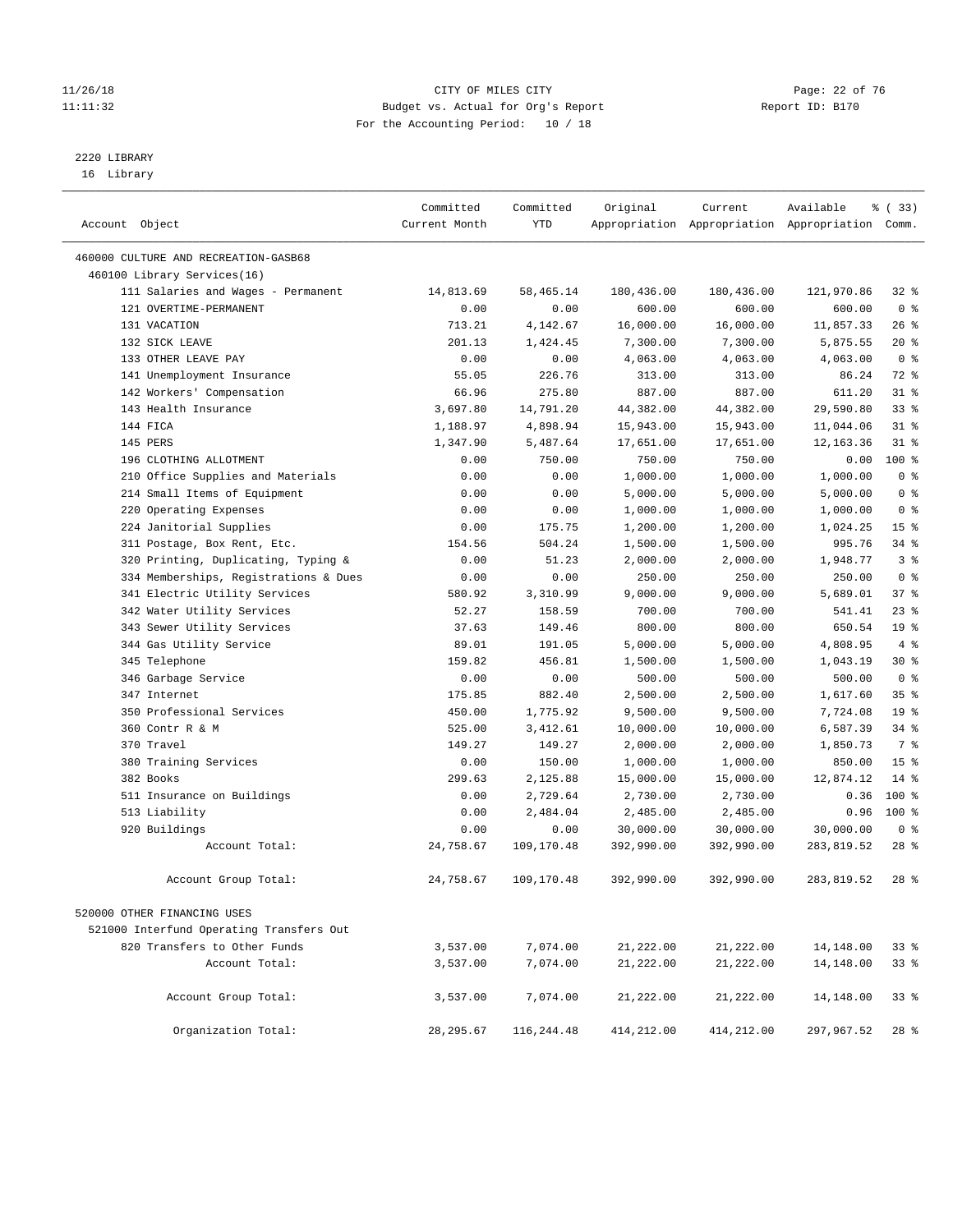11/26/18 CITY OF MILES CITY
11:11:32 Budget vs. Actual for Org's Report Report ID: B170
For the Accounting Period: 10 / 18

2220 LIBRARY
16 Library

| Account Object | Committed Current Month | Committed YTD | Original Appropriation | Current Appropriation | Available Appropriation | % ( 33) Comm. |
|---|---|---|---|---|---|---|
| 460000 CULTURE AND RECREATION-GASB68 | | | | | | |
| 460100 Library Services(16) | | | | | | |
| 111 Salaries and Wages - Permanent | 14,813.69 | 58,465.14 | 180,436.00 | 180,436.00 | 121,970.86 | 32 % |
| 121 OVERTIME-PERMANENT | 0.00 | 0.00 | 600.00 | 600.00 | 600.00 | 0 % |
| 131 VACATION | 713.21 | 4,142.67 | 16,000.00 | 16,000.00 | 11,857.33 | 26 % |
| 132 SICK LEAVE | 201.13 | 1,424.45 | 7,300.00 | 7,300.00 | 5,875.55 | 20 % |
| 133 OTHER LEAVE PAY | 0.00 | 0.00 | 4,063.00 | 4,063.00 | 4,063.00 | 0 % |
| 141 Unemployment Insurance | 55.05 | 226.76 | 313.00 | 313.00 | 86.24 | 72 % |
| 142 Workers' Compensation | 66.96 | 275.80 | 887.00 | 887.00 | 611.20 | 31 % |
| 143 Health Insurance | 3,697.80 | 14,791.20 | 44,382.00 | 44,382.00 | 29,590.80 | 33 % |
| 144 FICA | 1,188.97 | 4,898.94 | 15,943.00 | 15,943.00 | 11,044.06 | 31 % |
| 145 PERS | 1,347.90 | 5,487.64 | 17,651.00 | 17,651.00 | 12,163.36 | 31 % |
| 196 CLOTHING ALLOTMENT | 0.00 | 750.00 | 750.00 | 750.00 | 0.00 | 100 % |
| 210 Office Supplies and Materials | 0.00 | 0.00 | 1,000.00 | 1,000.00 | 1,000.00 | 0 % |
| 214 Small Items of Equipment | 0.00 | 0.00 | 5,000.00 | 5,000.00 | 5,000.00 | 0 % |
| 220 Operating Expenses | 0.00 | 0.00 | 1,000.00 | 1,000.00 | 1,000.00 | 0 % |
| 224 Janitorial Supplies | 0.00 | 175.75 | 1,200.00 | 1,200.00 | 1,024.25 | 15 % |
| 311 Postage, Box Rent, Etc. | 154.56 | 504.24 | 1,500.00 | 1,500.00 | 995.76 | 34 % |
| 320 Printing, Duplicating, Typing & | 0.00 | 51.23 | 2,000.00 | 2,000.00 | 1,948.77 | 3 % |
| 334 Memberships, Registrations & Dues | 0.00 | 0.00 | 250.00 | 250.00 | 250.00 | 0 % |
| 341 Electric Utility Services | 580.92 | 3,310.99 | 9,000.00 | 9,000.00 | 5,689.01 | 37 % |
| 342 Water Utility Services | 52.27 | 158.59 | 700.00 | 700.00 | 541.41 | 23 % |
| 343 Sewer Utility Services | 37.63 | 149.46 | 800.00 | 800.00 | 650.54 | 19 % |
| 344 Gas Utility Service | 89.01 | 191.05 | 5,000.00 | 5,000.00 | 4,808.95 | 4 % |
| 345 Telephone | 159.82 | 456.81 | 1,500.00 | 1,500.00 | 1,043.19 | 30 % |
| 346 Garbage Service | 0.00 | 0.00 | 500.00 | 500.00 | 500.00 | 0 % |
| 347 Internet | 175.85 | 882.40 | 2,500.00 | 2,500.00 | 1,617.60 | 35 % |
| 350 Professional Services | 450.00 | 1,775.92 | 9,500.00 | 9,500.00 | 7,724.08 | 19 % |
| 360 Contr R & M | 525.00 | 3,412.61 | 10,000.00 | 10,000.00 | 6,587.39 | 34 % |
| 370 Travel | 149.27 | 149.27 | 2,000.00 | 2,000.00 | 1,850.73 | 7 % |
| 380 Training Services | 0.00 | 150.00 | 1,000.00 | 1,000.00 | 850.00 | 15 % |
| 382 Books | 299.63 | 2,125.88 | 15,000.00 | 15,000.00 | 12,874.12 | 14 % |
| 511 Insurance on Buildings | 0.00 | 2,729.64 | 2,730.00 | 2,730.00 | 0.36 | 100 % |
| 513 Liability | 0.00 | 2,484.04 | 2,485.00 | 2,485.00 | 0.96 | 100 % |
| 920 Buildings | 0.00 | 0.00 | 30,000.00 | 30,000.00 | 30,000.00 | 0 % |
| Account Total: | 24,758.67 | 109,170.48 | 392,990.00 | 392,990.00 | 283,819.52 | 28 % |
| Account Group Total: | 24,758.67 | 109,170.48 | 392,990.00 | 392,990.00 | 283,819.52 | 28 % |
| 520000 OTHER FINANCING USES | | | | | | |
| 521000 Interfund Operating Transfers Out | | | | | | |
| 820 Transfers to Other Funds | 3,537.00 | 7,074.00 | 21,222.00 | 21,222.00 | 14,148.00 | 33 % |
| Account Total: | 3,537.00 | 7,074.00 | 21,222.00 | 21,222.00 | 14,148.00 | 33 % |
| Account Group Total: | 3,537.00 | 7,074.00 | 21,222.00 | 21,222.00 | 14,148.00 | 33 % |
| Organization Total: | 28,295.67 | 116,244.48 | 414,212.00 | 414,212.00 | 297,967.52 | 28 % |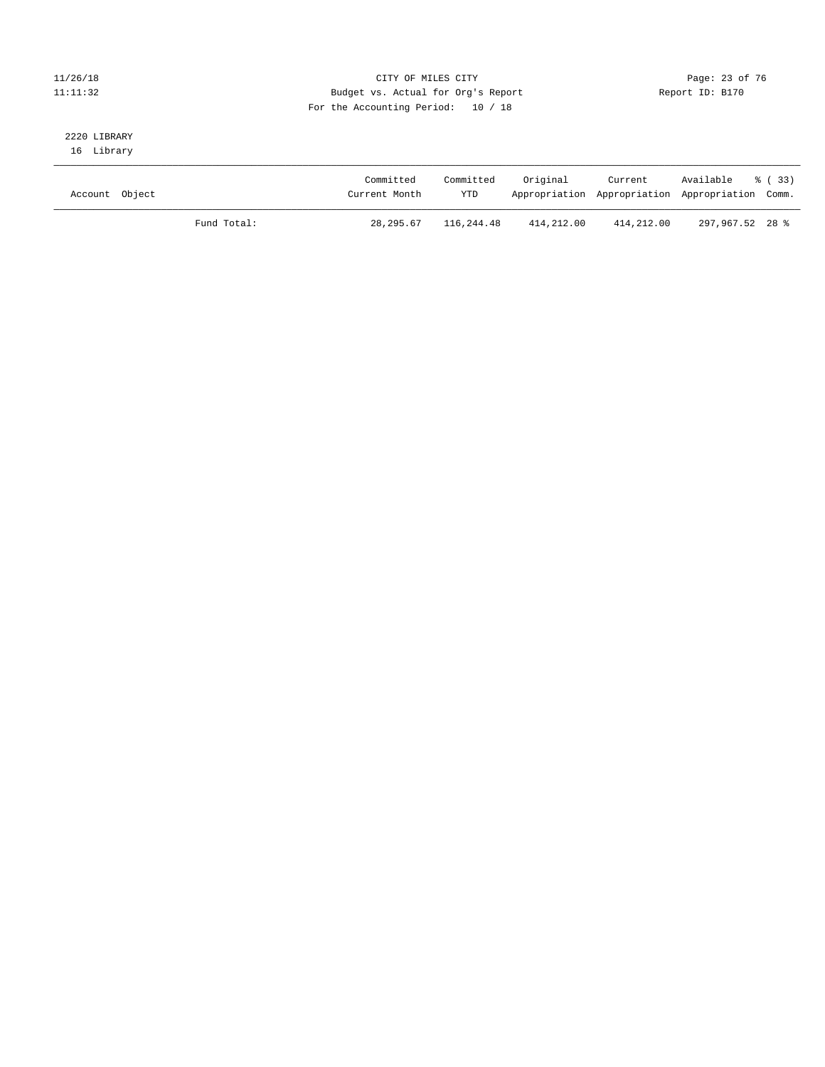CITY OF MILES CITY
Budget vs. Actual for Org's Report
For the Accounting Period: 10 / 18

11/26/18
11:11:32

Report ID: B170

2220 LIBRARY
16 Library

| Account Object | | Committed Current Month | Committed YTD | Original Appropriation | Current Appropriation | Available Appropriation | % ( 33) Comm. |
|---|---|---|---|---|---|---|---|
| | Fund Total: | 28,295.67 | 116,244.48 | 414,212.00 | 414,212.00 | 297,967.52 | 28 % |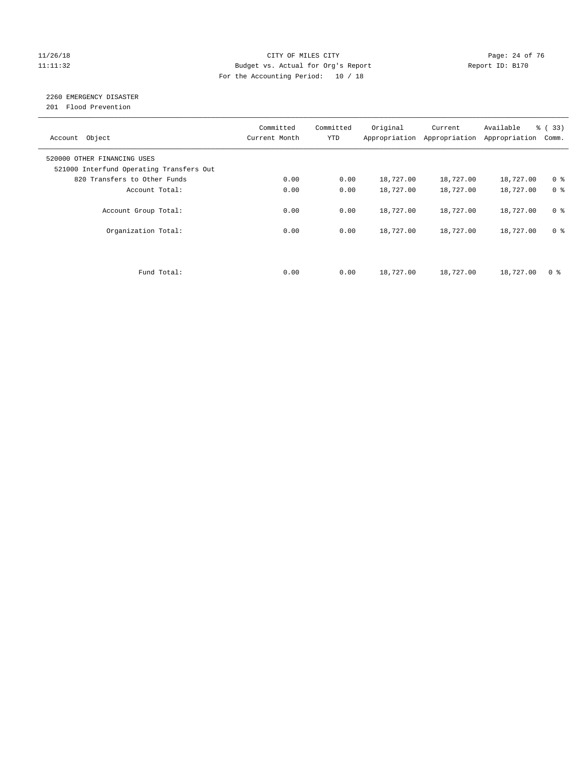CITY OF MILES CITY
Budget vs. Actual for Org's Report
For the Accounting Period: 10 / 18

11/26/18
11:11:32

Report ID: B170

2260 EMERGENCY DISASTER
201 Flood Prevention

| Account Object | Committed Current Month | Committed YTD | Original Appropriation | Current Appropriation | Available Appropriation | % ( 33) Comm. |
|---|---|---|---|---|---|---|
| 520000 OTHER FINANCING USES | | | | | | |
| 521000 Interfund Operating Transfers Out | | | | | | |
| 820 Transfers to Other Funds | 0.00 | 0.00 | 18,727.00 | 18,727.00 | 18,727.00 | 0 % |
| Account Total: | 0.00 | 0.00 | 18,727.00 | 18,727.00 | 18,727.00 | 0 % |
| Account Group Total: | 0.00 | 0.00 | 18,727.00 | 18,727.00 | 18,727.00 | 0 % |
| Organization Total: | 0.00 | 0.00 | 18,727.00 | 18,727.00 | 18,727.00 | 0 % |
| Fund Total: | 0.00 | 0.00 | 18,727.00 | 18,727.00 | 18,727.00 | 0 % |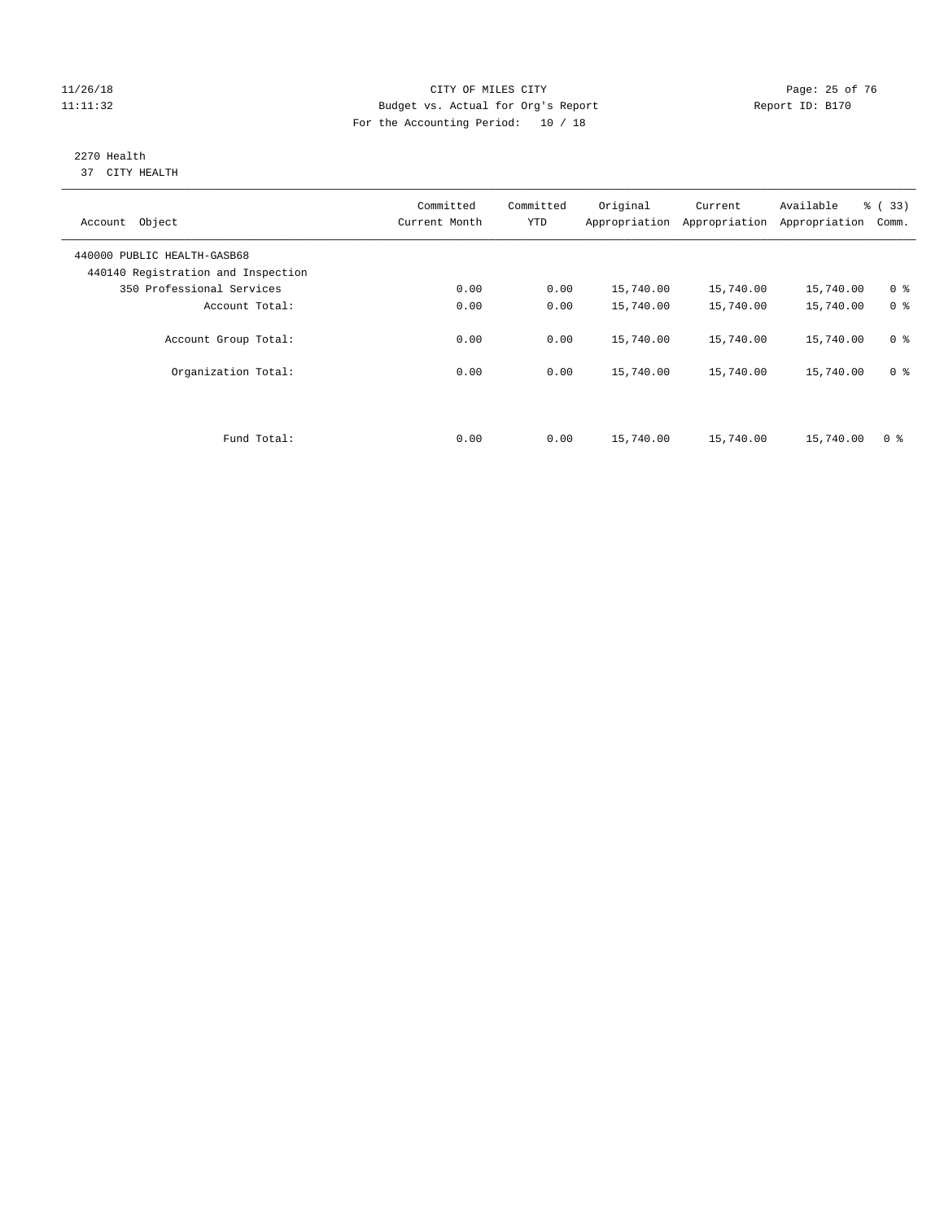CITY OF MILES CITY
Budget vs. Actual for Org's Report
For the Accounting Period: 10 / 18

11/26/18
11:11:32

Report ID: B170

2270 Health
37 CITY HEALTH

| Account Object | Committed Current Month | Committed YTD | Original Appropriation | Current Appropriation | Available Appropriation | % ( 33) Comm. |
|---|---|---|---|---|---|---|
| 440000 PUBLIC HEALTH-GASB68 | | | | | | |
| 440140 Registration and Inspection | | | | | | |
| 350 Professional Services | 0.00 | 0.00 | 15,740.00 | 15,740.00 | 15,740.00 | 0 % |
| Account Total: | 0.00 | 0.00 | 15,740.00 | 15,740.00 | 15,740.00 | 0 % |
| Account Group Total: | 0.00 | 0.00 | 15,740.00 | 15,740.00 | 15,740.00 | 0 % |
| Organization Total: | 0.00 | 0.00 | 15,740.00 | 15,740.00 | 15,740.00 | 0 % |
| Fund Total: | 0.00 | 0.00 | 15,740.00 | 15,740.00 | 15,740.00 | 0 % |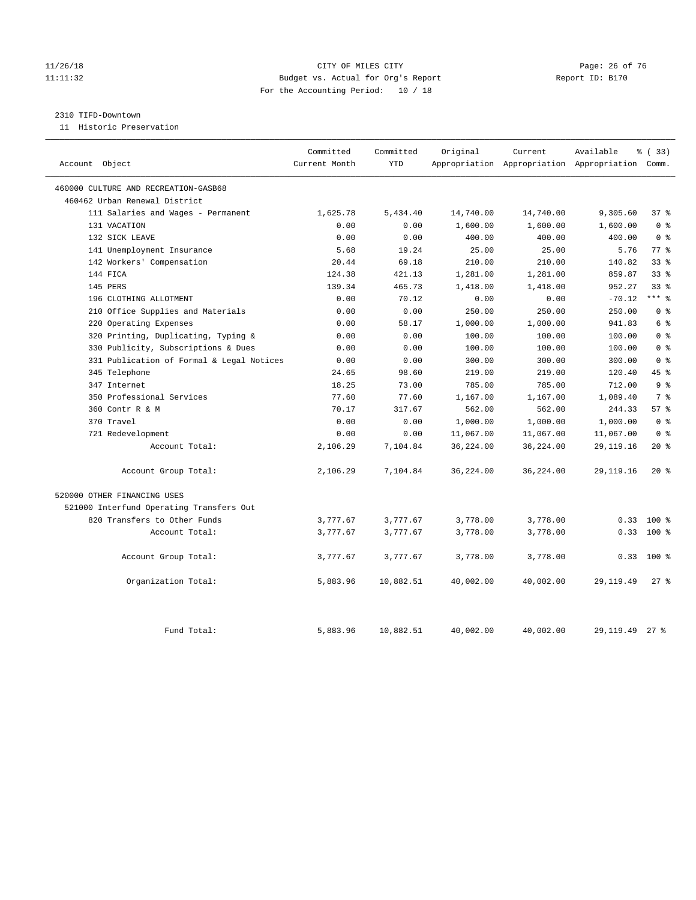CITY OF MILES CITY
Budget vs. Actual for Org's Report
For the Accounting Period: 10 / 18

11/26/18
11:11:32

Report ID: B170

2310 TIFD-Downtown
11 Historic Preservation

| Account Object | Committed Current Month | Committed YTD | Original Appropriation | Current Appropriation | Available Appropriation | % ( 33) Comm. |
|---|---|---|---|---|---|---|
| 460000 CULTURE AND RECREATION-GASB68 | | | | | | |
| 460462 Urban Renewal District | | | | | | |
| 111 Salaries and Wages - Permanent | 1,625.78 | 5,434.40 | 14,740.00 | 14,740.00 | 9,305.60 | 37 % |
| 131 VACATION | 0.00 | 0.00 | 1,600.00 | 1,600.00 | 1,600.00 | 0 % |
| 132 SICK LEAVE | 0.00 | 0.00 | 400.00 | 400.00 | 400.00 | 0 % |
| 141 Unemployment Insurance | 5.68 | 19.24 | 25.00 | 25.00 | 5.76 | 77 % |
| 142 Workers' Compensation | 20.44 | 69.18 | 210.00 | 210.00 | 140.82 | 33 % |
| 144 FICA | 124.38 | 421.13 | 1,281.00 | 1,281.00 | 859.87 | 33 % |
| 145 PERS | 139.34 | 465.73 | 1,418.00 | 1,418.00 | 952.27 | 33 % |
| 196 CLOTHING ALLOTMENT | 0.00 | 70.12 | 0.00 | 0.00 | -70.12 | *** % |
| 210 Office Supplies and Materials | 0.00 | 0.00 | 250.00 | 250.00 | 250.00 | 0 % |
| 220 Operating Expenses | 0.00 | 58.17 | 1,000.00 | 1,000.00 | 941.83 | 6 % |
| 320 Printing, Duplicating, Typing & | 0.00 | 0.00 | 100.00 | 100.00 | 100.00 | 0 % |
| 330 Publicity, Subscriptions & Dues | 0.00 | 0.00 | 100.00 | 100.00 | 100.00 | 0 % |
| 331 Publication of Formal & Legal Notices | 0.00 | 0.00 | 300.00 | 300.00 | 300.00 | 0 % |
| 345 Telephone | 24.65 | 98.60 | 219.00 | 219.00 | 120.40 | 45 % |
| 347 Internet | 18.25 | 73.00 | 785.00 | 785.00 | 712.00 | 9 % |
| 350 Professional Services | 77.60 | 77.60 | 1,167.00 | 1,167.00 | 1,089.40 | 7 % |
| 360 Contr R & M | 70.17 | 317.67 | 562.00 | 562.00 | 244.33 | 57 % |
| 370 Travel | 0.00 | 0.00 | 1,000.00 | 1,000.00 | 1,000.00 | 0 % |
| 721 Redevelopment | 0.00 | 0.00 | 11,067.00 | 11,067.00 | 11,067.00 | 0 % |
| Account Total: | 2,106.29 | 7,104.84 | 36,224.00 | 36,224.00 | 29,119.16 | 20 % |
| Account Group Total: | 2,106.29 | 7,104.84 | 36,224.00 | 36,224.00 | 29,119.16 | 20 % |
| 520000 OTHER FINANCING USES | | | | | | |
| 521000 Interfund Operating Transfers Out | | | | | | |
| 820 Transfers to Other Funds | 3,777.67 | 3,777.67 | 3,778.00 | 3,778.00 | 0.33 | 100 % |
| Account Total: | 3,777.67 | 3,777.67 | 3,778.00 | 3,778.00 | 0.33 | 100 % |
| Account Group Total: | 3,777.67 | 3,777.67 | 3,778.00 | 3,778.00 | 0.33 | 100 % |
| Organization Total: | 5,883.96 | 10,882.51 | 40,002.00 | 40,002.00 | 29,119.49 | 27 % |
| Fund Total: | 5,883.96 | 10,882.51 | 40,002.00 | 40,002.00 | 29,119.49 | 27 % |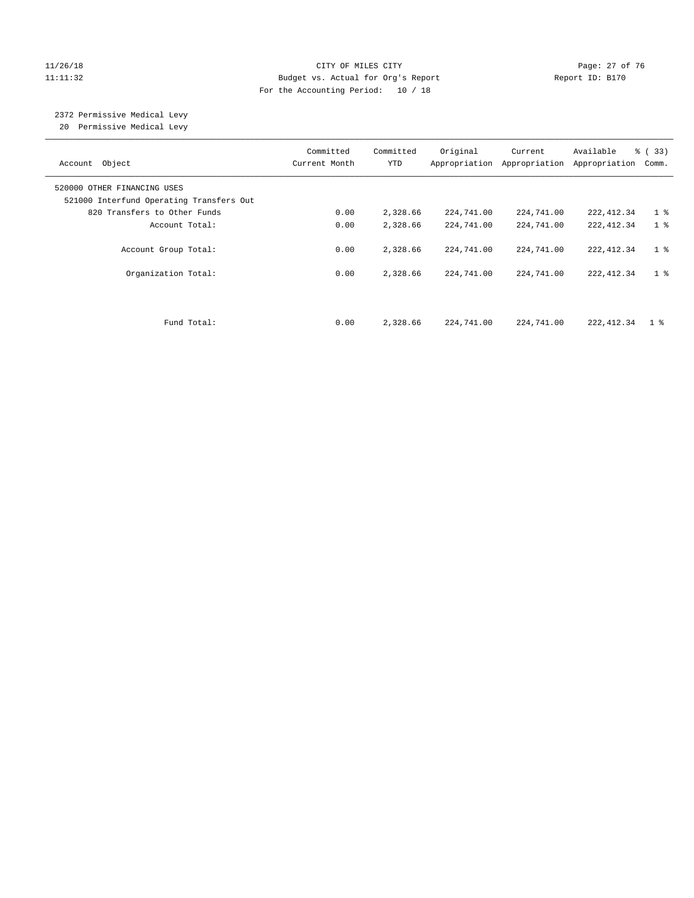CITY OF MILES CITY
Budget vs. Actual for Org's Report
For the Accounting Period: 10 / 18

11/26/18
11:11:32

Report ID: B170

2372 Permissive Medical Levy
20 Permissive Medical Levy

| Account Object | Committed Current Month | Committed YTD | Original Appropriation | Current Appropriation | Available Appropriation | % ( 33) Comm. |
|---|---|---|---|---|---|---|
| 520000 OTHER FINANCING USES | | | | | | |
| 521000 Interfund Operating Transfers Out | | | | | | |
| 820 Transfers to Other Funds | 0.00 | 2,328.66 | 224,741.00 | 224,741.00 | 222,412.34 | 1 % |
| Account Total: | 0.00 | 2,328.66 | 224,741.00 | 224,741.00 | 222,412.34 | 1 % |
| Account Group Total: | 0.00 | 2,328.66 | 224,741.00 | 224,741.00 | 222,412.34 | 1 % |
| Organization Total: | 0.00 | 2,328.66 | 224,741.00 | 224,741.00 | 222,412.34 | 1 % |
| Fund Total: | 0.00 | 2,328.66 | 224,741.00 | 224,741.00 | 222,412.34 | 1 % |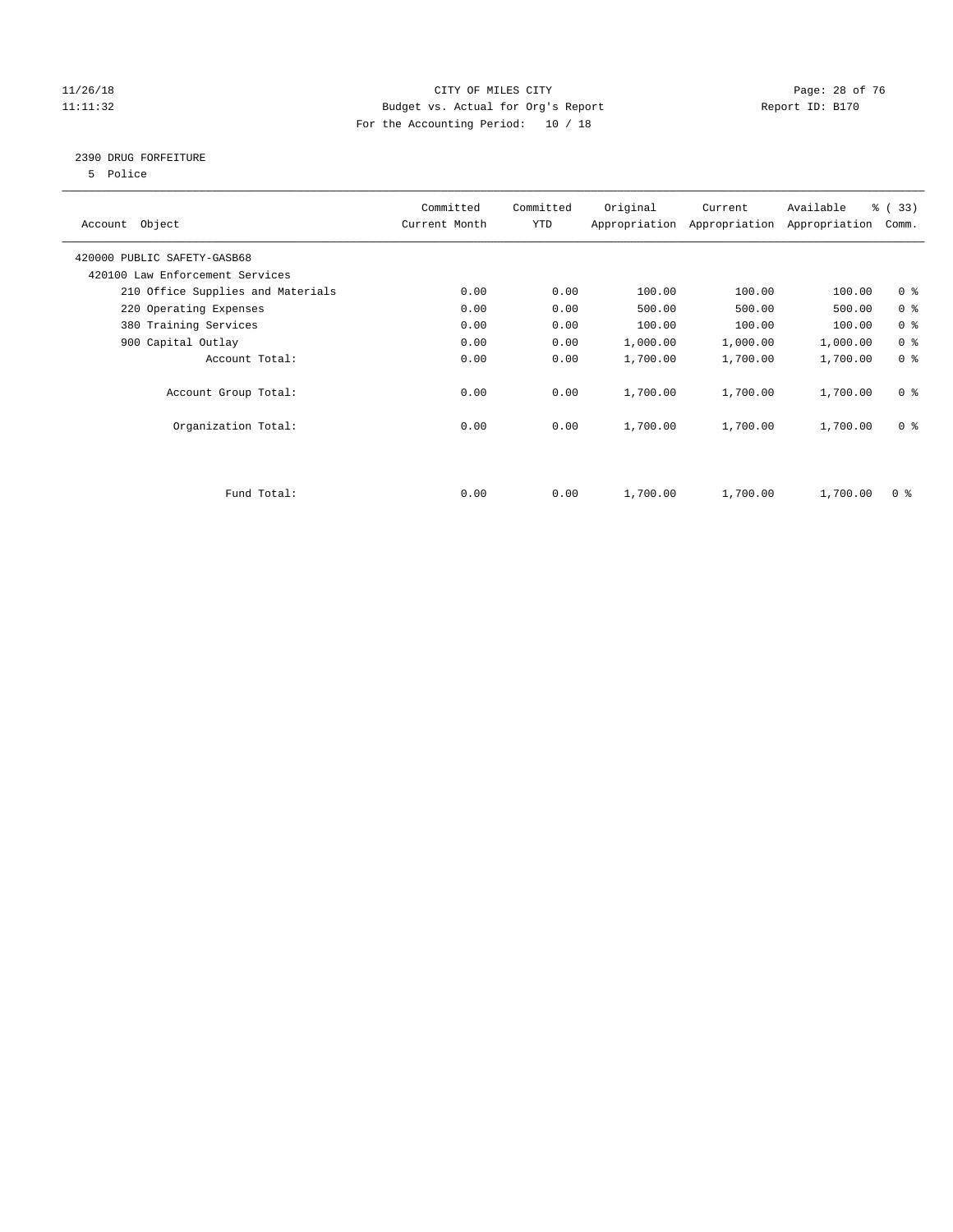CITY OF MILES CITY
Budget vs. Actual for Org's Report
For the Accounting Period: 10 / 18

11/26/18
11:11:32

Report ID: B170

## 2390 DRUG FORFEITURE

5 Police

| Account Object | Committed Current Month | Committed YTD | Original Appropriation | Current Appropriation | Available Appropriation | % ( 33) Comm. |
|---|---|---|---|---|---|---|
| 420000 PUBLIC SAFETY-GASB68 | | | | | | |
| 420100 Law Enforcement Services | | | | | | |
| 210 Office Supplies and Materials | 0.00 | 0.00 | 100.00 | 100.00 | 100.00 | 0 % |
| 220 Operating Expenses | 0.00 | 0.00 | 500.00 | 500.00 | 500.00 | 0 % |
| 380 Training Services | 0.00 | 0.00 | 100.00 | 100.00 | 100.00 | 0 % |
| 900 Capital Outlay | 0.00 | 0.00 | 1,000.00 | 1,000.00 | 1,000.00 | 0 % |
| Account Total: | 0.00 | 0.00 | 1,700.00 | 1,700.00 | 1,700.00 | 0 % |
| Account Group Total: | 0.00 | 0.00 | 1,700.00 | 1,700.00 | 1,700.00 | 0 % |
| Organization Total: | 0.00 | 0.00 | 1,700.00 | 1,700.00 | 1,700.00 | 0 % |
| Fund Total: | 0.00 | 0.00 | 1,700.00 | 1,700.00 | 1,700.00 | 0 % |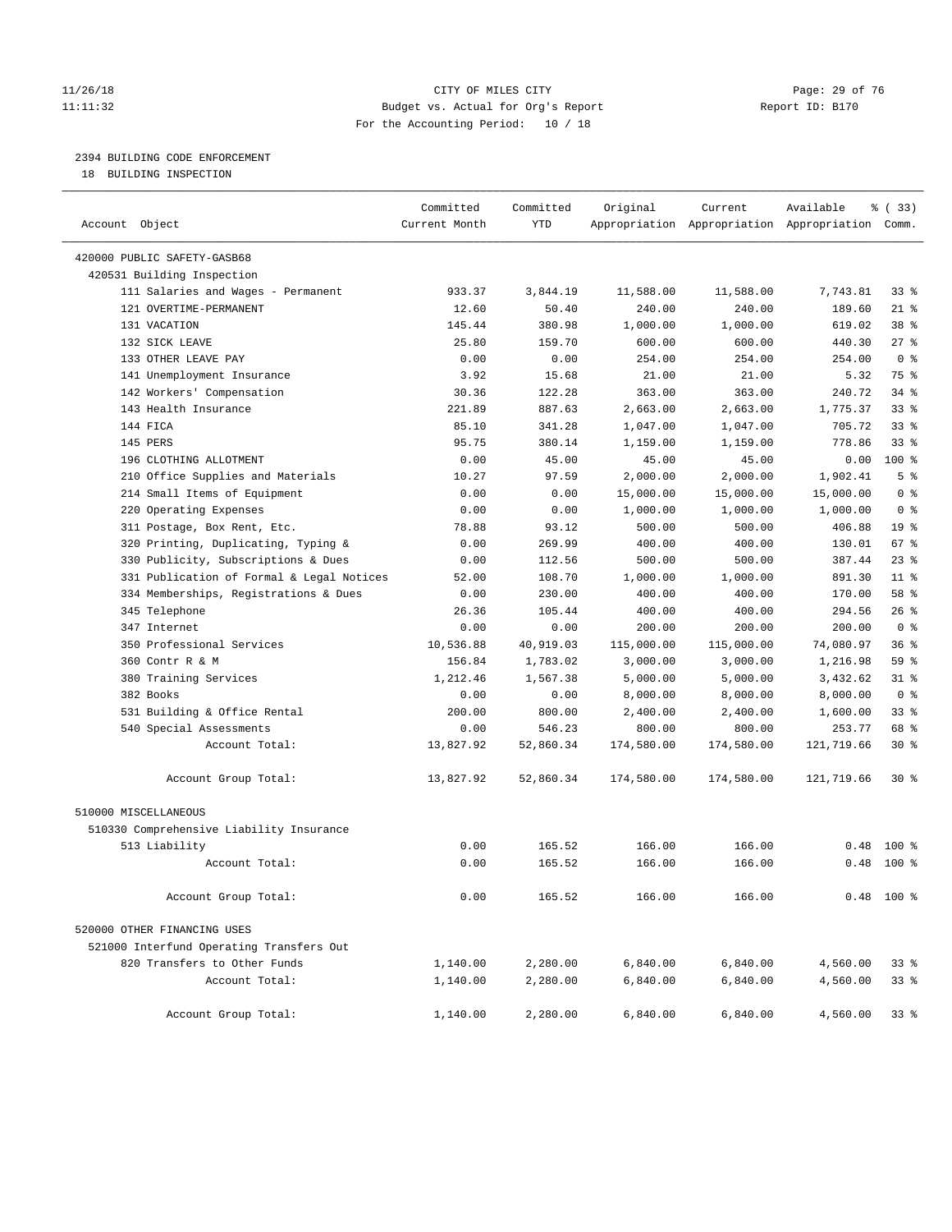CITY OF MILES CITY
Budget vs. Actual for Org's Report
For the Accounting Period: 10 / 18

11/26/18
11:11:32

Report ID: B170

## 2394 BUILDING CODE ENFORCEMENT

18 BUILDING INSPECTION

| Account Object | Committed Current Month | Committed YTD | Original Appropriation | Current Appropriation | Available Appropriation | % ( 33) Comm. |
|---|---|---|---|---|---|---|
| 420000 PUBLIC SAFETY-GASB68 | | | | | | |
| 420531 Building Inspection | | | | | | |
| 111 Salaries and Wages - Permanent | 933.37 | 3,844.19 | 11,588.00 | 11,588.00 | 7,743.81 | 33 % |
| 121 OVERTIME-PERMANENT | 12.60 | 50.40 | 240.00 | 240.00 | 189.60 | 21 % |
| 131 VACATION | 145.44 | 380.98 | 1,000.00 | 1,000.00 | 619.02 | 38 % |
| 132 SICK LEAVE | 25.80 | 159.70 | 600.00 | 600.00 | 440.30 | 27 % |
| 133 OTHER LEAVE PAY | 0.00 | 0.00 | 254.00 | 254.00 | 254.00 | 0 % |
| 141 Unemployment Insurance | 3.92 | 15.68 | 21.00 | 21.00 | 5.32 | 75 % |
| 142 Workers' Compensation | 30.36 | 122.28 | 363.00 | 363.00 | 240.72 | 34 % |
| 143 Health Insurance | 221.89 | 887.63 | 2,663.00 | 2,663.00 | 1,775.37 | 33 % |
| 144 FICA | 85.10 | 341.28 | 1,047.00 | 1,047.00 | 705.72 | 33 % |
| 145 PERS | 95.75 | 380.14 | 1,159.00 | 1,159.00 | 778.86 | 33 % |
| 196 CLOTHING ALLOTMENT | 0.00 | 45.00 | 45.00 | 45.00 | 0.00 | 100 % |
| 210 Office Supplies and Materials | 10.27 | 97.59 | 2,000.00 | 2,000.00 | 1,902.41 | 5 % |
| 214 Small Items of Equipment | 0.00 | 0.00 | 15,000.00 | 15,000.00 | 15,000.00 | 0 % |
| 220 Operating Expenses | 0.00 | 0.00 | 1,000.00 | 1,000.00 | 1,000.00 | 0 % |
| 311 Postage, Box Rent, Etc. | 78.88 | 93.12 | 500.00 | 500.00 | 406.88 | 19 % |
| 320 Printing, Duplicating, Typing & | 0.00 | 269.99 | 400.00 | 400.00 | 130.01 | 67 % |
| 330 Publicity, Subscriptions & Dues | 0.00 | 112.56 | 500.00 | 500.00 | 387.44 | 23 % |
| 331 Publication of Formal & Legal Notices | 52.00 | 108.70 | 1,000.00 | 1,000.00 | 891.30 | 11 % |
| 334 Memberships, Registrations & Dues | 0.00 | 230.00 | 400.00 | 400.00 | 170.00 | 58 % |
| 345 Telephone | 26.36 | 105.44 | 400.00 | 400.00 | 294.56 | 26 % |
| 347 Internet | 0.00 | 0.00 | 200.00 | 200.00 | 200.00 | 0 % |
| 350 Professional Services | 10,536.88 | 40,919.03 | 115,000.00 | 115,000.00 | 74,080.97 | 36 % |
| 360 Contr R & M | 156.84 | 1,783.02 | 3,000.00 | 3,000.00 | 1,216.98 | 59 % |
| 380 Training Services | 1,212.46 | 1,567.38 | 5,000.00 | 5,000.00 | 3,432.62 | 31 % |
| 382 Books | 0.00 | 0.00 | 8,000.00 | 8,000.00 | 8,000.00 | 0 % |
| 531 Building & Office Rental | 200.00 | 800.00 | 2,400.00 | 2,400.00 | 1,600.00 | 33 % |
| 540 Special Assessments | 0.00 | 546.23 | 800.00 | 800.00 | 253.77 | 68 % |
| Account Total: | 13,827.92 | 52,860.34 | 174,580.00 | 174,580.00 | 121,719.66 | 30 % |
| Account Group Total: | 13,827.92 | 52,860.34 | 174,580.00 | 174,580.00 | 121,719.66 | 30 % |
| 510000 MISCELLANEOUS | | | | | | |
| 510330 Comprehensive Liability Insurance | | | | | | |
| 513 Liability | 0.00 | 165.52 | 166.00 | 166.00 | 0.48 | 100 % |
| Account Total: | 0.00 | 165.52 | 166.00 | 166.00 | 0.48 | 100 % |
| Account Group Total: | 0.00 | 165.52 | 166.00 | 166.00 | 0.48 | 100 % |
| 520000 OTHER FINANCING USES | | | | | | |
| 521000 Interfund Operating Transfers Out | | | | | | |
| 820 Transfers to Other Funds | 1,140.00 | 2,280.00 | 6,840.00 | 6,840.00 | 4,560.00 | 33 % |
| Account Total: | 1,140.00 | 2,280.00 | 6,840.00 | 6,840.00 | 4,560.00 | 33 % |
| Account Group Total: | 1,140.00 | 2,280.00 | 6,840.00 | 6,840.00 | 4,560.00 | 33 % |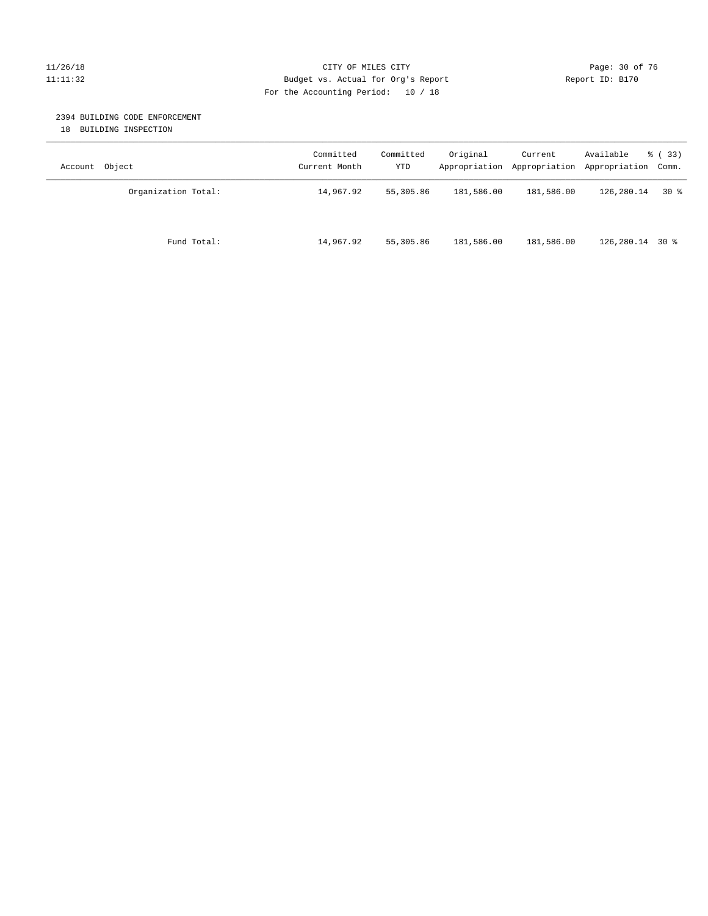CITY OF MILES CITY
Budget vs. Actual for Org's Report
For the Accounting Period: 10 / 18

11/26/18
11:11:32

Report ID: B170

## 2394 BUILDING CODE ENFORCEMENT

18 BUILDING INSPECTION

| Account Object | Committed Current Month | Committed YTD | Original Appropriation | Current Appropriation | Available Appropriation | % ( 33) Comm. |
|---|---|---|---|---|---|---|
| Organization Total: | 14,967.92 | 55,305.86 | 181,586.00 | 181,586.00 | 126,280.14 | 30 % |
| Fund Total: | 14,967.92 | 55,305.86 | 181,586.00 | 181,586.00 | 126,280.14 | 30 % |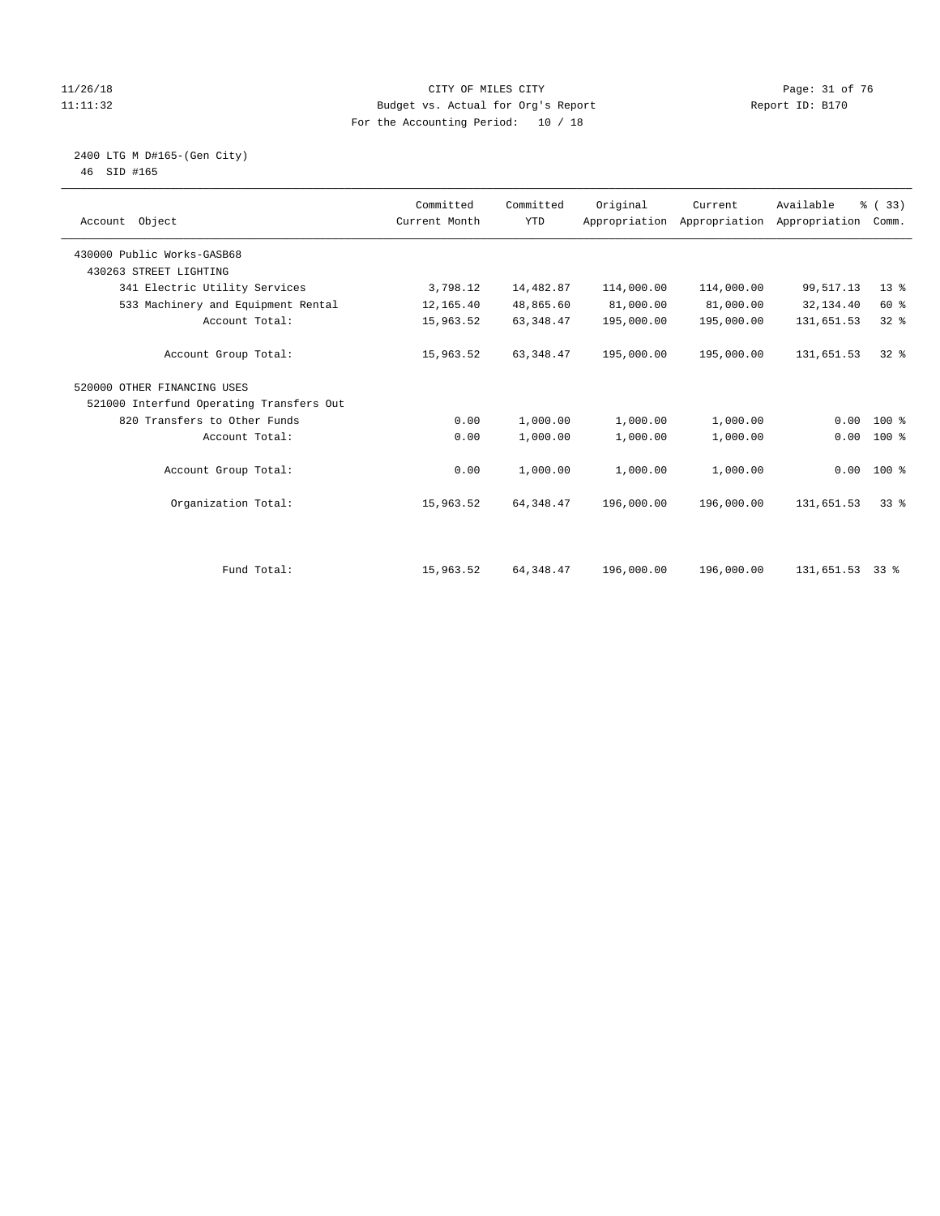CITY OF MILES CITY
Budget vs. Actual for Org's Report
For the Accounting Period: 10 / 18

11/26/18
11:11:32

Report ID: B170

## 2400 LTG M D#165-(Gen City)

46 SID #165

| Account Object | Committed Current Month | Committed YTD | Original Appropriation | Current Appropriation | Available Appropriation | % ( 33) Comm. |
|---|---|---|---|---|---|---|
| 430000 Public Works-GASB68 | | | | | | |
| 430263 STREET LIGHTING | | | | | | |
| 341 Electric Utility Services | 3,798.12 | 14,482.87 | 114,000.00 | 114,000.00 | 99,517.13 | 13 % |
| 533 Machinery and Equipment Rental | 12,165.40 | 48,865.60 | 81,000.00 | 81,000.00 | 32,134.40 | 60 % |
| Account Total: | 15,963.52 | 63,348.47 | 195,000.00 | 195,000.00 | 131,651.53 | 32 % |
| Account Group Total: | 15,963.52 | 63,348.47 | 195,000.00 | 195,000.00 | 131,651.53 | 32 % |
| 520000 OTHER FINANCING USES | | | | | | |
| 521000 Interfund Operating Transfers Out | | | | | | |
| 820 Transfers to Other Funds | 0.00 | 1,000.00 | 1,000.00 | 1,000.00 | 0.00 | 100 % |
| Account Total: | 0.00 | 1,000.00 | 1,000.00 | 1,000.00 | 0.00 | 100 % |
| Account Group Total: | 0.00 | 1,000.00 | 1,000.00 | 1,000.00 | 0.00 | 100 % |
| Organization Total: | 15,963.52 | 64,348.47 | 196,000.00 | 196,000.00 | 131,651.53 | 33 % |
| Fund Total: | 15,963.52 | 64,348.47 | 196,000.00 | 196,000.00 | 131,651.53 | 33 % |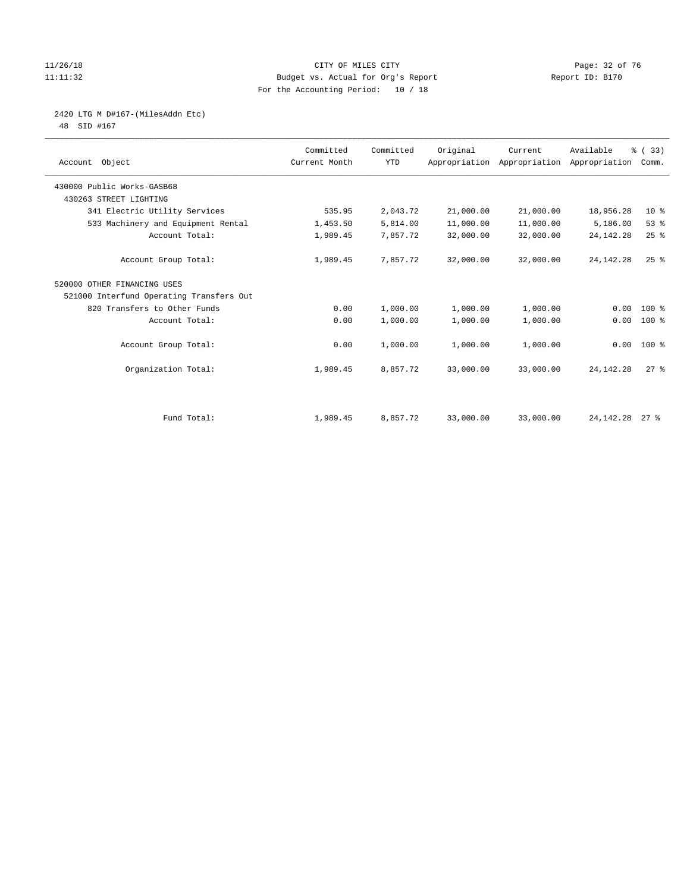CITY OF MILES CITY
Budget vs. Actual for Org's Report
For the Accounting Period: 10 / 18

11/26/18
11:11:32

Report ID: B170

2420 LTG M D#167-(MilesAddn Etc)
48 SID #167

| Account Object | Committed Current Month | Committed YTD | Original Appropriation | Current Appropriation | Available Appropriation | % ( 33) Comm. |
|---|---|---|---|---|---|---|
| 430000 Public Works-GASB68 | | | | | | |
| 430263 STREET LIGHTING | | | | | | |
| 341 Electric Utility Services | 535.95 | 2,043.72 | 21,000.00 | 21,000.00 | 18,956.28 | 10 % |
| 533 Machinery and Equipment Rental | 1,453.50 | 5,814.00 | 11,000.00 | 11,000.00 | 5,186.00 | 53 % |
| Account Total: | 1,989.45 | 7,857.72 | 32,000.00 | 32,000.00 | 24,142.28 | 25 % |
| Account Group Total: | 1,989.45 | 7,857.72 | 32,000.00 | 32,000.00 | 24,142.28 | 25 % |
| 520000 OTHER FINANCING USES | | | | | | |
| 521000 Interfund Operating Transfers Out | | | | | | |
| 820 Transfers to Other Funds | 0.00 | 1,000.00 | 1,000.00 | 1,000.00 | 0.00 | 100 % |
| Account Total: | 0.00 | 1,000.00 | 1,000.00 | 1,000.00 | 0.00 | 100 % |
| Account Group Total: | 0.00 | 1,000.00 | 1,000.00 | 1,000.00 | 0.00 | 100 % |
| Organization Total: | 1,989.45 | 8,857.72 | 33,000.00 | 33,000.00 | 24,142.28 | 27 % |
| Fund Total: | 1,989.45 | 8,857.72 | 33,000.00 | 33,000.00 | 24,142.28 | 27 % |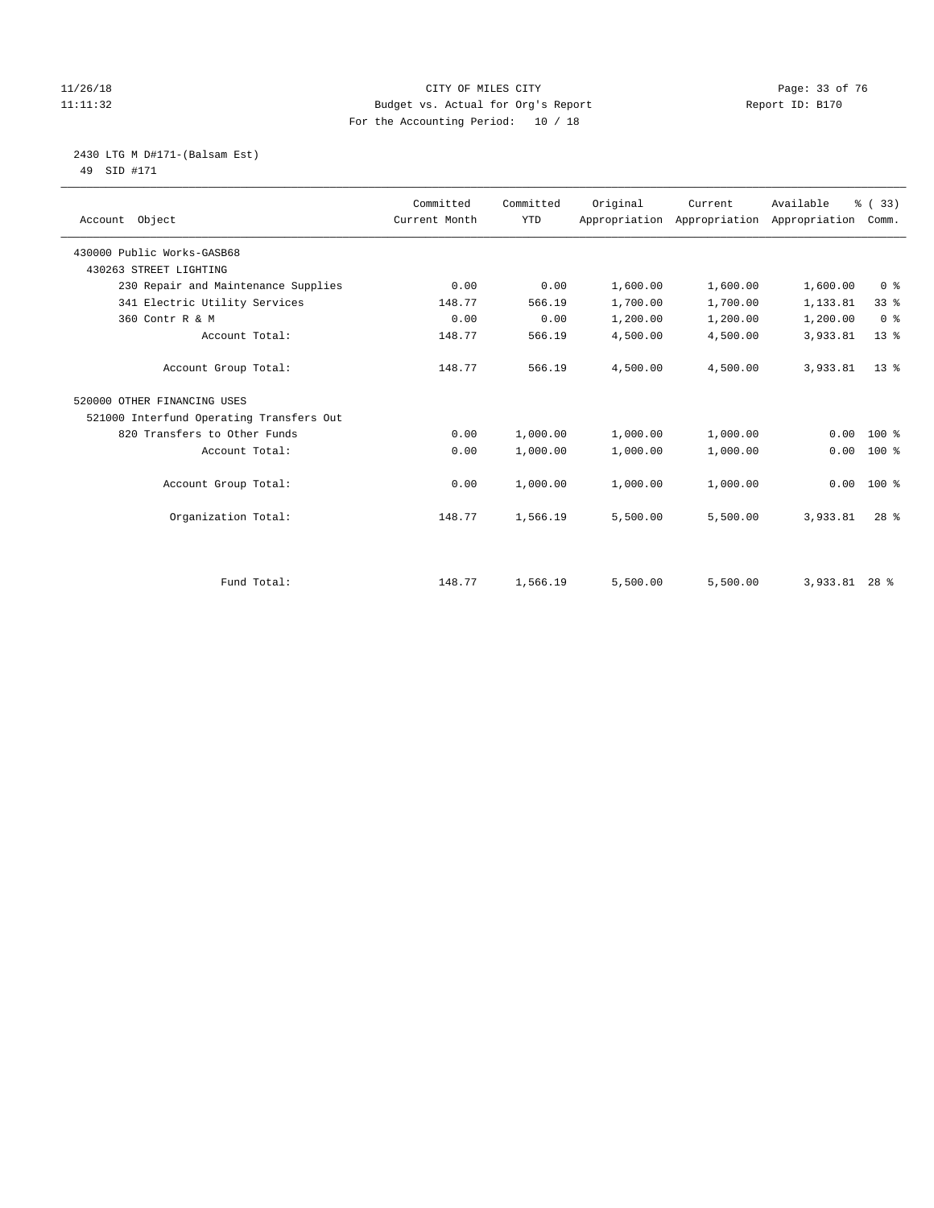CITY OF MILES CITY
Budget vs. Actual for Org's Report
For the Accounting Period: 10 / 18

11/26/18
11:11:32

Report ID: B170

2430 LTG M D#171-(Balsam Est)
49 SID #171

| Account Object | Committed Current Month | Committed YTD | Original Appropriation | Current Appropriation | Available Appropriation | % ( 33) Comm. |
|---|---|---|---|---|---|---|
| 430000 Public Works-GASB68 | | | | | | |
| 430263 STREET LIGHTING | | | | | | |
| 230 Repair and Maintenance Supplies | 0.00 | 0.00 | 1,600.00 | 1,600.00 | 1,600.00 | 0 % |
| 341 Electric Utility Services | 148.77 | 566.19 | 1,700.00 | 1,700.00 | 1,133.81 | 33 % |
| 360 Contr R & M | 0.00 | 0.00 | 1,200.00 | 1,200.00 | 1,200.00 | 0 % |
| Account Total: | 148.77 | 566.19 | 4,500.00 | 4,500.00 | 3,933.81 | 13 % |
| Account Group Total: | 148.77 | 566.19 | 4,500.00 | 4,500.00 | 3,933.81 | 13 % |
| 520000 OTHER FINANCING USES | | | | | | |
| 521000 Interfund Operating Transfers Out | | | | | | |
| 820 Transfers to Other Funds | 0.00 | 1,000.00 | 1,000.00 | 1,000.00 | 0.00 | 100 % |
| Account Total: | 0.00 | 1,000.00 | 1,000.00 | 1,000.00 | 0.00 | 100 % |
| Account Group Total: | 0.00 | 1,000.00 | 1,000.00 | 1,000.00 | 0.00 | 100 % |
| Organization Total: | 148.77 | 1,566.19 | 5,500.00 | 5,500.00 | 3,933.81 | 28 % |
| Fund Total: | 148.77 | 1,566.19 | 5,500.00 | 5,500.00 | 3,933.81 | 28 % |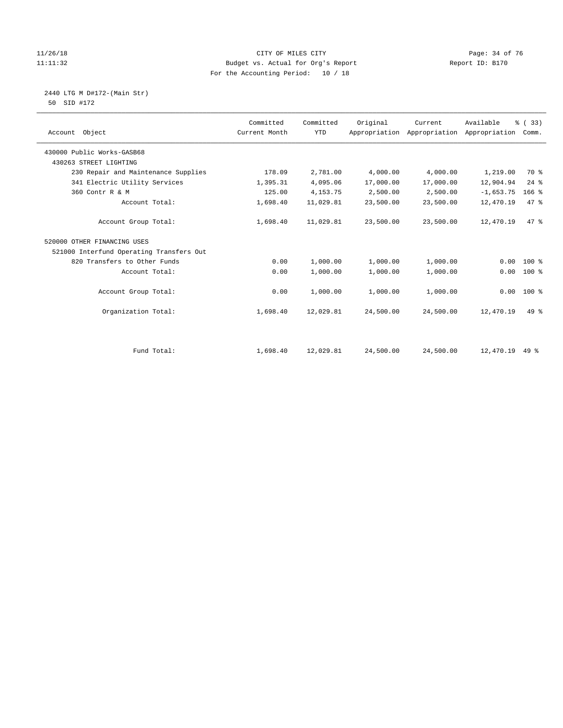CITY OF MILES CITY
Budget vs. Actual for Org's Report
For the Accounting Period: 10 / 18

11/26/18
11:11:32

Report ID: B170

2440 LTG M D#172-(Main Str)
50 SID #172

| Account Object | Committed Current Month | Committed YTD | Original Appropriation | Current Appropriation | Available Appropriation | % ( 33) Comm. |
|---|---|---|---|---|---|---|
| 430000 Public Works-GASB68 | | | | | | |
| 430263 STREET LIGHTING | | | | | | |
| 230 Repair and Maintenance Supplies | 178.09 | 2,781.00 | 4,000.00 | 4,000.00 | 1,219.00 | 70 % |
| 341 Electric Utility Services | 1,395.31 | 4,095.06 | 17,000.00 | 17,000.00 | 12,904.94 | 24 % |
| 360 Contr R & M | 125.00 | 4,153.75 | 2,500.00 | 2,500.00 | -1,653.75 | 166 % |
| Account Total: | 1,698.40 | 11,029.81 | 23,500.00 | 23,500.00 | 12,470.19 | 47 % |
| Account Group Total: | 1,698.40 | 11,029.81 | 23,500.00 | 23,500.00 | 12,470.19 | 47 % |
| 520000 OTHER FINANCING USES | | | | | | |
| 521000 Interfund Operating Transfers Out | | | | | | |
| 820 Transfers to Other Funds | 0.00 | 1,000.00 | 1,000.00 | 1,000.00 | 0.00 | 100 % |
| Account Total: | 0.00 | 1,000.00 | 1,000.00 | 1,000.00 | 0.00 | 100 % |
| Account Group Total: | 0.00 | 1,000.00 | 1,000.00 | 1,000.00 | 0.00 | 100 % |
| Organization Total: | 1,698.40 | 12,029.81 | 24,500.00 | 24,500.00 | 12,470.19 | 49 % |
| Fund Total: | 1,698.40 | 12,029.81 | 24,500.00 | 24,500.00 | 12,470.19 | 49 % |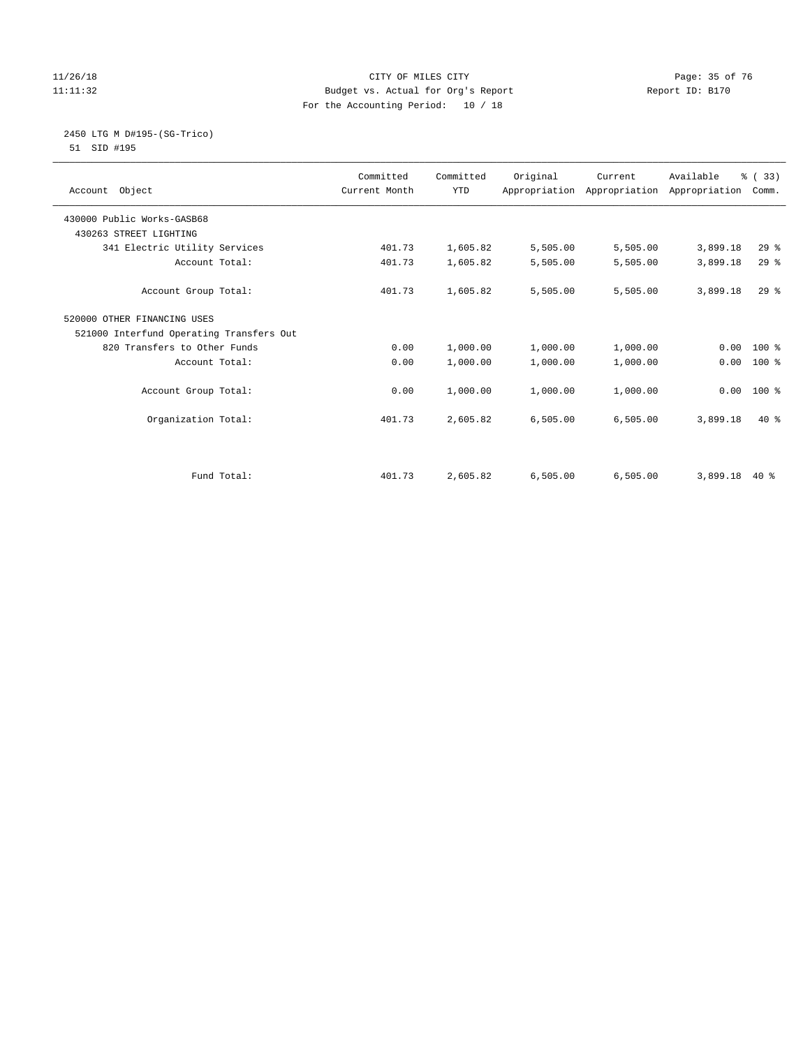CITY OF MILES CITY
Budget vs. Actual for Org's Report
For the Accounting Period: 10 / 18

11/26/18
11:11:32

Report ID: B170

2450 LTG M D#195-(SG-Trico)
51 SID #195

| Account Object | Committed Current Month | Committed YTD | Original Appropriation | Current Appropriation | Available Appropriation | % ( 33) Comm. |
|---|---|---|---|---|---|---|
| 430000 Public Works-GASB68 | | | | | | |
| 430263 STREET LIGHTING | | | | | | |
| 341 Electric Utility Services | 401.73 | 1,605.82 | 5,505.00 | 5,505.00 | 3,899.18 | 29 % |
| Account Total: | 401.73 | 1,605.82 | 5,505.00 | 5,505.00 | 3,899.18 | 29 % |
| Account Group Total: | 401.73 | 1,605.82 | 5,505.00 | 5,505.00 | 3,899.18 | 29 % |
| 520000 OTHER FINANCING USES | | | | | | |
| 521000 Interfund Operating Transfers Out | | | | | | |
| 820 Transfers to Other Funds | 0.00 | 1,000.00 | 1,000.00 | 1,000.00 | 0.00 | 100 % |
| Account Total: | 0.00 | 1,000.00 | 1,000.00 | 1,000.00 | 0.00 | 100 % |
| Account Group Total: | 0.00 | 1,000.00 | 1,000.00 | 1,000.00 | 0.00 | 100 % |
| Organization Total: | 401.73 | 2,605.82 | 6,505.00 | 6,505.00 | 3,899.18 | 40 % |
| Fund Total: | 401.73 | 2,605.82 | 6,505.00 | 6,505.00 | 3,899.18 | 40 % |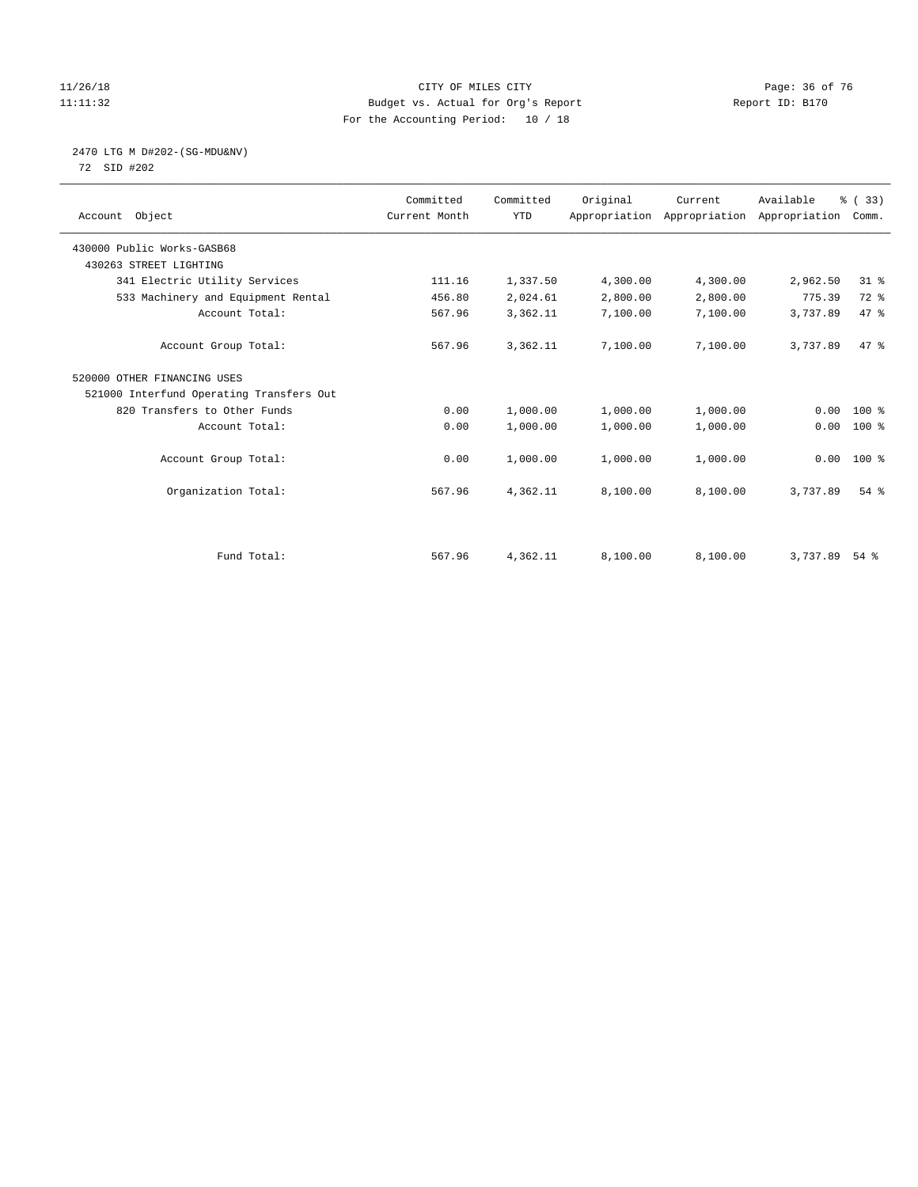CITY OF MILES CITY
Budget vs. Actual for Org's Report
For the Accounting Period: 10 / 18

11/26/18
11:11:32

Report ID: B170

## 2470 LTG M D#202-(SG-MDU&NV)

72 SID #202

| Account Object | Committed Current Month | Committed YTD | Original Appropriation | Current Appropriation | Available Appropriation | % ( 33) Comm. |
|---|---|---|---|---|---|---|
| 430000 Public Works-GASB68 | | | | | | |
| 430263 STREET LIGHTING | | | | | | |
| 341 Electric Utility Services | 111.16 | 1,337.50 | 4,300.00 | 4,300.00 | 2,962.50 | 31 % |
| 533 Machinery and Equipment Rental | 456.80 | 2,024.61 | 2,800.00 | 2,800.00 | 775.39 | 72 % |
| Account Total: | 567.96 | 3,362.11 | 7,100.00 | 7,100.00 | 3,737.89 | 47 % |
| Account Group Total: | 567.96 | 3,362.11 | 7,100.00 | 7,100.00 | 3,737.89 | 47 % |
| 520000 OTHER FINANCING USES | | | | | | |
| 521000 Interfund Operating Transfers Out | | | | | | |
| 820 Transfers to Other Funds | 0.00 | 1,000.00 | 1,000.00 | 1,000.00 | 0.00 | 100 % |
| Account Total: | 0.00 | 1,000.00 | 1,000.00 | 1,000.00 | 0.00 | 100 % |
| Account Group Total: | 0.00 | 1,000.00 | 1,000.00 | 1,000.00 | 0.00 | 100 % |
| Organization Total: | 567.96 | 4,362.11 | 8,100.00 | 8,100.00 | 3,737.89 | 54 % |
| Fund Total: | 567.96 | 4,362.11 | 8,100.00 | 8,100.00 | 3,737.89 | 54 % |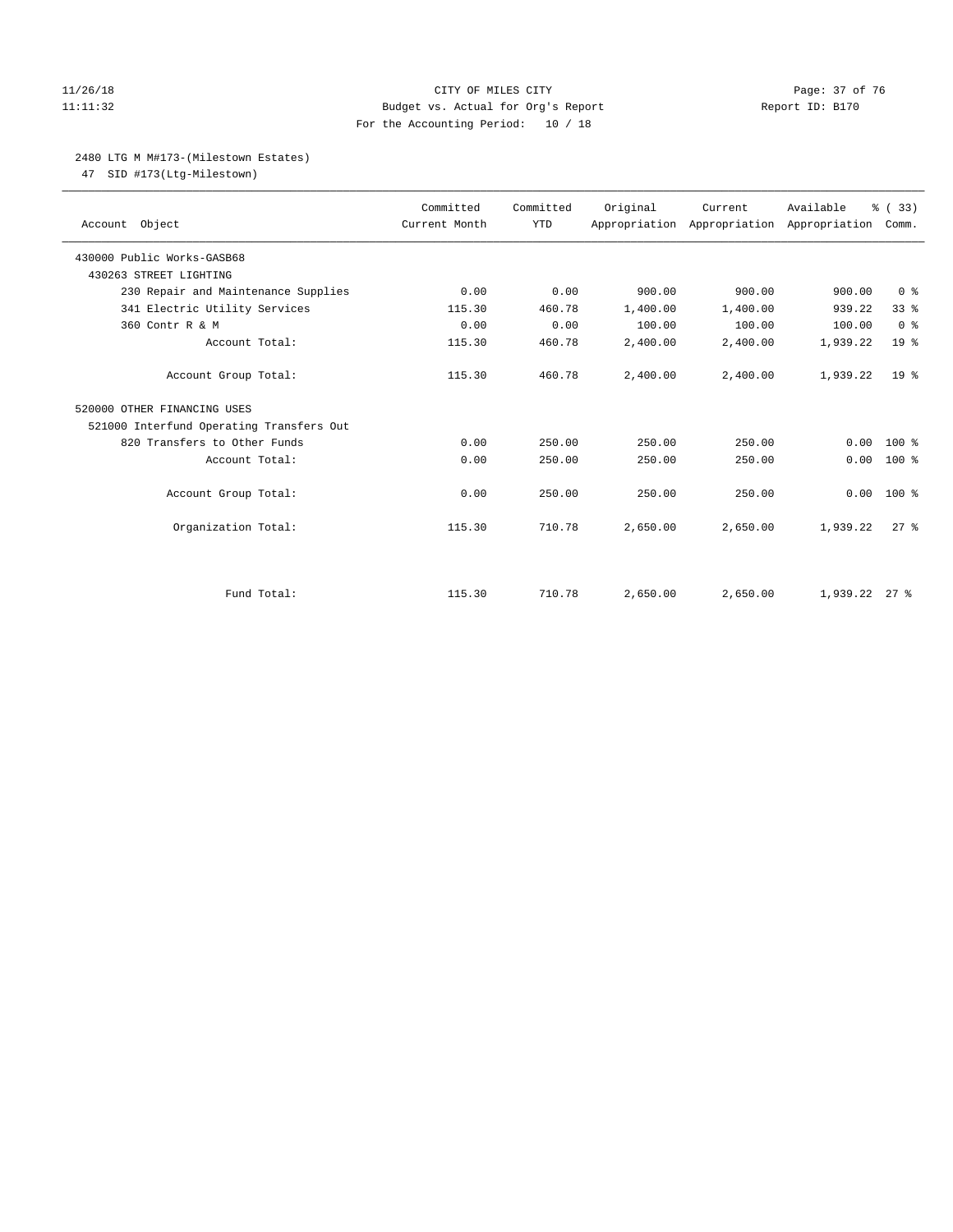CITY OF MILES CITY
Budget vs. Actual for Org's Report
For the Accounting Period: 10 / 18

11/26/18 11:11:32 — Report ID: B170

## 2480 LTG M M#173-(Milestown Estates)

47 SID #173(Ltg-Milestown)

| Account Object | Committed Current Month | Committed YTD | Original Appropriation | Current Appropriation | Available Appropriation | % ( 33) Comm. |
|---|---|---|---|---|---|---|
| 430000 Public Works-GASB68 | | | | | | |
| 430263 STREET LIGHTING | | | | | | |
| 230 Repair and Maintenance Supplies | 0.00 | 0.00 | 900.00 | 900.00 | 900.00 | 0 % |
| 341 Electric Utility Services | 115.30 | 460.78 | 1,400.00 | 1,400.00 | 939.22 | 33 % |
| 360 Contr R & M | 0.00 | 0.00 | 100.00 | 100.00 | 100.00 | 0 % |
| Account Total: | 115.30 | 460.78 | 2,400.00 | 2,400.00 | 1,939.22 | 19 % |
| Account Group Total: | 115.30 | 460.78 | 2,400.00 | 2,400.00 | 1,939.22 | 19 % |
| 520000 OTHER FINANCING USES | | | | | | |
| 521000 Interfund Operating Transfers Out | | | | | | |
| 820 Transfers to Other Funds | 0.00 | 250.00 | 250.00 | 250.00 | 0.00 | 100 % |
| Account Total: | 0.00 | 250.00 | 250.00 | 250.00 | 0.00 | 100 % |
| Account Group Total: | 0.00 | 250.00 | 250.00 | 250.00 | 0.00 | 100 % |
| Organization Total: | 115.30 | 710.78 | 2,650.00 | 2,650.00 | 1,939.22 | 27 % |
| Fund Total: | 115.30 | 710.78 | 2,650.00 | 2,650.00 | 1,939.22 | 27 % |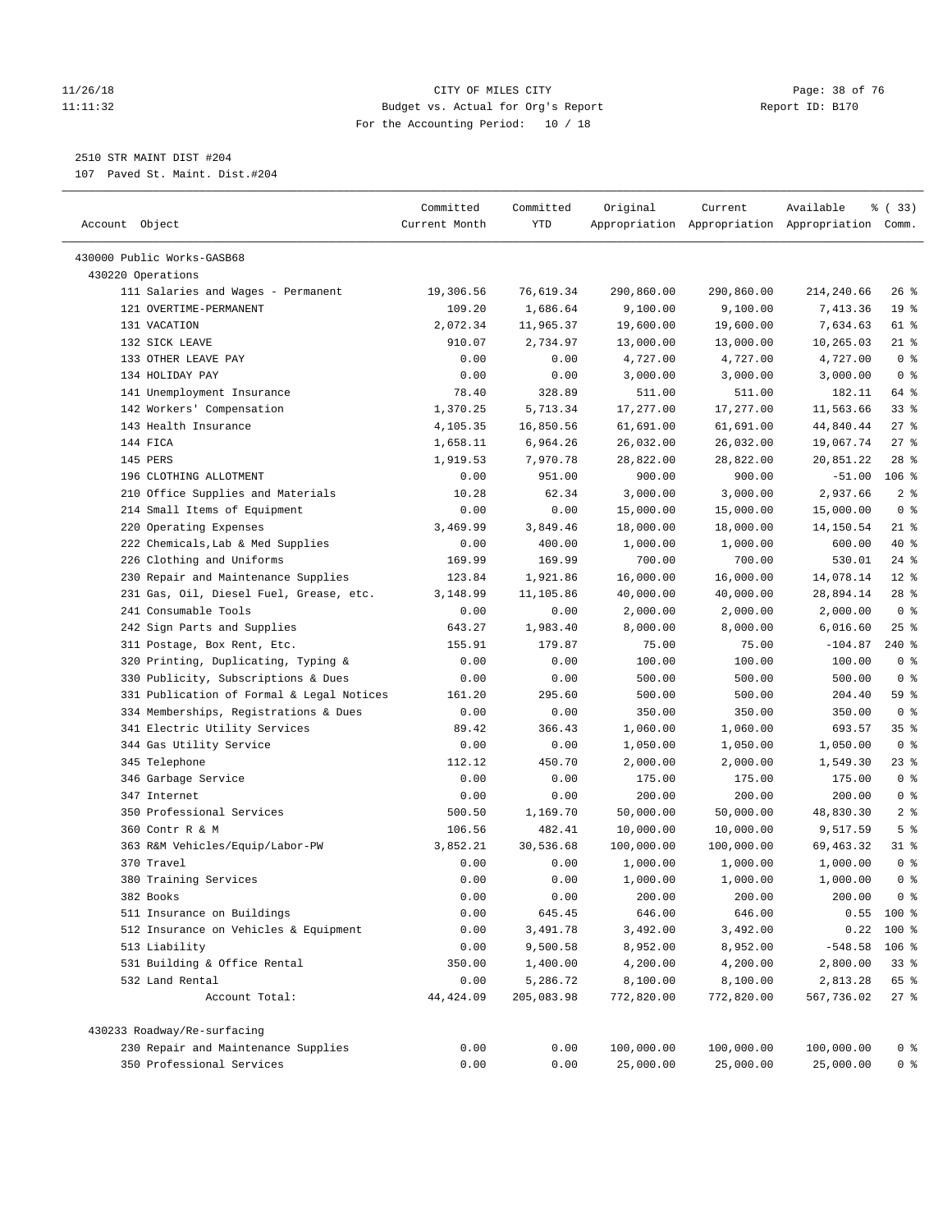CITY OF MILES CITY
Budget vs. Actual for Org's Report
For the Accounting Period: 10 / 18

2510 STR MAINT DIST #204
107 Paved St. Maint. Dist.#204

| Account Object | Committed Current Month | Committed YTD | Original Appropriation | Current Appropriation | Available Appropriation | % ( 33) Comm. |
|---|---|---|---|---|---|---|
| 430000 Public Works-GASB68 | | | | | | |
| 430220 Operations | | | | | | |
| 111 Salaries and Wages - Permanent | 19,306.56 | 76,619.34 | 290,860.00 | 290,860.00 | 214,240.66 | 26 % |
| 121 OVERTIME-PERMANENT | 109.20 | 1,686.64 | 9,100.00 | 9,100.00 | 7,413.36 | 19 % |
| 131 VACATION | 2,072.34 | 11,965.37 | 19,600.00 | 19,600.00 | 7,634.63 | 61 % |
| 132 SICK LEAVE | 910.07 | 2,734.97 | 13,000.00 | 13,000.00 | 10,265.03 | 21 % |
| 133 OTHER LEAVE PAY | 0.00 | 0.00 | 4,727.00 | 4,727.00 | 4,727.00 | 0 % |
| 134 HOLIDAY PAY | 0.00 | 0.00 | 3,000.00 | 3,000.00 | 3,000.00 | 0 % |
| 141 Unemployment Insurance | 78.40 | 328.89 | 511.00 | 511.00 | 182.11 | 64 % |
| 142 Workers' Compensation | 1,370.25 | 5,713.34 | 17,277.00 | 17,277.00 | 11,563.66 | 33 % |
| 143 Health Insurance | 4,105.35 | 16,850.56 | 61,691.00 | 61,691.00 | 44,840.44 | 27 % |
| 144 FICA | 1,658.11 | 6,964.26 | 26,032.00 | 26,032.00 | 19,067.74 | 27 % |
| 145 PERS | 1,919.53 | 7,970.78 | 28,822.00 | 28,822.00 | 20,851.22 | 28 % |
| 196 CLOTHING ALLOTMENT | 0.00 | 951.00 | 900.00 | 900.00 | -51.00 | 106 % |
| 210 Office Supplies and Materials | 10.28 | 62.34 | 3,000.00 | 3,000.00 | 2,937.66 | 2 % |
| 214 Small Items of Equipment | 0.00 | 0.00 | 15,000.00 | 15,000.00 | 15,000.00 | 0 % |
| 220 Operating Expenses | 3,469.99 | 3,849.46 | 18,000.00 | 18,000.00 | 14,150.54 | 21 % |
| 222 Chemicals,Lab & Med Supplies | 0.00 | 400.00 | 1,000.00 | 1,000.00 | 600.00 | 40 % |
| 226 Clothing and Uniforms | 169.99 | 169.99 | 700.00 | 700.00 | 530.01 | 24 % |
| 230 Repair and Maintenance Supplies | 123.84 | 1,921.86 | 16,000.00 | 16,000.00 | 14,078.14 | 12 % |
| 231 Gas, Oil, Diesel Fuel, Grease, etc. | 3,148.99 | 11,105.86 | 40,000.00 | 40,000.00 | 28,894.14 | 28 % |
| 241 Consumable Tools | 0.00 | 0.00 | 2,000.00 | 2,000.00 | 2,000.00 | 0 % |
| 242 Sign Parts and Supplies | 643.27 | 1,983.40 | 8,000.00 | 8,000.00 | 6,016.60 | 25 % |
| 311 Postage, Box Rent, Etc. | 155.91 | 179.87 | 75.00 | 75.00 | -104.87 | 240 % |
| 320 Printing, Duplicating, Typing & | 0.00 | 0.00 | 100.00 | 100.00 | 100.00 | 0 % |
| 330 Publicity, Subscriptions & Dues | 0.00 | 0.00 | 500.00 | 500.00 | 500.00 | 0 % |
| 331 Publication of Formal & Legal Notices | 161.20 | 295.60 | 500.00 | 500.00 | 204.40 | 59 % |
| 334 Memberships, Registrations & Dues | 0.00 | 0.00 | 350.00 | 350.00 | 350.00 | 0 % |
| 341 Electric Utility Services | 89.42 | 366.43 | 1,060.00 | 1,060.00 | 693.57 | 35 % |
| 344 Gas Utility Service | 0.00 | 0.00 | 1,050.00 | 1,050.00 | 1,050.00 | 0 % |
| 345 Telephone | 112.12 | 450.70 | 2,000.00 | 2,000.00 | 1,549.30 | 23 % |
| 346 Garbage Service | 0.00 | 0.00 | 175.00 | 175.00 | 175.00 | 0 % |
| 347 Internet | 0.00 | 0.00 | 200.00 | 200.00 | 200.00 | 0 % |
| 350 Professional Services | 500.50 | 1,169.70 | 50,000.00 | 50,000.00 | 48,830.30 | 2 % |
| 360 Contr R & M | 106.56 | 482.41 | 10,000.00 | 10,000.00 | 9,517.59 | 5 % |
| 363 R&M Vehicles/Equip/Labor-PW | 3,852.21 | 30,536.68 | 100,000.00 | 100,000.00 | 69,463.32 | 31 % |
| 370 Travel | 0.00 | 0.00 | 1,000.00 | 1,000.00 | 1,000.00 | 0 % |
| 380 Training Services | 0.00 | 0.00 | 1,000.00 | 1,000.00 | 1,000.00 | 0 % |
| 382 Books | 0.00 | 0.00 | 200.00 | 200.00 | 200.00 | 0 % |
| 511 Insurance on Buildings | 0.00 | 645.45 | 646.00 | 646.00 | 0.55 | 100 % |
| 512 Insurance on Vehicles & Equipment | 0.00 | 3,491.78 | 3,492.00 | 3,492.00 | 0.22 | 100 % |
| 513 Liability | 0.00 | 9,500.58 | 8,952.00 | 8,952.00 | -548.58 | 106 % |
| 531 Building & Office Rental | 350.00 | 1,400.00 | 4,200.00 | 4,200.00 | 2,800.00 | 33 % |
| 532 Land Rental | 0.00 | 5,286.72 | 8,100.00 | 8,100.00 | 2,813.28 | 65 % |
| Account Total: | 44,424.09 | 205,083.98 | 772,820.00 | 772,820.00 | 567,736.02 | 27 % |
| 430233 Roadway/Re-surfacing | | | | | | |
| 230 Repair and Maintenance Supplies | 0.00 | 0.00 | 100,000.00 | 100,000.00 | 100,000.00 | 0 % |
| 350 Professional Services | 0.00 | 0.00 | 25,000.00 | 25,000.00 | 25,000.00 | 0 % |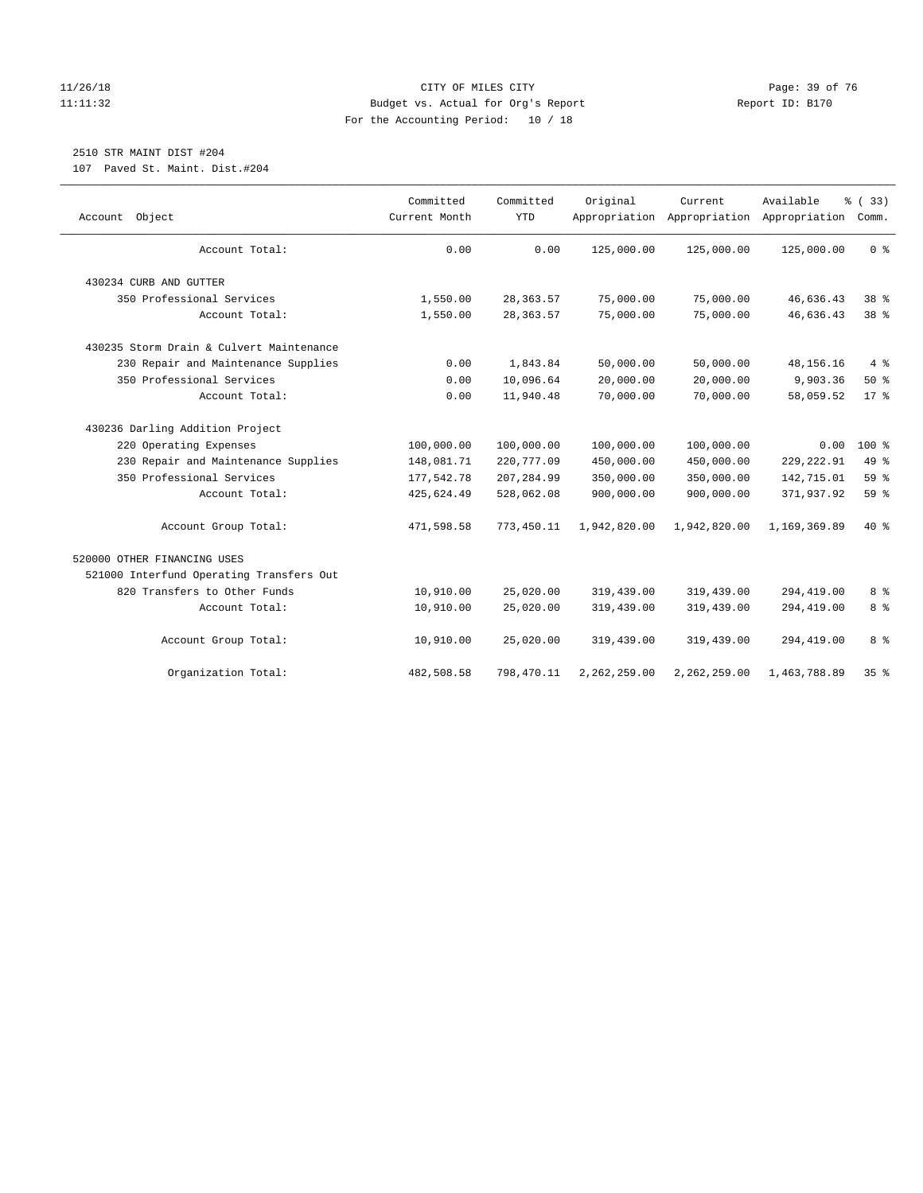CITY OF MILES CITY
Budget vs. Actual for Org's Report
For the Accounting Period: 10 / 18

11/26/18
11:11:32

Report ID: B170

2510 STR MAINT DIST #204
107 Paved St. Maint. Dist.#204

| Account Object | Committed Current Month | Committed YTD | Original Appropriation | Current Appropriation | Available Appropriation | % ( 33) Comm. |
|---|---|---|---|---|---|---|
| Account Total: | 0.00 | 0.00 | 125,000.00 | 125,000.00 | 125,000.00 | 0 % |
| 430234 CURB AND GUTTER | | | | | | |
| 350 Professional Services | 1,550.00 | 28,363.57 | 75,000.00 | 75,000.00 | 46,636.43 | 38 % |
| Account Total: | 1,550.00 | 28,363.57 | 75,000.00 | 75,000.00 | 46,636.43 | 38 % |
| 430235 Storm Drain & Culvert Maintenance | | | | | | |
| 230 Repair and Maintenance Supplies | 0.00 | 1,843.84 | 50,000.00 | 50,000.00 | 48,156.16 | 4 % |
| 350 Professional Services | 0.00 | 10,096.64 | 20,000.00 | 20,000.00 | 9,903.36 | 50 % |
| Account Total: | 0.00 | 11,940.48 | 70,000.00 | 70,000.00 | 58,059.52 | 17 % |
| 430236 Darling Addition Project | | | | | | |
| 220 Operating Expenses | 100,000.00 | 100,000.00 | 100,000.00 | 100,000.00 | 0.00 | 100 % |
| 230 Repair and Maintenance Supplies | 148,081.71 | 220,777.09 | 450,000.00 | 450,000.00 | 229,222.91 | 49 % |
| 350 Professional Services | 177,542.78 | 207,284.99 | 350,000.00 | 350,000.00 | 142,715.01 | 59 % |
| Account Total: | 425,624.49 | 528,062.08 | 900,000.00 | 900,000.00 | 371,937.92 | 59 % |
| Account Group Total: | 471,598.58 | 773,450.11 | 1,942,820.00 | 1,942,820.00 | 1,169,369.89 | 40 % |
| 520000 OTHER FINANCING USES | | | | | | |
| 521000 Interfund Operating Transfers Out | | | | | | |
| 820 Transfers to Other Funds | 10,910.00 | 25,020.00 | 319,439.00 | 319,439.00 | 294,419.00 | 8 % |
| Account Total: | 10,910.00 | 25,020.00 | 319,439.00 | 319,439.00 | 294,419.00 | 8 % |
| Account Group Total: | 10,910.00 | 25,020.00 | 319,439.00 | 319,439.00 | 294,419.00 | 8 % |
| Organization Total: | 482,508.58 | 798,470.11 | 2,262,259.00 | 2,262,259.00 | 1,463,788.89 | 35 % |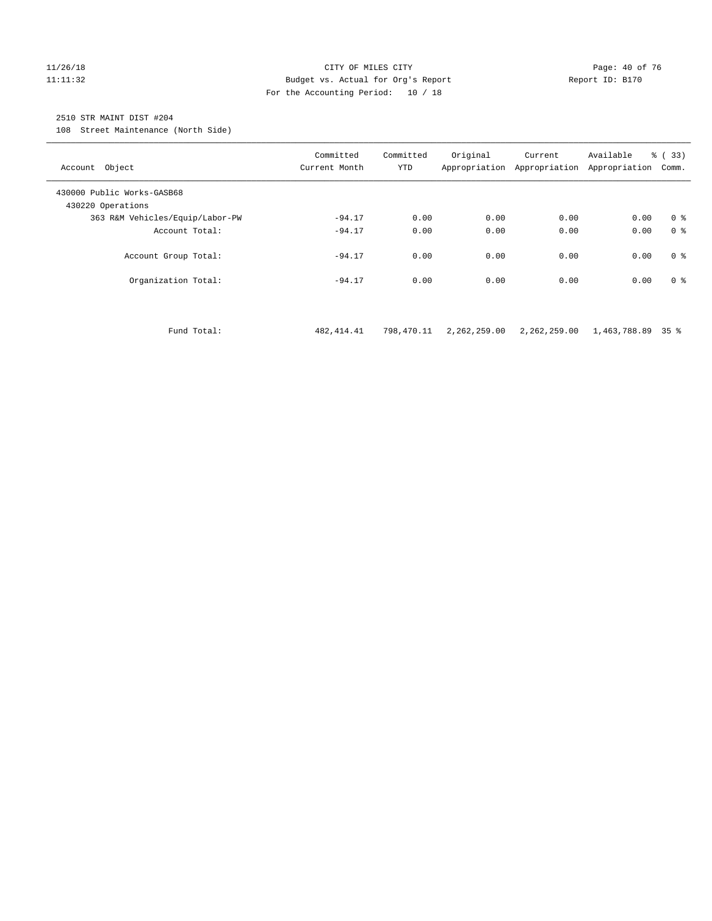CITY OF MILES CITY
Budget vs. Actual for Org's Report
For the Accounting Period: 10 / 18

11/26/18
11:11:32

Report ID: B170

2510 STR MAINT DIST #204
108 Street Maintenance (North Side)

| Account Object | Committed Current Month | Committed YTD | Original Appropriation | Current Appropriation | Available Appropriation | % ( 33) Comm. |
|---|---|---|---|---|---|---|
| 430000 Public Works-GASB68 | | | | | | |
| 430220 Operations | | | | | | |
| 363 R&M Vehicles/Equip/Labor-PW | -94.17 | 0.00 | 0.00 | 0.00 | 0.00 | 0 % |
| Account Total: | -94.17 | 0.00 | 0.00 | 0.00 | 0.00 | 0 % |
| Account Group Total: | -94.17 | 0.00 | 0.00 | 0.00 | 0.00 | 0 % |
| Organization Total: | -94.17 | 0.00 | 0.00 | 0.00 | 0.00 | 0 % |
| Fund Total: | 482,414.41 | 798,470.11 | 2,262,259.00 | 2,262,259.00 | 1,463,788.89 | 35 % |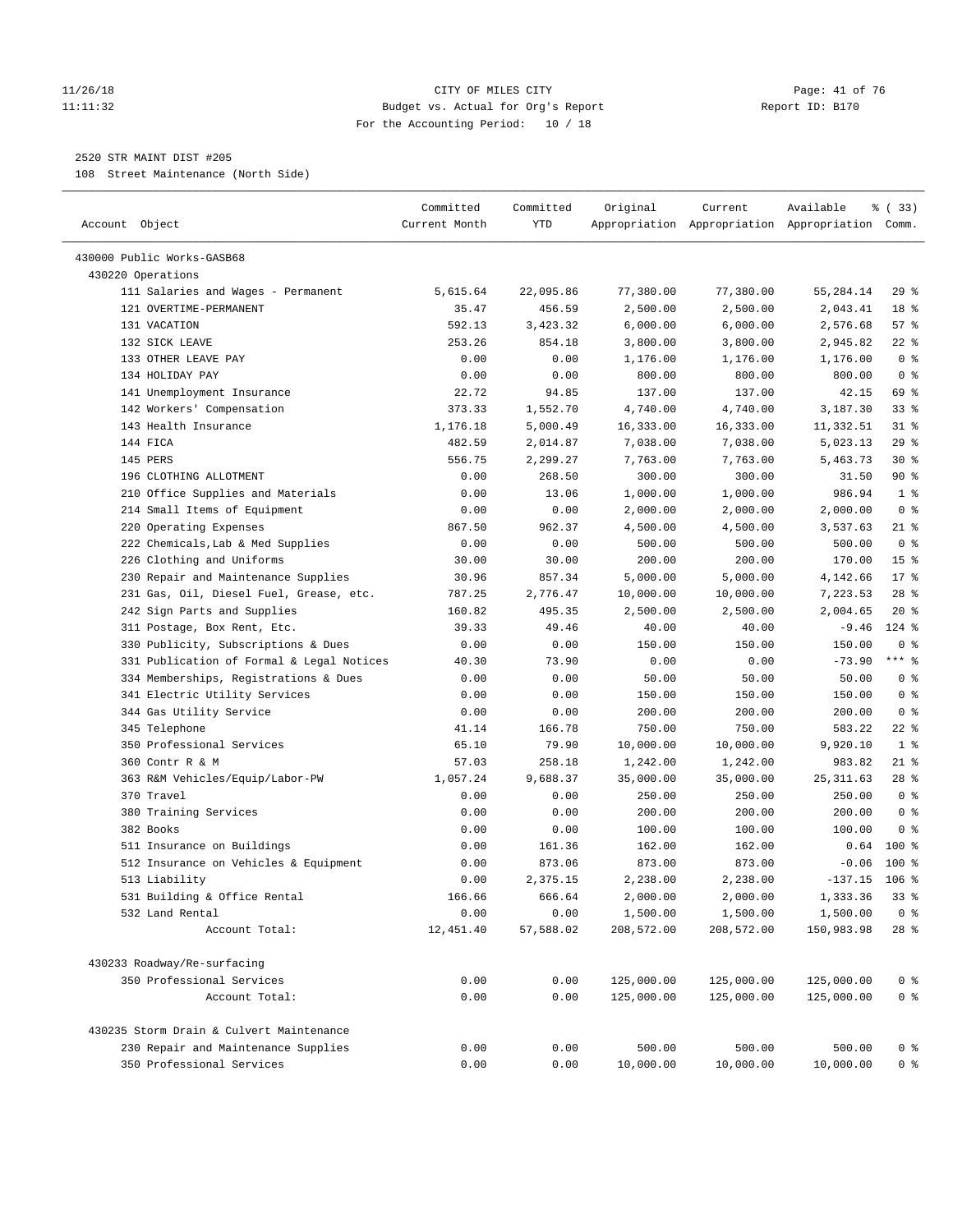CITY OF MILES CITY
Budget vs. Actual for Org's Report
For the Accounting Period: 10 / 18

11/26/18
11:11:32

Report ID: B170

## 2520 STR MAINT DIST #205

108 Street Maintenance (North Side)

| Account Object | Committed Current Month | Committed YTD | Original Appropriation | Current Appropriation | Available Appropriation | % ( 33) Comm. |
|---|---|---|---|---|---|---|
| 430000 Public Works-GASB68 | | | | | | |
| 430220 Operations | | | | | | |
| 111 Salaries and Wages - Permanent | 5,615.64 | 22,095.86 | 77,380.00 | 77,380.00 | 55,284.14 | 29 % |
| 121 OVERTIME-PERMANENT | 35.47 | 456.59 | 2,500.00 | 2,500.00 | 2,043.41 | 18 % |
| 131 VACATION | 592.13 | 3,423.32 | 6,000.00 | 6,000.00 | 2,576.68 | 57 % |
| 132 SICK LEAVE | 253.26 | 854.18 | 3,800.00 | 3,800.00 | 2,945.82 | 22 % |
| 133 OTHER LEAVE PAY | 0.00 | 0.00 | 1,176.00 | 1,176.00 | 1,176.00 | 0 % |
| 134 HOLIDAY PAY | 0.00 | 0.00 | 800.00 | 800.00 | 800.00 | 0 % |
| 141 Unemployment Insurance | 22.72 | 94.85 | 137.00 | 137.00 | 42.15 | 69 % |
| 142 Workers' Compensation | 373.33 | 1,552.70 | 4,740.00 | 4,740.00 | 3,187.30 | 33 % |
| 143 Health Insurance | 1,176.18 | 5,000.49 | 16,333.00 | 16,333.00 | 11,332.51 | 31 % |
| 144 FICA | 482.59 | 2,014.87 | 7,038.00 | 7,038.00 | 5,023.13 | 29 % |
| 145 PERS | 556.75 | 2,299.27 | 7,763.00 | 7,763.00 | 5,463.73 | 30 % |
| 196 CLOTHING ALLOTMENT | 0.00 | 268.50 | 300.00 | 300.00 | 31.50 | 90 % |
| 210 Office Supplies and Materials | 0.00 | 13.06 | 1,000.00 | 1,000.00 | 986.94 | 1 % |
| 214 Small Items of Equipment | 0.00 | 0.00 | 2,000.00 | 2,000.00 | 2,000.00 | 0 % |
| 220 Operating Expenses | 867.50 | 962.37 | 4,500.00 | 4,500.00 | 3,537.63 | 21 % |
| 222 Chemicals,Lab & Med Supplies | 0.00 | 0.00 | 500.00 | 500.00 | 500.00 | 0 % |
| 226 Clothing and Uniforms | 30.00 | 30.00 | 200.00 | 200.00 | 170.00 | 15 % |
| 230 Repair and Maintenance Supplies | 30.96 | 857.34 | 5,000.00 | 5,000.00 | 4,142.66 | 17 % |
| 231 Gas, Oil, Diesel Fuel, Grease, etc. | 787.25 | 2,776.47 | 10,000.00 | 10,000.00 | 7,223.53 | 28 % |
| 242 Sign Parts and Supplies | 160.82 | 495.35 | 2,500.00 | 2,500.00 | 2,004.65 | 20 % |
| 311 Postage, Box Rent, Etc. | 39.33 | 49.46 | 40.00 | 40.00 | -9.46 | 124 % |
| 330 Publicity, Subscriptions & Dues | 0.00 | 0.00 | 150.00 | 150.00 | 150.00 | 0 % |
| 331 Publication of Formal & Legal Notices | 40.30 | 73.90 | 0.00 | 0.00 | -73.90 | *** % |
| 334 Memberships, Registrations & Dues | 0.00 | 0.00 | 50.00 | 50.00 | 50.00 | 0 % |
| 341 Electric Utility Services | 0.00 | 0.00 | 150.00 | 150.00 | 150.00 | 0 % |
| 344 Gas Utility Service | 0.00 | 0.00 | 200.00 | 200.00 | 200.00 | 0 % |
| 345 Telephone | 41.14 | 166.78 | 750.00 | 750.00 | 583.22 | 22 % |
| 350 Professional Services | 65.10 | 79.90 | 10,000.00 | 10,000.00 | 9,920.10 | 1 % |
| 360 Contr R & M | 57.03 | 258.18 | 1,242.00 | 1,242.00 | 983.82 | 21 % |
| 363 R&M Vehicles/Equip/Labor-PW | 1,057.24 | 9,688.37 | 35,000.00 | 35,000.00 | 25,311.63 | 28 % |
| 370 Travel | 0.00 | 0.00 | 250.00 | 250.00 | 250.00 | 0 % |
| 380 Training Services | 0.00 | 0.00 | 200.00 | 200.00 | 200.00 | 0 % |
| 382 Books | 0.00 | 0.00 | 100.00 | 100.00 | 100.00 | 0 % |
| 511 Insurance on Buildings | 0.00 | 161.36 | 162.00 | 162.00 | 0.64 | 100 % |
| 512 Insurance on Vehicles & Equipment | 0.00 | 873.06 | 873.00 | 873.00 | -0.06 | 100 % |
| 513 Liability | 0.00 | 2,375.15 | 2,238.00 | 2,238.00 | -137.15 | 106 % |
| 531 Building & Office Rental | 166.66 | 666.64 | 2,000.00 | 2,000.00 | 1,333.36 | 33 % |
| 532 Land Rental | 0.00 | 0.00 | 1,500.00 | 1,500.00 | 1,500.00 | 0 % |
| Account Total: | 12,451.40 | 57,588.02 | 208,572.00 | 208,572.00 | 150,983.98 | 28 % |
| 430233 Roadway/Re-surfacing | | | | | | |
| 350 Professional Services | 0.00 | 0.00 | 125,000.00 | 125,000.00 | 125,000.00 | 0 % |
| Account Total: | 0.00 | 0.00 | 125,000.00 | 125,000.00 | 125,000.00 | 0 % |
| 430235 Storm Drain & Culvert Maintenance | | | | | | |
| 230 Repair and Maintenance Supplies | 0.00 | 0.00 | 500.00 | 500.00 | 500.00 | 0 % |
| 350 Professional Services | 0.00 | 0.00 | 10,000.00 | 10,000.00 | 10,000.00 | 0 % |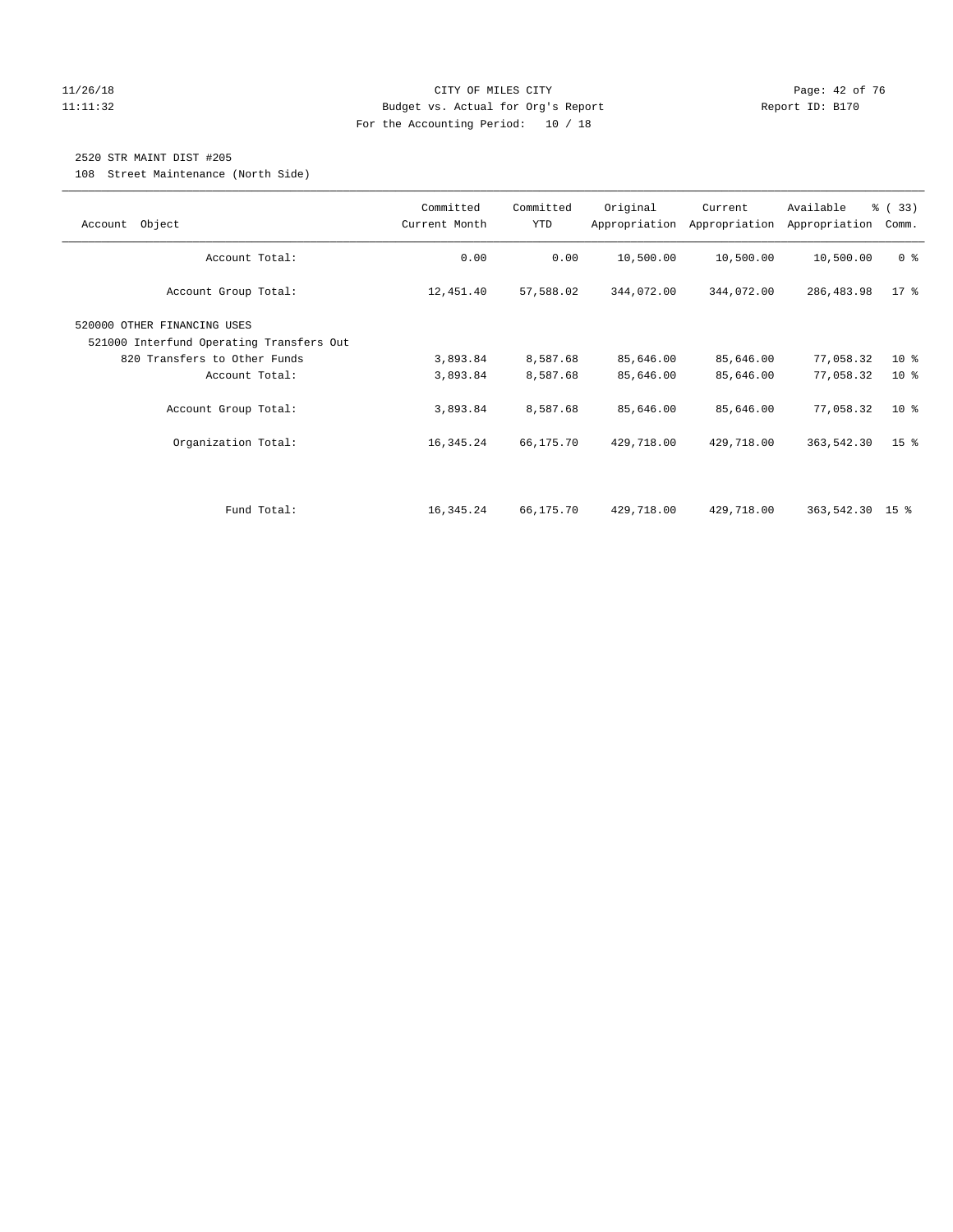CITY OF MILES CITY
Budget vs. Actual for Org's Report
For the Accounting Period: 10 / 18

11/26/18
11:11:32

Report ID: B170

2520 STR MAINT DIST #205

108 Street Maintenance (North Side)

| Account Object | Committed Current Month | Committed YTD | Original Appropriation | Current Appropriation | Available Appropriation | % ( 33) Comm. |
|---|---|---|---|---|---|---|
| Account Total: | 0.00 | 0.00 | 10,500.00 | 10,500.00 | 10,500.00 | 0 % |
| Account Group Total: | 12,451.40 | 57,588.02 | 344,072.00 | 344,072.00 | 286,483.98 | 17 % |
| 520000 OTHER FINANCING USES | | | | | | |
| 521000 Interfund Operating Transfers Out | | | | | | |
| 820 Transfers to Other Funds | 3,893.84 | 8,587.68 | 85,646.00 | 85,646.00 | 77,058.32 | 10 % |
| Account Total: | 3,893.84 | 8,587.68 | 85,646.00 | 85,646.00 | 77,058.32 | 10 % |
| Account Group Total: | 3,893.84 | 8,587.68 | 85,646.00 | 85,646.00 | 77,058.32 | 10 % |
| Organization Total: | 16,345.24 | 66,175.70 | 429,718.00 | 429,718.00 | 363,542.30 | 15 % |
| Fund Total: | 16,345.24 | 66,175.70 | 429,718.00 | 429,718.00 | 363,542.30 | 15 % |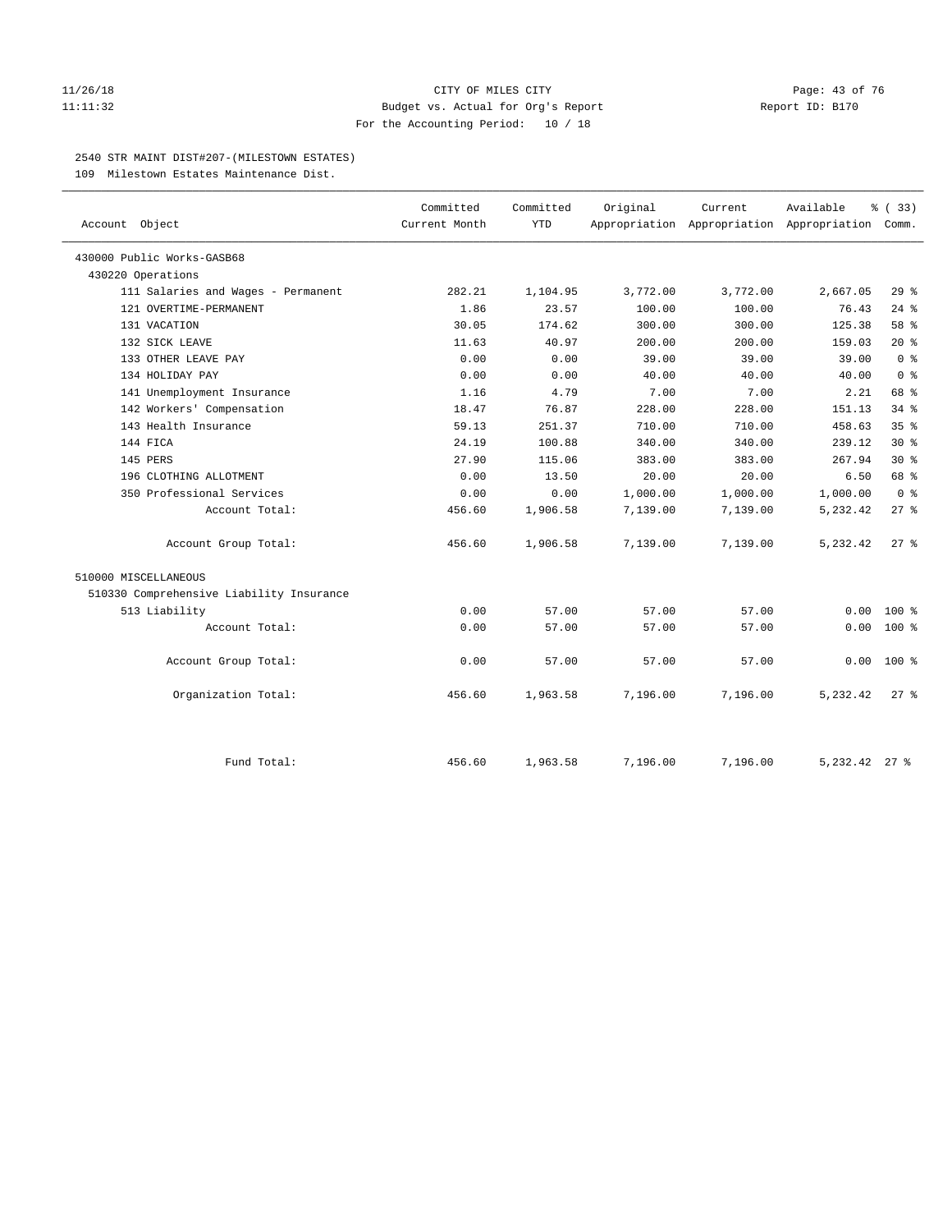CITY OF MILES CITY
Budget vs. Actual for Org's Report
For the Accounting Period: 10 / 18

11/26/18
11:11:32

Report ID: B170

## 2540 STR MAINT DIST#207-(MILESTOWN ESTATES)

109 Milestown Estates Maintenance Dist.

| Account Object | Committed Current Month | Committed YTD | Original Appropriation | Current Appropriation | Available Appropriation | % ( 33) Comm. |
|---|---|---|---|---|---|---|
| 430000 Public Works-GASB68 | | | | | | |
| 430220 Operations | | | | | | |
| 111 Salaries and Wages - Permanent | 282.21 | 1,104.95 | 3,772.00 | 3,772.00 | 2,667.05 | 29 % |
| 121 OVERTIME-PERMANENT | 1.86 | 23.57 | 100.00 | 100.00 | 76.43 | 24 % |
| 131 VACATION | 30.05 | 174.62 | 300.00 | 300.00 | 125.38 | 58 % |
| 132 SICK LEAVE | 11.63 | 40.97 | 200.00 | 200.00 | 159.03 | 20 % |
| 133 OTHER LEAVE PAY | 0.00 | 0.00 | 39.00 | 39.00 | 39.00 | 0 % |
| 134 HOLIDAY PAY | 0.00 | 0.00 | 40.00 | 40.00 | 40.00 | 0 % |
| 141 Unemployment Insurance | 1.16 | 4.79 | 7.00 | 7.00 | 2.21 | 68 % |
| 142 Workers' Compensation | 18.47 | 76.87 | 228.00 | 228.00 | 151.13 | 34 % |
| 143 Health Insurance | 59.13 | 251.37 | 710.00 | 710.00 | 458.63 | 35 % |
| 144 FICA | 24.19 | 100.88 | 340.00 | 340.00 | 239.12 | 30 % |
| 145 PERS | 27.90 | 115.06 | 383.00 | 383.00 | 267.94 | 30 % |
| 196 CLOTHING ALLOTMENT | 0.00 | 13.50 | 20.00 | 20.00 | 6.50 | 68 % |
| 350 Professional Services | 0.00 | 0.00 | 1,000.00 | 1,000.00 | 1,000.00 | 0 % |
| Account Total: | 456.60 | 1,906.58 | 7,139.00 | 7,139.00 | 5,232.42 | 27 % |
| Account Group Total: | 456.60 | 1,906.58 | 7,139.00 | 7,139.00 | 5,232.42 | 27 % |
| 510000 MISCELLANEOUS | | | | | | |
| 510330 Comprehensive Liability Insurance | | | | | | |
| 513 Liability | 0.00 | 57.00 | 57.00 | 57.00 | 0.00 | 100 % |
| Account Total: | 0.00 | 57.00 | 57.00 | 57.00 | 0.00 | 100 % |
| Account Group Total: | 0.00 | 57.00 | 57.00 | 57.00 | 0.00 | 100 % |
| Organization Total: | 456.60 | 1,963.58 | 7,196.00 | 7,196.00 | 5,232.42 | 27 % |
| Fund Total: | 456.60 | 1,963.58 | 7,196.00 | 7,196.00 | 5,232.42 | 27 % |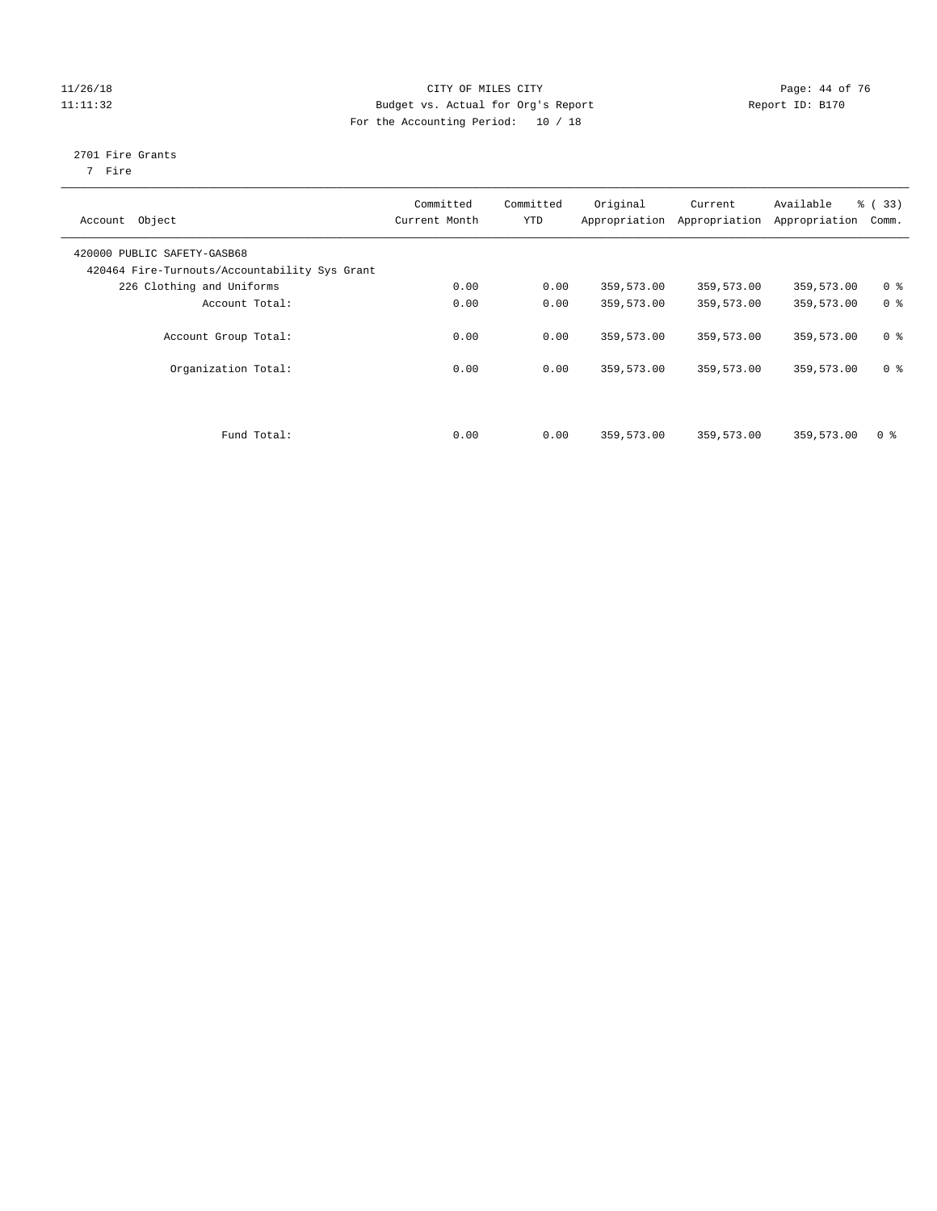CITY OF MILES CITY
Budget vs. Actual for Org's Report
For the Accounting Period: 10 / 18

11/26/18
11:11:32

Report ID: B170

2701 Fire Grants
7 Fire

| Account Object | Committed Current Month | Committed YTD | Original Appropriation | Current Appropriation | Available Appropriation | % ( 33) Comm. |
|---|---|---|---|---|---|---|
| 420000 PUBLIC SAFETY-GASB68 | | | | | | |
| 420464 Fire-Turnouts/Accountability Sys Grant | | | | | | |
| 226 Clothing and Uniforms | 0.00 | 0.00 | 359,573.00 | 359,573.00 | 359,573.00 | 0 % |
| Account Total: | 0.00 | 0.00 | 359,573.00 | 359,573.00 | 359,573.00 | 0 % |
| Account Group Total: | 0.00 | 0.00 | 359,573.00 | 359,573.00 | 359,573.00 | 0 % |
| Organization Total: | 0.00 | 0.00 | 359,573.00 | 359,573.00 | 359,573.00 | 0 % |
| Fund Total: | 0.00 | 0.00 | 359,573.00 | 359,573.00 | 359,573.00 | 0 % |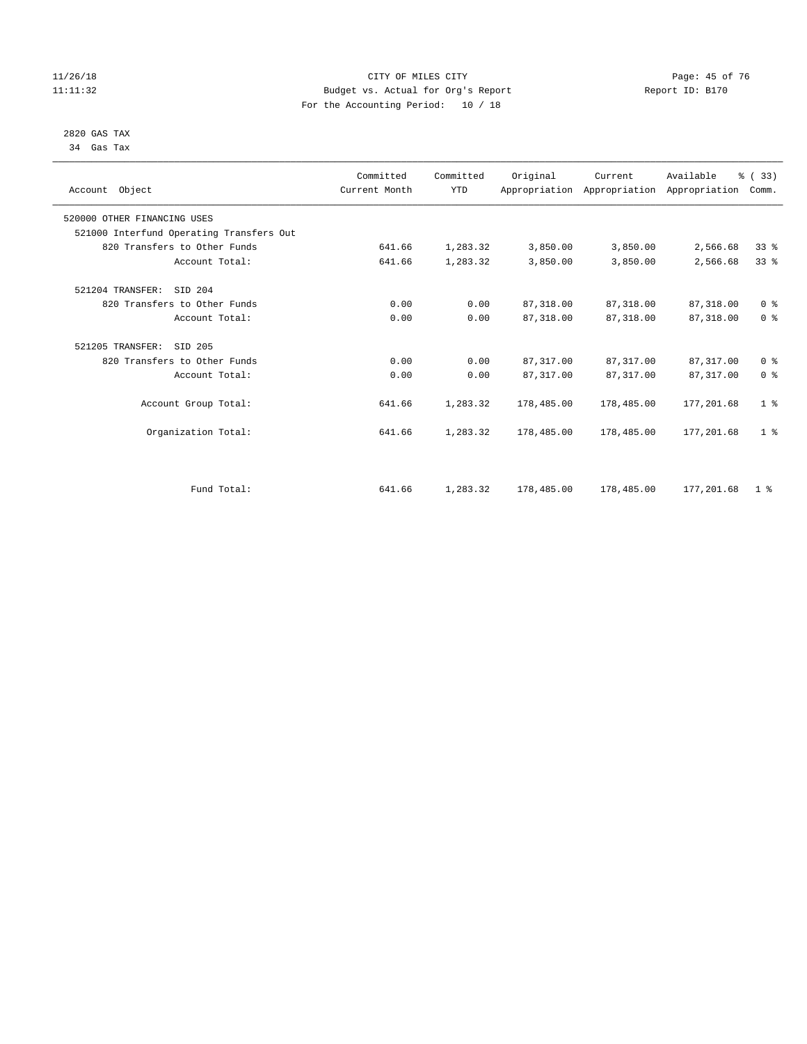# CITY OF MILES CITY

Budget vs. Actual for Org's Report

For the Accounting Period: 10 / 18

11/26/18
11:11:32

Report ID: B170

## 2820 GAS TAX

34 Gas Tax

| Account Object | Committed Current Month | Committed YTD | Original Appropriation | Current Appropriation | Available Appropriation | % ( 33) Comm. |
|---|---|---|---|---|---|---|
| 520000 OTHER FINANCING USES | | | | | | |
| 521000 Interfund Operating Transfers Out | | | | | | |
| 820 Transfers to Other Funds | 641.66 | 1,283.32 | 3,850.00 | 3,850.00 | 2,566.68 | 33 % |
| Account Total: | 641.66 | 1,283.32 | 3,850.00 | 3,850.00 | 2,566.68 | 33 % |
| 521204 TRANSFER: SID 204 | | | | | | |
| 820 Transfers to Other Funds | 0.00 | 0.00 | 87,318.00 | 87,318.00 | 87,318.00 | 0 % |
| Account Total: | 0.00 | 0.00 | 87,318.00 | 87,318.00 | 87,318.00 | 0 % |
| 521205 TRANSFER: SID 205 | | | | | | |
| 820 Transfers to Other Funds | 0.00 | 0.00 | 87,317.00 | 87,317.00 | 87,317.00 | 0 % |
| Account Total: | 0.00 | 0.00 | 87,317.00 | 87,317.00 | 87,317.00 | 0 % |
| Account Group Total: | 641.66 | 1,283.32 | 178,485.00 | 178,485.00 | 177,201.68 | 1 % |
| Organization Total: | 641.66 | 1,283.32 | 178,485.00 | 178,485.00 | 177,201.68 | 1 % |
| Fund Total: | 641.66 | 1,283.32 | 178,485.00 | 178,485.00 | 177,201.68 | 1 % |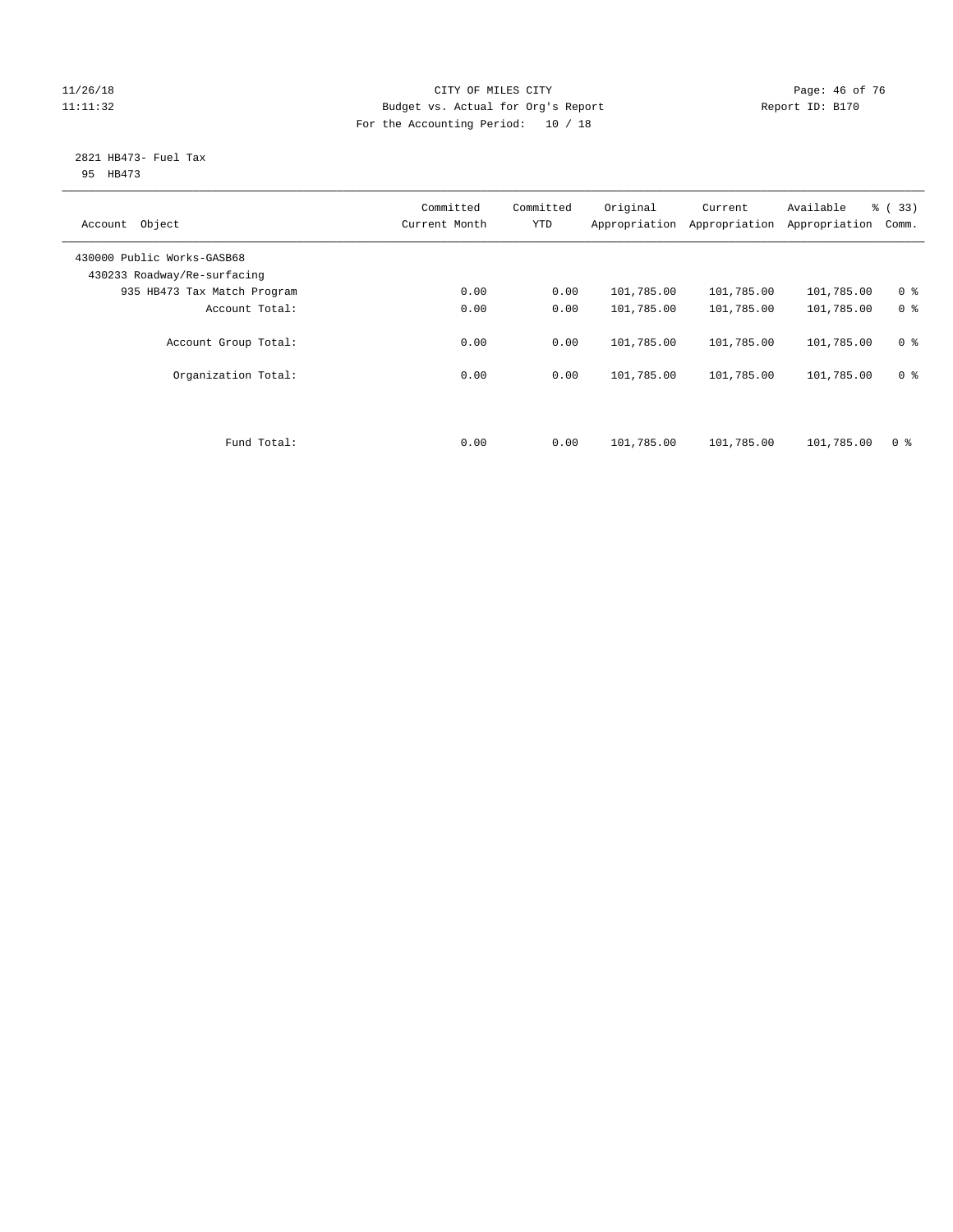CITY OF MILES CITY
Budget vs. Actual for Org's Report
For the Accounting Period: 10 / 18

11/26/18
11:11:32

Report ID: B170

2821 HB473- Fuel Tax
95 HB473

| Account Object | Committed Current Month | Committed YTD | Original Appropriation | Current Appropriation | Available Appropriation | % ( 33) Comm. |
|---|---|---|---|---|---|---|
| 430000 Public Works-GASB68 | | | | | | |
| 430233 Roadway/Re-surfacing | | | | | | |
| 935 HB473 Tax Match Program | 0.00 | 0.00 | 101,785.00 | 101,785.00 | 101,785.00 | 0 % |
| Account Total: | 0.00 | 0.00 | 101,785.00 | 101,785.00 | 101,785.00 | 0 % |
| Account Group Total: | 0.00 | 0.00 | 101,785.00 | 101,785.00 | 101,785.00 | 0 % |
| Organization Total: | 0.00 | 0.00 | 101,785.00 | 101,785.00 | 101,785.00 | 0 % |
| Fund Total: | 0.00 | 0.00 | 101,785.00 | 101,785.00 | 101,785.00 | 0 % |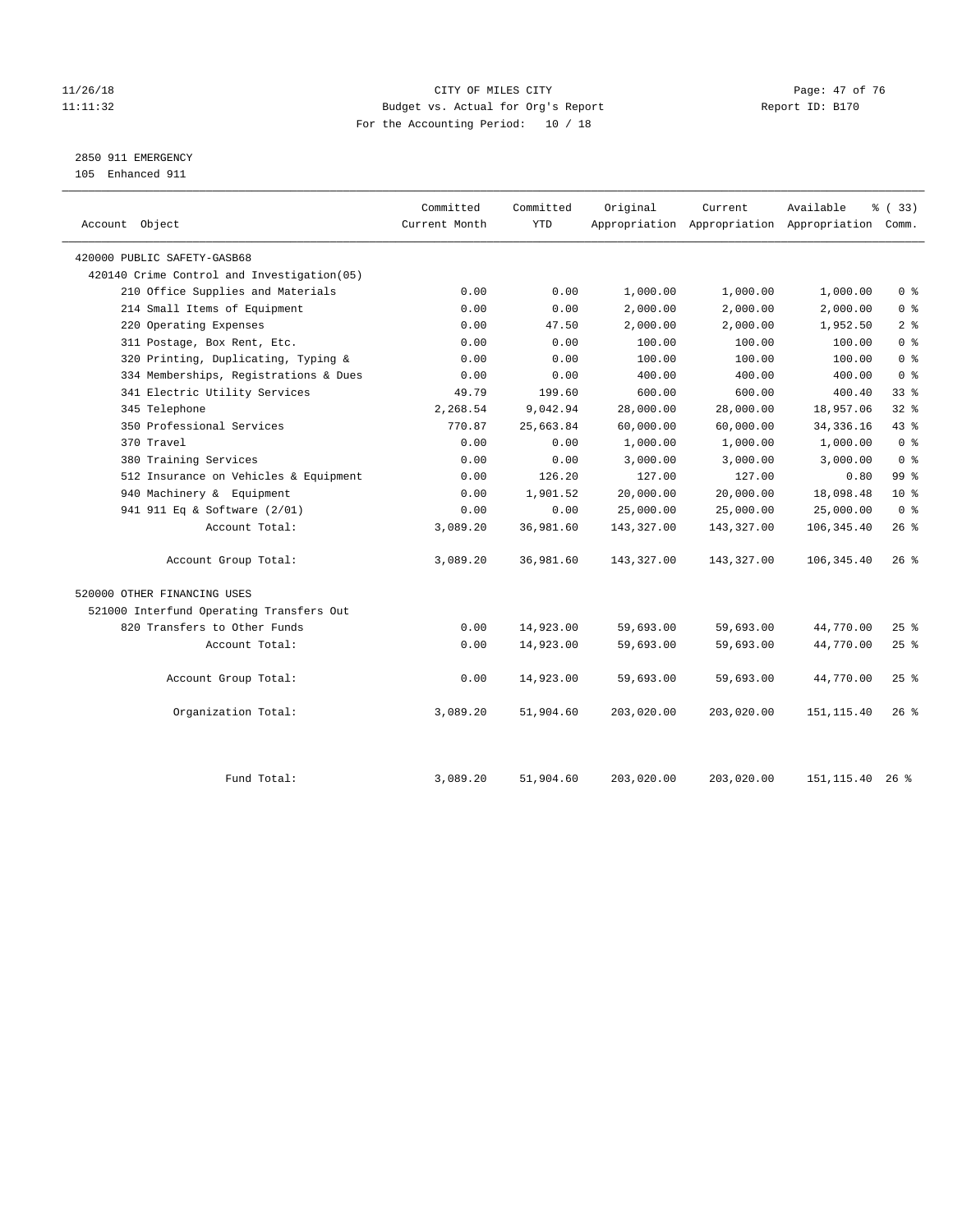CITY OF MILES CITY

Budget vs. Actual for Org's Report

For the Accounting Period: 10 / 18

11/26/18
11:11:32

Report ID: B170

2850 911 EMERGENCY
105 Enhanced 911

| Account Object | Committed Current Month | Committed YTD | Original Appropriation | Current Appropriation | Available Appropriation | % ( 33) Comm. |
|---|---|---|---|---|---|---|
| 420000 PUBLIC SAFETY-GASB68 | | | | | | |
| 420140 Crime Control and Investigation(05) | | | | | | |
| 210 Office Supplies and Materials | 0.00 | 0.00 | 1,000.00 | 1,000.00 | 1,000.00 | 0 % |
| 214 Small Items of Equipment | 0.00 | 0.00 | 2,000.00 | 2,000.00 | 2,000.00 | 0 % |
| 220 Operating Expenses | 0.00 | 47.50 | 2,000.00 | 2,000.00 | 1,952.50 | 2 % |
| 311 Postage, Box Rent, Etc. | 0.00 | 0.00 | 100.00 | 100.00 | 100.00 | 0 % |
| 320 Printing, Duplicating, Typing & | 0.00 | 0.00 | 100.00 | 100.00 | 100.00 | 0 % |
| 334 Memberships, Registrations & Dues | 0.00 | 0.00 | 400.00 | 400.00 | 400.00 | 0 % |
| 341 Electric Utility Services | 49.79 | 199.60 | 600.00 | 600.00 | 400.40 | 33 % |
| 345 Telephone | 2,268.54 | 9,042.94 | 28,000.00 | 28,000.00 | 18,957.06 | 32 % |
| 350 Professional Services | 770.87 | 25,663.84 | 60,000.00 | 60,000.00 | 34,336.16 | 43 % |
| 370 Travel | 0.00 | 0.00 | 1,000.00 | 1,000.00 | 1,000.00 | 0 % |
| 380 Training Services | 0.00 | 0.00 | 3,000.00 | 3,000.00 | 3,000.00 | 0 % |
| 512 Insurance on Vehicles & Equipment | 0.00 | 126.20 | 127.00 | 127.00 | 0.80 | 99 % |
| 940 Machinery & Equipment | 0.00 | 1,901.52 | 20,000.00 | 20,000.00 | 18,098.48 | 10 % |
| 941 911 Eq & Software (2/01) | 0.00 | 0.00 | 25,000.00 | 25,000.00 | 25,000.00 | 0 % |
| Account Total: | 3,089.20 | 36,981.60 | 143,327.00 | 143,327.00 | 106,345.40 | 26 % |
| Account Group Total: | 3,089.20 | 36,981.60 | 143,327.00 | 143,327.00 | 106,345.40 | 26 % |
| 520000 OTHER FINANCING USES | | | | | | |
| 521000 Interfund Operating Transfers Out | | | | | | |
| 820 Transfers to Other Funds | 0.00 | 14,923.00 | 59,693.00 | 59,693.00 | 44,770.00 | 25 % |
| Account Total: | 0.00 | 14,923.00 | 59,693.00 | 59,693.00 | 44,770.00 | 25 % |
| Account Group Total: | 0.00 | 14,923.00 | 59,693.00 | 59,693.00 | 44,770.00 | 25 % |
| Organization Total: | 3,089.20 | 51,904.60 | 203,020.00 | 203,020.00 | 151,115.40 | 26 % |
| Fund Total: | 3,089.20 | 51,904.60 | 203,020.00 | 203,020.00 | 151,115.40 | 26 % |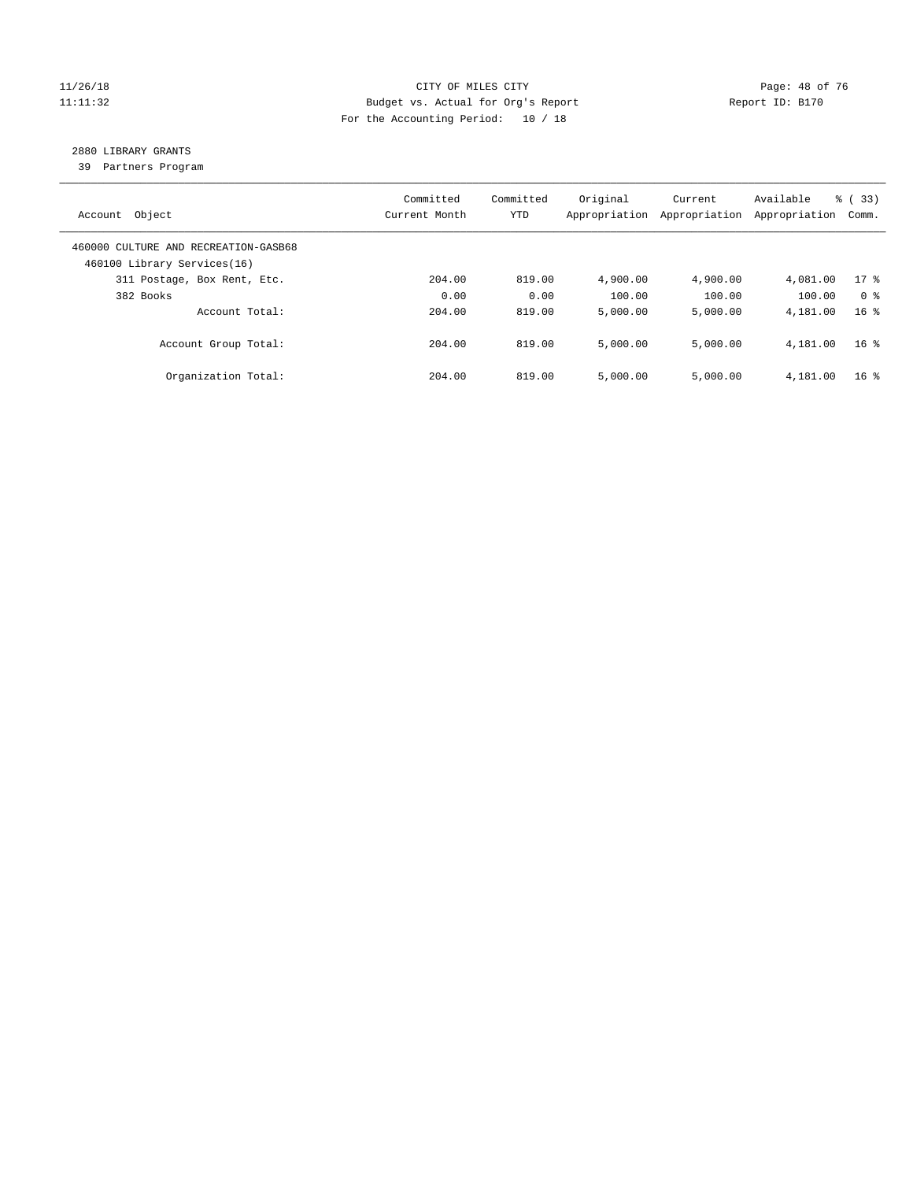CITY OF MILES CITY
Budget vs. Actual for Org's Report
For the Accounting Period: 10 / 18

11/26/18
11:11:32

Report ID: B170

## 2880 LIBRARY GRANTS

39 Partners Program

| Account Object | Committed Current Month | Committed YTD | Original Appropriation | Current Appropriation | Available Appropriation | % ( 33) Comm. |
|---|---|---|---|---|---|---|
| 460000 CULTURE AND RECREATION-GASB68 | | | | | | |
| 460100 Library Services(16) | | | | | | |
| 311 Postage, Box Rent, Etc. | 204.00 | 819.00 | 4,900.00 | 4,900.00 | 4,081.00 | 17 % |
| 382 Books | 0.00 | 0.00 | 100.00 | 100.00 | 100.00 | 0 % |
| Account Total: | 204.00 | 819.00 | 5,000.00 | 5,000.00 | 4,181.00 | 16 % |
| Account Group Total: | 204.00 | 819.00 | 5,000.00 | 5,000.00 | 4,181.00 | 16 % |
| Organization Total: | 204.00 | 819.00 | 5,000.00 | 5,000.00 | 4,181.00 | 16 % |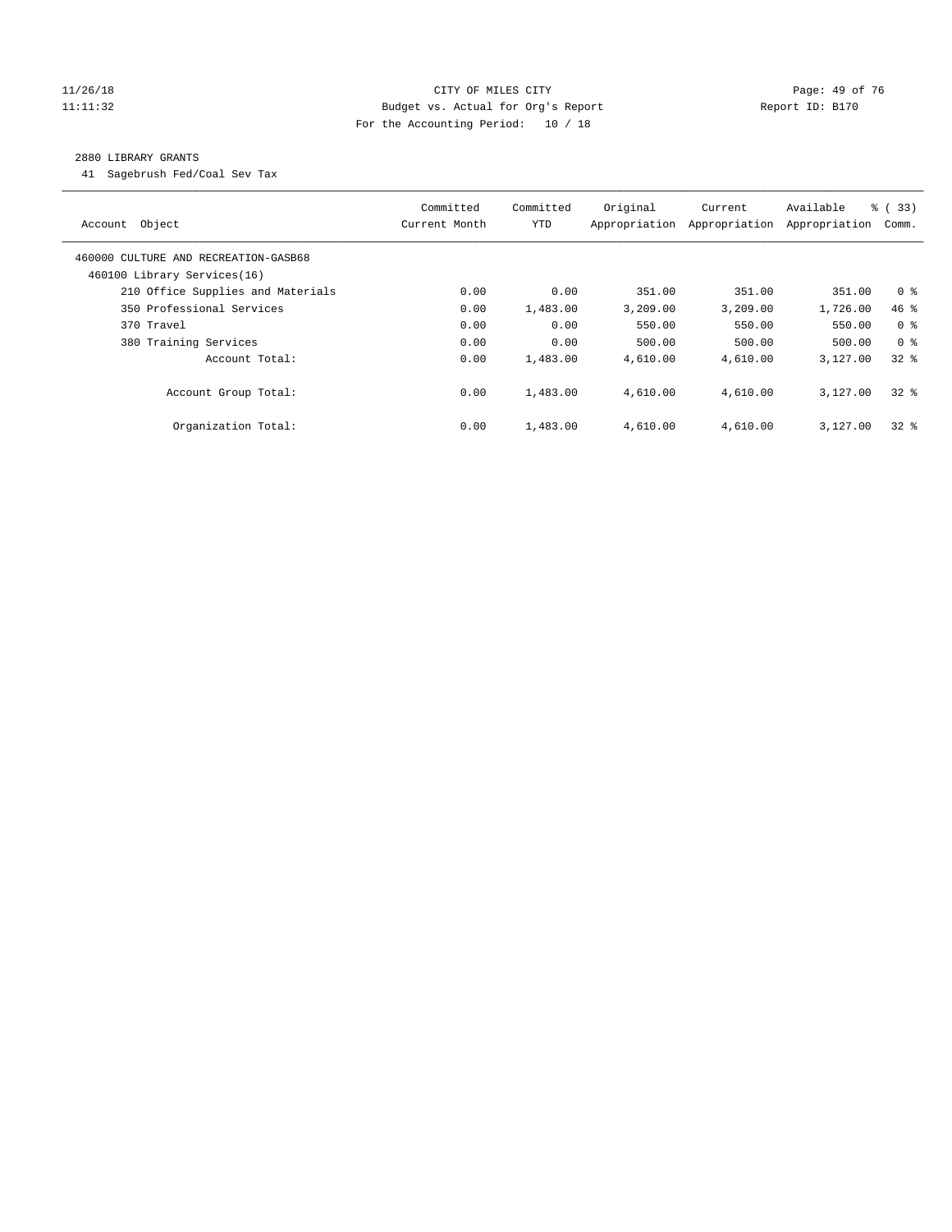CITY OF MILES CITY
Budget vs. Actual for Org's Report
For the Accounting Period: 10 / 18

11/26/18
11:11:32

Report ID: B170

## 2880 LIBRARY GRANTS

41 Sagebrush Fed/Coal Sev Tax

| Account Object | Committed Current Month | Committed YTD | Original Appropriation | Current Appropriation | Available Appropriation | % ( 33) Comm. |
|---|---|---|---|---|---|---|
| 460000 CULTURE AND RECREATION-GASB68 | | | | | | |
| 460100 Library Services(16) | | | | | | |
| 210 Office Supplies and Materials | 0.00 | 0.00 | 351.00 | 351.00 | 351.00 | 0 % |
| 350 Professional Services | 0.00 | 1,483.00 | 3,209.00 | 3,209.00 | 1,726.00 | 46 % |
| 370 Travel | 0.00 | 0.00 | 550.00 | 550.00 | 550.00 | 0 % |
| 380 Training Services | 0.00 | 0.00 | 500.00 | 500.00 | 500.00 | 0 % |
| Account Total: | 0.00 | 1,483.00 | 4,610.00 | 4,610.00 | 3,127.00 | 32 % |
| Account Group Total: | 0.00 | 1,483.00 | 4,610.00 | 4,610.00 | 3,127.00 | 32 % |
| Organization Total: | 0.00 | 1,483.00 | 4,610.00 | 4,610.00 | 3,127.00 | 32 % |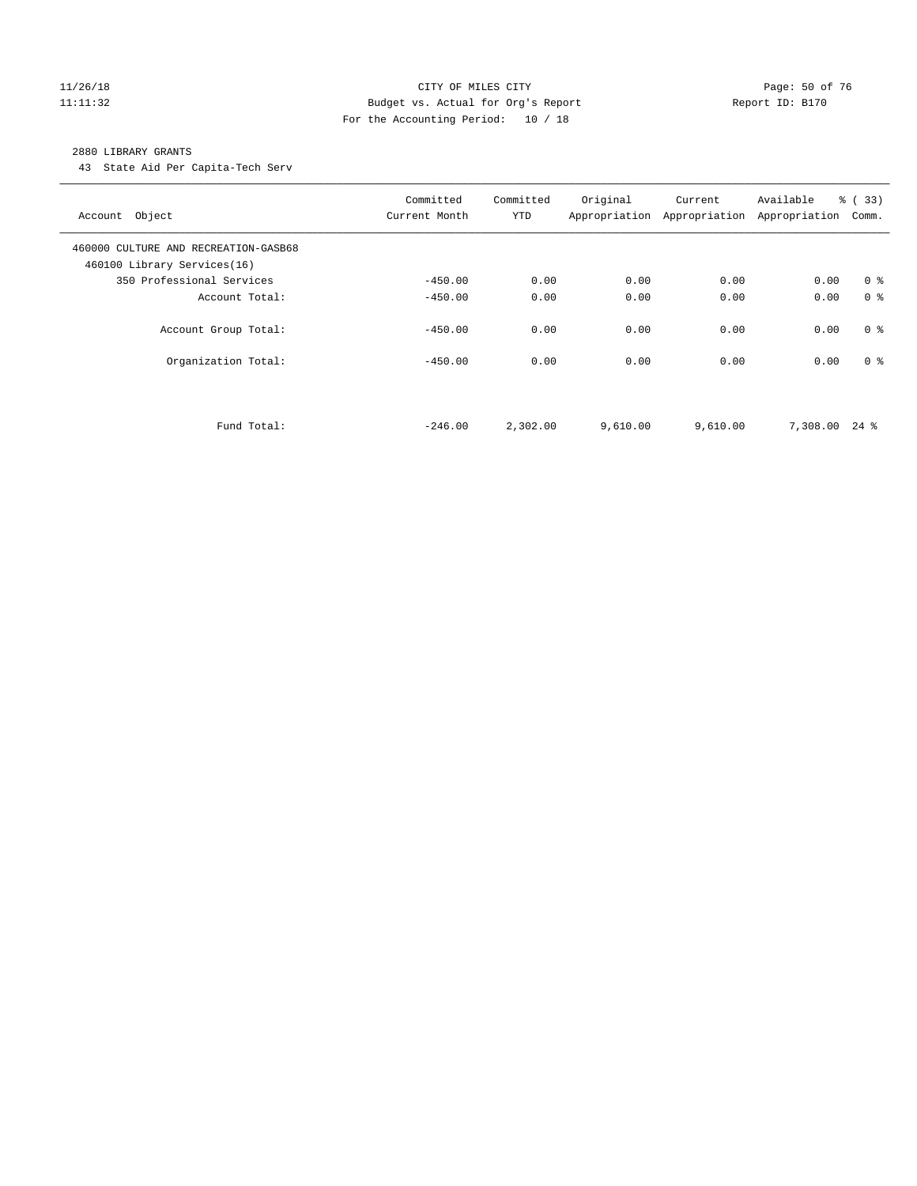CITY OF MILES CITY
Budget vs. Actual for Org's Report
For the Accounting Period: 10 / 18

11/26/18
11:11:32

Report ID: B170

2880 LIBRARY GRANTS

43 State Aid Per Capita-Tech Serv

| Account Object | Committed Current Month | Committed YTD | Original Appropriation | Current Appropriation | Available Appropriation | % ( 33) Comm. |
|---|---|---|---|---|---|---|
| 460000 CULTURE AND RECREATION-GASB68 | | | | | | |
| 460100 Library Services(16) | | | | | | |
| 350 Professional Services | -450.00 | 0.00 | 0.00 | 0.00 | 0.00 | 0 % |
| Account Total: | -450.00 | 0.00 | 0.00 | 0.00 | 0.00 | 0 % |
| Account Group Total: | -450.00 | 0.00 | 0.00 | 0.00 | 0.00 | 0 % |
| Organization Total: | -450.00 | 0.00 | 0.00 | 0.00 | 0.00 | 0 % |
| Fund Total: | -246.00 | 2,302.00 | 9,610.00 | 9,610.00 | 7,308.00 | 24 % |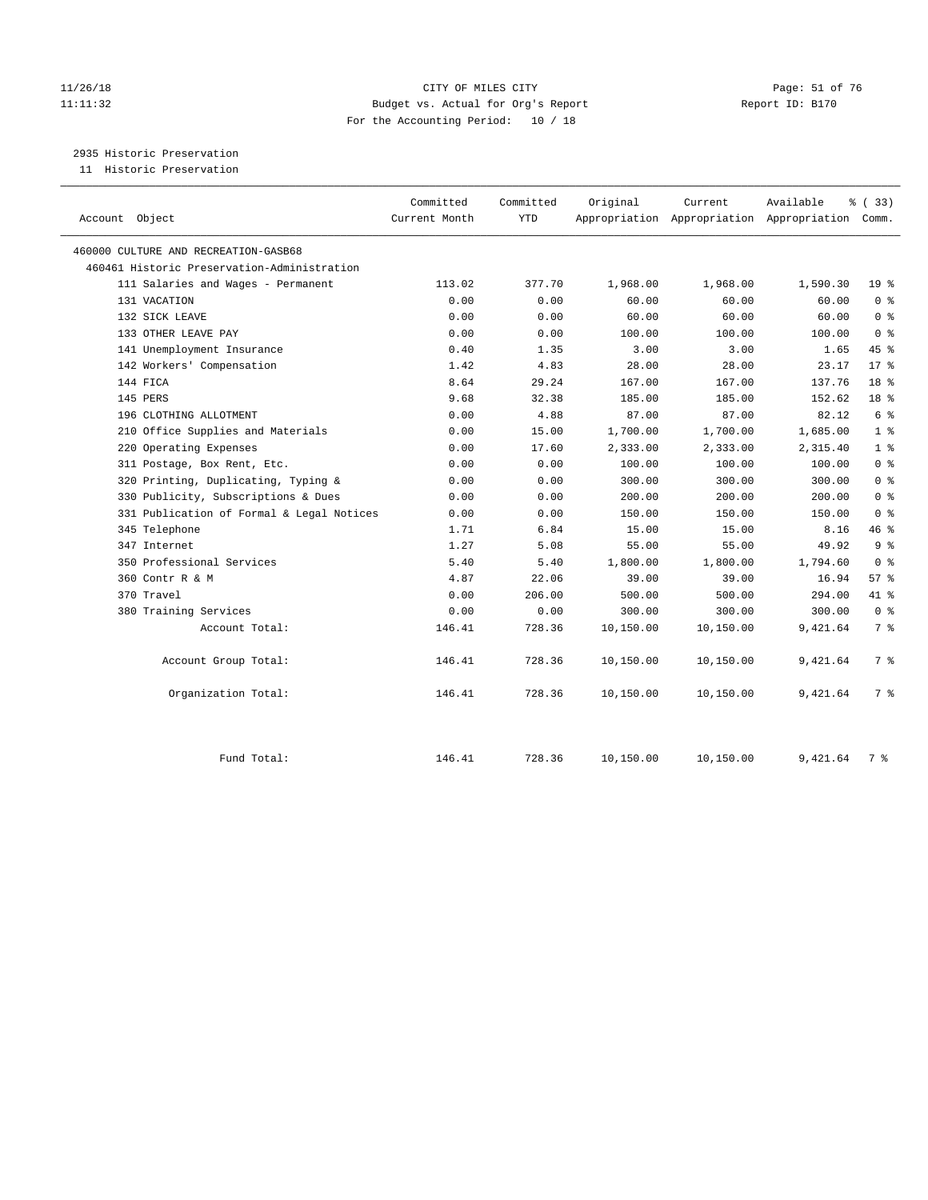CITY OF MILES CITY
Budget vs. Actual for Org's Report
For the Accounting Period: 10 / 18

11/26/18
11:11:32

Report ID: B170

## 2935 Historic Preservation

11 Historic Preservation

| Account Object | Committed Current Month | Committed YTD | Original Appropriation | Current Appropriation | Available Appropriation | % ( 33) Comm. |
|---|---|---|---|---|---|---|
| 460000 CULTURE AND RECREATION-GASB68 | | | | | | |
| 460461 Historic Preservation-Administration | | | | | | |
| 111 Salaries and Wages - Permanent | 113.02 | 377.70 | 1,968.00 | 1,968.00 | 1,590.30 | 19 % |
| 131 VACATION | 0.00 | 0.00 | 60.00 | 60.00 | 60.00 | 0 % |
| 132 SICK LEAVE | 0.00 | 0.00 | 60.00 | 60.00 | 60.00 | 0 % |
| 133 OTHER LEAVE PAY | 0.00 | 0.00 | 100.00 | 100.00 | 100.00 | 0 % |
| 141 Unemployment Insurance | 0.40 | 1.35 | 3.00 | 3.00 | 1.65 | 45 % |
| 142 Workers' Compensation | 1.42 | 4.83 | 28.00 | 28.00 | 23.17 | 17 % |
| 144 FICA | 8.64 | 29.24 | 167.00 | 167.00 | 137.76 | 18 % |
| 145 PERS | 9.68 | 32.38 | 185.00 | 185.00 | 152.62 | 18 % |
| 196 CLOTHING ALLOTMENT | 0.00 | 4.88 | 87.00 | 87.00 | 82.12 | 6 % |
| 210 Office Supplies and Materials | 0.00 | 15.00 | 1,700.00 | 1,700.00 | 1,685.00 | 1 % |
| 220 Operating Expenses | 0.00 | 17.60 | 2,333.00 | 2,333.00 | 2,315.40 | 1 % |
| 311 Postage, Box Rent, Etc. | 0.00 | 0.00 | 100.00 | 100.00 | 100.00 | 0 % |
| 320 Printing, Duplicating, Typing & | 0.00 | 0.00 | 300.00 | 300.00 | 300.00 | 0 % |
| 330 Publicity, Subscriptions & Dues | 0.00 | 0.00 | 200.00 | 200.00 | 200.00 | 0 % |
| 331 Publication of Formal & Legal Notices | 0.00 | 0.00 | 150.00 | 150.00 | 150.00 | 0 % |
| 345 Telephone | 1.71 | 6.84 | 15.00 | 15.00 | 8.16 | 46 % |
| 347 Internet | 1.27 | 5.08 | 55.00 | 55.00 | 49.92 | 9 % |
| 350 Professional Services | 5.40 | 5.40 | 1,800.00 | 1,800.00 | 1,794.60 | 0 % |
| 360 Contr R & M | 4.87 | 22.06 | 39.00 | 39.00 | 16.94 | 57 % |
| 370 Travel | 0.00 | 206.00 | 500.00 | 500.00 | 294.00 | 41 % |
| 380 Training Services | 0.00 | 0.00 | 300.00 | 300.00 | 300.00 | 0 % |
| Account Total: | 146.41 | 728.36 | 10,150.00 | 10,150.00 | 9,421.64 | 7 % |
| Account Group Total: | 146.41 | 728.36 | 10,150.00 | 10,150.00 | 9,421.64 | 7 % |
| Organization Total: | 146.41 | 728.36 | 10,150.00 | 10,150.00 | 9,421.64 | 7 % |
| Fund Total: | 146.41 | 728.36 | 10,150.00 | 10,150.00 | 9,421.64 | 7 % |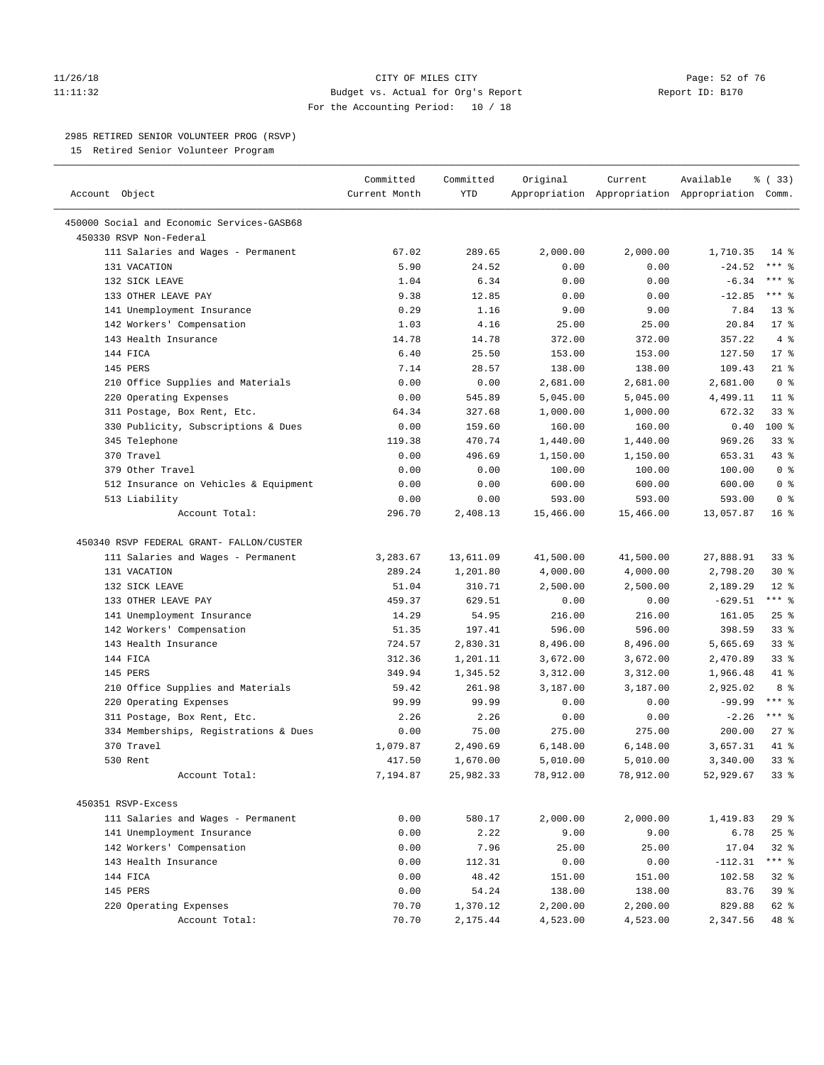CITY OF MILES CITY
Budget vs. Actual for Org's Report
For the Accounting Period: 10 / 18

Report ID: B170

## 2985 RETIRED SENIOR VOLUNTEER PROG (RSVP)

15 Retired Senior Volunteer Program

| Account Object | Committed Current Month | Committed YTD | Original Appropriation | Current Appropriation | Available Appropriation | % ( 33) Comm. |
|---|---|---|---|---|---|---|
| 450000 Social and Economic Services-GASB68 | | | | | | |
| 450330 RSVP Non-Federal | | | | | | |
| 111 Salaries and Wages - Permanent | 67.02 | 289.65 | 2,000.00 | 2,000.00 | 1,710.35 | 14 % |
| 131 VACATION | 5.90 | 24.52 | 0.00 | 0.00 | -24.52 | *** % |
| 132 SICK LEAVE | 1.04 | 6.34 | 0.00 | 0.00 | -6.34 | *** % |
| 133 OTHER LEAVE PAY | 9.38 | 12.85 | 0.00 | 0.00 | -12.85 | *** % |
| 141 Unemployment Insurance | 0.29 | 1.16 | 9.00 | 9.00 | 7.84 | 13 % |
| 142 Workers' Compensation | 1.03 | 4.16 | 25.00 | 25.00 | 20.84 | 17 % |
| 143 Health Insurance | 14.78 | 14.78 | 372.00 | 372.00 | 357.22 | 4 % |
| 144 FICA | 6.40 | 25.50 | 153.00 | 153.00 | 127.50 | 17 % |
| 145 PERS | 7.14 | 28.57 | 138.00 | 138.00 | 109.43 | 21 % |
| 210 Office Supplies and Materials | 0.00 | 0.00 | 2,681.00 | 2,681.00 | 2,681.00 | 0 % |
| 220 Operating Expenses | 0.00 | 545.89 | 5,045.00 | 5,045.00 | 4,499.11 | 11 % |
| 311 Postage, Box Rent, Etc. | 64.34 | 327.68 | 1,000.00 | 1,000.00 | 672.32 | 33 % |
| 330 Publicity, Subscriptions & Dues | 0.00 | 159.60 | 160.00 | 160.00 | 0.40 | 100 % |
| 345 Telephone | 119.38 | 470.74 | 1,440.00 | 1,440.00 | 969.26 | 33 % |
| 370 Travel | 0.00 | 496.69 | 1,150.00 | 1,150.00 | 653.31 | 43 % |
| 379 Other Travel | 0.00 | 0.00 | 100.00 | 100.00 | 100.00 | 0 % |
| 512 Insurance on Vehicles & Equipment | 0.00 | 0.00 | 600.00 | 600.00 | 600.00 | 0 % |
| 513 Liability | 0.00 | 0.00 | 593.00 | 593.00 | 593.00 | 0 % |
| Account Total: | 296.70 | 2,408.13 | 15,466.00 | 15,466.00 | 13,057.87 | 16 % |
| 450340 RSVP FEDERAL GRANT- FALLON/CUSTER | | | | | | |
| 111 Salaries and Wages - Permanent | 3,283.67 | 13,611.09 | 41,500.00 | 41,500.00 | 27,888.91 | 33 % |
| 131 VACATION | 289.24 | 1,201.80 | 4,000.00 | 4,000.00 | 2,798.20 | 30 % |
| 132 SICK LEAVE | 51.04 | 310.71 | 2,500.00 | 2,500.00 | 2,189.29 | 12 % |
| 133 OTHER LEAVE PAY | 459.37 | 629.51 | 0.00 | 0.00 | -629.51 | *** % |
| 141 Unemployment Insurance | 14.29 | 54.95 | 216.00 | 216.00 | 161.05 | 25 % |
| 142 Workers' Compensation | 51.35 | 197.41 | 596.00 | 596.00 | 398.59 | 33 % |
| 143 Health Insurance | 724.57 | 2,830.31 | 8,496.00 | 8,496.00 | 5,665.69 | 33 % |
| 144 FICA | 312.36 | 1,201.11 | 3,672.00 | 3,672.00 | 2,470.89 | 33 % |
| 145 PERS | 349.94 | 1,345.52 | 3,312.00 | 3,312.00 | 1,966.48 | 41 % |
| 210 Office Supplies and Materials | 59.42 | 261.98 | 3,187.00 | 3,187.00 | 2,925.02 | 8 % |
| 220 Operating Expenses | 99.99 | 99.99 | 0.00 | 0.00 | -99.99 | *** % |
| 311 Postage, Box Rent, Etc. | 2.26 | 2.26 | 0.00 | 0.00 | -2.26 | *** % |
| 334 Memberships, Registrations & Dues | 0.00 | 75.00 | 275.00 | 275.00 | 200.00 | 27 % |
| 370 Travel | 1,079.87 | 2,490.69 | 6,148.00 | 6,148.00 | 3,657.31 | 41 % |
| 530 Rent | 417.50 | 1,670.00 | 5,010.00 | 5,010.00 | 3,340.00 | 33 % |
| Account Total: | 7,194.87 | 25,982.33 | 78,912.00 | 78,912.00 | 52,929.67 | 33 % |
| 450351 RSVP-Excess | | | | | | |
| 111 Salaries and Wages - Permanent | 0.00 | 580.17 | 2,000.00 | 2,000.00 | 1,419.83 | 29 % |
| 141 Unemployment Insurance | 0.00 | 2.22 | 9.00 | 9.00 | 6.78 | 25 % |
| 142 Workers' Compensation | 0.00 | 7.96 | 25.00 | 25.00 | 17.04 | 32 % |
| 143 Health Insurance | 0.00 | 112.31 | 0.00 | 0.00 | -112.31 | *** % |
| 144 FICA | 0.00 | 48.42 | 151.00 | 151.00 | 102.58 | 32 % |
| 145 PERS | 0.00 | 54.24 | 138.00 | 138.00 | 83.76 | 39 % |
| 220 Operating Expenses | 70.70 | 1,370.12 | 2,200.00 | 2,200.00 | 829.88 | 62 % |
| Account Total: | 70.70 | 2,175.44 | 4,523.00 | 4,523.00 | 2,347.56 | 48 % |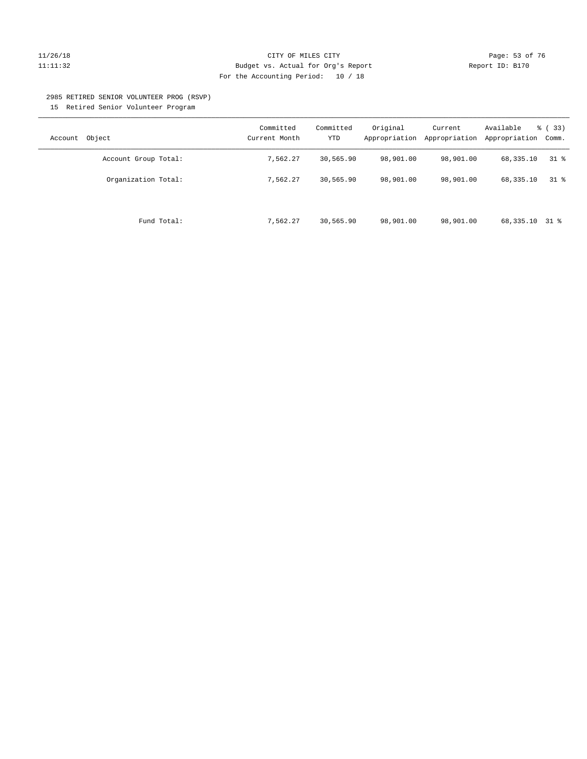CITY OF MILES CITY
Budget vs. Actual for Org's Report
For the Accounting Period: 10 / 18

11/26/18
11:11:32

Report ID: B170

2985 RETIRED SENIOR VOLUNTEER PROG (RSVP)

15 Retired Senior Volunteer Program

| Account Object | Committed Current Month | Committed YTD | Original Appropriation | Current Appropriation | Available Appropriation | % ( 33) Comm. |
|---|---|---|---|---|---|---|
| Account Group Total: | 7,562.27 | 30,565.90 | 98,901.00 | 98,901.00 | 68,335.10 | 31 % |
| Organization Total: | 7,562.27 | 30,565.90 | 98,901.00 | 98,901.00 | 68,335.10 | 31 % |
| Fund Total: | 7,562.27 | 30,565.90 | 98,901.00 | 98,901.00 | 68,335.10 | 31 % |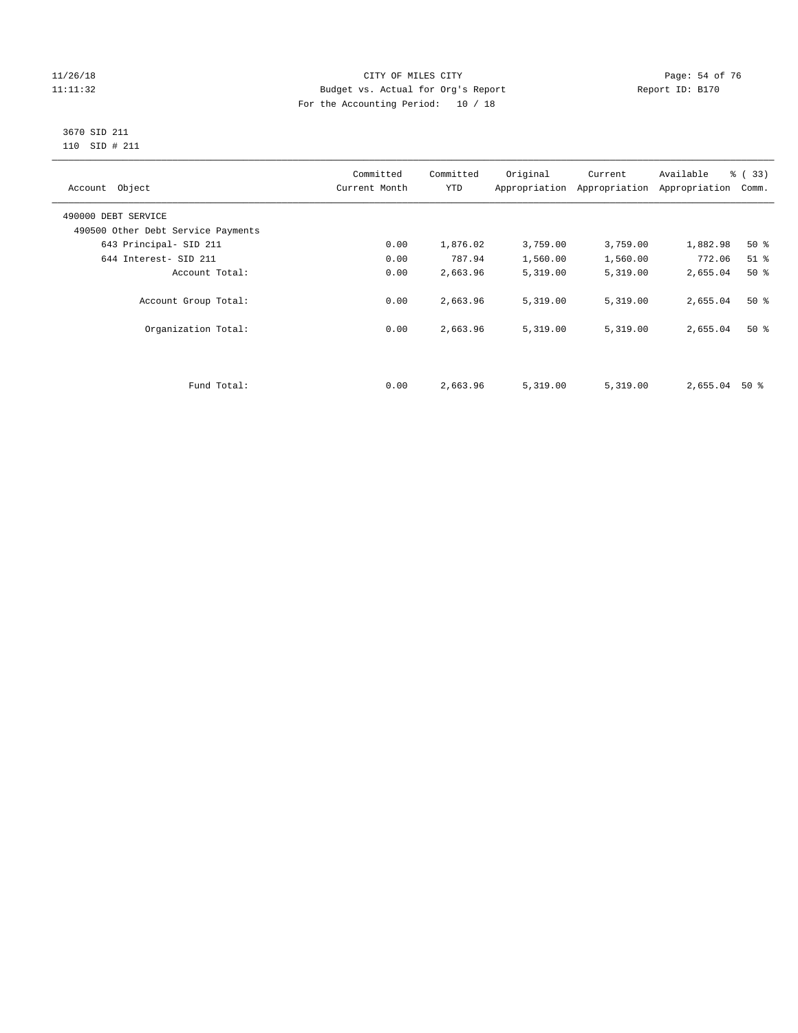CITY OF MILES CITY
Budget vs. Actual for Org's Report
For the Accounting Period: 10 / 18

3670 SID 211
110 SID # 211

| Account Object | Committed Current Month | Committed YTD | Original Appropriation | Current Appropriation | Available Appropriation | % ( 33) Comm. |
|---|---|---|---|---|---|---|
| 490000 DEBT SERVICE | | | | | | |
| 490500 Other Debt Service Payments | | | | | | |
| 643 Principal- SID 211 | 0.00 | 1,876.02 | 3,759.00 | 3,759.00 | 1,882.98 | 50 % |
| 644 Interest- SID 211 | 0.00 | 787.94 | 1,560.00 | 1,560.00 | 772.06 | 51 % |
| Account Total: | 0.00 | 2,663.96 | 5,319.00 | 5,319.00 | 2,655.04 | 50 % |
| Account Group Total: | 0.00 | 2,663.96 | 5,319.00 | 5,319.00 | 2,655.04 | 50 % |
| Organization Total: | 0.00 | 2,663.96 | 5,319.00 | 5,319.00 | 2,655.04 | 50 % |
| Fund Total: | 0.00 | 2,663.96 | 5,319.00 | 5,319.00 | 2,655.04 | 50 % |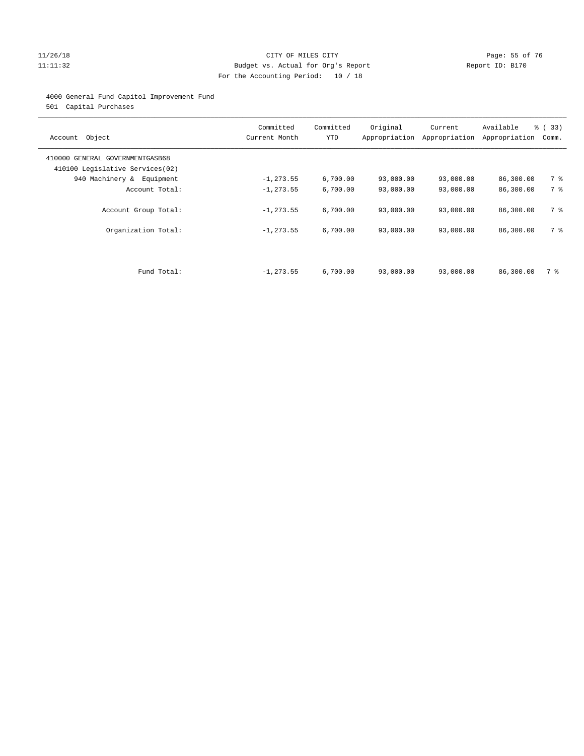CITY OF MILES CITY
Budget vs. Actual for Org's Report
For the Accounting Period: 10 / 18

11/26/18
11:11:32

Report ID: B170

4000 General Fund Capitol Improvement Fund
501 Capital Purchases

| Account Object | Committed Current Month | Committed YTD | Original Appropriation | Current Appropriation | Available Appropriation | % ( 33) Comm. |
|---|---|---|---|---|---|---|
| 410000 GENERAL GOVERNMENTGASB68 | | | | | | |
| 410100 Legislative Services(02) | | | | | | |
| 940 Machinery & Equipment | -1,273.55 | 6,700.00 | 93,000.00 | 93,000.00 | 86,300.00 | 7 % |
| Account Total: | -1,273.55 | 6,700.00 | 93,000.00 | 93,000.00 | 86,300.00 | 7 % |
| Account Group Total: | -1,273.55 | 6,700.00 | 93,000.00 | 93,000.00 | 86,300.00 | 7 % |
| Organization Total: | -1,273.55 | 6,700.00 | 93,000.00 | 93,000.00 | 86,300.00 | 7 % |
| Fund Total: | -1,273.55 | 6,700.00 | 93,000.00 | 93,000.00 | 86,300.00 | 7 % |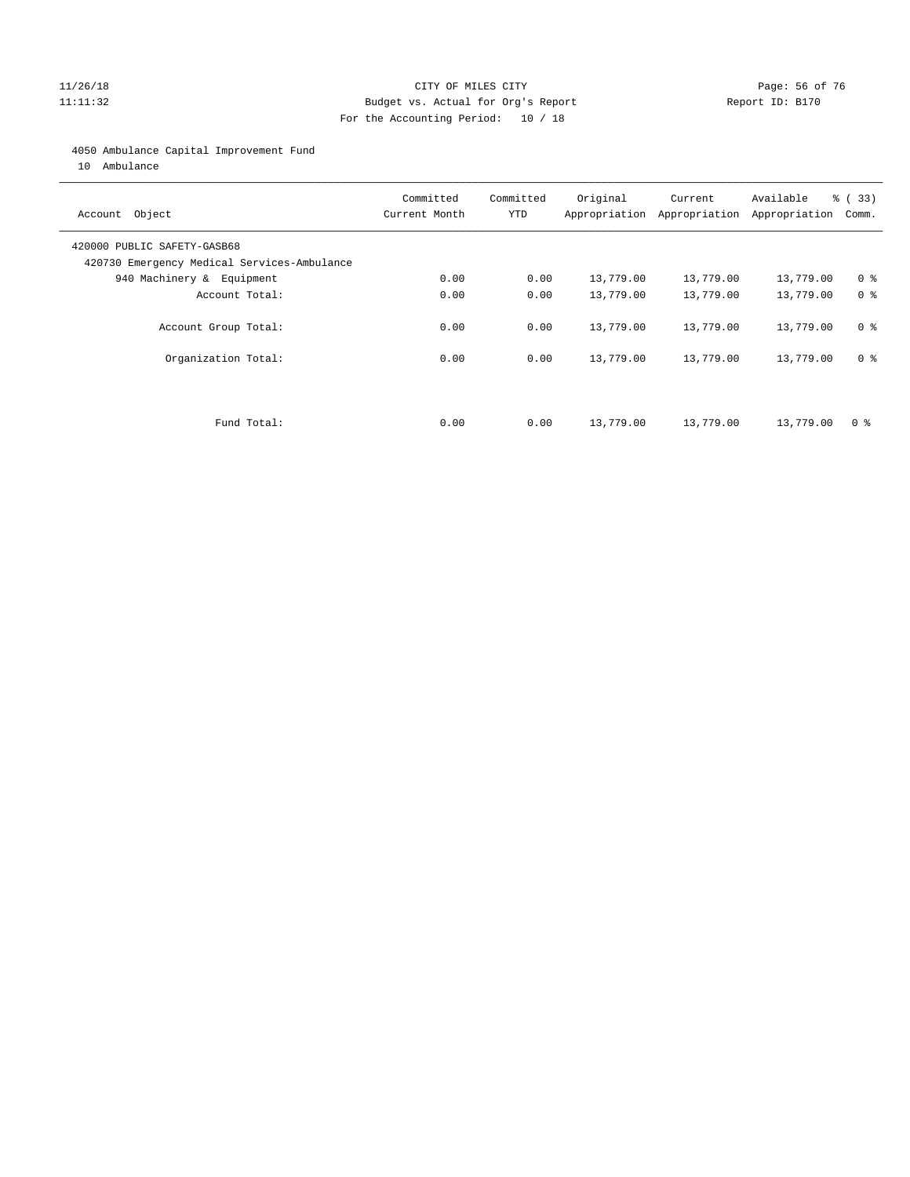CITY OF MILES CITY
Budget vs. Actual for Org's Report
For the Accounting Period: 10 / 18

11/26/18
11:11:32

Report ID: B170

4050 Ambulance Capital Improvement Fund
10 Ambulance

| Account Object | Committed Current Month | Committed YTD | Original Appropriation | Current Appropriation | Available Appropriation | % ( 33) Comm. |
|---|---|---|---|---|---|---|
| 420000 PUBLIC SAFETY-GASB68 | | | | | | |
| 420730 Emergency Medical Services-Ambulance | | | | | | |
| 940 Machinery & Equipment | 0.00 | 0.00 | 13,779.00 | 13,779.00 | 13,779.00 | 0 % |
| Account Total: | 0.00 | 0.00 | 13,779.00 | 13,779.00 | 13,779.00 | 0 % |
| Account Group Total: | 0.00 | 0.00 | 13,779.00 | 13,779.00 | 13,779.00 | 0 % |
| Organization Total: | 0.00 | 0.00 | 13,779.00 | 13,779.00 | 13,779.00 | 0 % |
| Fund Total: | 0.00 | 0.00 | 13,779.00 | 13,779.00 | 13,779.00 | 0 % |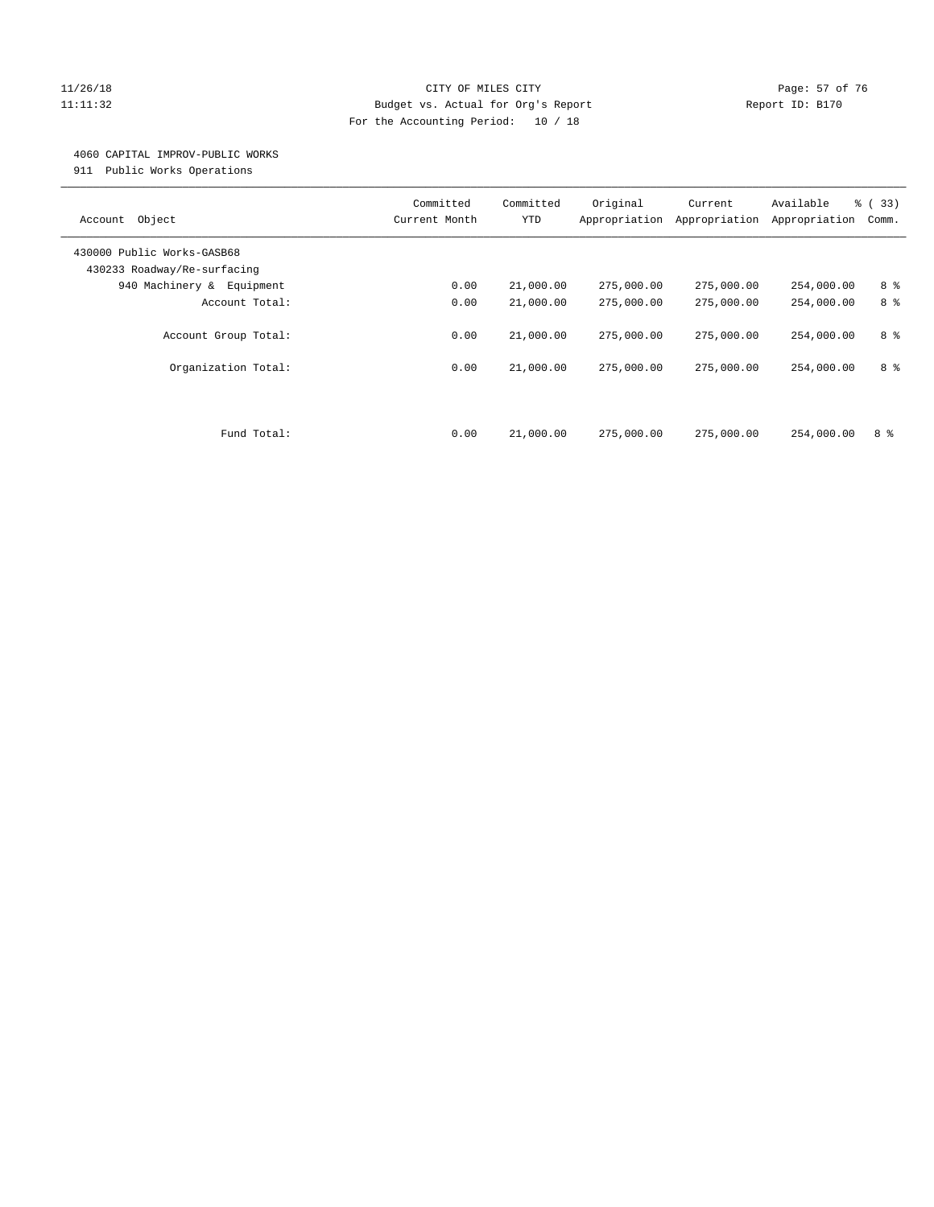CITY OF MILES CITY
Budget vs. Actual for Org's Report
For the Accounting Period: 10 / 18

11/26/18
11:11:32

Report ID: B170

4060 CAPITAL IMPROV-PUBLIC WORKS
911 Public Works Operations

| Account Object | Committed Current Month | Committed YTD | Original Appropriation | Current Appropriation | Available Appropriation | % ( 33) Comm. |
|---|---|---|---|---|---|---|
| 430000 Public Works-GASB68 | | | | | | |
| 430233 Roadway/Re-surfacing | | | | | | |
| 940 Machinery & Equipment | 0.00 | 21,000.00 | 275,000.00 | 275,000.00 | 254,000.00 | 8 % |
| Account Total: | 0.00 | 21,000.00 | 275,000.00 | 275,000.00 | 254,000.00 | 8 % |
| Account Group Total: | 0.00 | 21,000.00 | 275,000.00 | 275,000.00 | 254,000.00 | 8 % |
| Organization Total: | 0.00 | 21,000.00 | 275,000.00 | 275,000.00 | 254,000.00 | 8 % |
| Fund Total: | 0.00 | 21,000.00 | 275,000.00 | 275,000.00 | 254,000.00 | 8 % |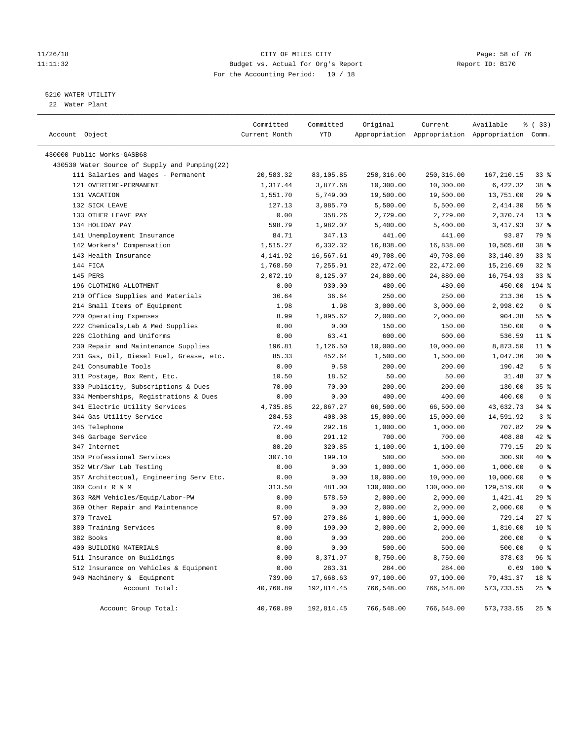11/26/18 CITY OF MILES CITY
11:11:32 Budget vs. Actual for Org's Report Report ID: B170
For the Accounting Period: 10 / 18

5210 WATER UTILITY
22 Water Plant

| Account Object | Committed Current Month | Committed YTD | Original Appropriation | Current Appropriation | Available Appropriation | % ( 33) Comm. |
|---|---|---|---|---|---|---|
| 430000 Public Works-GASB68 | | | | | | |
| 430530 Water Source of Supply and Pumping(22) | | | | | | |
| 111 Salaries and Wages - Permanent | 20,583.32 | 83,105.85 | 250,316.00 | 250,316.00 | 167,210.15 | 33 % |
| 121 OVERTIME-PERMANENT | 1,317.44 | 3,877.68 | 10,300.00 | 10,300.00 | 6,422.32 | 38 % |
| 131 VACATION | 1,551.70 | 5,749.00 | 19,500.00 | 19,500.00 | 13,751.00 | 29 % |
| 132 SICK LEAVE | 127.13 | 3,085.70 | 5,500.00 | 5,500.00 | 2,414.30 | 56 % |
| 133 OTHER LEAVE PAY | 0.00 | 358.26 | 2,729.00 | 2,729.00 | 2,370.74 | 13 % |
| 134 HOLIDAY PAY | 598.79 | 1,982.07 | 5,400.00 | 5,400.00 | 3,417.93 | 37 % |
| 141 Unemployment Insurance | 84.71 | 347.13 | 441.00 | 441.00 | 93.87 | 79 % |
| 142 Workers' Compensation | 1,515.27 | 6,332.32 | 16,838.00 | 16,838.00 | 10,505.68 | 38 % |
| 143 Health Insurance | 4,141.92 | 16,567.61 | 49,708.00 | 49,708.00 | 33,140.39 | 33 % |
| 144 FICA | 1,768.50 | 7,255.91 | 22,472.00 | 22,472.00 | 15,216.09 | 32 % |
| 145 PERS | 2,072.19 | 8,125.07 | 24,880.00 | 24,880.00 | 16,754.93 | 33 % |
| 196 CLOTHING ALLOTMENT | 0.00 | 930.00 | 480.00 | 480.00 | -450.00 | 194 % |
| 210 Office Supplies and Materials | 36.64 | 36.64 | 250.00 | 250.00 | 213.36 | 15 % |
| 214 Small Items of Equipment | 1.98 | 1.98 | 3,000.00 | 3,000.00 | 2,998.02 | 0 % |
| 220 Operating Expenses | 8.99 | 1,095.62 | 2,000.00 | 2,000.00 | 904.38 | 55 % |
| 222 Chemicals,Lab & Med Supplies | 0.00 | 0.00 | 150.00 | 150.00 | 150.00 | 0 % |
| 226 Clothing and Uniforms | 0.00 | 63.41 | 600.00 | 600.00 | 536.59 | 11 % |
| 230 Repair and Maintenance Supplies | 196.81 | 1,126.50 | 10,000.00 | 10,000.00 | 8,873.50 | 11 % |
| 231 Gas, Oil, Diesel Fuel, Grease, etc. | 85.33 | 452.64 | 1,500.00 | 1,500.00 | 1,047.36 | 30 % |
| 241 Consumable Tools | 0.00 | 9.58 | 200.00 | 200.00 | 190.42 | 5 % |
| 311 Postage, Box Rent, Etc. | 10.50 | 18.52 | 50.00 | 50.00 | 31.48 | 37 % |
| 330 Publicity, Subscriptions & Dues | 70.00 | 70.00 | 200.00 | 200.00 | 130.00 | 35 % |
| 334 Memberships, Registrations & Dues | 0.00 | 0.00 | 400.00 | 400.00 | 400.00 | 0 % |
| 341 Electric Utility Services | 4,735.85 | 22,867.27 | 66,500.00 | 66,500.00 | 43,632.73 | 34 % |
| 344 Gas Utility Service | 284.53 | 408.08 | 15,000.00 | 15,000.00 | 14,591.92 | 3 % |
| 345 Telephone | 72.49 | 292.18 | 1,000.00 | 1,000.00 | 707.82 | 29 % |
| 346 Garbage Service | 0.00 | 291.12 | 700.00 | 700.00 | 408.88 | 42 % |
| 347 Internet | 80.20 | 320.85 | 1,100.00 | 1,100.00 | 779.15 | 29 % |
| 350 Professional Services | 307.10 | 199.10 | 500.00 | 500.00 | 300.90 | 40 % |
| 352 Wtr/Swr Lab Testing | 0.00 | 0.00 | 1,000.00 | 1,000.00 | 1,000.00 | 0 % |
| 357 Architectual, Engineering Serv Etc. | 0.00 | 0.00 | 10,000.00 | 10,000.00 | 10,000.00 | 0 % |
| 360 Contr R & M | 313.50 | 481.00 | 130,000.00 | 130,000.00 | 129,519.00 | 0 % |
| 363 R&M Vehicles/Equip/Labor-PW | 0.00 | 578.59 | 2,000.00 | 2,000.00 | 1,421.41 | 29 % |
| 369 Other Repair and Maintenance | 0.00 | 0.00 | 2,000.00 | 2,000.00 | 2,000.00 | 0 % |
| 370 Travel | 57.00 | 270.86 | 1,000.00 | 1,000.00 | 729.14 | 27 % |
| 380 Training Services | 0.00 | 190.00 | 2,000.00 | 2,000.00 | 1,810.00 | 10 % |
| 382 Books | 0.00 | 0.00 | 200.00 | 200.00 | 200.00 | 0 % |
| 400 BUILDING MATERIALS | 0.00 | 0.00 | 500.00 | 500.00 | 500.00 | 0 % |
| 511 Insurance on Buildings | 0.00 | 8,371.97 | 8,750.00 | 8,750.00 | 378.03 | 96 % |
| 512 Insurance on Vehicles & Equipment | 0.00 | 283.31 | 284.00 | 284.00 | 0.69 | 100 % |
| 940 Machinery & Equipment | 739.00 | 17,668.63 | 97,100.00 | 97,100.00 | 79,431.37 | 18 % |
| Account Total: | 40,760.89 | 192,814.45 | 766,548.00 | 766,548.00 | 573,733.55 | 25 % |
| Account Group Total: | 40,760.89 | 192,814.45 | 766,548.00 | 766,548.00 | 573,733.55 | 25 % |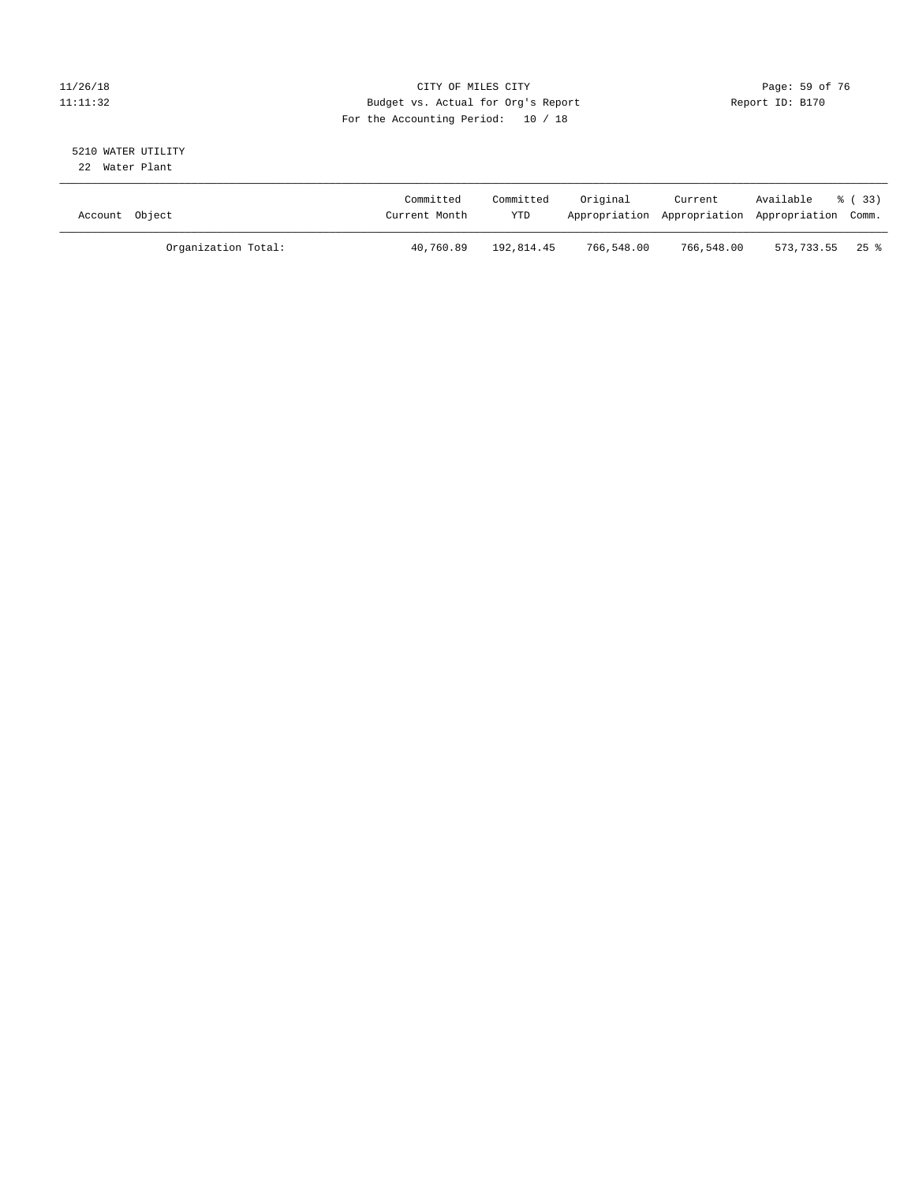11/26/18
11:11:32

CITY OF MILES CITY
Budget vs. Actual for Org's Report
For the Accounting Period: 10 / 18

Report ID: B170

5210 WATER UTILITY
22 Water Plant

| Account Object | Committed Current Month | Committed YTD | Original Appropriation | Current Appropriation | Available Appropriation | % ( 33) Comm. |
|---|---|---|---|---|---|---|
| Organization Total: | 40,760.89 | 192,814.45 | 766,548.00 | 766,548.00 | 573,733.55 | 25 % |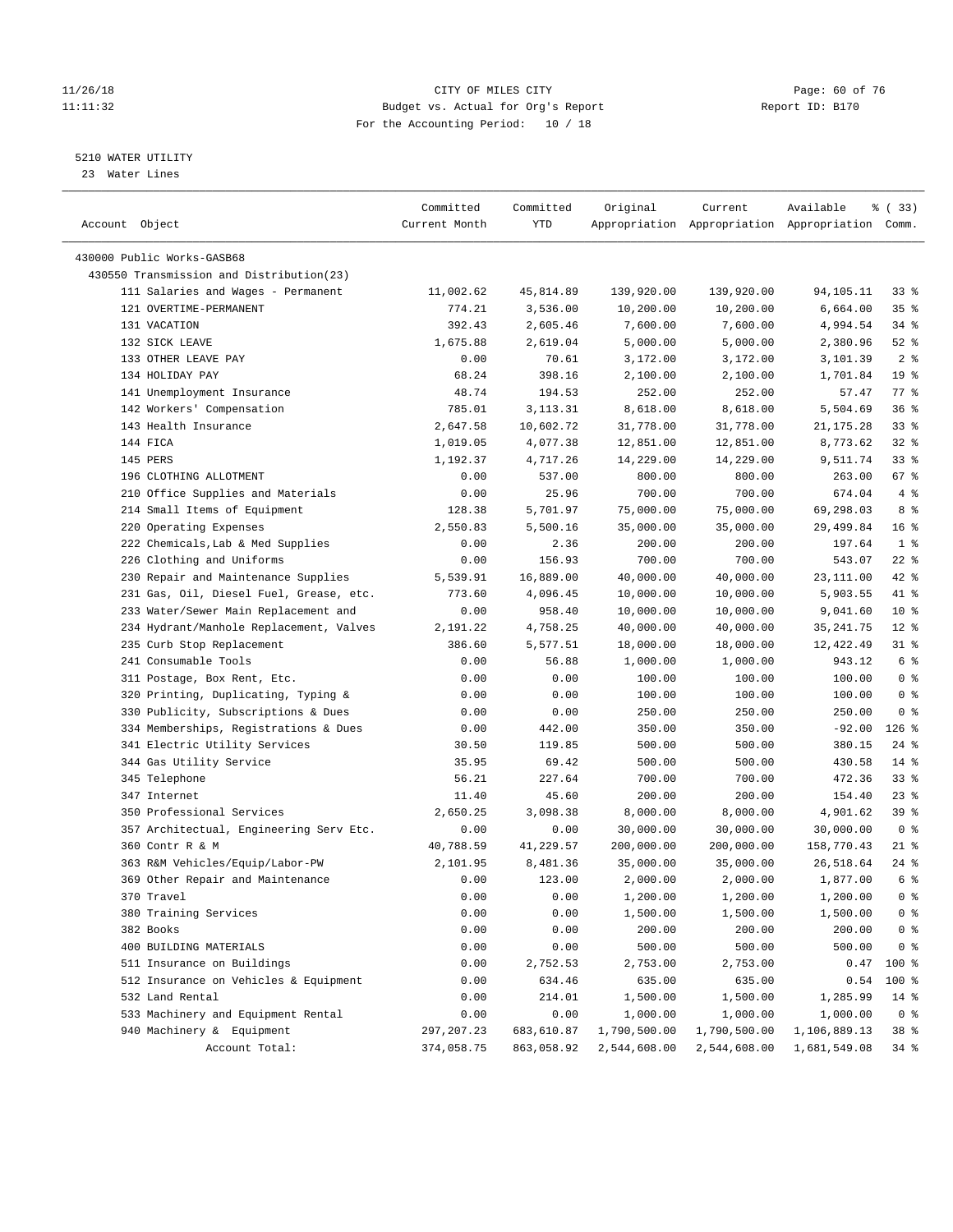CITY OF MILES CITY
Budget vs. Actual for Org's Report
For the Accounting Period: 10 / 18

11/26/18
11:11:32

Report ID: B170

5210 WATER UTILITY
23 Water Lines

| Account Object | Committed Current Month | Committed YTD | Original Appropriation | Current Appropriation | Available Appropriation | % ( 33) Comm. |
|---|---|---|---|---|---|---|
| 430000 Public Works-GASB68 | | | | | | |
| 430550 Transmission and Distribution(23) | | | | | | |
| 111 Salaries and Wages - Permanent | 11,002.62 | 45,814.89 | 139,920.00 | 139,920.00 | 94,105.11 | 33 % |
| 121 OVERTIME-PERMANENT | 774.21 | 3,536.00 | 10,200.00 | 10,200.00 | 6,664.00 | 35 % |
| 131 VACATION | 392.43 | 2,605.46 | 7,600.00 | 7,600.00 | 4,994.54 | 34 % |
| 132 SICK LEAVE | 1,675.88 | 2,619.04 | 5,000.00 | 5,000.00 | 2,380.96 | 52 % |
| 133 OTHER LEAVE PAY | 0.00 | 70.61 | 3,172.00 | 3,172.00 | 3,101.39 | 2 % |
| 134 HOLIDAY PAY | 68.24 | 398.16 | 2,100.00 | 2,100.00 | 1,701.84 | 19 % |
| 141 Unemployment Insurance | 48.74 | 194.53 | 252.00 | 252.00 | 57.47 | 77 % |
| 142 Workers' Compensation | 785.01 | 3,113.31 | 8,618.00 | 8,618.00 | 5,504.69 | 36 % |
| 143 Health Insurance | 2,647.58 | 10,602.72 | 31,778.00 | 31,778.00 | 21,175.28 | 33 % |
| 144 FICA | 1,019.05 | 4,077.38 | 12,851.00 | 12,851.00 | 8,773.62 | 32 % |
| 145 PERS | 1,192.37 | 4,717.26 | 14,229.00 | 14,229.00 | 9,511.74 | 33 % |
| 196 CLOTHING ALLOTMENT | 0.00 | 537.00 | 800.00 | 800.00 | 263.00 | 67 % |
| 210 Office Supplies and Materials | 0.00 | 25.96 | 700.00 | 700.00 | 674.04 | 4 % |
| 214 Small Items of Equipment | 128.38 | 5,701.97 | 75,000.00 | 75,000.00 | 69,298.03 | 8 % |
| 220 Operating Expenses | 2,550.83 | 5,500.16 | 35,000.00 | 35,000.00 | 29,499.84 | 16 % |
| 222 Chemicals,Lab & Med Supplies | 0.00 | 2.36 | 200.00 | 200.00 | 197.64 | 1 % |
| 226 Clothing and Uniforms | 0.00 | 156.93 | 700.00 | 700.00 | 543.07 | 22 % |
| 230 Repair and Maintenance Supplies | 5,539.91 | 16,889.00 | 40,000.00 | 40,000.00 | 23,111.00 | 42 % |
| 231 Gas, Oil, Diesel Fuel, Grease, etc. | 773.60 | 4,096.45 | 10,000.00 | 10,000.00 | 5,903.55 | 41 % |
| 233 Water/Sewer Main Replacement and | 0.00 | 958.40 | 10,000.00 | 10,000.00 | 9,041.60 | 10 % |
| 234 Hydrant/Manhole Replacement, Valves | 2,191.22 | 4,758.25 | 40,000.00 | 40,000.00 | 35,241.75 | 12 % |
| 235 Curb Stop Replacement | 386.60 | 5,577.51 | 18,000.00 | 18,000.00 | 12,422.49 | 31 % |
| 241 Consumable Tools | 0.00 | 56.88 | 1,000.00 | 1,000.00 | 943.12 | 6 % |
| 311 Postage, Box Rent, Etc. | 0.00 | 0.00 | 100.00 | 100.00 | 100.00 | 0 % |
| 320 Printing, Duplicating, Typing & | 0.00 | 0.00 | 100.00 | 100.00 | 100.00 | 0 % |
| 330 Publicity, Subscriptions & Dues | 0.00 | 0.00 | 250.00 | 250.00 | 250.00 | 0 % |
| 334 Memberships, Registrations & Dues | 0.00 | 442.00 | 350.00 | 350.00 | -92.00 | 126 % |
| 341 Electric Utility Services | 30.50 | 119.85 | 500.00 | 500.00 | 380.15 | 24 % |
| 344 Gas Utility Service | 35.95 | 69.42 | 500.00 | 500.00 | 430.58 | 14 % |
| 345 Telephone | 56.21 | 227.64 | 700.00 | 700.00 | 472.36 | 33 % |
| 347 Internet | 11.40 | 45.60 | 200.00 | 200.00 | 154.40 | 23 % |
| 350 Professional Services | 2,650.25 | 3,098.38 | 8,000.00 | 8,000.00 | 4,901.62 | 39 % |
| 357 Architectual, Engineering Serv Etc. | 0.00 | 0.00 | 30,000.00 | 30,000.00 | 30,000.00 | 0 % |
| 360 Contr R & M | 40,788.59 | 41,229.57 | 200,000.00 | 200,000.00 | 158,770.43 | 21 % |
| 363 R&M Vehicles/Equip/Labor-PW | 2,101.95 | 8,481.36 | 35,000.00 | 35,000.00 | 26,518.64 | 24 % |
| 369 Other Repair and Maintenance | 0.00 | 123.00 | 2,000.00 | 2,000.00 | 1,877.00 | 6 % |
| 370 Travel | 0.00 | 0.00 | 1,200.00 | 1,200.00 | 1,200.00 | 0 % |
| 380 Training Services | 0.00 | 0.00 | 1,500.00 | 1,500.00 | 1,500.00 | 0 % |
| 382 Books | 0.00 | 0.00 | 200.00 | 200.00 | 200.00 | 0 % |
| 400 BUILDING MATERIALS | 0.00 | 0.00 | 500.00 | 500.00 | 500.00 | 0 % |
| 511 Insurance on Buildings | 0.00 | 2,752.53 | 2,753.00 | 2,753.00 | 0.47 | 100 % |
| 512 Insurance on Vehicles & Equipment | 0.00 | 634.46 | 635.00 | 635.00 | 0.54 | 100 % |
| 532 Land Rental | 0.00 | 214.01 | 1,500.00 | 1,500.00 | 1,285.99 | 14 % |
| 533 Machinery and Equipment Rental | 0.00 | 0.00 | 1,000.00 | 1,000.00 | 1,000.00 | 0 % |
| 940 Machinery & Equipment | 297,207.23 | 683,610.87 | 1,790,500.00 | 1,790,500.00 | 1,106,889.13 | 38 % |
| Account Total: | 374,058.75 | 863,058.92 | 2,544,608.00 | 2,544,608.00 | 1,681,549.08 | 34 % |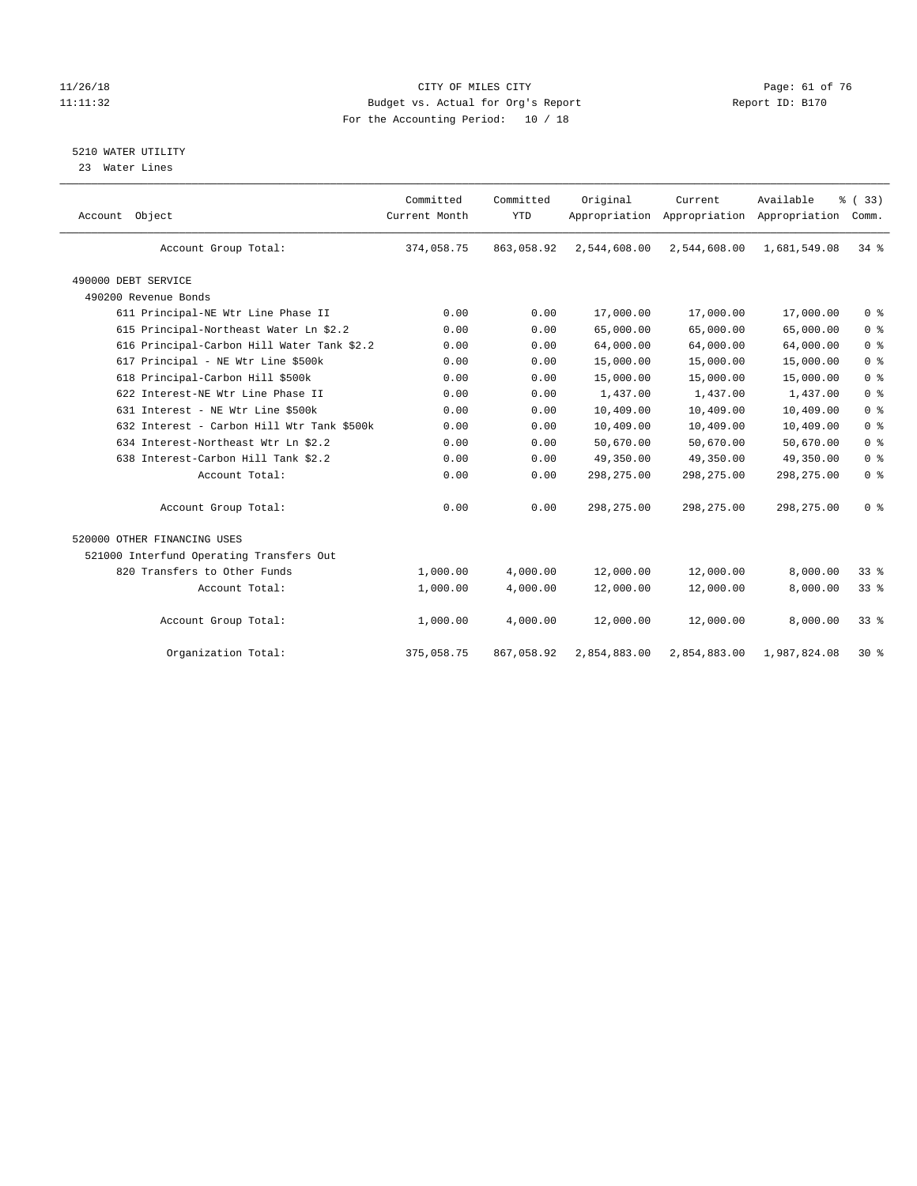CITY OF MILES CITY
Budget vs. Actual for Org's Report
For the Accounting Period: 10 / 18

11/26/18
11:11:32

Report ID: B170

## 5210 WATER UTILITY

23 Water Lines

| Account Object | Committed Current Month | Committed YTD | Original Appropriation | Current Appropriation | Available Appropriation | % ( 33) Comm. |
|---|---|---|---|---|---|---|
| Account Group Total: | 374,058.75 | 863,058.92 | 2,544,608.00 | 2,544,608.00 | 1,681,549.08 | 34 % |
| 490000 DEBT SERVICE | | | | | | |
| 490200 Revenue Bonds | | | | | | |
| 611 Principal-NE Wtr Line Phase II | 0.00 | 0.00 | 17,000.00 | 17,000.00 | 17,000.00 | 0 % |
| 615 Principal-Northeast Water Ln $2.2 | 0.00 | 0.00 | 65,000.00 | 65,000.00 | 65,000.00 | 0 % |
| 616 Principal-Carbon Hill Water Tank $2.2 | 0.00 | 0.00 | 64,000.00 | 64,000.00 | 64,000.00 | 0 % |
| 617 Principal - NE Wtr Line $500k | 0.00 | 0.00 | 15,000.00 | 15,000.00 | 15,000.00 | 0 % |
| 618 Principal-Carbon Hill $500k | 0.00 | 0.00 | 15,000.00 | 15,000.00 | 15,000.00 | 0 % |
| 622 Interest-NE Wtr Line Phase II | 0.00 | 0.00 | 1,437.00 | 1,437.00 | 1,437.00 | 0 % |
| 631 Interest - NE Wtr Line $500k | 0.00 | 0.00 | 10,409.00 | 10,409.00 | 10,409.00 | 0 % |
| 632 Interest - Carbon Hill Wtr Tank $500k | 0.00 | 0.00 | 10,409.00 | 10,409.00 | 10,409.00 | 0 % |
| 634 Interest-Northeast Wtr Ln $2.2 | 0.00 | 0.00 | 50,670.00 | 50,670.00 | 50,670.00 | 0 % |
| 638 Interest-Carbon Hill Tank $2.2 | 0.00 | 0.00 | 49,350.00 | 49,350.00 | 49,350.00 | 0 % |
| Account Total: | 0.00 | 0.00 | 298,275.00 | 298,275.00 | 298,275.00 | 0 % |
| Account Group Total: | 0.00 | 0.00 | 298,275.00 | 298,275.00 | 298,275.00 | 0 % |
| 520000 OTHER FINANCING USES | | | | | | |
| 521000 Interfund Operating Transfers Out | | | | | | |
| 820 Transfers to Other Funds | 1,000.00 | 4,000.00 | 12,000.00 | 12,000.00 | 8,000.00 | 33 % |
| Account Total: | 1,000.00 | 4,000.00 | 12,000.00 | 12,000.00 | 8,000.00 | 33 % |
| Account Group Total: | 1,000.00 | 4,000.00 | 12,000.00 | 12,000.00 | 8,000.00 | 33 % |
| Organization Total: | 375,058.75 | 867,058.92 | 2,854,883.00 | 2,854,883.00 | 1,987,824.08 | 30 % |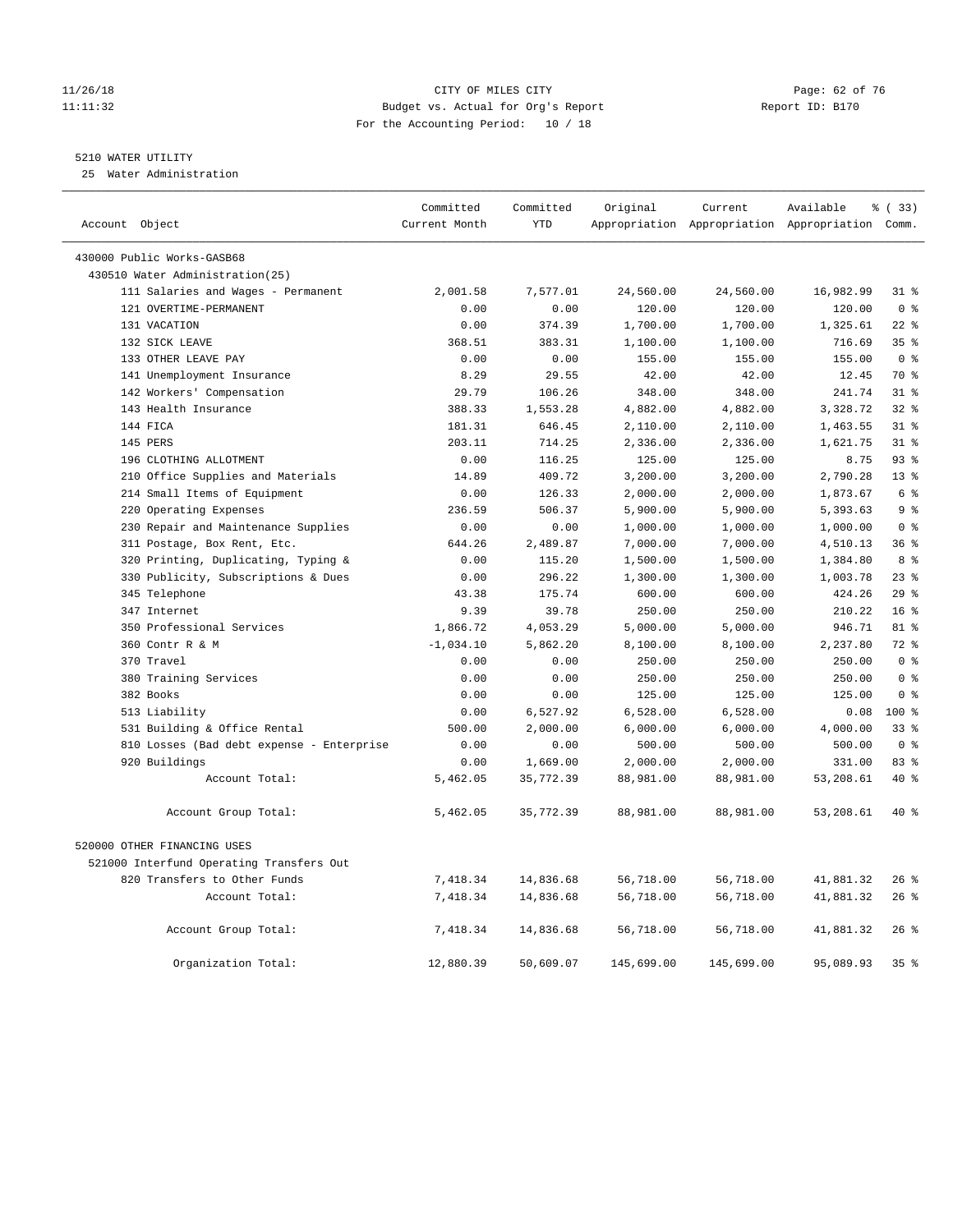CITY OF MILES CITY
Budget vs. Actual for Org's Report
For the Accounting Period: 10 / 18

11/26/18
11:11:32

Report ID: B170

5210 WATER UTILITY

25 Water Administration

| Account Object | Committed Current Month | Committed YTD | Original Appropriation | Current Appropriation | Available Appropriation | % ( 33) Comm. |
|---|---|---|---|---|---|---|
| 430000 Public Works-GASB68 | | | | | | |
| 430510 Water Administration(25) | | | | | | |
| 111 Salaries and Wages - Permanent | 2,001.58 | 7,577.01 | 24,560.00 | 24,560.00 | 16,982.99 | 31 % |
| 121 OVERTIME-PERMANENT | 0.00 | 0.00 | 120.00 | 120.00 | 120.00 | 0 % |
| 131 VACATION | 0.00 | 374.39 | 1,700.00 | 1,700.00 | 1,325.61 | 22 % |
| 132 SICK LEAVE | 368.51 | 383.31 | 1,100.00 | 1,100.00 | 716.69 | 35 % |
| 133 OTHER LEAVE PAY | 0.00 | 0.00 | 155.00 | 155.00 | 155.00 | 0 % |
| 141 Unemployment Insurance | 8.29 | 29.55 | 42.00 | 42.00 | 12.45 | 70 % |
| 142 Workers' Compensation | 29.79 | 106.26 | 348.00 | 348.00 | 241.74 | 31 % |
| 143 Health Insurance | 388.33 | 1,553.28 | 4,882.00 | 4,882.00 | 3,328.72 | 32 % |
| 144 FICA | 181.31 | 646.45 | 2,110.00 | 2,110.00 | 1,463.55 | 31 % |
| 145 PERS | 203.11 | 714.25 | 2,336.00 | 2,336.00 | 1,621.75 | 31 % |
| 196 CLOTHING ALLOTMENT | 0.00 | 116.25 | 125.00 | 125.00 | 8.75 | 93 % |
| 210 Office Supplies and Materials | 14.89 | 409.72 | 3,200.00 | 3,200.00 | 2,790.28 | 13 % |
| 214 Small Items of Equipment | 0.00 | 126.33 | 2,000.00 | 2,000.00 | 1,873.67 | 6 % |
| 220 Operating Expenses | 236.59 | 506.37 | 5,900.00 | 5,900.00 | 5,393.63 | 9 % |
| 230 Repair and Maintenance Supplies | 0.00 | 0.00 | 1,000.00 | 1,000.00 | 1,000.00 | 0 % |
| 311 Postage, Box Rent, Etc. | 644.26 | 2,489.87 | 7,000.00 | 7,000.00 | 4,510.13 | 36 % |
| 320 Printing, Duplicating, Typing & | 0.00 | 115.20 | 1,500.00 | 1,500.00 | 1,384.80 | 8 % |
| 330 Publicity, Subscriptions & Dues | 0.00 | 296.22 | 1,300.00 | 1,300.00 | 1,003.78 | 23 % |
| 345 Telephone | 43.38 | 175.74 | 600.00 | 600.00 | 424.26 | 29 % |
| 347 Internet | 9.39 | 39.78 | 250.00 | 250.00 | 210.22 | 16 % |
| 350 Professional Services | 1,866.72 | 4,053.29 | 5,000.00 | 5,000.00 | 946.71 | 81 % |
| 360 Contr R & M | -1,034.10 | 5,862.20 | 8,100.00 | 8,100.00 | 2,237.80 | 72 % |
| 370 Travel | 0.00 | 0.00 | 250.00 | 250.00 | 250.00 | 0 % |
| 380 Training Services | 0.00 | 0.00 | 250.00 | 250.00 | 250.00 | 0 % |
| 382 Books | 0.00 | 0.00 | 125.00 | 125.00 | 125.00 | 0 % |
| 513 Liability | 0.00 | 6,527.92 | 6,528.00 | 6,528.00 | 0.08 | 100 % |
| 531 Building & Office Rental | 500.00 | 2,000.00 | 6,000.00 | 6,000.00 | 4,000.00 | 33 % |
| 810 Losses (Bad debt expense - Enterprise | 0.00 | 0.00 | 500.00 | 500.00 | 500.00 | 0 % |
| 920 Buildings | 0.00 | 1,669.00 | 2,000.00 | 2,000.00 | 331.00 | 83 % |
| Account Total: | 5,462.05 | 35,772.39 | 88,981.00 | 88,981.00 | 53,208.61 | 40 % |
| Account Group Total: | 5,462.05 | 35,772.39 | 88,981.00 | 88,981.00 | 53,208.61 | 40 % |
| 520000 OTHER FINANCING USES | | | | | | |
| 521000 Interfund Operating Transfers Out | | | | | | |
| 820 Transfers to Other Funds | 7,418.34 | 14,836.68 | 56,718.00 | 56,718.00 | 41,881.32 | 26 % |
| Account Total: | 7,418.34 | 14,836.68 | 56,718.00 | 56,718.00 | 41,881.32 | 26 % |
| Account Group Total: | 7,418.34 | 14,836.68 | 56,718.00 | 56,718.00 | 41,881.32 | 26 % |
| Organization Total: | 12,880.39 | 50,609.07 | 145,699.00 | 145,699.00 | 95,089.93 | 35 % |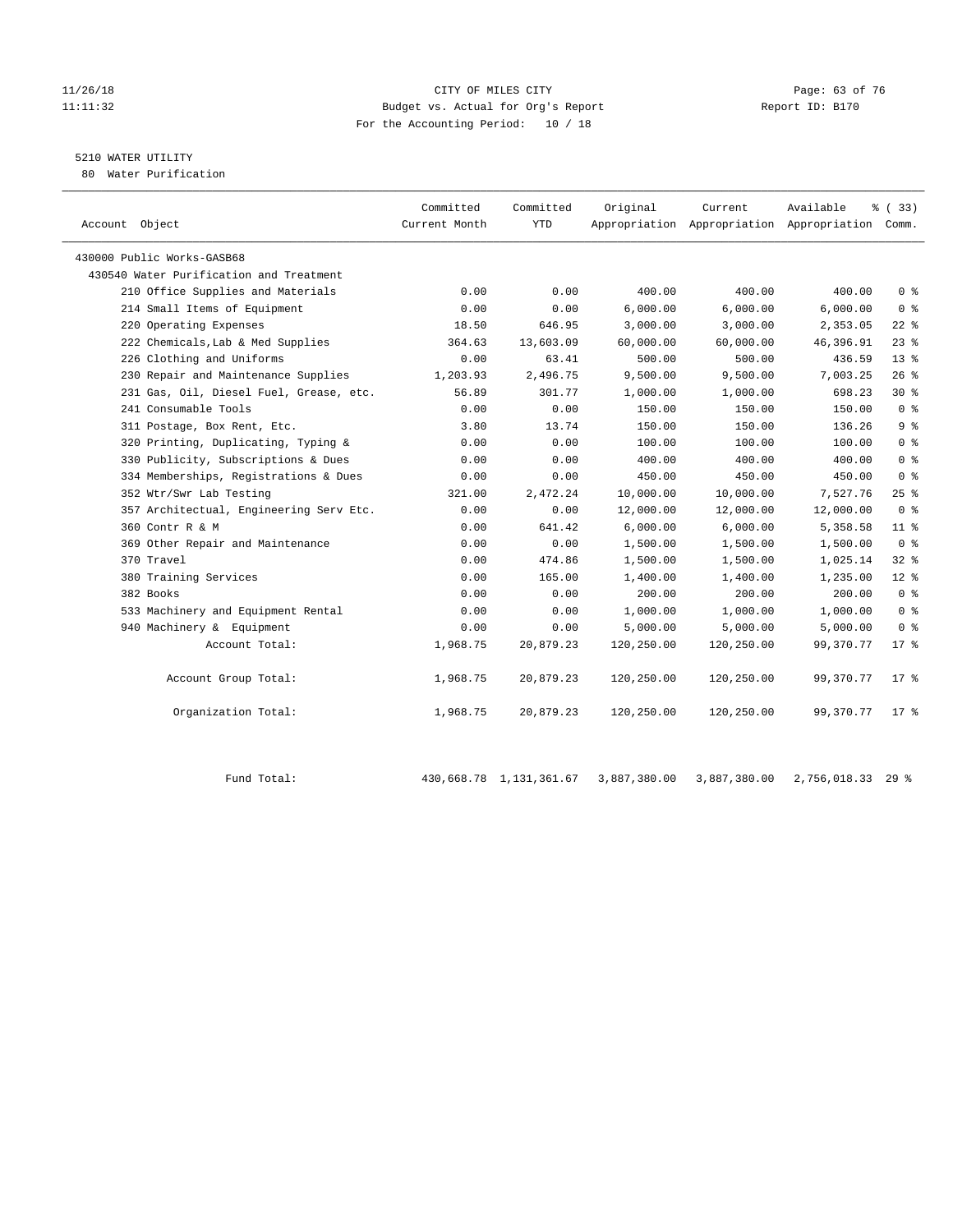CITY OF MILES CITY
Budget vs. Actual for Org's Report
For the Accounting Period: 10 / 18

11/26/18
11:11:32

Report ID: B170

5210 WATER UTILITY
80 Water Purification

| Account Object | Committed Current Month | Committed YTD | Original Appropriation | Current Appropriation | Available Appropriation | % ( 33) Comm. |
|---|---|---|---|---|---|---|
| 430000 Public Works-GASB68 | | | | | | |
| 430540 Water Purification and Treatment | | | | | | |
| 210 Office Supplies and Materials | 0.00 | 0.00 | 400.00 | 400.00 | 400.00 | 0 % |
| 214 Small Items of Equipment | 0.00 | 0.00 | 6,000.00 | 6,000.00 | 6,000.00 | 0 % |
| 220 Operating Expenses | 18.50 | 646.95 | 3,000.00 | 3,000.00 | 2,353.05 | 22 % |
| 222 Chemicals,Lab & Med Supplies | 364.63 | 13,603.09 | 60,000.00 | 60,000.00 | 46,396.91 | 23 % |
| 226 Clothing and Uniforms | 0.00 | 63.41 | 500.00 | 500.00 | 436.59 | 13 % |
| 230 Repair and Maintenance Supplies | 1,203.93 | 2,496.75 | 9,500.00 | 9,500.00 | 7,003.25 | 26 % |
| 231 Gas, Oil, Diesel Fuel, Grease, etc. | 56.89 | 301.77 | 1,000.00 | 1,000.00 | 698.23 | 30 % |
| 241 Consumable Tools | 0.00 | 0.00 | 150.00 | 150.00 | 150.00 | 0 % |
| 311 Postage, Box Rent, Etc. | 3.80 | 13.74 | 150.00 | 150.00 | 136.26 | 9 % |
| 320 Printing, Duplicating, Typing & | 0.00 | 0.00 | 100.00 | 100.00 | 100.00 | 0 % |
| 330 Publicity, Subscriptions & Dues | 0.00 | 0.00 | 400.00 | 400.00 | 400.00 | 0 % |
| 334 Memberships, Registrations & Dues | 0.00 | 0.00 | 450.00 | 450.00 | 450.00 | 0 % |
| 352 Wtr/Swr Lab Testing | 321.00 | 2,472.24 | 10,000.00 | 10,000.00 | 7,527.76 | 25 % |
| 357 Architectual, Engineering Serv Etc. | 0.00 | 0.00 | 12,000.00 | 12,000.00 | 12,000.00 | 0 % |
| 360 Contr R & M | 0.00 | 641.42 | 6,000.00 | 6,000.00 | 5,358.58 | 11 % |
| 369 Other Repair and Maintenance | 0.00 | 0.00 | 1,500.00 | 1,500.00 | 1,500.00 | 0 % |
| 370 Travel | 0.00 | 474.86 | 1,500.00 | 1,500.00 | 1,025.14 | 32 % |
| 380 Training Services | 0.00 | 165.00 | 1,400.00 | 1,400.00 | 1,235.00 | 12 % |
| 382 Books | 0.00 | 0.00 | 200.00 | 200.00 | 200.00 | 0 % |
| 533 Machinery and Equipment Rental | 0.00 | 0.00 | 1,000.00 | 1,000.00 | 1,000.00 | 0 % |
| 940 Machinery & Equipment | 0.00 | 0.00 | 5,000.00 | 5,000.00 | 5,000.00 | 0 % |
| Account Total: | 1,968.75 | 20,879.23 | 120,250.00 | 120,250.00 | 99,370.77 | 17 % |
| Account Group Total: | 1,968.75 | 20,879.23 | 120,250.00 | 120,250.00 | 99,370.77 | 17 % |
| Organization Total: | 1,968.75 | 20,879.23 | 120,250.00 | 120,250.00 | 99,370.77 | 17 % |
| Fund Total: | 430,668.78 | 1,131,361.67 | 3,887,380.00 | 3,887,380.00 | 2,756,018.33 | 29 % |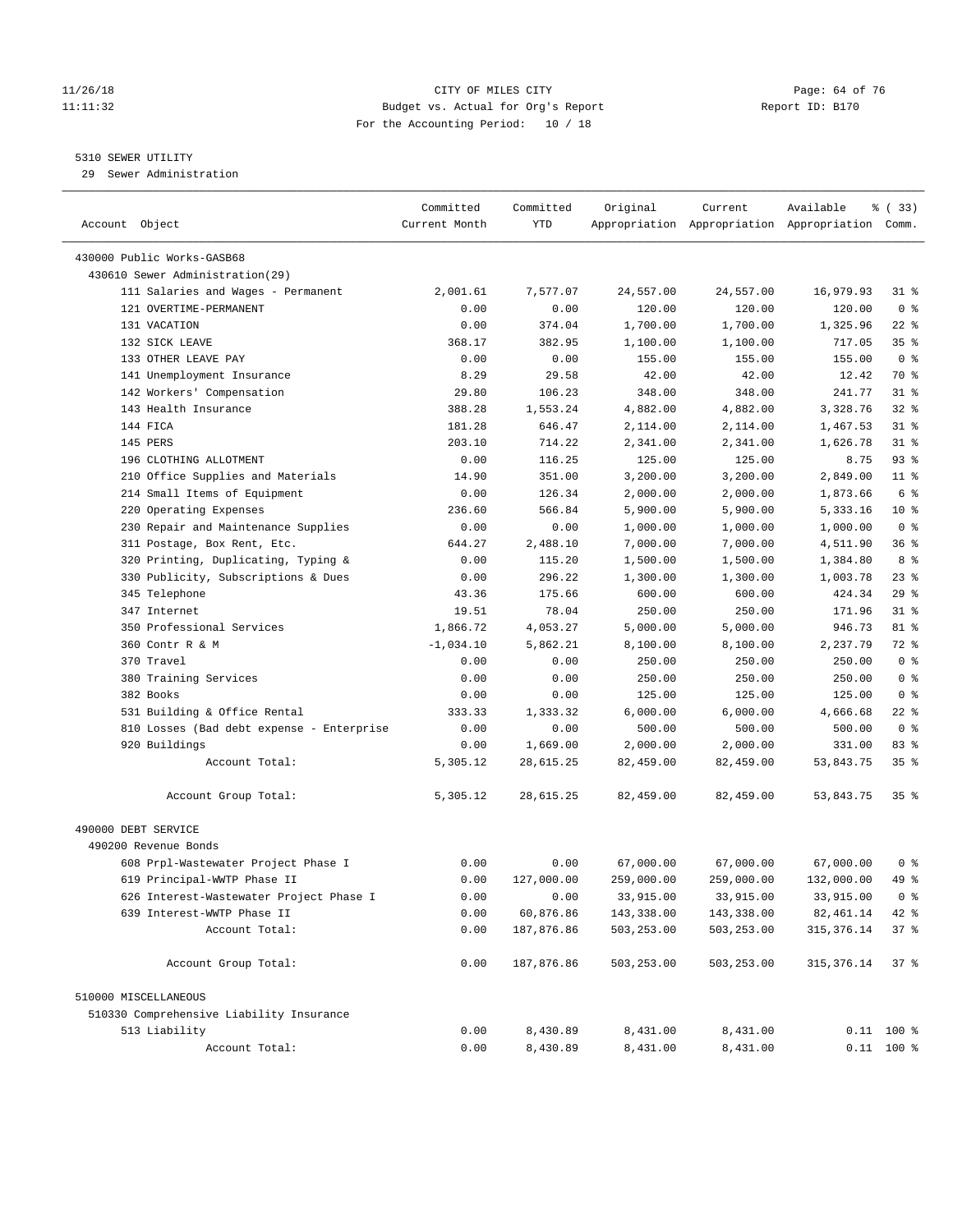11/26/18 CITY OF MILES CITY
11:11:32 Budget vs. Actual for Org's Report Report ID: B170
For the Accounting Period: 10 / 18

5310 SEWER UTILITY
29 Sewer Administration

| Account Object | Committed Current Month | Committed YTD | Original Appropriation | Current Appropriation | Available Appropriation | % ( 33) Comm. |
|---|---|---|---|---|---|---|
| 430000 Public Works-GASB68 | | | | | | |
| 430610 Sewer Administration(29) | | | | | | |
| 111 Salaries and Wages - Permanent | 2,001.61 | 7,577.07 | 24,557.00 | 24,557.00 | 16,979.93 | 31 % |
| 121 OVERTIME-PERMANENT | 0.00 | 0.00 | 120.00 | 120.00 | 120.00 | 0 % |
| 131 VACATION | 0.00 | 374.04 | 1,700.00 | 1,700.00 | 1,325.96 | 22 % |
| 132 SICK LEAVE | 368.17 | 382.95 | 1,100.00 | 1,100.00 | 717.05 | 35 % |
| 133 OTHER LEAVE PAY | 0.00 | 0.00 | 155.00 | 155.00 | 155.00 | 0 % |
| 141 Unemployment Insurance | 8.29 | 29.58 | 42.00 | 42.00 | 12.42 | 70 % |
| 142 Workers' Compensation | 29.80 | 106.23 | 348.00 | 348.00 | 241.77 | 31 % |
| 143 Health Insurance | 388.28 | 1,553.24 | 4,882.00 | 4,882.00 | 3,328.76 | 32 % |
| 144 FICA | 181.28 | 646.47 | 2,114.00 | 2,114.00 | 1,467.53 | 31 % |
| 145 PERS | 203.10 | 714.22 | 2,341.00 | 2,341.00 | 1,626.78 | 31 % |
| 196 CLOTHING ALLOTMENT | 0.00 | 116.25 | 125.00 | 125.00 | 8.75 | 93 % |
| 210 Office Supplies and Materials | 14.90 | 351.00 | 3,200.00 | 3,200.00 | 2,849.00 | 11 % |
| 214 Small Items of Equipment | 0.00 | 126.34 | 2,000.00 | 2,000.00 | 1,873.66 | 6 % |
| 220 Operating Expenses | 236.60 | 566.84 | 5,900.00 | 5,900.00 | 5,333.16 | 10 % |
| 230 Repair and Maintenance Supplies | 0.00 | 0.00 | 1,000.00 | 1,000.00 | 1,000.00 | 0 % |
| 311 Postage, Box Rent, Etc. | 644.27 | 2,488.10 | 7,000.00 | 7,000.00 | 4,511.90 | 36 % |
| 320 Printing, Duplicating, Typing & | 0.00 | 115.20 | 1,500.00 | 1,500.00 | 1,384.80 | 8 % |
| 330 Publicity, Subscriptions & Dues | 0.00 | 296.22 | 1,300.00 | 1,300.00 | 1,003.78 | 23 % |
| 345 Telephone | 43.36 | 175.66 | 600.00 | 600.00 | 424.34 | 29 % |
| 347 Internet | 19.51 | 78.04 | 250.00 | 250.00 | 171.96 | 31 % |
| 350 Professional Services | 1,866.72 | 4,053.27 | 5,000.00 | 5,000.00 | 946.73 | 81 % |
| 360 Contr R & M | -1,034.10 | 5,862.21 | 8,100.00 | 8,100.00 | 2,237.79 | 72 % |
| 370 Travel | 0.00 | 0.00 | 250.00 | 250.00 | 250.00 | 0 % |
| 380 Training Services | 0.00 | 0.00 | 250.00 | 250.00 | 250.00 | 0 % |
| 382 Books | 0.00 | 0.00 | 125.00 | 125.00 | 125.00 | 0 % |
| 531 Building & Office Rental | 333.33 | 1,333.32 | 6,000.00 | 6,000.00 | 4,666.68 | 22 % |
| 810 Losses (Bad debt expense - Enterprise | 0.00 | 0.00 | 500.00 | 500.00 | 500.00 | 0 % |
| 920 Buildings | 0.00 | 1,669.00 | 2,000.00 | 2,000.00 | 331.00 | 83 % |
| Account Total: | 5,305.12 | 28,615.25 | 82,459.00 | 82,459.00 | 53,843.75 | 35 % |
| Account Group Total: | 5,305.12 | 28,615.25 | 82,459.00 | 82,459.00 | 53,843.75 | 35 % |
| 490000 DEBT SERVICE | | | | | | |
| 490200 Revenue Bonds | | | | | | |
| 608 Prpl-Wastewater Project Phase I | 0.00 | 0.00 | 67,000.00 | 67,000.00 | 67,000.00 | 0 % |
| 619 Principal-WWTP Phase II | 0.00 | 127,000.00 | 259,000.00 | 259,000.00 | 132,000.00 | 49 % |
| 626 Interest-Wastewater Project Phase I | 0.00 | 0.00 | 33,915.00 | 33,915.00 | 33,915.00 | 0 % |
| 639 Interest-WWTP Phase II | 0.00 | 60,876.86 | 143,338.00 | 143,338.00 | 82,461.14 | 42 % |
| Account Total: | 0.00 | 187,876.86 | 503,253.00 | 503,253.00 | 315,376.14 | 37 % |
| Account Group Total: | 0.00 | 187,876.86 | 503,253.00 | 503,253.00 | 315,376.14 | 37 % |
| 510000 MISCELLANEOUS | | | | | | |
| 510330 Comprehensive Liability Insurance | | | | | | |
| 513 Liability | 0.00 | 8,430.89 | 8,431.00 | 8,431.00 | 0.11 | 100 % |
| Account Total: | 0.00 | 8,430.89 | 8,431.00 | 8,431.00 | 0.11 | 100 % |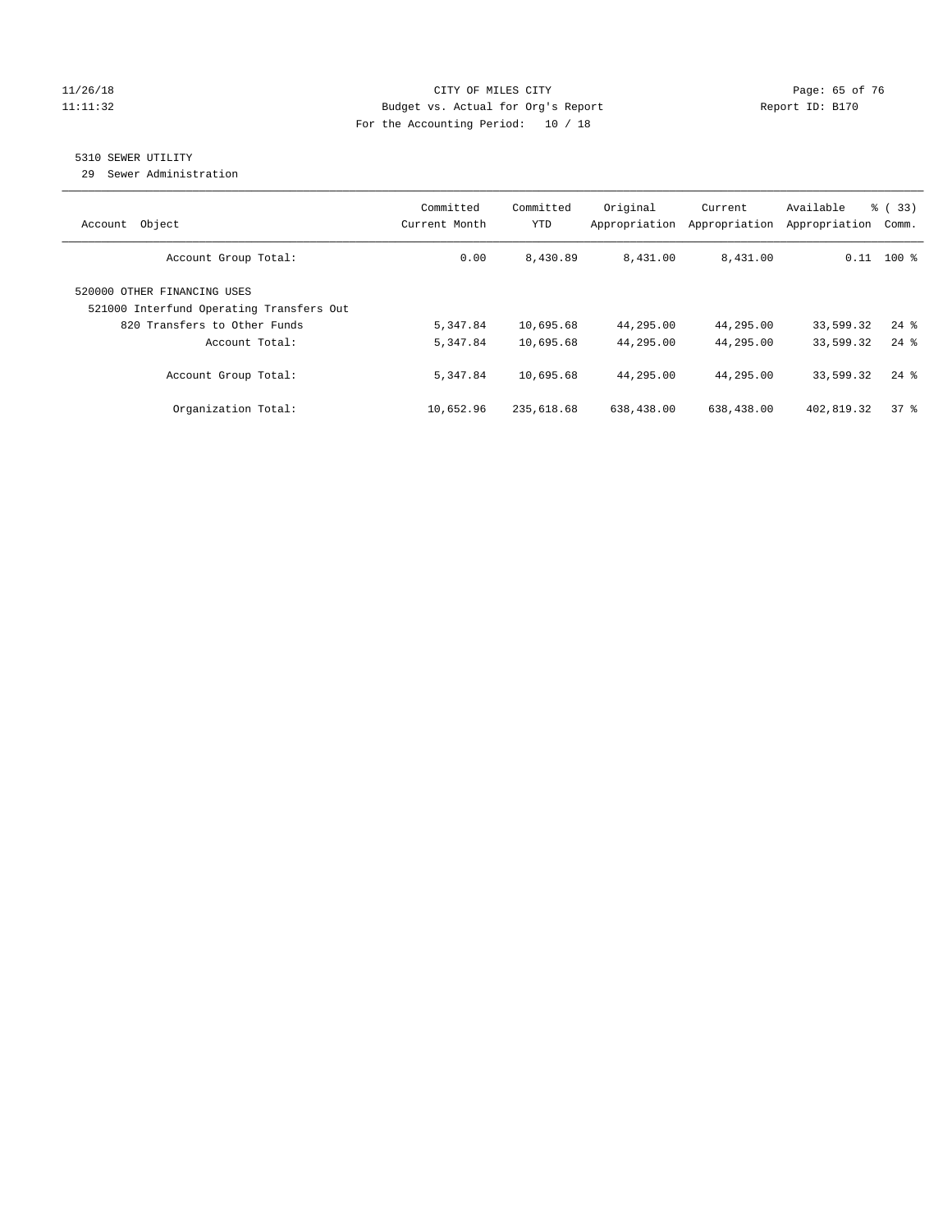CITY OF MILES CITY

Budget vs. Actual for Org's Report

For the Accounting Period: 10 / 18

11/26/18
11:11:32

Report ID: B170

## 5310 SEWER UTILITY

29 Sewer Administration

| Account Object | Committed Current Month | Committed YTD | Original Appropriation | Current Appropriation | Available Appropriation | % ( 33) Comm. |
|---|---|---|---|---|---|---|
| Account Group Total: | 0.00 | 8,430.89 | 8,431.00 | 8,431.00 | 0.11 | 100 % |
| 520000 OTHER FINANCING USES | | | | | | |
| 521000 Interfund Operating Transfers Out | | | | | | |
| 820 Transfers to Other Funds | 5,347.84 | 10,695.68 | 44,295.00 | 44,295.00 | 33,599.32 | 24 % |
| Account Total: | 5,347.84 | 10,695.68 | 44,295.00 | 44,295.00 | 33,599.32 | 24 % |
| Account Group Total: | 5,347.84 | 10,695.68 | 44,295.00 | 44,295.00 | 33,599.32 | 24 % |
| Organization Total: | 10,652.96 | 235,618.68 | 638,438.00 | 638,438.00 | 402,819.32 | 37 % |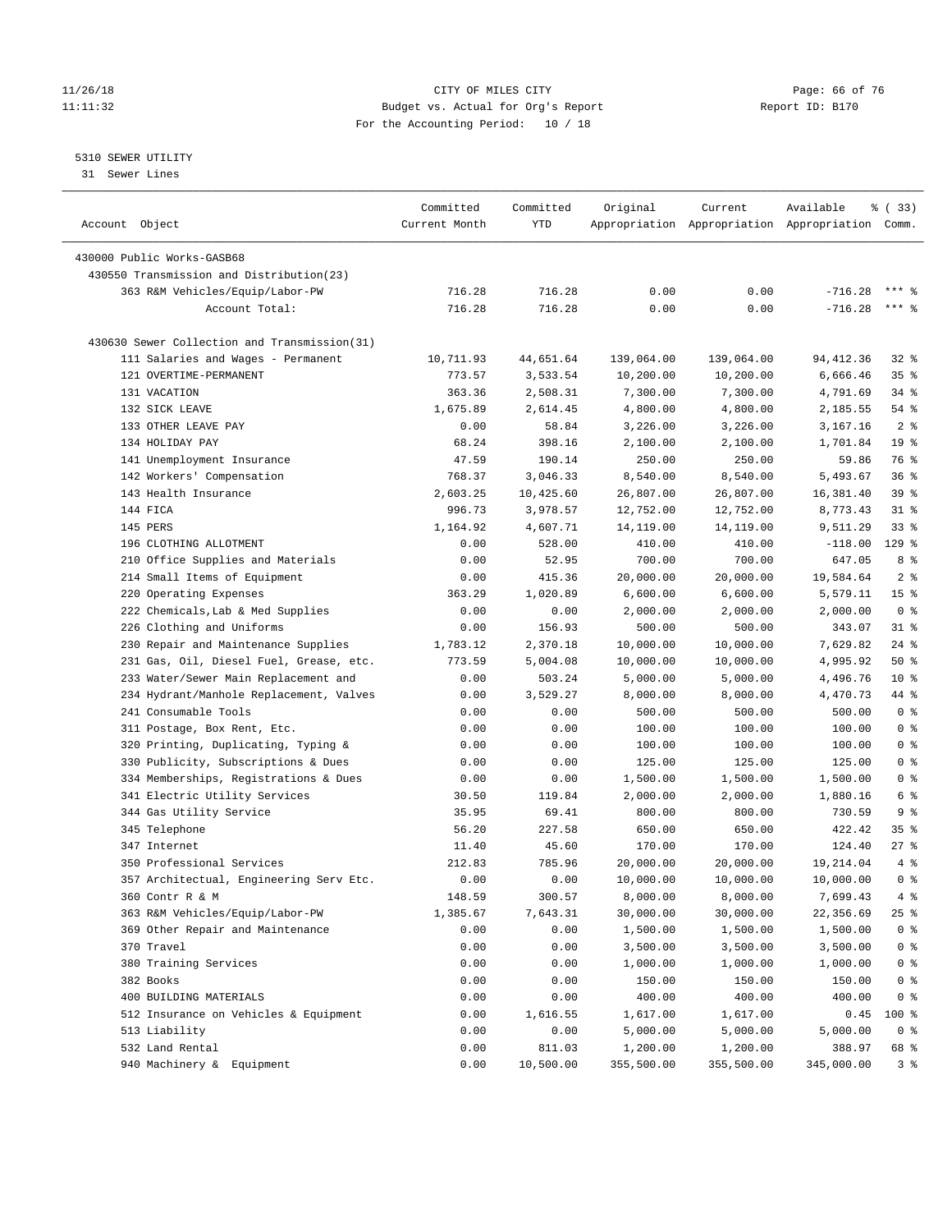CITY OF MILES CITY
Budget vs. Actual for Org's Report
For the Accounting Period: 10 / 18

11/26/18
11:11:32

Report ID: B170

5310 SEWER UTILITY
31 Sewer Lines

| Account Object | Committed Current Month | Committed YTD | Original Appropriation | Current Appropriation | Available Appropriation | % ( 33) Comm. |
|---|---|---|---|---|---|---|
| 430000 Public Works-GASB68 | | | | | | |
| 430550 Transmission and Distribution(23) | | | | | | |
| 363 R&M Vehicles/Equip/Labor-PW | 716.28 | 716.28 | 0.00 | 0.00 | -716.28 | *** % |
| Account Total: | 716.28 | 716.28 | 0.00 | 0.00 | -716.28 | *** % |
| 430630 Sewer Collection and Transmission(31) | | | | | | |
| 111 Salaries and Wages - Permanent | 10,711.93 | 44,651.64 | 139,064.00 | 139,064.00 | 94,412.36 | 32 % |
| 121 OVERTIME-PERMANENT | 773.57 | 3,533.54 | 10,200.00 | 10,200.00 | 6,666.46 | 35 % |
| 131 VACATION | 363.36 | 2,508.31 | 7,300.00 | 7,300.00 | 4,791.69 | 34 % |
| 132 SICK LEAVE | 1,675.89 | 2,614.45 | 4,800.00 | 4,800.00 | 2,185.55 | 54 % |
| 133 OTHER LEAVE PAY | 0.00 | 58.84 | 3,226.00 | 3,226.00 | 3,167.16 | 2 % |
| 134 HOLIDAY PAY | 68.24 | 398.16 | 2,100.00 | 2,100.00 | 1,701.84 | 19 % |
| 141 Unemployment Insurance | 47.59 | 190.14 | 250.00 | 250.00 | 59.86 | 76 % |
| 142 Workers' Compensation | 768.37 | 3,046.33 | 8,540.00 | 8,540.00 | 5,493.67 | 36 % |
| 143 Health Insurance | 2,603.25 | 10,425.60 | 26,807.00 | 26,807.00 | 16,381.40 | 39 % |
| 144 FICA | 996.73 | 3,978.57 | 12,752.00 | 12,752.00 | 8,773.43 | 31 % |
| 145 PERS | 1,164.92 | 4,607.71 | 14,119.00 | 14,119.00 | 9,511.29 | 33 % |
| 196 CLOTHING ALLOTMENT | 0.00 | 528.00 | 410.00 | 410.00 | -118.00 | 129 % |
| 210 Office Supplies and Materials | 0.00 | 52.95 | 700.00 | 700.00 | 647.05 | 8 % |
| 214 Small Items of Equipment | 0.00 | 415.36 | 20,000.00 | 20,000.00 | 19,584.64 | 2 % |
| 220 Operating Expenses | 363.29 | 1,020.89 | 6,600.00 | 6,600.00 | 5,579.11 | 15 % |
| 222 Chemicals,Lab & Med Supplies | 0.00 | 0.00 | 2,000.00 | 2,000.00 | 2,000.00 | 0 % |
| 226 Clothing and Uniforms | 0.00 | 156.93 | 500.00 | 500.00 | 343.07 | 31 % |
| 230 Repair and Maintenance Supplies | 1,783.12 | 2,370.18 | 10,000.00 | 10,000.00 | 7,629.82 | 24 % |
| 231 Gas, Oil, Diesel Fuel, Grease, etc. | 773.59 | 5,004.08 | 10,000.00 | 10,000.00 | 4,995.92 | 50 % |
| 233 Water/Sewer Main Replacement and | 0.00 | 503.24 | 5,000.00 | 5,000.00 | 4,496.76 | 10 % |
| 234 Hydrant/Manhole Replacement, Valves | 0.00 | 3,529.27 | 8,000.00 | 8,000.00 | 4,470.73 | 44 % |
| 241 Consumable Tools | 0.00 | 0.00 | 500.00 | 500.00 | 500.00 | 0 % |
| 311 Postage, Box Rent, Etc. | 0.00 | 0.00 | 100.00 | 100.00 | 100.00 | 0 % |
| 320 Printing, Duplicating, Typing & | 0.00 | 0.00 | 100.00 | 100.00 | 100.00 | 0 % |
| 330 Publicity, Subscriptions & Dues | 0.00 | 0.00 | 125.00 | 125.00 | 125.00 | 0 % |
| 334 Memberships, Registrations & Dues | 0.00 | 0.00 | 1,500.00 | 1,500.00 | 1,500.00 | 0 % |
| 341 Electric Utility Services | 30.50 | 119.84 | 2,000.00 | 2,000.00 | 1,880.16 | 6 % |
| 344 Gas Utility Service | 35.95 | 69.41 | 800.00 | 800.00 | 730.59 | 9 % |
| 345 Telephone | 56.20 | 227.58 | 650.00 | 650.00 | 422.42 | 35 % |
| 347 Internet | 11.40 | 45.60 | 170.00 | 170.00 | 124.40 | 27 % |
| 350 Professional Services | 212.83 | 785.96 | 20,000.00 | 20,000.00 | 19,214.04 | 4 % |
| 357 Architectual, Engineering Serv Etc. | 0.00 | 0.00 | 10,000.00 | 10,000.00 | 10,000.00 | 0 % |
| 360 Contr R & M | 148.59 | 300.57 | 8,000.00 | 8,000.00 | 7,699.43 | 4 % |
| 363 R&M Vehicles/Equip/Labor-PW | 1,385.67 | 7,643.31 | 30,000.00 | 30,000.00 | 22,356.69 | 25 % |
| 369 Other Repair and Maintenance | 0.00 | 0.00 | 1,500.00 | 1,500.00 | 1,500.00 | 0 % |
| 370 Travel | 0.00 | 0.00 | 3,500.00 | 3,500.00 | 3,500.00 | 0 % |
| 380 Training Services | 0.00 | 0.00 | 1,000.00 | 1,000.00 | 1,000.00 | 0 % |
| 382 Books | 0.00 | 0.00 | 150.00 | 150.00 | 150.00 | 0 % |
| 400 BUILDING MATERIALS | 0.00 | 0.00 | 400.00 | 400.00 | 400.00 | 0 % |
| 512 Insurance on Vehicles & Equipment | 0.00 | 1,616.55 | 1,617.00 | 1,617.00 | 0.45 | 100 % |
| 513 Liability | 0.00 | 0.00 | 5,000.00 | 5,000.00 | 5,000.00 | 0 % |
| 532 Land Rental | 0.00 | 811.03 | 1,200.00 | 1,200.00 | 388.97 | 68 % |
| 940 Machinery & Equipment | 0.00 | 10,500.00 | 355,500.00 | 355,500.00 | 345,000.00 | 3 % |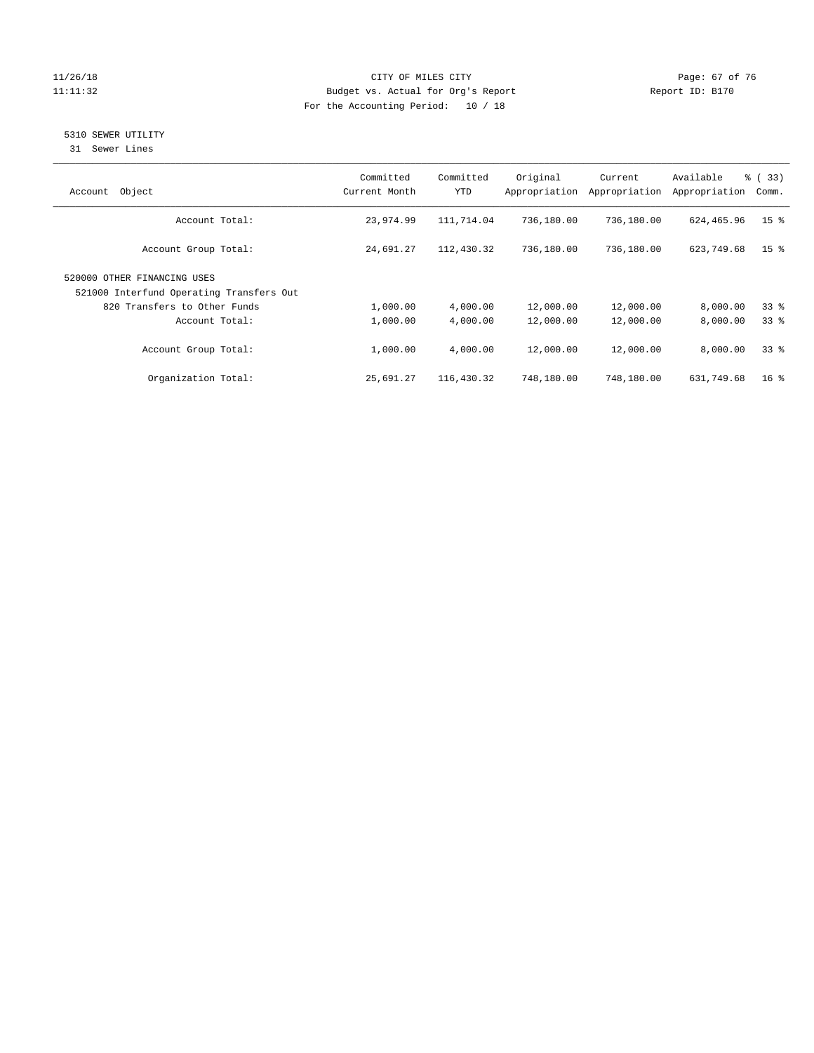CITY OF MILES CITY
Budget vs. Actual for Org's Report
For the Accounting Period: 10 / 18

11/26/18
11:11:32

Report ID: B170

## 5310 SEWER UTILITY

31 Sewer Lines

| Account Object | Committed Current Month | Committed YTD | Original Appropriation | Current Appropriation | Available Appropriation | % ( 33) Comm. |
|---|---|---|---|---|---|---|
| Account Total: | 23,974.99 | 111,714.04 | 736,180.00 | 736,180.00 | 624,465.96 | 15 % |
| Account Group Total: | 24,691.27 | 112,430.32 | 736,180.00 | 736,180.00 | 623,749.68 | 15 % |
| 520000 OTHER FINANCING USES | | | | | | |
| 521000 Interfund Operating Transfers Out | | | | | | |
| 820 Transfers to Other Funds | 1,000.00 | 4,000.00 | 12,000.00 | 12,000.00 | 8,000.00 | 33 % |
| Account Total: | 1,000.00 | 4,000.00 | 12,000.00 | 12,000.00 | 8,000.00 | 33 % |
| Account Group Total: | 1,000.00 | 4,000.00 | 12,000.00 | 12,000.00 | 8,000.00 | 33 % |
| Organization Total: | 25,691.27 | 116,430.32 | 748,180.00 | 748,180.00 | 631,749.68 | 16 % |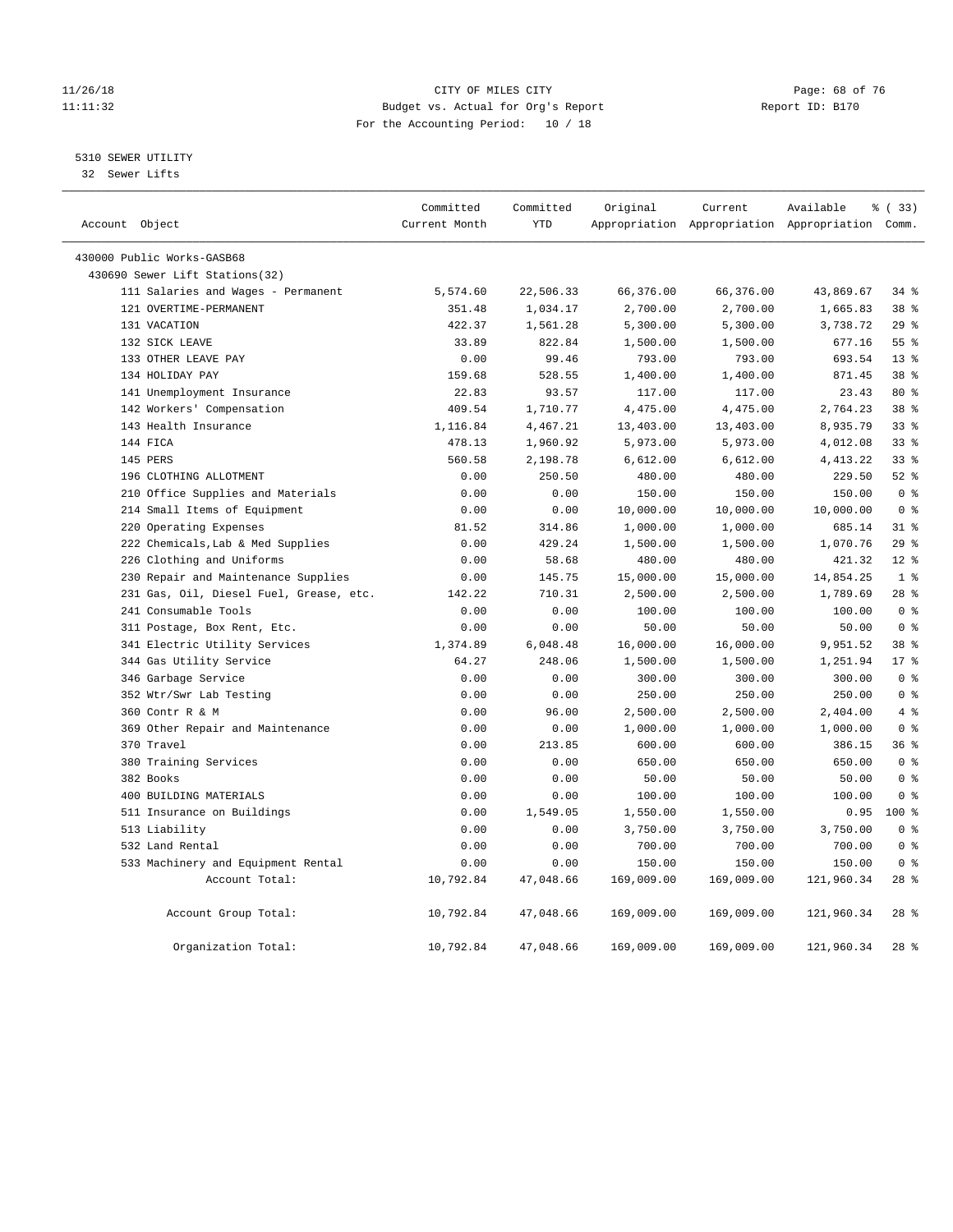11/26/18 CITY OF MILES CITY
11:11:32 Budget vs. Actual for Org's Report Report ID: B170
For the Accounting Period: 10 / 18

5310 SEWER UTILITY
32 Sewer Lifts

| Account Object | Committed Current Month | Committed YTD | Original Appropriation | Current Appropriation | Available Appropriation | % ( 33) Comm. |
|---|---|---|---|---|---|---|
| 430000 Public Works-GASB68 | | | | | | |
| 430690 Sewer Lift Stations(32) | | | | | | |
| 111 Salaries and Wages - Permanent | 5,574.60 | 22,506.33 | 66,376.00 | 66,376.00 | 43,869.67 | 34 % |
| 121 OVERTIME-PERMANENT | 351.48 | 1,034.17 | 2,700.00 | 2,700.00 | 1,665.83 | 38 % |
| 131 VACATION | 422.37 | 1,561.28 | 5,300.00 | 5,300.00 | 3,738.72 | 29 % |
| 132 SICK LEAVE | 33.89 | 822.84 | 1,500.00 | 1,500.00 | 677.16 | 55 % |
| 133 OTHER LEAVE PAY | 0.00 | 99.46 | 793.00 | 793.00 | 693.54 | 13 % |
| 134 HOLIDAY PAY | 159.68 | 528.55 | 1,400.00 | 1,400.00 | 871.45 | 38 % |
| 141 Unemployment Insurance | 22.83 | 93.57 | 117.00 | 117.00 | 23.43 | 80 % |
| 142 Workers' Compensation | 409.54 | 1,710.77 | 4,475.00 | 4,475.00 | 2,764.23 | 38 % |
| 143 Health Insurance | 1,116.84 | 4,467.21 | 13,403.00 | 13,403.00 | 8,935.79 | 33 % |
| 144 FICA | 478.13 | 1,960.92 | 5,973.00 | 5,973.00 | 4,012.08 | 33 % |
| 145 PERS | 560.58 | 2,198.78 | 6,612.00 | 6,612.00 | 4,413.22 | 33 % |
| 196 CLOTHING ALLOTMENT | 0.00 | 250.50 | 480.00 | 480.00 | 229.50 | 52 % |
| 210 Office Supplies and Materials | 0.00 | 0.00 | 150.00 | 150.00 | 150.00 | 0 % |
| 214 Small Items of Equipment | 0.00 | 0.00 | 10,000.00 | 10,000.00 | 10,000.00 | 0 % |
| 220 Operating Expenses | 81.52 | 314.86 | 1,000.00 | 1,000.00 | 685.14 | 31 % |
| 222 Chemicals,Lab & Med Supplies | 0.00 | 429.24 | 1,500.00 | 1,500.00 | 1,070.76 | 29 % |
| 226 Clothing and Uniforms | 0.00 | 58.68 | 480.00 | 480.00 | 421.32 | 12 % |
| 230 Repair and Maintenance Supplies | 0.00 | 145.75 | 15,000.00 | 15,000.00 | 14,854.25 | 1 % |
| 231 Gas, Oil, Diesel Fuel, Grease, etc. | 142.22 | 710.31 | 2,500.00 | 2,500.00 | 1,789.69 | 28 % |
| 241 Consumable Tools | 0.00 | 0.00 | 100.00 | 100.00 | 100.00 | 0 % |
| 311 Postage, Box Rent, Etc. | 0.00 | 0.00 | 50.00 | 50.00 | 50.00 | 0 % |
| 341 Electric Utility Services | 1,374.89 | 6,048.48 | 16,000.00 | 16,000.00 | 9,951.52 | 38 % |
| 344 Gas Utility Service | 64.27 | 248.06 | 1,500.00 | 1,500.00 | 1,251.94 | 17 % |
| 346 Garbage Service | 0.00 | 0.00 | 300.00 | 300.00 | 300.00 | 0 % |
| 352 Wtr/Swr Lab Testing | 0.00 | 0.00 | 250.00 | 250.00 | 250.00 | 0 % |
| 360 Contr R & M | 0.00 | 96.00 | 2,500.00 | 2,500.00 | 2,404.00 | 4 % |
| 369 Other Repair and Maintenance | 0.00 | 0.00 | 1,000.00 | 1,000.00 | 1,000.00 | 0 % |
| 370 Travel | 0.00 | 213.85 | 600.00 | 600.00 | 386.15 | 36 % |
| 380 Training Services | 0.00 | 0.00 | 650.00 | 650.00 | 650.00 | 0 % |
| 382 Books | 0.00 | 0.00 | 50.00 | 50.00 | 50.00 | 0 % |
| 400 BUILDING MATERIALS | 0.00 | 0.00 | 100.00 | 100.00 | 100.00 | 0 % |
| 511 Insurance on Buildings | 0.00 | 1,549.05 | 1,550.00 | 1,550.00 | 0.95 | 100 % |
| 513 Liability | 0.00 | 0.00 | 3,750.00 | 3,750.00 | 3,750.00 | 0 % |
| 532 Land Rental | 0.00 | 0.00 | 700.00 | 700.00 | 700.00 | 0 % |
| 533 Machinery and Equipment Rental | 0.00 | 0.00 | 150.00 | 150.00 | 150.00 | 0 % |
| Account Total: | 10,792.84 | 47,048.66 | 169,009.00 | 169,009.00 | 121,960.34 | 28 % |
| Account Group Total: | 10,792.84 | 47,048.66 | 169,009.00 | 169,009.00 | 121,960.34 | 28 % |
| Organization Total: | 10,792.84 | 47,048.66 | 169,009.00 | 169,009.00 | 121,960.34 | 28 % |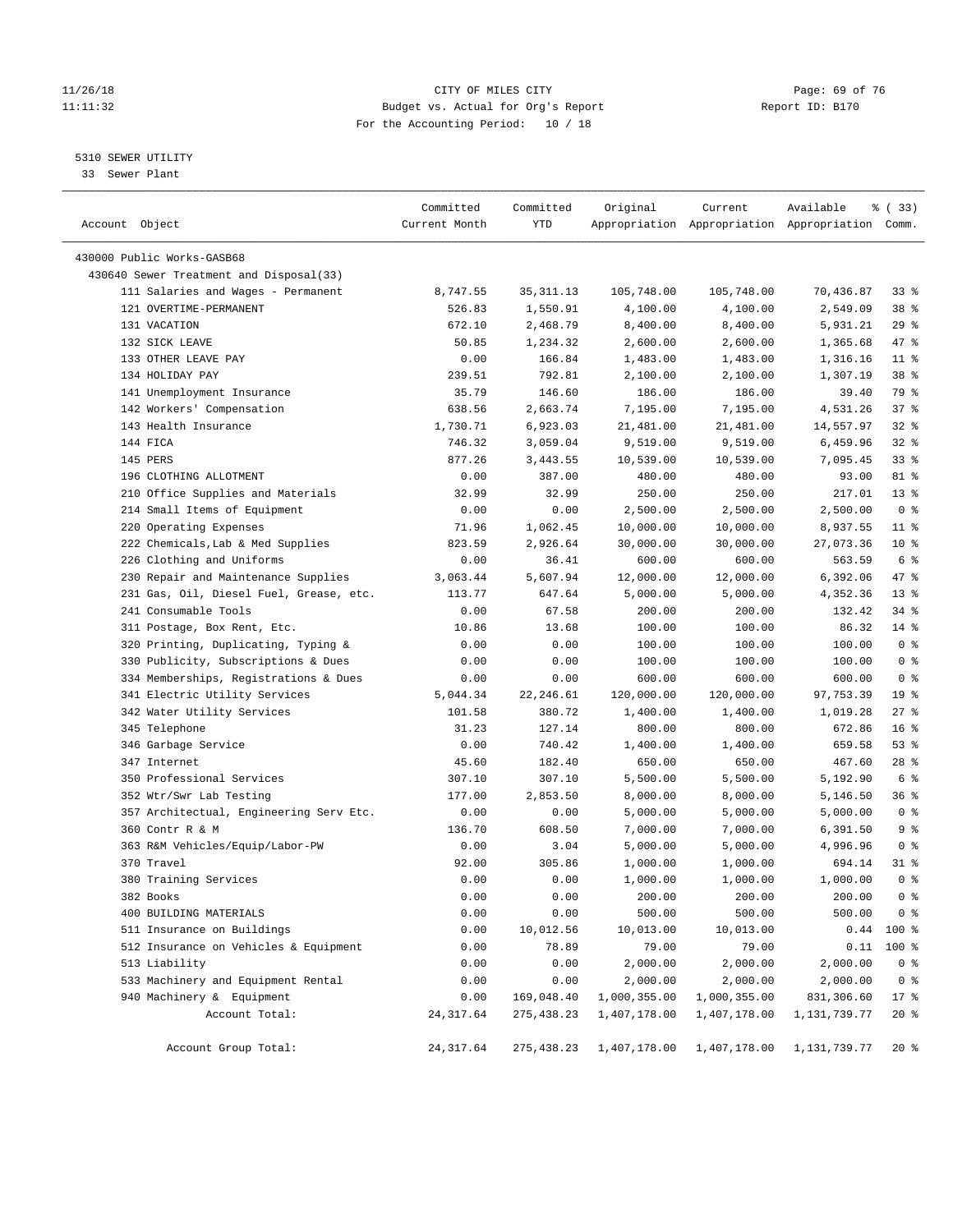CITY OF MILES CITY
Budget vs. Actual for Org's Report
For the Accounting Period: 10 / 18

11/26/18
11:11:32

Report ID: B170

5310 SEWER UTILITY
33 Sewer Plant

| Account Object | Committed Current Month | Committed YTD | Original Appropriation | Current Appropriation | Available Appropriation | % ( 33) Comm. |
|---|---|---|---|---|---|---|
| 430000 Public Works-GASB68 | | | | | | |
| 430640 Sewer Treatment and Disposal(33) | | | | | | |
| 111 Salaries and Wages - Permanent | 8,747.55 | 35,311.13 | 105,748.00 | 105,748.00 | 70,436.87 | 33 % |
| 121 OVERTIME-PERMANENT | 526.83 | 1,550.91 | 4,100.00 | 4,100.00 | 2,549.09 | 38 % |
| 131 VACATION | 672.10 | 2,468.79 | 8,400.00 | 8,400.00 | 5,931.21 | 29 % |
| 132 SICK LEAVE | 50.85 | 1,234.32 | 2,600.00 | 2,600.00 | 1,365.68 | 47 % |
| 133 OTHER LEAVE PAY | 0.00 | 166.84 | 1,483.00 | 1,483.00 | 1,316.16 | 11 % |
| 134 HOLIDAY PAY | 239.51 | 792.81 | 2,100.00 | 2,100.00 | 1,307.19 | 38 % |
| 141 Unemployment Insurance | 35.79 | 146.60 | 186.00 | 186.00 | 39.40 | 79 % |
| 142 Workers' Compensation | 638.56 | 2,663.74 | 7,195.00 | 7,195.00 | 4,531.26 | 37 % |
| 143 Health Insurance | 1,730.71 | 6,923.03 | 21,481.00 | 21,481.00 | 14,557.97 | 32 % |
| 144 FICA | 746.32 | 3,059.04 | 9,519.00 | 9,519.00 | 6,459.96 | 32 % |
| 145 PERS | 877.26 | 3,443.55 | 10,539.00 | 10,539.00 | 7,095.45 | 33 % |
| 196 CLOTHING ALLOTMENT | 0.00 | 387.00 | 480.00 | 480.00 | 93.00 | 81 % |
| 210 Office Supplies and Materials | 32.99 | 32.99 | 250.00 | 250.00 | 217.01 | 13 % |
| 214 Small Items of Equipment | 0.00 | 0.00 | 2,500.00 | 2,500.00 | 2,500.00 | 0 % |
| 220 Operating Expenses | 71.96 | 1,062.45 | 10,000.00 | 10,000.00 | 8,937.55 | 11 % |
| 222 Chemicals,Lab & Med Supplies | 823.59 | 2,926.64 | 30,000.00 | 30,000.00 | 27,073.36 | 10 % |
| 226 Clothing and Uniforms | 0.00 | 36.41 | 600.00 | 600.00 | 563.59 | 6 % |
| 230 Repair and Maintenance Supplies | 3,063.44 | 5,607.94 | 12,000.00 | 12,000.00 | 6,392.06 | 47 % |
| 231 Gas, Oil, Diesel Fuel, Grease, etc. | 113.77 | 647.64 | 5,000.00 | 5,000.00 | 4,352.36 | 13 % |
| 241 Consumable Tools | 0.00 | 67.58 | 200.00 | 200.00 | 132.42 | 34 % |
| 311 Postage, Box Rent, Etc. | 10.86 | 13.68 | 100.00 | 100.00 | 86.32 | 14 % |
| 320 Printing, Duplicating, Typing & | 0.00 | 0.00 | 100.00 | 100.00 | 100.00 | 0 % |
| 330 Publicity, Subscriptions & Dues | 0.00 | 0.00 | 100.00 | 100.00 | 100.00 | 0 % |
| 334 Memberships, Registrations & Dues | 0.00 | 0.00 | 600.00 | 600.00 | 600.00 | 0 % |
| 341 Electric Utility Services | 5,044.34 | 22,246.61 | 120,000.00 | 120,000.00 | 97,753.39 | 19 % |
| 342 Water Utility Services | 101.58 | 380.72 | 1,400.00 | 1,400.00 | 1,019.28 | 27 % |
| 345 Telephone | 31.23 | 127.14 | 800.00 | 800.00 | 672.86 | 16 % |
| 346 Garbage Service | 0.00 | 740.42 | 1,400.00 | 1,400.00 | 659.58 | 53 % |
| 347 Internet | 45.60 | 182.40 | 650.00 | 650.00 | 467.60 | 28 % |
| 350 Professional Services | 307.10 | 307.10 | 5,500.00 | 5,500.00 | 5,192.90 | 6 % |
| 352 Wtr/Swr Lab Testing | 177.00 | 2,853.50 | 8,000.00 | 8,000.00 | 5,146.50 | 36 % |
| 357 Architectual, Engineering Serv Etc. | 0.00 | 0.00 | 5,000.00 | 5,000.00 | 5,000.00 | 0 % |
| 360 Contr R & M | 136.70 | 608.50 | 7,000.00 | 7,000.00 | 6,391.50 | 9 % |
| 363 R&M Vehicles/Equip/Labor-PW | 0.00 | 3.04 | 5,000.00 | 5,000.00 | 4,996.96 | 0 % |
| 370 Travel | 92.00 | 305.86 | 1,000.00 | 1,000.00 | 694.14 | 31 % |
| 380 Training Services | 0.00 | 0.00 | 1,000.00 | 1,000.00 | 1,000.00 | 0 % |
| 382 Books | 0.00 | 0.00 | 200.00 | 200.00 | 200.00 | 0 % |
| 400 BUILDING MATERIALS | 0.00 | 0.00 | 500.00 | 500.00 | 500.00 | 0 % |
| 511 Insurance on Buildings | 0.00 | 10,012.56 | 10,013.00 | 10,013.00 | 0.44 | 100 % |
| 512 Insurance on Vehicles & Equipment | 0.00 | 78.89 | 79.00 | 79.00 | 0.11 | 100 % |
| 513 Liability | 0.00 | 0.00 | 2,000.00 | 2,000.00 | 2,000.00 | 0 % |
| 533 Machinery and Equipment Rental | 0.00 | 0.00 | 2,000.00 | 2,000.00 | 2,000.00 | 0 % |
| 940 Machinery & Equipment | 0.00 | 169,048.40 | 1,000,355.00 | 1,000,355.00 | 831,306.60 | 17 % |
| Account Total: | 24,317.64 | 275,438.23 | 1,407,178.00 | 1,407,178.00 | 1,131,739.77 | 20 % |
| Account Group Total: | 24,317.64 | 275,438.23 | 1,407,178.00 | 1,407,178.00 | 1,131,739.77 | 20 % |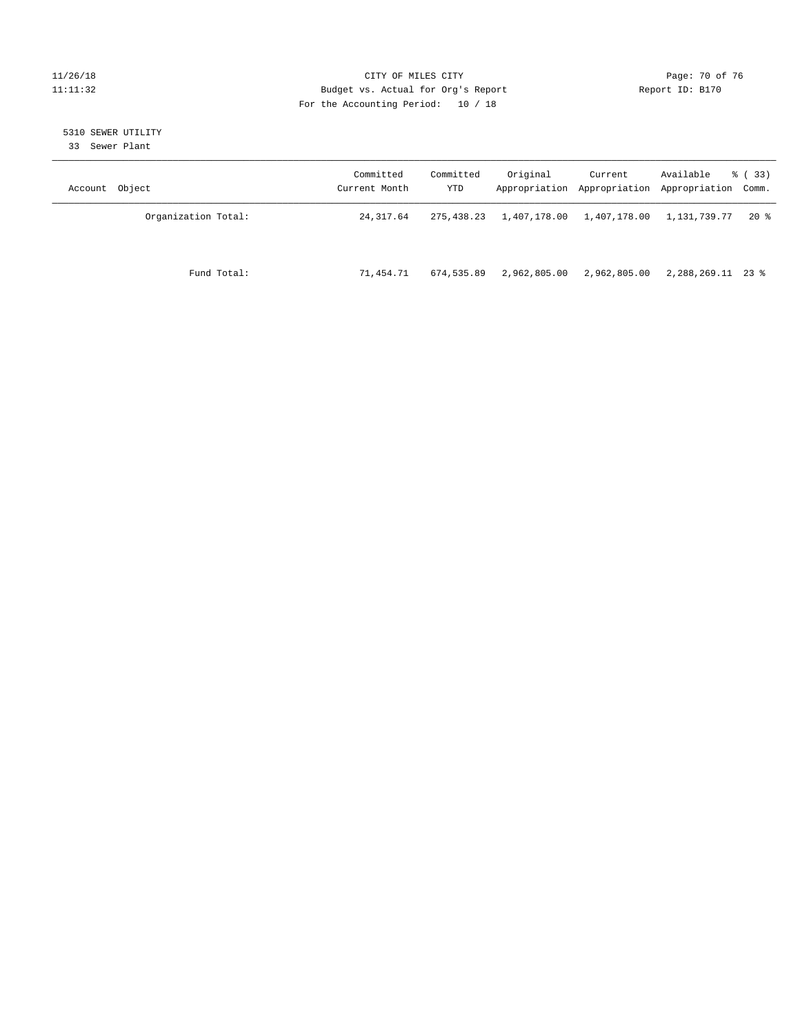CITY OF MILES CITY
Budget vs. Actual for Org's Report
For the Accounting Period: 10 / 18

11/26/18
11:11:32

Report ID: B170

5310 SEWER UTILITY
33 Sewer Plant

| Account Object | Committed Current Month | Committed YTD | Original Appropriation | Current Appropriation | Available Appropriation | % ( 33) Comm. |
|---|---|---|---|---|---|---|
| Organization Total: | 24,317.64 | 275,438.23 | 1,407,178.00 | 1,407,178.00 | 1,131,739.77 | 20 % |
| Fund Total: | 71,454.71 | 674,535.89 | 2,962,805.00 | 2,962,805.00 | 2,288,269.11 | 23 % |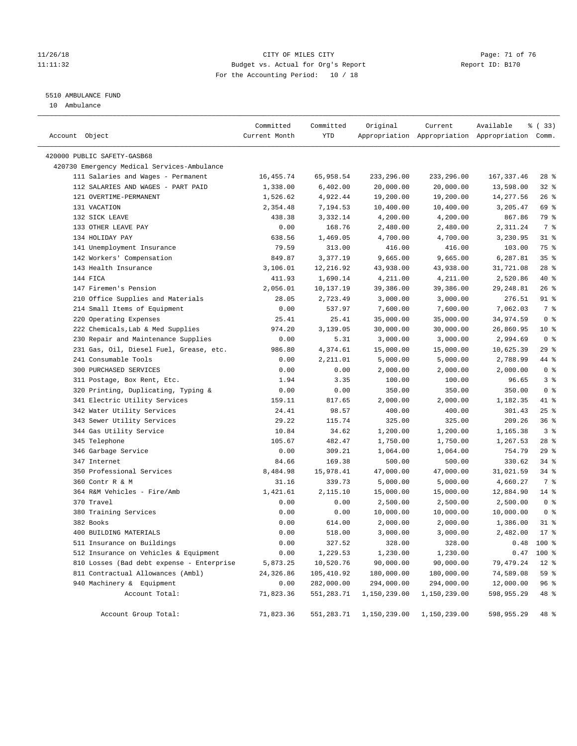CITY OF MILES CITY
Budget vs. Actual for Org's Report
For the Accounting Period: 10 / 18

11/26/18
11:11:32

Report ID: B170

## 5510 AMBULANCE FUND

10 Ambulance

| Account Object | Committed Current Month | Committed YTD | Original Appropriation | Current Appropriation | Available Appropriation | % ( 33) Comm. |
|---|---|---|---|---|---|---|
| 420000 PUBLIC SAFETY-GASB68 | | | | | | |
| 420730 Emergency Medical Services-Ambulance | | | | | | |
| 111 Salaries and Wages - Permanent | 16,455.74 | 65,958.54 | 233,296.00 | 233,296.00 | 167,337.46 | 28 % |
| 112 SALARIES AND WAGES - PART PAID | 1,338.00 | 6,402.00 | 20,000.00 | 20,000.00 | 13,598.00 | 32 % |
| 121 OVERTIME-PERMANENT | 1,526.62 | 4,922.44 | 19,200.00 | 19,200.00 | 14,277.56 | 26 % |
| 131 VACATION | 2,354.48 | 7,194.53 | 10,400.00 | 10,400.00 | 3,205.47 | 69 % |
| 132 SICK LEAVE | 438.38 | 3,332.14 | 4,200.00 | 4,200.00 | 867.86 | 79 % |
| 133 OTHER LEAVE PAY | 0.00 | 168.76 | 2,480.00 | 2,480.00 | 2,311.24 | 7 % |
| 134 HOLIDAY PAY | 638.56 | 1,469.05 | 4,700.00 | 4,700.00 | 3,230.95 | 31 % |
| 141 Unemployment Insurance | 79.59 | 313.00 | 416.00 | 416.00 | 103.00 | 75 % |
| 142 Workers' Compensation | 849.87 | 3,377.19 | 9,665.00 | 9,665.00 | 6,287.81 | 35 % |
| 143 Health Insurance | 3,106.01 | 12,216.92 | 43,938.00 | 43,938.00 | 31,721.08 | 28 % |
| 144 FICA | 411.93 | 1,690.14 | 4,211.00 | 4,211.00 | 2,520.86 | 40 % |
| 147 Firemen's Pension | 2,056.01 | 10,137.19 | 39,386.00 | 39,386.00 | 29,248.81 | 26 % |
| 210 Office Supplies and Materials | 28.05 | 2,723.49 | 3,000.00 | 3,000.00 | 276.51 | 91 % |
| 214 Small Items of Equipment | 0.00 | 537.97 | 7,600.00 | 7,600.00 | 7,062.03 | 7 % |
| 220 Operating Expenses | 25.41 | 25.41 | 35,000.00 | 35,000.00 | 34,974.59 | 0 % |
| 222 Chemicals,Lab & Med Supplies | 974.20 | 3,139.05 | 30,000.00 | 30,000.00 | 26,860.95 | 10 % |
| 230 Repair and Maintenance Supplies | 0.00 | 5.31 | 3,000.00 | 3,000.00 | 2,994.69 | 0 % |
| 231 Gas, Oil, Diesel Fuel, Grease, etc. | 986.80 | 4,374.61 | 15,000.00 | 15,000.00 | 10,625.39 | 29 % |
| 241 Consumable Tools | 0.00 | 2,211.01 | 5,000.00 | 5,000.00 | 2,788.99 | 44 % |
| 300 PURCHASED SERVICES | 0.00 | 0.00 | 2,000.00 | 2,000.00 | 2,000.00 | 0 % |
| 311 Postage, Box Rent, Etc. | 1.94 | 3.35 | 100.00 | 100.00 | 96.65 | 3 % |
| 320 Printing, Duplicating, Typing & | 0.00 | 0.00 | 350.00 | 350.00 | 350.00 | 0 % |
| 341 Electric Utility Services | 159.11 | 817.65 | 2,000.00 | 2,000.00 | 1,182.35 | 41 % |
| 342 Water Utility Services | 24.41 | 98.57 | 400.00 | 400.00 | 301.43 | 25 % |
| 343 Sewer Utility Services | 29.22 | 115.74 | 325.00 | 325.00 | 209.26 | 36 % |
| 344 Gas Utility Service | 10.84 | 34.62 | 1,200.00 | 1,200.00 | 1,165.38 | 3 % |
| 345 Telephone | 105.67 | 482.47 | 1,750.00 | 1,750.00 | 1,267.53 | 28 % |
| 346 Garbage Service | 0.00 | 309.21 | 1,064.00 | 1,064.00 | 754.79 | 29 % |
| 347 Internet | 84.66 | 169.38 | 500.00 | 500.00 | 330.62 | 34 % |
| 350 Professional Services | 8,484.98 | 15,978.41 | 47,000.00 | 47,000.00 | 31,021.59 | 34 % |
| 360 Contr R & M | 31.16 | 339.73 | 5,000.00 | 5,000.00 | 4,660.27 | 7 % |
| 364 R&M Vehicles - Fire/Amb | 1,421.61 | 2,115.10 | 15,000.00 | 15,000.00 | 12,884.90 | 14 % |
| 370 Travel | 0.00 | 0.00 | 2,500.00 | 2,500.00 | 2,500.00 | 0 % |
| 380 Training Services | 0.00 | 0.00 | 10,000.00 | 10,000.00 | 10,000.00 | 0 % |
| 382 Books | 0.00 | 614.00 | 2,000.00 | 2,000.00 | 1,386.00 | 31 % |
| 400 BUILDING MATERIALS | 0.00 | 518.00 | 3,000.00 | 3,000.00 | 2,482.00 | 17 % |
| 511 Insurance on Buildings | 0.00 | 327.52 | 328.00 | 328.00 | 0.48 | 100 % |
| 512 Insurance on Vehicles & Equipment | 0.00 | 1,229.53 | 1,230.00 | 1,230.00 | 0.47 | 100 % |
| 810 Losses (Bad debt expense - Enterprise | 5,873.25 | 10,520.76 | 90,000.00 | 90,000.00 | 79,479.24 | 12 % |
| 811 Contractual Allowances (Ambl) | 24,326.86 | 105,410.92 | 180,000.00 | 180,000.00 | 74,589.08 | 59 % |
| 940 Machinery & Equipment | 0.00 | 282,000.00 | 294,000.00 | 294,000.00 | 12,000.00 | 96 % |
| Account Total: | 71,823.36 | 551,283.71 | 1,150,239.00 | 1,150,239.00 | 598,955.29 | 48 % |
| Account Group Total: | 71,823.36 | 551,283.71 | 1,150,239.00 | 1,150,239.00 | 598,955.29 | 48 % |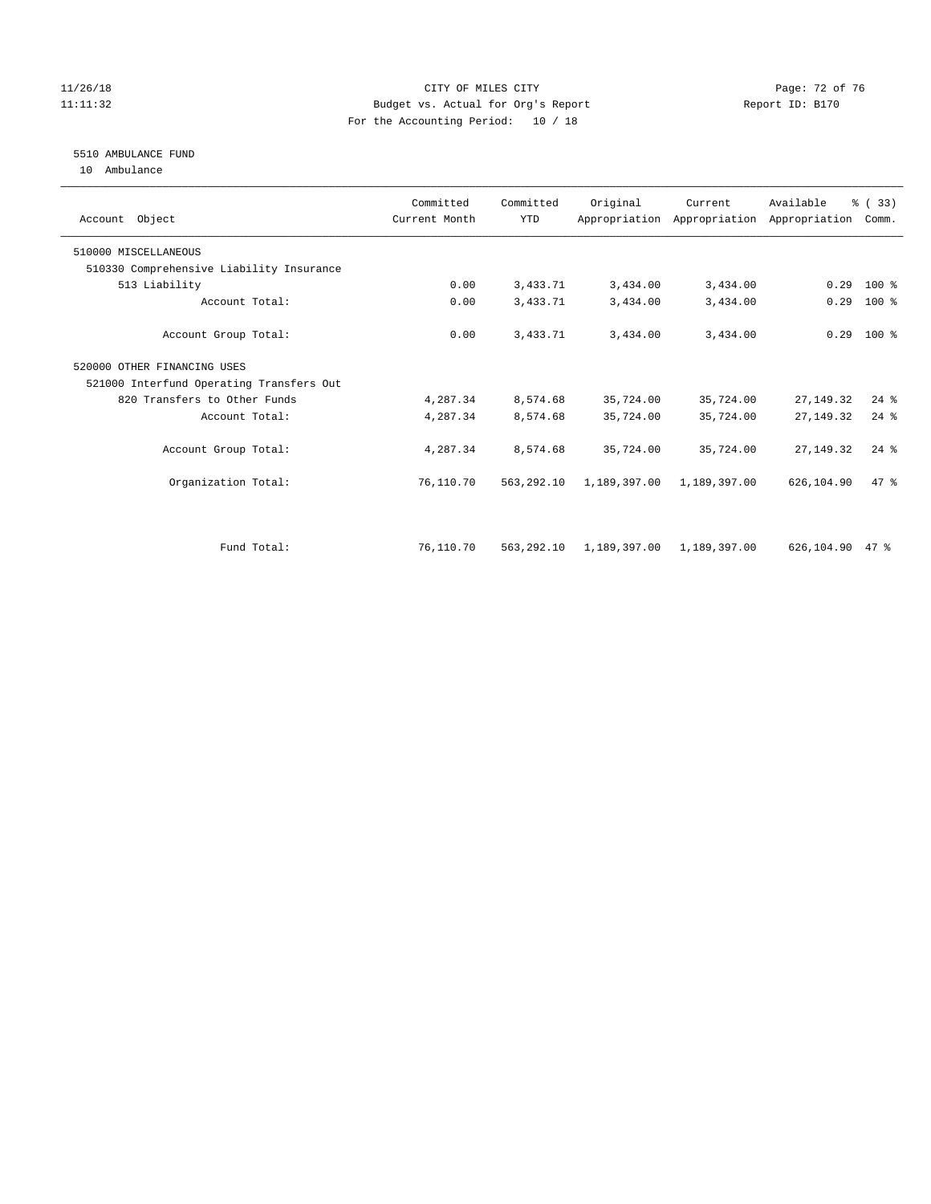CITY OF MILES CITY
Budget vs. Actual for Org's Report
For the Accounting Period: 10 / 18

11/26/18
11:11:32

Report ID: B170

## 5510 AMBULANCE FUND

10 Ambulance

| Account Object | Committed Current Month | Committed YTD | Original Appropriation | Current Appropriation | Available Appropriation | % ( 33) Comm. |
|---|---|---|---|---|---|---|
| 510000 MISCELLANEOUS | | | | | | |
| 510330 Comprehensive Liability Insurance | | | | | | |
| 513 Liability | 0.00 | 3,433.71 | 3,434.00 | 3,434.00 | 0.29 | 100 % |
| Account Total: | 0.00 | 3,433.71 | 3,434.00 | 3,434.00 | 0.29 | 100 % |
| Account Group Total: | 0.00 | 3,433.71 | 3,434.00 | 3,434.00 | 0.29 | 100 % |
| 520000 OTHER FINANCING USES | | | | | | |
| 521000 Interfund Operating Transfers Out | | | | | | |
| 820 Transfers to Other Funds | 4,287.34 | 8,574.68 | 35,724.00 | 35,724.00 | 27,149.32 | 24 % |
| Account Total: | 4,287.34 | 8,574.68 | 35,724.00 | 35,724.00 | 27,149.32 | 24 % |
| Account Group Total: | 4,287.34 | 8,574.68 | 35,724.00 | 35,724.00 | 27,149.32 | 24 % |
| Organization Total: | 76,110.70 | 563,292.10 | 1,189,397.00 | 1,189,397.00 | 626,104.90 | 47 % |
| Fund Total: | 76,110.70 | 563,292.10 | 1,189,397.00 | 1,189,397.00 | 626,104.90 | 47 % |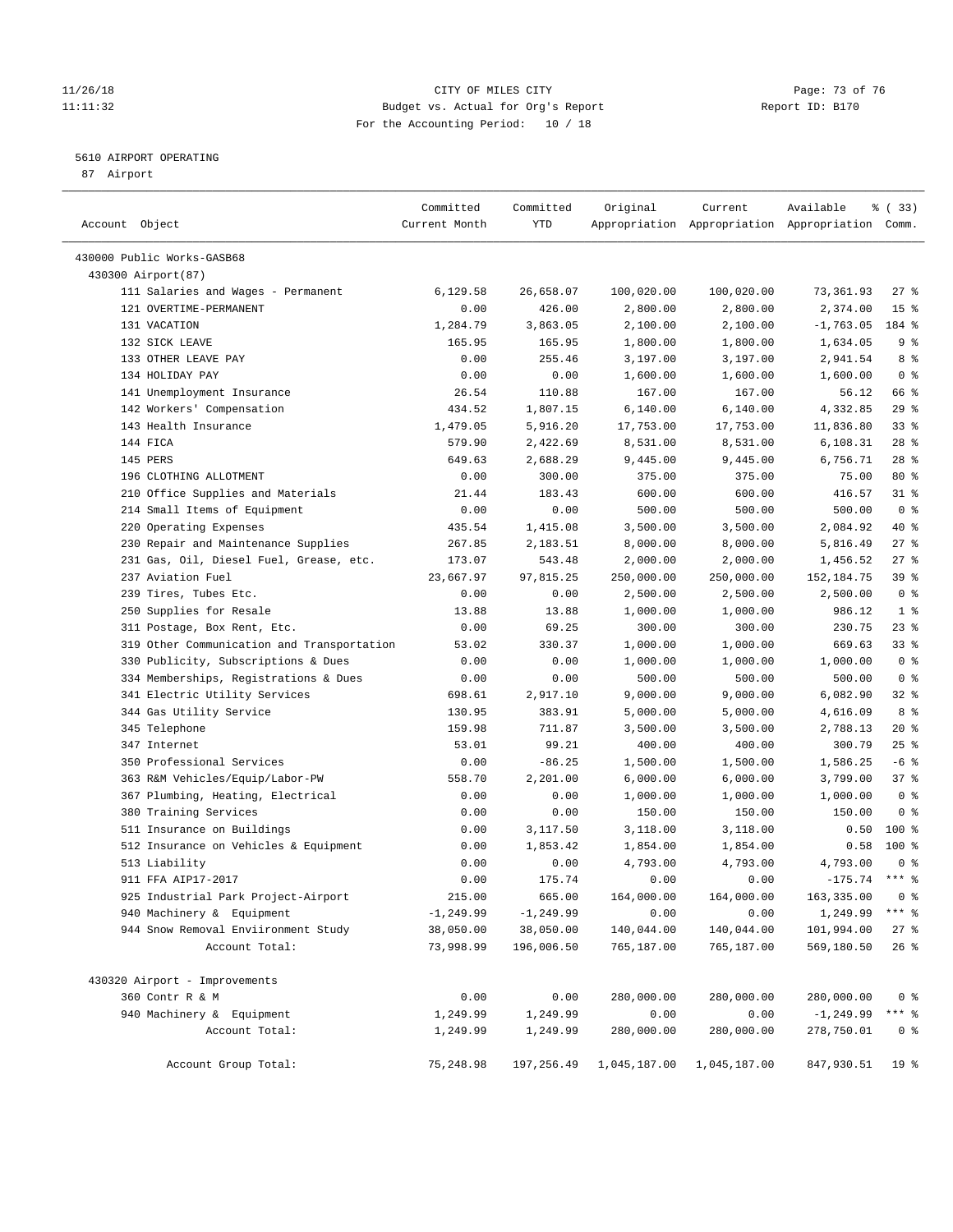CITY OF MILES CITY
Budget vs. Actual for Org's Report
For the Accounting Period: 10 / 18

11/26/18
11:11:32

Report ID: B170

5610 AIRPORT OPERATING
87 Airport

| Account Object | Committed Current Month | Committed YTD | Original Appropriation | Current Appropriation | Available Appropriation | % ( 33) Comm. |
|---|---|---|---|---|---|---|
| 430000 Public Works-GASB68 | | | | | | |
| 430300 Airport(87) | | | | | | |
| 111 Salaries and Wages - Permanent | 6,129.58 | 26,658.07 | 100,020.00 | 100,020.00 | 73,361.93 | 27 % |
| 121 OVERTIME-PERMANENT | 0.00 | 426.00 | 2,800.00 | 2,800.00 | 2,374.00 | 15 % |
| 131 VACATION | 1,284.79 | 3,863.05 | 2,100.00 | 2,100.00 | -1,763.05 | 184 % |
| 132 SICK LEAVE | 165.95 | 165.95 | 1,800.00 | 1,800.00 | 1,634.05 | 9 % |
| 133 OTHER LEAVE PAY | 0.00 | 255.46 | 3,197.00 | 3,197.00 | 2,941.54 | 8 % |
| 134 HOLIDAY PAY | 0.00 | 0.00 | 1,600.00 | 1,600.00 | 1,600.00 | 0 % |
| 141 Unemployment Insurance | 26.54 | 110.88 | 167.00 | 167.00 | 56.12 | 66 % |
| 142 Workers' Compensation | 434.52 | 1,807.15 | 6,140.00 | 6,140.00 | 4,332.85 | 29 % |
| 143 Health Insurance | 1,479.05 | 5,916.20 | 17,753.00 | 17,753.00 | 11,836.80 | 33 % |
| 144 FICA | 579.90 | 2,422.69 | 8,531.00 | 8,531.00 | 6,108.31 | 28 % |
| 145 PERS | 649.63 | 2,688.29 | 9,445.00 | 9,445.00 | 6,756.71 | 28 % |
| 196 CLOTHING ALLOTMENT | 0.00 | 300.00 | 375.00 | 375.00 | 75.00 | 80 % |
| 210 Office Supplies and Materials | 21.44 | 183.43 | 600.00 | 600.00 | 416.57 | 31 % |
| 214 Small Items of Equipment | 0.00 | 0.00 | 500.00 | 500.00 | 500.00 | 0 % |
| 220 Operating Expenses | 435.54 | 1,415.08 | 3,500.00 | 3,500.00 | 2,084.92 | 40 % |
| 230 Repair and Maintenance Supplies | 267.85 | 2,183.51 | 8,000.00 | 8,000.00 | 5,816.49 | 27 % |
| 231 Gas, Oil, Diesel Fuel, Grease, etc. | 173.07 | 543.48 | 2,000.00 | 2,000.00 | 1,456.52 | 27 % |
| 237 Aviation Fuel | 23,667.97 | 97,815.25 | 250,000.00 | 250,000.00 | 152,184.75 | 39 % |
| 239 Tires, Tubes Etc. | 0.00 | 0.00 | 2,500.00 | 2,500.00 | 2,500.00 | 0 % |
| 250 Supplies for Resale | 13.88 | 13.88 | 1,000.00 | 1,000.00 | 986.12 | 1 % |
| 311 Postage, Box Rent, Etc. | 0.00 | 69.25 | 300.00 | 300.00 | 230.75 | 23 % |
| 319 Other Communication and Transportation | 53.02 | 330.37 | 1,000.00 | 1,000.00 | 669.63 | 33 % |
| 330 Publicity, Subscriptions & Dues | 0.00 | 0.00 | 1,000.00 | 1,000.00 | 1,000.00 | 0 % |
| 334 Memberships, Registrations & Dues | 0.00 | 0.00 | 500.00 | 500.00 | 500.00 | 0 % |
| 341 Electric Utility Services | 698.61 | 2,917.10 | 9,000.00 | 9,000.00 | 6,082.90 | 32 % |
| 344 Gas Utility Service | 130.95 | 383.91 | 5,000.00 | 5,000.00 | 4,616.09 | 8 % |
| 345 Telephone | 159.98 | 711.87 | 3,500.00 | 3,500.00 | 2,788.13 | 20 % |
| 347 Internet | 53.01 | 99.21 | 400.00 | 400.00 | 300.79 | 25 % |
| 350 Professional Services | 0.00 | -86.25 | 1,500.00 | 1,500.00 | 1,586.25 | -6 % |
| 363 R&M Vehicles/Equip/Labor-PW | 558.70 | 2,201.00 | 6,000.00 | 6,000.00 | 3,799.00 | 37 % |
| 367 Plumbing, Heating, Electrical | 0.00 | 0.00 | 1,000.00 | 1,000.00 | 1,000.00 | 0 % |
| 380 Training Services | 0.00 | 0.00 | 150.00 | 150.00 | 150.00 | 0 % |
| 511 Insurance on Buildings | 0.00 | 3,117.50 | 3,118.00 | 3,118.00 | 0.50 | 100 % |
| 512 Insurance on Vehicles & Equipment | 0.00 | 1,853.42 | 1,854.00 | 1,854.00 | 0.58 | 100 % |
| 513 Liability | 0.00 | 0.00 | 4,793.00 | 4,793.00 | 4,793.00 | 0 % |
| 911 FFA AIP17-2017 | 0.00 | 175.74 | 0.00 | 0.00 | -175.74 | *** % |
| 925 Industrial Park Project-Airport | 215.00 | 665.00 | 164,000.00 | 164,000.00 | 163,335.00 | 0 % |
| 940 Machinery & Equipment | -1,249.99 | -1,249.99 | 0.00 | 0.00 | 1,249.99 | *** % |
| 944 Snow Removal Enviironment Study | 38,050.00 | 38,050.00 | 140,044.00 | 140,044.00 | 101,994.00 | 27 % |
| Account Total: | 73,998.99 | 196,006.50 | 765,187.00 | 765,187.00 | 569,180.50 | 26 % |
| 430320 Airport - Improvements | | | | | | |
| 360 Contr R & M | 0.00 | 0.00 | 280,000.00 | 280,000.00 | 280,000.00 | 0 % |
| 940 Machinery & Equipment | 1,249.99 | 1,249.99 | 0.00 | 0.00 | -1,249.99 | *** % |
| Account Total: | 1,249.99 | 1,249.99 | 280,000.00 | 280,000.00 | 278,750.01 | 0 % |
| Account Group Total: | 75,248.98 | 197,256.49 | 1,045,187.00 | 1,045,187.00 | 847,930.51 | 19 % |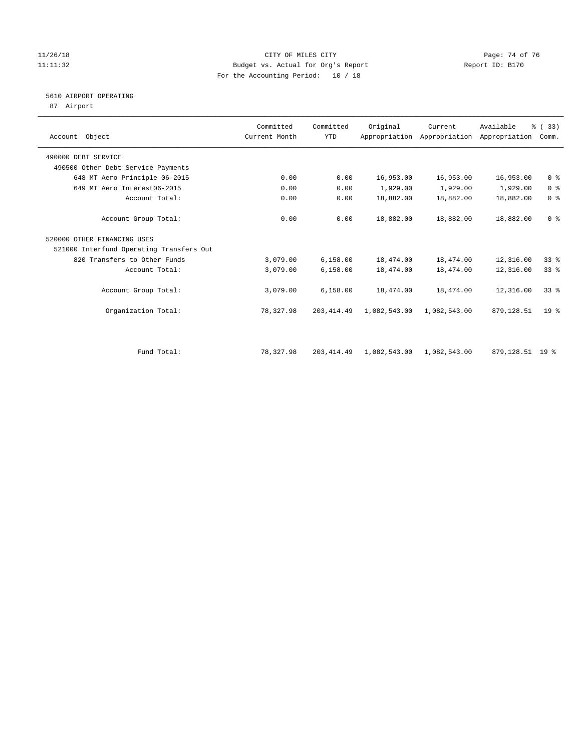CITY OF MILES CITY
Budget vs. Actual for Org's Report
For the Accounting Period: 10 / 18

11/26/18
11:11:32

Report ID: B170

## 5610 AIRPORT OPERATING

87 Airport

| Account Object | Committed Current Month | Committed YTD | Original Appropriation | Current Appropriation | Available Appropriation | % ( 33) Comm. |
|---|---|---|---|---|---|---|
| 490000 DEBT SERVICE | | | | | | |
| 490500 Other Debt Service Payments | | | | | | |
| 648 MT Aero Principle 06-2015 | 0.00 | 0.00 | 16,953.00 | 16,953.00 | 16,953.00 | 0 % |
| 649 MT Aero Interest06-2015 | 0.00 | 0.00 | 1,929.00 | 1,929.00 | 1,929.00 | 0 % |
| Account Total: | 0.00 | 0.00 | 18,882.00 | 18,882.00 | 18,882.00 | 0 % |
| Account Group Total: | 0.00 | 0.00 | 18,882.00 | 18,882.00 | 18,882.00 | 0 % |
| 520000 OTHER FINANCING USES | | | | | | |
| 521000 Interfund Operating Transfers Out | | | | | | |
| 820 Transfers to Other Funds | 3,079.00 | 6,158.00 | 18,474.00 | 18,474.00 | 12,316.00 | 33 % |
| Account Total: | 3,079.00 | 6,158.00 | 18,474.00 | 18,474.00 | 12,316.00 | 33 % |
| Account Group Total: | 3,079.00 | 6,158.00 | 18,474.00 | 18,474.00 | 12,316.00 | 33 % |
| Organization Total: | 78,327.98 | 203,414.49 | 1,082,543.00 | 1,082,543.00 | 879,128.51 | 19 % |
| Fund Total: | 78,327.98 | 203,414.49 | 1,082,543.00 | 1,082,543.00 | 879,128.51 | 19 % |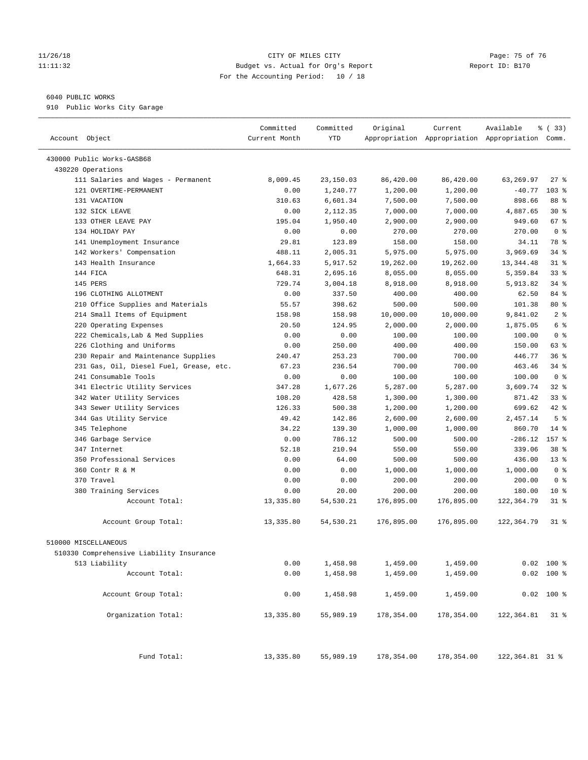CITY OF MILES CITY
Budget vs. Actual for Org's Report
For the Accounting Period: 10 / 18

11/26/18
11:11:32

Report ID: B170

6040 PUBLIC WORKS
910 Public Works City Garage

| Account Object | Committed Current Month | Committed YTD | Original Appropriation | Current Appropriation | Available Appropriation | % ( 33) Comm. |
|---|---|---|---|---|---|---|
| 430000 Public Works-GASB68 | | | | | | |
| 430220 Operations | | | | | | |
| 111 Salaries and Wages - Permanent | 8,009.45 | 23,150.03 | 86,420.00 | 86,420.00 | 63,269.97 | 27 % |
| 121 OVERTIME-PERMANENT | 0.00 | 1,240.77 | 1,200.00 | 1,200.00 | -40.77 | 103 % |
| 131 VACATION | 310.63 | 6,601.34 | 7,500.00 | 7,500.00 | 898.66 | 88 % |
| 132 SICK LEAVE | 0.00 | 2,112.35 | 7,000.00 | 7,000.00 | 4,887.65 | 30 % |
| 133 OTHER LEAVE PAY | 195.04 | 1,950.40 | 2,900.00 | 2,900.00 | 949.60 | 67 % |
| 134 HOLIDAY PAY | 0.00 | 0.00 | 270.00 | 270.00 | 270.00 | 0 % |
| 141 Unemployment Insurance | 29.81 | 123.89 | 158.00 | 158.00 | 34.11 | 78 % |
| 142 Workers' Compensation | 488.11 | 2,005.31 | 5,975.00 | 5,975.00 | 3,969.69 | 34 % |
| 143 Health Insurance | 1,664.33 | 5,917.52 | 19,262.00 | 19,262.00 | 13,344.48 | 31 % |
| 144 FICA | 648.31 | 2,695.16 | 8,055.00 | 8,055.00 | 5,359.84 | 33 % |
| 145 PERS | 729.74 | 3,004.18 | 8,918.00 | 8,918.00 | 5,913.82 | 34 % |
| 196 CLOTHING ALLOTMENT | 0.00 | 337.50 | 400.00 | 400.00 | 62.50 | 84 % |
| 210 Office Supplies and Materials | 55.57 | 398.62 | 500.00 | 500.00 | 101.38 | 80 % |
| 214 Small Items of Equipment | 158.98 | 158.98 | 10,000.00 | 10,000.00 | 9,841.02 | 2 % |
| 220 Operating Expenses | 20.50 | 124.95 | 2,000.00 | 2,000.00 | 1,875.05 | 6 % |
| 222 Chemicals,Lab & Med Supplies | 0.00 | 0.00 | 100.00 | 100.00 | 100.00 | 0 % |
| 226 Clothing and Uniforms | 0.00 | 250.00 | 400.00 | 400.00 | 150.00 | 63 % |
| 230 Repair and Maintenance Supplies | 240.47 | 253.23 | 700.00 | 700.00 | 446.77 | 36 % |
| 231 Gas, Oil, Diesel Fuel, Grease, etc. | 67.23 | 236.54 | 700.00 | 700.00 | 463.46 | 34 % |
| 241 Consumable Tools | 0.00 | 0.00 | 100.00 | 100.00 | 100.00 | 0 % |
| 341 Electric Utility Services | 347.28 | 1,677.26 | 5,287.00 | 5,287.00 | 3,609.74 | 32 % |
| 342 Water Utility Services | 108.20 | 428.58 | 1,300.00 | 1,300.00 | 871.42 | 33 % |
| 343 Sewer Utility Services | 126.33 | 500.38 | 1,200.00 | 1,200.00 | 699.62 | 42 % |
| 344 Gas Utility Service | 49.42 | 142.86 | 2,600.00 | 2,600.00 | 2,457.14 | 5 % |
| 345 Telephone | 34.22 | 139.30 | 1,000.00 | 1,000.00 | 860.70 | 14 % |
| 346 Garbage Service | 0.00 | 786.12 | 500.00 | 500.00 | -286.12 | 157 % |
| 347 Internet | 52.18 | 210.94 | 550.00 | 550.00 | 339.06 | 38 % |
| 350 Professional Services | 0.00 | 64.00 | 500.00 | 500.00 | 436.00 | 13 % |
| 360 Contr R & M | 0.00 | 0.00 | 1,000.00 | 1,000.00 | 1,000.00 | 0 % |
| 370 Travel | 0.00 | 0.00 | 200.00 | 200.00 | 200.00 | 0 % |
| 380 Training Services | 0.00 | 20.00 | 200.00 | 200.00 | 180.00 | 10 % |
| Account Total: | 13,335.80 | 54,530.21 | 176,895.00 | 176,895.00 | 122,364.79 | 31 % |
| Account Group Total: | 13,335.80 | 54,530.21 | 176,895.00 | 176,895.00 | 122,364.79 | 31 % |
| 510000 MISCELLANEOUS | | | | | | |
| 510330 Comprehensive Liability Insurance | | | | | | |
| 513 Liability | 0.00 | 1,458.98 | 1,459.00 | 1,459.00 | 0.02 | 100 % |
| Account Total: | 0.00 | 1,458.98 | 1,459.00 | 1,459.00 | 0.02 | 100 % |
| Account Group Total: | 0.00 | 1,458.98 | 1,459.00 | 1,459.00 | 0.02 | 100 % |
| Organization Total: | 13,335.80 | 55,989.19 | 178,354.00 | 178,354.00 | 122,364.81 | 31 % |
| Fund Total: | 13,335.80 | 55,989.19 | 178,354.00 | 178,354.00 | 122,364.81 | 31 % |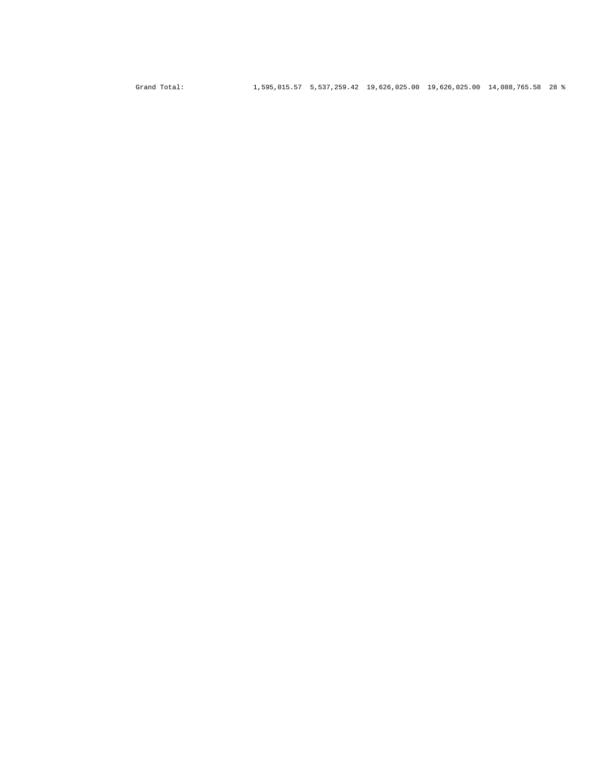| | | | | | | |
|---|---|---|---|---|---|---|
| Grand Total: | 1,595,015.57 | 5,537,259.42 | 19,626,025.00 | 19,626,025.00 | 14,088,765.58 | 28 % |